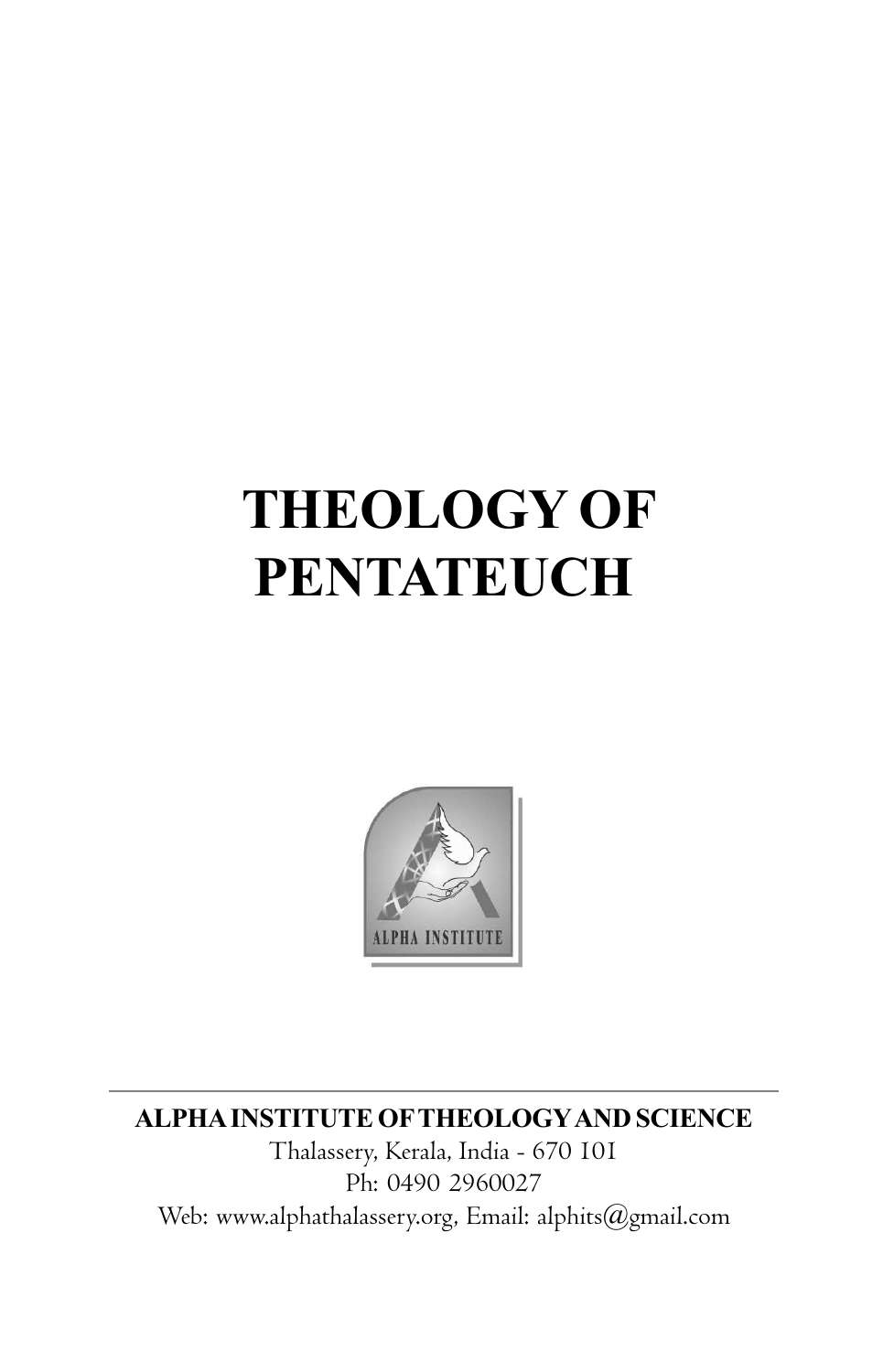# THEOLOGY OF PENTATEUCH

**ALPHA INSTITUTE OF THEOLOGY AND SCIENCE**

Thalassery, Kerala, India - 670 101

Ph: 0490 2960027

Web: www.alphathalassery.org, Email: alphits@gmail.com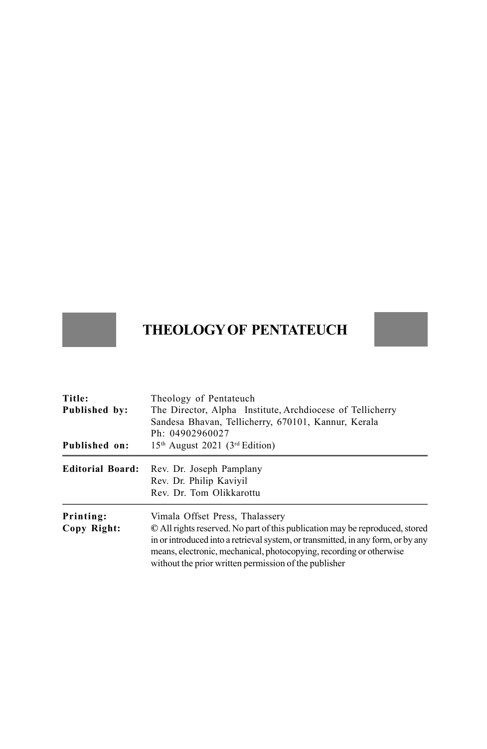# THEOLOGY OF PENTATEUCH

| | |
|---|---|
| **Title:** | Theology of Pentateuch |
| **Published by:** | The Director, Alpha Institute, Archdiocese of Tellicherry<br>Sandesa Bhavan, Tellicherry, 670101, Kannur, Kerala<br>Ph: 04902960027 |
| **Published on:** | 15th August 2021 (3rd Edition) |
| **Editorial Board:** | Rev. Dr. Joseph Pamplany<br>Rev. Dr. Philip Kaviyil<br>Rev. Dr. Tom Olikkarottu |
| **Printing:** | Vimala Offset Press, Thalassery |
| **Copy Right:** | © All rights reserved. No part of this publication may be reproduced, stored in or introduced into a retrieval system, or transmitted, in any form, or by any means, electronic, mechanical, photocopying, recording or otherwise without the prior written permission of the publisher |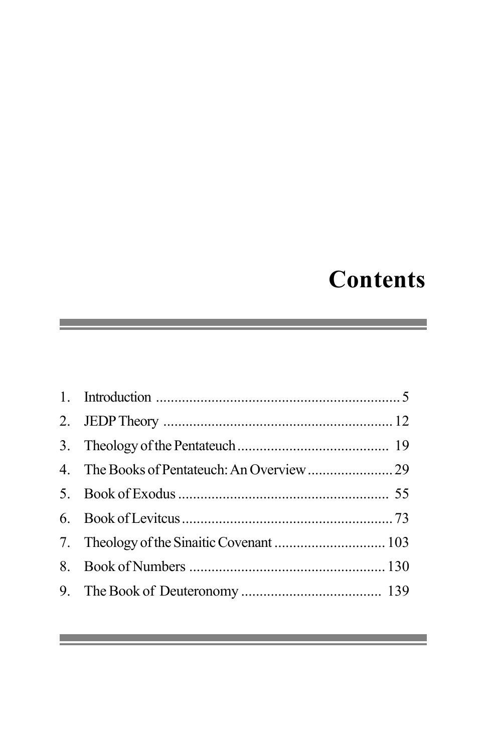# Contents

1. Introduction .................................................................. 5
2. JEDP Theory .............................................................. 12
3. Theology of the Pentateuch ......................................... 19
4. The Books of Pentateuch: An Overview ....................... 29
5. Book of Exodus .......................................................... 55
6. Book of Levitcus .......................................................... 73
7. Theology of the Sinaitic Covenant .............................. 103
8. Book of Numbers ...................................................... 130
9. The Book of Deuteronomy ....................................... 139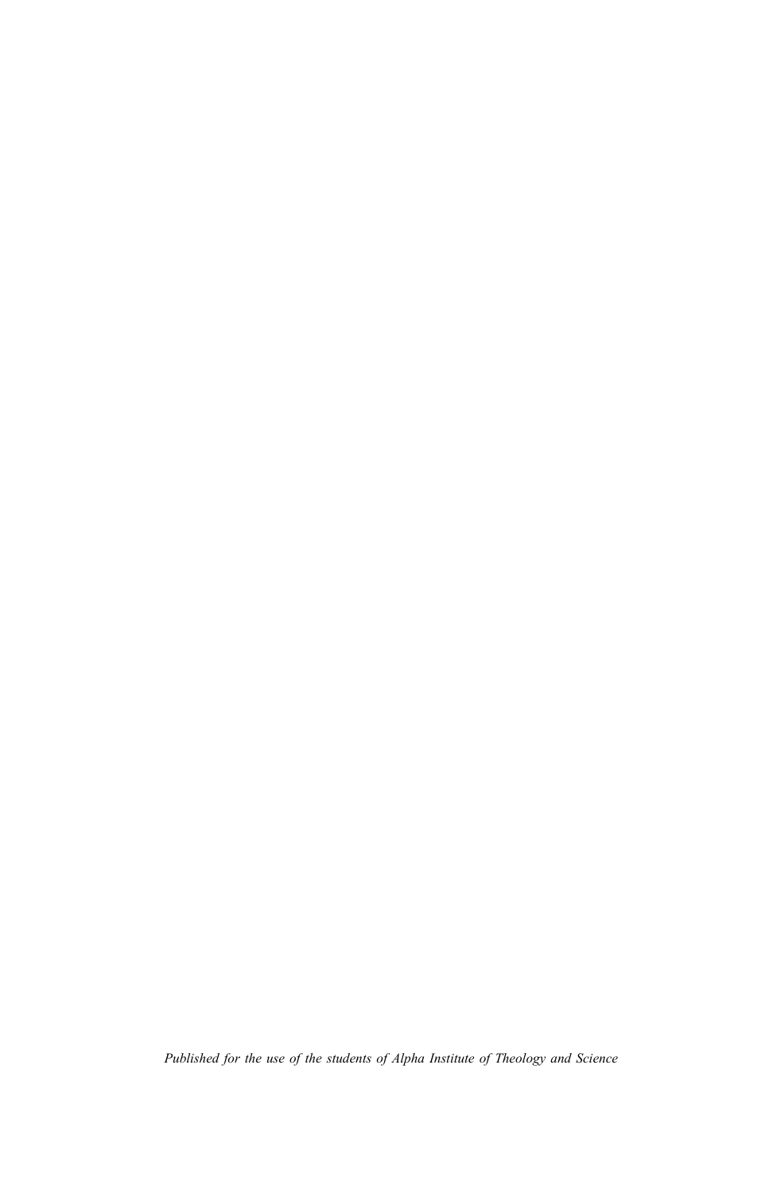*Published for the use of the students of Alpha Institute of Theology and Science*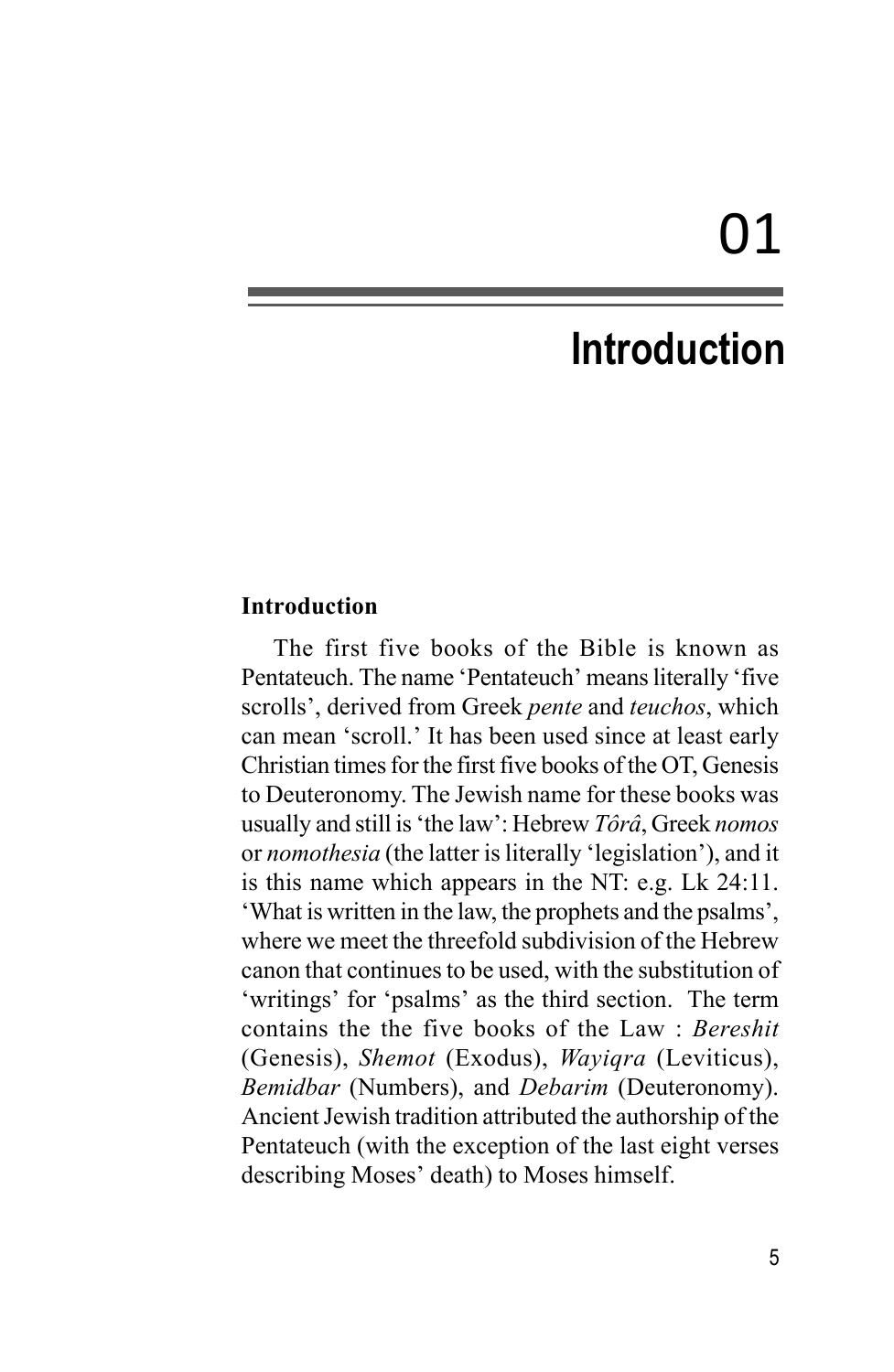# 01

# Introduction

**Introduction**

The first five books of the Bible is known as Pentateuch. The name 'Pentateuch' means literally 'five scrolls', derived from Greek *pente* and *teuchos*, which can mean 'scroll.' It has been used since at least early Christian times for the first five books of the OT, Genesis to Deuteronomy. The Jewish name for these books was usually and still is 'the law': Hebrew *Tôrâ*, Greek *nomos* or *nomothesia* (the latter is literally 'legislation'), and it is this name which appears in the NT: e.g. Lk 24:11. 'What is written in the law, the prophets and the psalms', where we meet the threefold subdivision of the Hebrew canon that continues to be used, with the substitution of 'writings' for 'psalms' as the third section. The term contains the the five books of the Law : *Bereshit* (Genesis), *Shemot* (Exodus), *Wayiqra* (Leviticus), *Bemidbar* (Numbers), and *Debarim* (Deuteronomy). Ancient Jewish tradition attributed the authorship of the Pentateuch (with the exception of the last eight verses describing Moses' death) to Moses himself.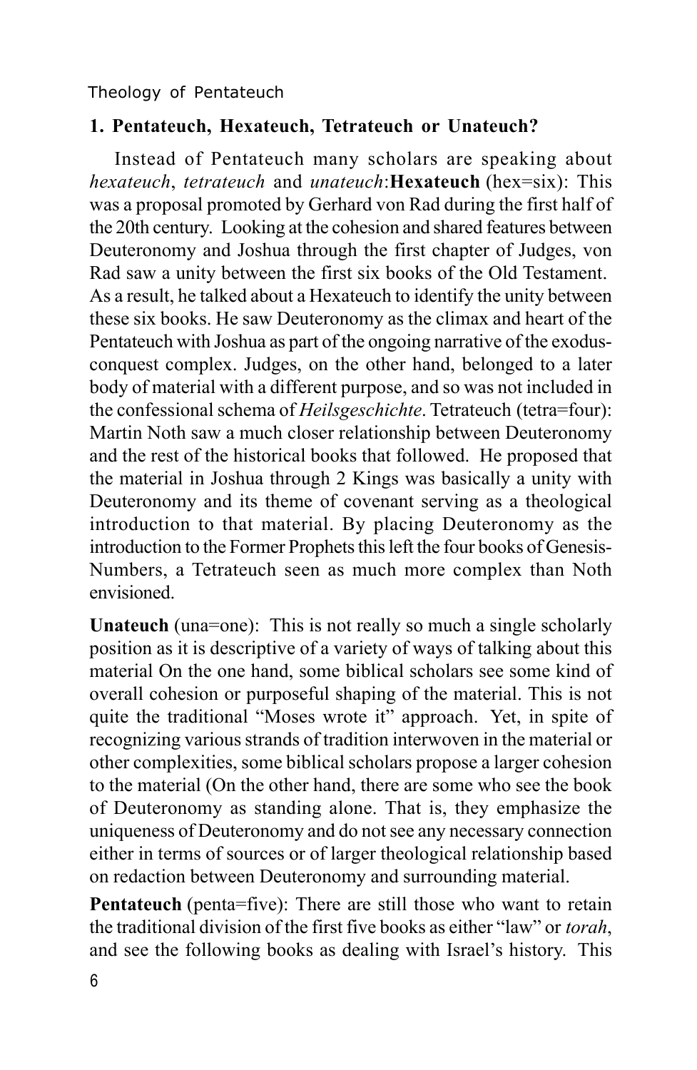## 1. Pentateuch, Hexateuch, Tetrateuch or Unateuch?

Instead of Pentateuch many scholars are speaking about *hexateuch*, *tetrateuch* and *unateuch*:**Hexateuch** (hex=six): This was a proposal promoted by Gerhard von Rad during the first half of the 20th century. Looking at the cohesion and shared features between Deuteronomy and Joshua through the first chapter of Judges, von Rad saw a unity between the first six books of the Old Testament. As a result, he talked about a Hexateuch to identify the unity between these six books. He saw Deuteronomy as the climax and heart of the Pentateuch with Joshua as part of the ongoing narrative of the exodus-conquest complex. Judges, on the other hand, belonged to a later body of material with a different purpose, and so was not included in the confessional schema of *Heilsgeschichte*. Tetrateuch (tetra=four): Martin Noth saw a much closer relationship between Deuteronomy and the rest of the historical books that followed. He proposed that the material in Joshua through 2 Kings was basically a unity with Deuteronomy and its theme of covenant serving as a theological introduction to that material. By placing Deuteronomy as the introduction to the Former Prophets this left the four books of Genesis-Numbers, a Tetrateuch seen as much more complex than Noth envisioned.

**Unateuch** (una=one): This is not really so much a single scholarly position as it is descriptive of a variety of ways of talking about this material On the one hand, some biblical scholars see some kind of overall cohesion or purposeful shaping of the material. This is not quite the traditional "Moses wrote it" approach. Yet, in spite of recognizing various strands of tradition interwoven in the material or other complexities, some biblical scholars propose a larger cohesion to the material (On the other hand, there are some who see the book of Deuteronomy as standing alone. That is, they emphasize the uniqueness of Deuteronomy and do not see any necessary connection either in terms of sources or of larger theological relationship based on redaction between Deuteronomy and surrounding material.

**Pentateuch** (penta=five): There are still those who want to retain the traditional division of the first five books as either "law" or *torah*, and see the following books as dealing with Israel's history. This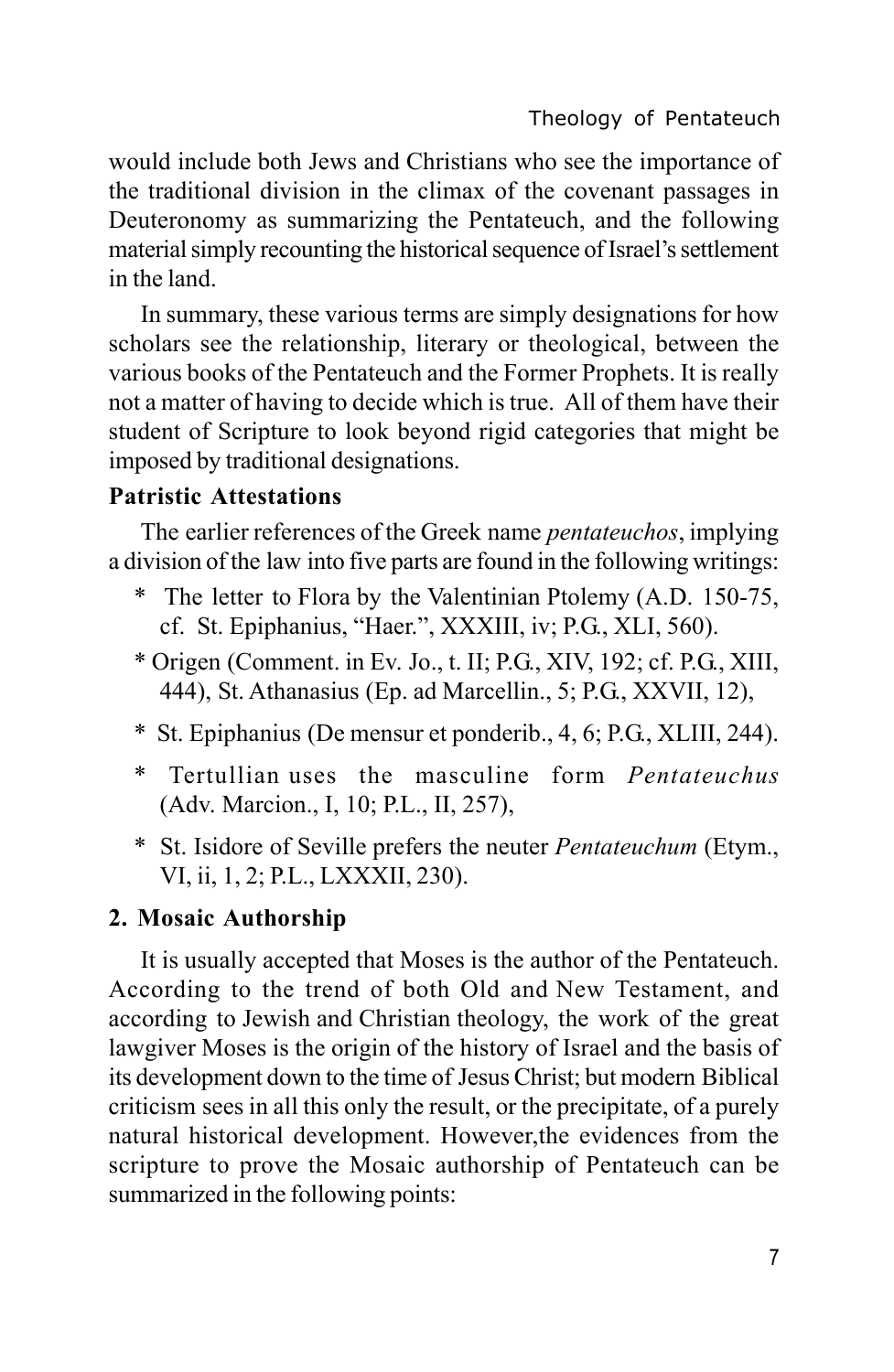would include both Jews and Christians who see the importance of the traditional division in the climax of the covenant passages in Deuteronomy as summarizing the Pentateuch, and the following material simply recounting the historical sequence of Israel's settlement in the land.

In summary, these various terms are simply designations for how scholars see the relationship, literary or theological, between the various books of the Pentateuch and the Former Prophets. It is really not a matter of having to decide which is true. All of them have their student of Scripture to look beyond rigid categories that might be imposed by traditional designations.

**Patristic Attestations**

The earlier references of the Greek name *pentateuchos*, implying a division of the law into five parts are found in the following writings:

* The letter to Flora by the Valentinian Ptolemy (A.D. 150-75, cf. St. Epiphanius, "Haer.", XXXIII, iv; P.G., XLI, 560).
* Origen (Comment. in Ev. Jo., t. II; P.G., XIV, 192; cf. P.G., XIII, 444), St. Athanasius (Ep. ad Marcellin., 5; P.G., XXVII, 12),
* St. Epiphanius (De mensur et ponderib., 4, 6; P.G., XLIII, 244).
* Tertullian uses the masculine form *Pentateuchus* (Adv. Marcion., I, 10; P.L., II, 257),
* St. Isidore of Seville prefers the neuter *Pentateuchum* (Etym., VI, ii, 1, 2; P.L., LXXXII, 230).

## 2. Mosaic Authorship

It is usually accepted that Moses is the author of the Pentateuch. According to the trend of both Old and New Testament, and according to Jewish and Christian theology, the work of the great lawgiver Moses is the origin of the history of Israel and the basis of its development down to the time of Jesus Christ; but modern Biblical criticism sees in all this only the result, or the precipitate, of a purely natural historical development. However,the evidences from the scripture to prove the Mosaic authorship of Pentateuch can be summarized in the following points: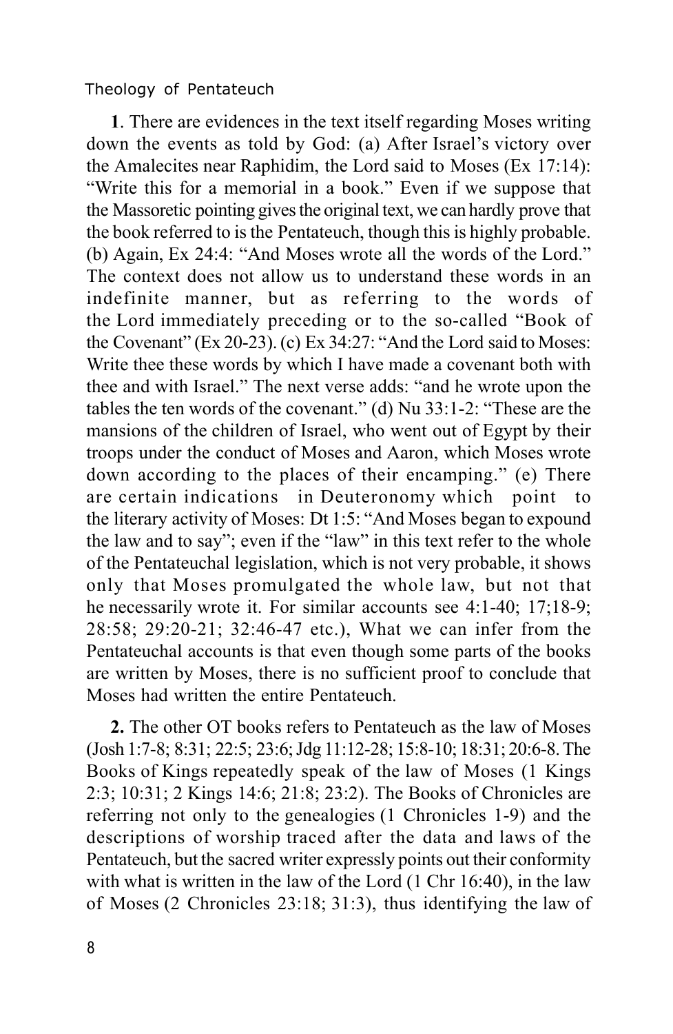**1**. There are evidences in the text itself regarding Moses writing down the events as told by God: (a) After Israel's victory over the Amalecites near Raphidim, the Lord said to Moses (Ex 17:14): "Write this for a memorial in a book." Even if we suppose that the Massoretic pointing gives the original text, we can hardly prove that the book referred to is the Pentateuch, though this is highly probable. (b) Again, Ex 24:4: "And Moses wrote all the words of the Lord." The context does not allow us to understand these words in an indefinite manner, but as referring to the words of the Lord immediately preceding or to the so-called "Book of the Covenant" (Ex 20-23). (c) Ex 34:27: "And the Lord said to Moses: Write thee these words by which I have made a covenant both with thee and with Israel." The next verse adds: "and he wrote upon the tables the ten words of the covenant." (d) Nu 33:1-2: "These are the mansions of the children of Israel, who went out of Egypt by their troops under the conduct of Moses and Aaron, which Moses wrote down according to the places of their encamping." (e) There are certain indications in Deuteronomy which point to the literary activity of Moses: Dt 1:5: "And Moses began to expound the law and to say"; even if the "law" in this text refer to the whole of the Pentateuchal legislation, which is not very probable, it shows only that Moses promulgated the whole law, but not that he necessarily wrote it. For similar accounts see 4:1-40; 17;18-9; 28:58; 29:20-21; 32:46-47 etc.), What we can infer from the Pentateuchal accounts is that even though some parts of the books are written by Moses, there is no sufficient proof to conclude that Moses had written the entire Pentateuch.

**2.** The other OT books refers to Pentateuch as the law of Moses (Josh 1:7-8; 8:31; 22:5; 23:6; Jdg 11:12-28; 15:8-10; 18:31; 20:6-8. The Books of Kings repeatedly speak of the law of Moses (1 Kings 2:3; 10:31; 2 Kings 14:6; 21:8; 23:2). The Books of Chronicles are referring not only to the genealogies (1 Chronicles 1-9) and the descriptions of worship traced after the data and laws of the Pentateuch, but the sacred writer expressly points out their conformity with what is written in the law of the Lord (1 Chr 16:40), in the law of Moses (2 Chronicles 23:18; 31:3), thus identifying the law of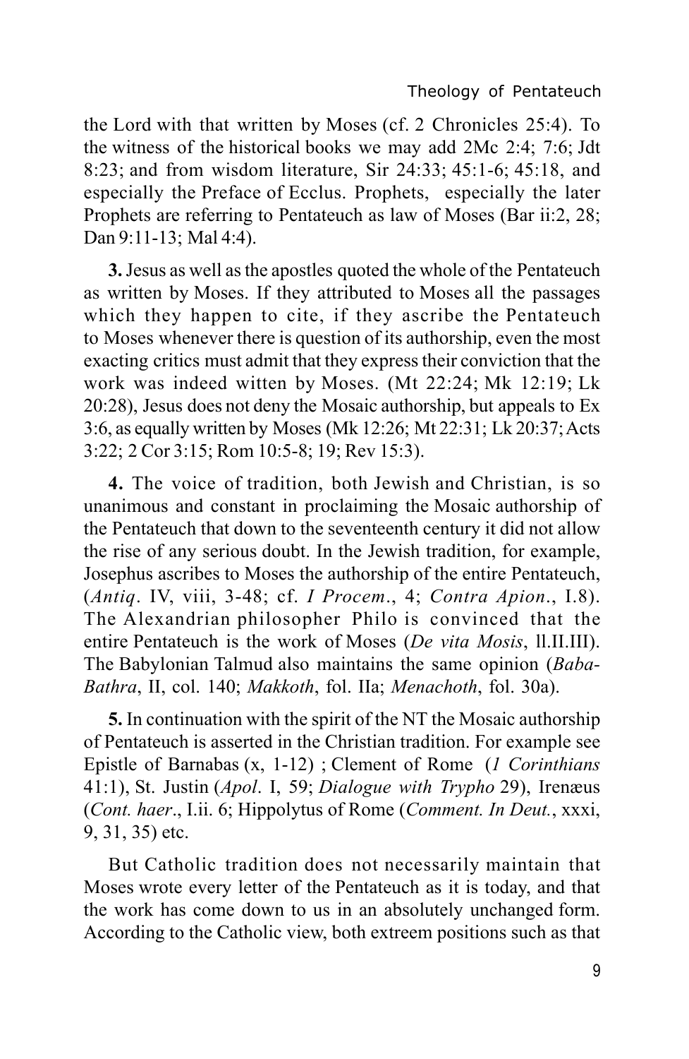the Lord with that written by Moses (cf. 2 Chronicles 25:4). To the witness of the historical books we may add 2Mc 2:4; 7:6; Jdt 8:23; and from wisdom literature, Sir 24:33; 45:1-6; 45:18, and especially the Preface of Ecclus. Prophets, especially the later Prophets are referring to Pentateuch as law of Moses (Bar ii:2, 28; Dan 9:11-13; Mal 4:4).

**3.** Jesus as well as the apostles quoted the whole of the Pentateuch as written by Moses. If they attributed to Moses all the passages which they happen to cite, if they ascribe the Pentateuch to Moses whenever there is question of its authorship, even the most exacting critics must admit that they express their conviction that the work was indeed witten by Moses. (Mt 22:24; Mk 12:19; Lk 20:28), Jesus does not deny the Mosaic authorship, but appeals to Ex 3:6, as equally written by Moses (Mk 12:26; Mt 22:31; Lk 20:37; Acts 3:22; 2 Cor 3:15; Rom 10:5-8; 19; Rev 15:3).

**4.** The voice of tradition, both Jewish and Christian, is so unanimous and constant in proclaiming the Mosaic authorship of the Pentateuch that down to the seventeenth century it did not allow the rise of any serious doubt. In the Jewish tradition, for example, Josephus ascribes to Moses the authorship of the entire Pentateuch, (*Antiq*. IV, viii, 3-48; cf. *I Procem*., 4; *Contra Apion*., I.8). The Alexandrian philosopher Philo is convinced that the entire Pentateuch is the work of Moses (*De vita Mosis*, ll.II.III). The Babylonian Talmud also maintains the same opinion (*Baba-Bathra*, II, col. 140; *Makkoth*, fol. IIa; *Menachoth*, fol. 30a).

**5.** In continuation with the spirit of the NT the Mosaic authorship of Pentateuch is asserted in the Christian tradition. For example see Epistle of Barnabas (x, 1-12) ; Clement of Rome (*1 Corinthians* 41:1), St. Justin (*Apol*. I, 59; *Dialogue with Trypho* 29), Irenæus (*Cont. haer*., I.ii. 6; Hippolytus of Rome (*Comment. In Deut.*, xxxi, 9, 31, 35) etc.

But Catholic tradition does not necessarily maintain that Moses wrote every letter of the Pentateuch as it is today, and that the work has come down to us in an absolutely unchanged form. According to the Catholic view, both extreem positions such as that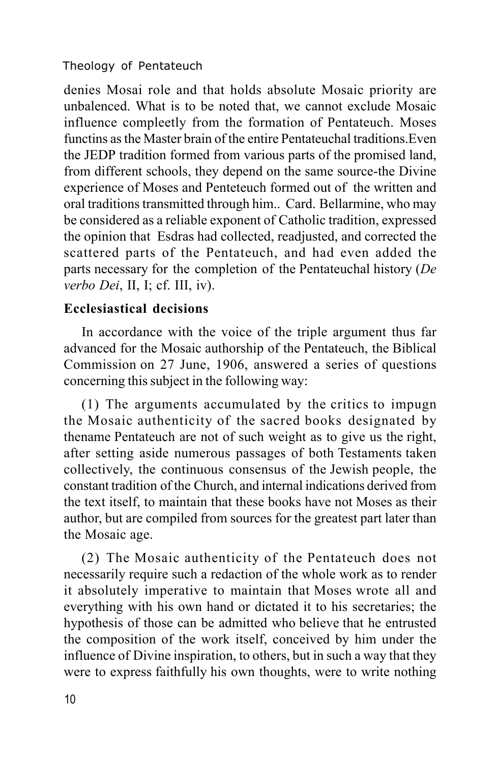denies Mosai role and that holds absolute Mosaic priority are unbalenced. What is to be noted that, we cannot exclude Mosaic influence compleetly from the formation of Pentateuch. Moses functins as the Master brain of the entire Pentateuchal traditions.Even the JEDP tradition formed from various parts of the promised land, from different schools, they depend on the same source-the Divine experience of Moses and Penteteuch formed out of the written and oral traditions transmitted through him.. Card. Bellarmine, who may be considered as a reliable exponent of Catholic tradition, expressed the opinion that Esdras had collected, readjusted, and corrected the scattered parts of the Pentateuch, and had even added the parts necessary for the completion of the Pentateuchal history (*De verbo Dei*, II, I; cf. III, iv).

**Ecclesiastical decisions**

In accordance with the voice of the triple argument thus far advanced for the Mosaic authorship of the Pentateuch, the Biblical Commission on 27 June, 1906, answered a series of questions concerning this subject in the following way:

(1) The arguments accumulated by the critics to impugn the Mosaic authenticity of the sacred books designated by thename Pentateuch are not of such weight as to give us the right, after setting aside numerous passages of both Testaments taken collectively, the continuous consensus of the Jewish people, the constant tradition of the Church, and internal indications derived from the text itself, to maintain that these books have not Moses as their author, but are compiled from sources for the greatest part later than the Mosaic age.

(2) The Mosaic authenticity of the Pentateuch does not necessarily require such a redaction of the whole work as to render it absolutely imperative to maintain that Moses wrote all and everything with his own hand or dictated it to his secretaries; the hypothesis of those can be admitted who believe that he entrusted the composition of the work itself, conceived by him under the influence of Divine inspiration, to others, but in such a way that they were to express faithfully his own thoughts, were to write nothing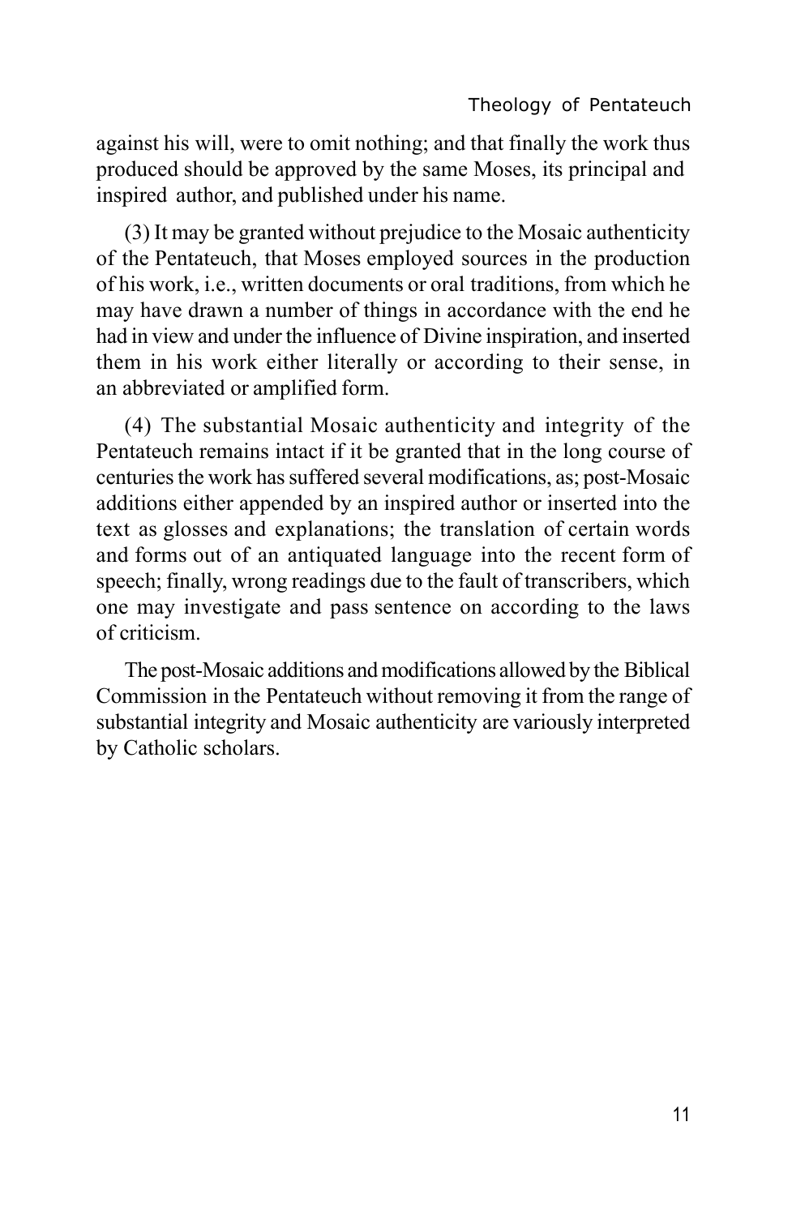against his will, were to omit nothing; and that finally the work thus produced should be approved by the same Moses, its principal and inspired author, and published under his name.

(3) It may be granted without prejudice to the Mosaic authenticity of the Pentateuch, that Moses employed sources in the production of his work, i.e., written documents or oral traditions, from which he may have drawn a number of things in accordance with the end he had in view and under the influence of Divine inspiration, and inserted them in his work either literally or according to their sense, in an abbreviated or amplified form.

(4) The substantial Mosaic authenticity and integrity of the Pentateuch remains intact if it be granted that in the long course of centuries the work has suffered several modifications, as; post-Mosaic additions either appended by an inspired author or inserted into the text as glosses and explanations; the translation of certain words and forms out of an antiquated language into the recent form of speech; finally, wrong readings due to the fault of transcribers, which one may investigate and pass sentence on according to the laws of criticism.

The post-Mosaic additions and modifications allowed by the Biblical Commission in the Pentateuch without removing it from the range of substantial integrity and Mosaic authenticity are variously interpreted by Catholic scholars.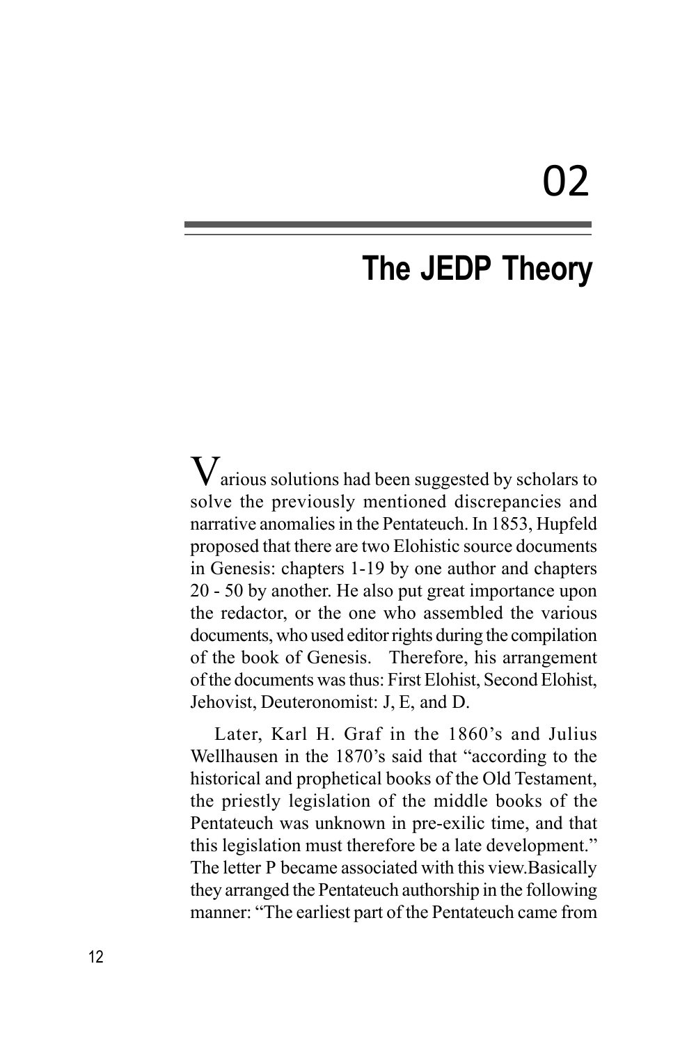# 02

# The JEDP Theory

Various solutions had been suggested by scholars to solve the previously mentioned discrepancies and narrative anomalies in the Pentateuch. In 1853, Hupfeld proposed that there are two Elohistic source documents in Genesis: chapters 1-19 by one author and chapters 20 - 50 by another. He also put great importance upon the redactor, or the one who assembled the various documents, who used editor rights during the compilation of the book of Genesis. Therefore, his arrangement of the documents was thus: First Elohist, Second Elohist, Jehovist, Deuteronomist: J, E, and D.

Later, Karl H. Graf in the 1860's and Julius Wellhausen in the 1870's said that "according to the historical and prophetical books of the Old Testament, the priestly legislation of the middle books of the Pentateuch was unknown in pre-exilic time, and that this legislation must therefore be a late development." The letter P became associated with this view.Basically they arranged the Pentateuch authorship in the following manner: "The earliest part of the Pentateuch came from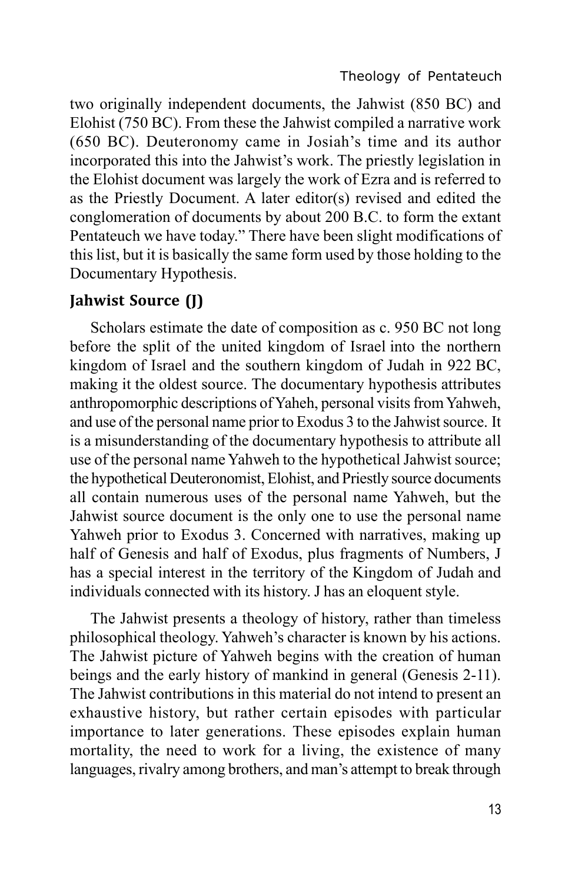two originally independent documents, the Jahwist (850 BC) and Elohist (750 BC). From these the Jahwist compiled a narrative work (650 BC). Deuteronomy came in Josiah's time and its author incorporated this into the Jahwist's work. The priestly legislation in the Elohist document was largely the work of Ezra and is referred to as the Priestly Document. A later editor(s) revised and edited the conglomeration of documents by about 200 B.C. to form the extant Pentateuch we have today." There have been slight modifications of this list, but it is basically the same form used by those holding to the Documentary Hypothesis.

## Jahwist Source (J)

Scholars estimate the date of composition as c. 950 BC not long before the split of the united kingdom of Israel into the northern kingdom of Israel and the southern kingdom of Judah in 922 BC, making it the oldest source. The documentary hypothesis attributes anthropomorphic descriptions of Yaheh, personal visits from Yahweh, and use of the personal name prior to Exodus 3 to the Jahwist source. It is a misunderstanding of the documentary hypothesis to attribute all use of the personal name Yahweh to the hypothetical Jahwist source; the hypothetical Deuteronomist, Elohist, and Priestly source documents all contain numerous uses of the personal name Yahweh, but the Jahwist source document is the only one to use the personal name Yahweh prior to Exodus 3. Concerned with narratives, making up half of Genesis and half of Exodus, plus fragments of Numbers, J has a special interest in the territory of the Kingdom of Judah and individuals connected with its history. J has an eloquent style.

The Jahwist presents a theology of history, rather than timeless philosophical theology. Yahweh's character is known by his actions. The Jahwist picture of Yahweh begins with the creation of human beings and the early history of mankind in general (Genesis 2-11). The Jahwist contributions in this material do not intend to present an exhaustive history, but rather certain episodes with particular importance to later generations. These episodes explain human mortality, the need to work for a living, the existence of many languages, rivalry among brothers, and man's attempt to break through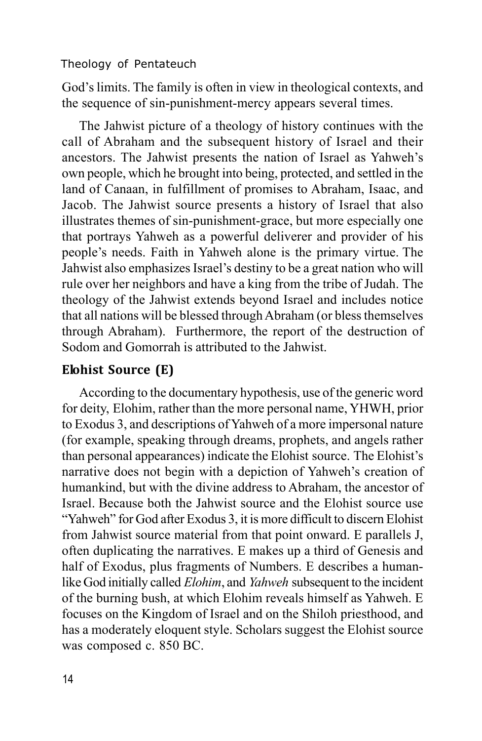God's limits. The family is often in view in theological contexts, and the sequence of sin-punishment-mercy appears several times.

The Jahwist picture of a theology of history continues with the call of Abraham and the subsequent history of Israel and their ancestors. The Jahwist presents the nation of Israel as Yahweh's own people, which he brought into being, protected, and settled in the land of Canaan, in fulfillment of promises to Abraham, Isaac, and Jacob. The Jahwist source presents a history of Israel that also illustrates themes of sin-punishment-grace, but more especially one that portrays Yahweh as a powerful deliverer and provider of his people's needs. Faith in Yahweh alone is the primary virtue. The Jahwist also emphasizes Israel's destiny to be a great nation who will rule over her neighbors and have a king from the tribe of Judah. The theology of the Jahwist extends beyond Israel and includes notice that all nations will be blessed through Abraham (or bless themselves through Abraham). Furthermore, the report of the destruction of Sodom and Gomorrah is attributed to the Jahwist.

## Elohist Source (E)

According to the documentary hypothesis, use of the generic word for deity, Elohim, rather than the more personal name, YHWH, prior to Exodus 3, and descriptions of Yahweh of a more impersonal nature (for example, speaking through dreams, prophets, and angels rather than personal appearances) indicate the Elohist source. The Elohist's narrative does not begin with a depiction of Yahweh's creation of humankind, but with the divine address to Abraham, the ancestor of Israel. Because both the Jahwist source and the Elohist source use "Yahweh" for God after Exodus 3, it is more difficult to discern Elohist from Jahwist source material from that point onward. E parallels J, often duplicating the narratives. E makes up a third of Genesis and half of Exodus, plus fragments of Numbers. E describes a human-like God initially called *Elohim*, and *Yahweh* subsequent to the incident of the burning bush, at which Elohim reveals himself as Yahweh. E focuses on the Kingdom of Israel and on the Shiloh priesthood, and has a moderately eloquent style. Scholars suggest the Elohist source was composed c. 850 BC.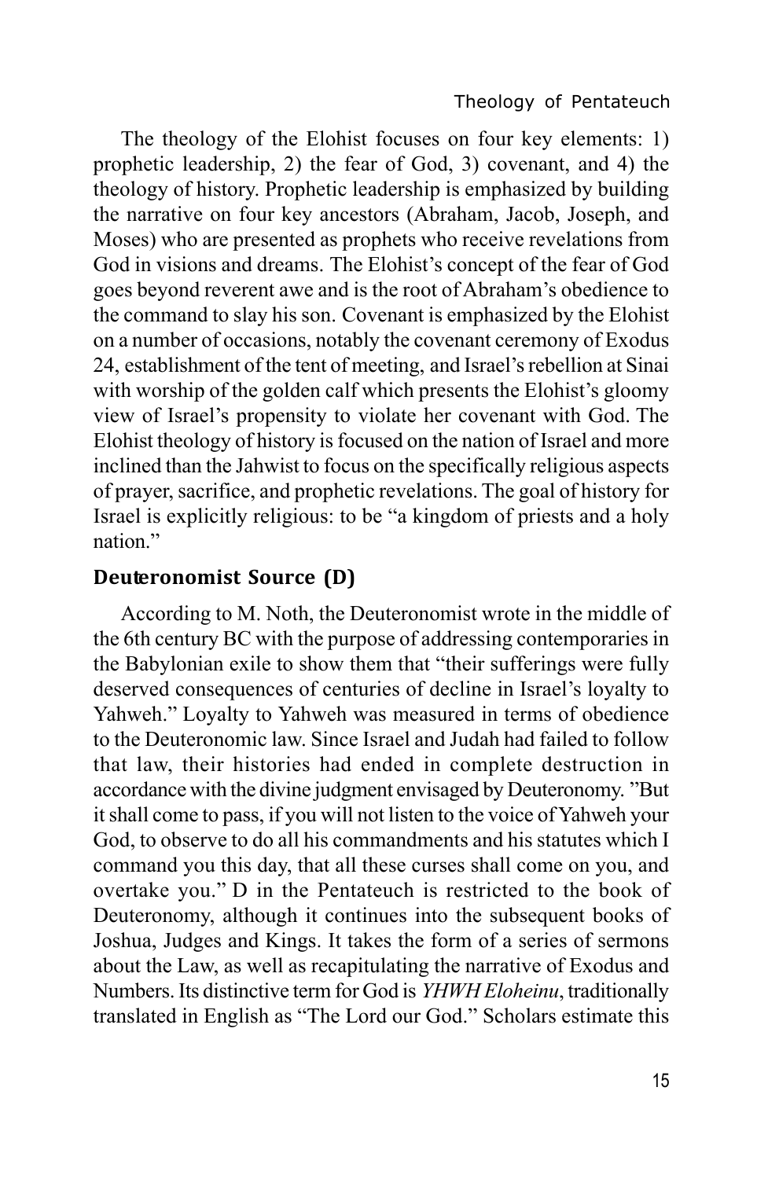The theology of the Elohist focuses on four key elements: 1) prophetic leadership, 2) the fear of God, 3) covenant, and 4) the theology of history. Prophetic leadership is emphasized by building the narrative on four key ancestors (Abraham, Jacob, Joseph, and Moses) who are presented as prophets who receive revelations from God in visions and dreams. The Elohist's concept of the fear of God goes beyond reverent awe and is the root of Abraham's obedience to the command to slay his son. Covenant is emphasized by the Elohist on a number of occasions, notably the covenant ceremony of Exodus 24, establishment of the tent of meeting, and Israel's rebellion at Sinai with worship of the golden calf which presents the Elohist's gloomy view of Israel's propensity to violate her covenant with God. The Elohist theology of history is focused on the nation of Israel and more inclined than the Jahwist to focus on the specifically religious aspects of prayer, sacrifice, and prophetic revelations. The goal of history for Israel is explicitly religious: to be "a kingdom of priests and a holy nation."

## Deuteronomist Source (D)

According to M. Noth, the Deuteronomist wrote in the middle of the 6th century BC with the purpose of addressing contemporaries in the Babylonian exile to show them that "their sufferings were fully deserved consequences of centuries of decline in Israel's loyalty to Yahweh." Loyalty to Yahweh was measured in terms of obedience to the Deuteronomic law. Since Israel and Judah had failed to follow that law, their histories had ended in complete destruction in accordance with the divine judgment envisaged by Deuteronomy. "But it shall come to pass, if you will not listen to the voice of Yahweh your God, to observe to do all his commandments and his statutes which I command you this day, that all these curses shall come on you, and overtake you." D in the Pentateuch is restricted to the book of Deuteronomy, although it continues into the subsequent books of Joshua, Judges and Kings. It takes the form of a series of sermons about the Law, as well as recapitulating the narrative of Exodus and Numbers. Its distinctive term for God is *YHWH Eloheinu*, traditionally translated in English as "The Lord our God." Scholars estimate this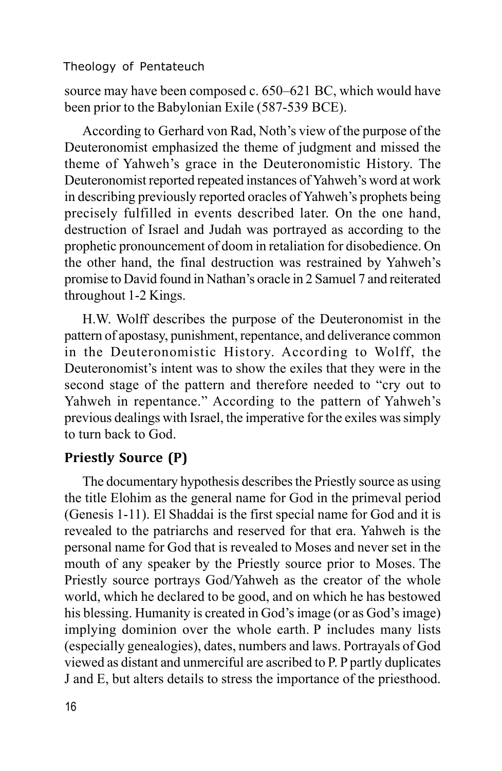source may have been composed c. 650–621 BC, which would have been prior to the Babylonian Exile (587-539 BCE).

According to Gerhard von Rad, Noth's view of the purpose of the Deuteronomist emphasized the theme of judgment and missed the theme of Yahweh's grace in the Deuteronomistic History. The Deuteronomist reported repeated instances of Yahweh's word at work in describing previously reported oracles of Yahweh's prophets being precisely fulfilled in events described later. On the one hand, destruction of Israel and Judah was portrayed as according to the prophetic pronouncement of doom in retaliation for disobedience. On the other hand, the final destruction was restrained by Yahweh's promise to David found in Nathan's oracle in 2 Samuel 7 and reiterated throughout 1-2 Kings.

H.W. Wolff describes the purpose of the Deuteronomist in the pattern of apostasy, punishment, repentance, and deliverance common in the Deuteronomistic History. According to Wolff, the Deuteronomist's intent was to show the exiles that they were in the second stage of the pattern and therefore needed to "cry out to Yahweh in repentance." According to the pattern of Yahweh's previous dealings with Israel, the imperative for the exiles was simply to turn back to God.

## Priestly Source (P)

The documentary hypothesis describes the Priestly source as using the title Elohim as the general name for God in the primeval period (Genesis 1-11). El Shaddai is the first special name for God and it is revealed to the patriarchs and reserved for that era. Yahweh is the personal name for God that is revealed to Moses and never set in the mouth of any speaker by the Priestly source prior to Moses. The Priestly source portrays God/Yahweh as the creator of the whole world, which he declared to be good, and on which he has bestowed his blessing. Humanity is created in God's image (or as God's image) implying dominion over the whole earth. P includes many lists (especially genealogies), dates, numbers and laws. Portrayals of God viewed as distant and unmerciful are ascribed to P. P partly duplicates J and E, but alters details to stress the importance of the priesthood.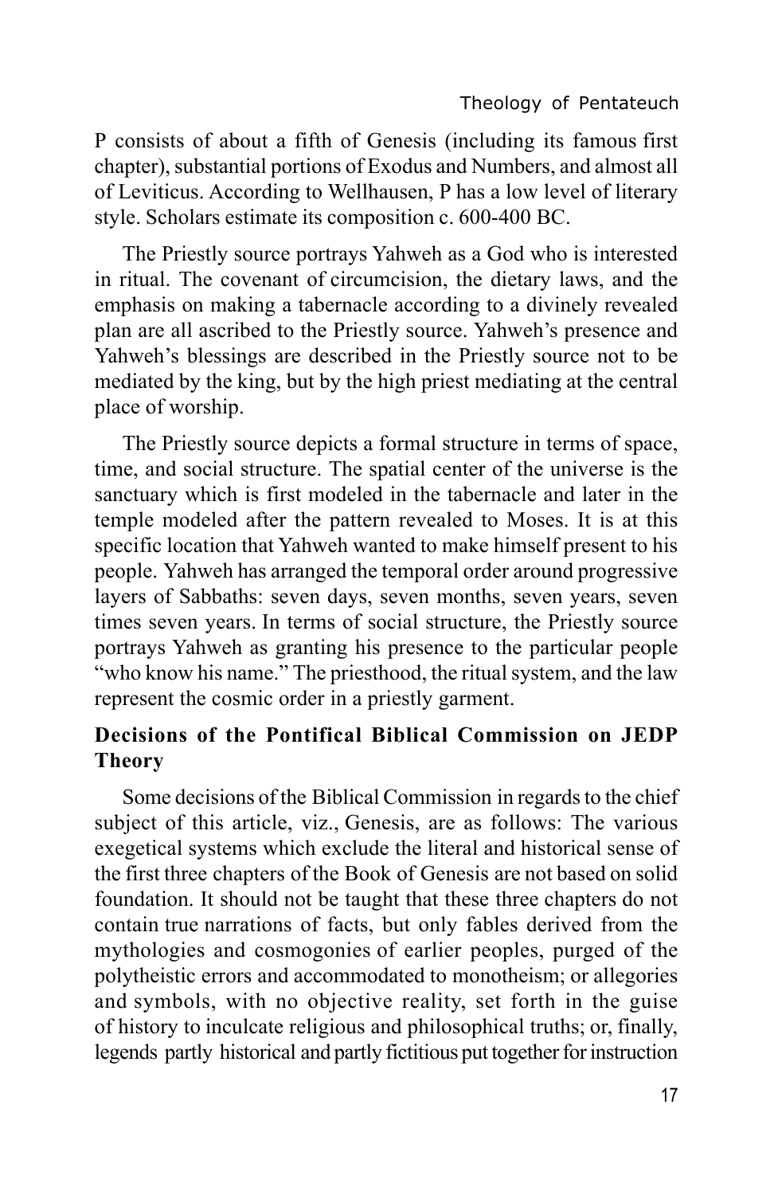P consists of about a fifth of Genesis (including its famous first chapter), substantial portions of Exodus and Numbers, and almost all of Leviticus. According to Wellhausen, P has a low level of literary style. Scholars estimate its composition c. 600-400 BC.

The Priestly source portrays Yahweh as a God who is interested in ritual. The covenant of circumcision, the dietary laws, and the emphasis on making a tabernacle according to a divinely revealed plan are all ascribed to the Priestly source. Yahweh's presence and Yahweh's blessings are described in the Priestly source not to be mediated by the king, but by the high priest mediating at the central place of worship.

The Priestly source depicts a formal structure in terms of space, time, and social structure. The spatial center of the universe is the sanctuary which is first modeled in the tabernacle and later in the temple modeled after the pattern revealed to Moses. It is at this specific location that Yahweh wanted to make himself present to his people. Yahweh has arranged the temporal order around progressive layers of Sabbaths: seven days, seven months, seven years, seven times seven years. In terms of social structure, the Priestly source portrays Yahweh as granting his presence to the particular people "who know his name." The priesthood, the ritual system, and the law represent the cosmic order in a priestly garment.

**Decisions of the Pontifical Biblical Commission on JEDP Theory**

Some decisions of the Biblical Commission in regards to the chief subject of this article, viz., Genesis, are as follows: The various exegetical systems which exclude the literal and historical sense of the first three chapters of the Book of Genesis are not based on solid foundation. It should not be taught that these three chapters do not contain true narrations of facts, but only fables derived from the mythologies and cosmogonies of earlier peoples, purged of the polytheistic errors and accommodated to monotheism; or allegories and symbols, with no objective reality, set forth in the guise of history to inculcate religious and philosophical truths; or, finally, legends partly historical and partly fictitious put together for instruction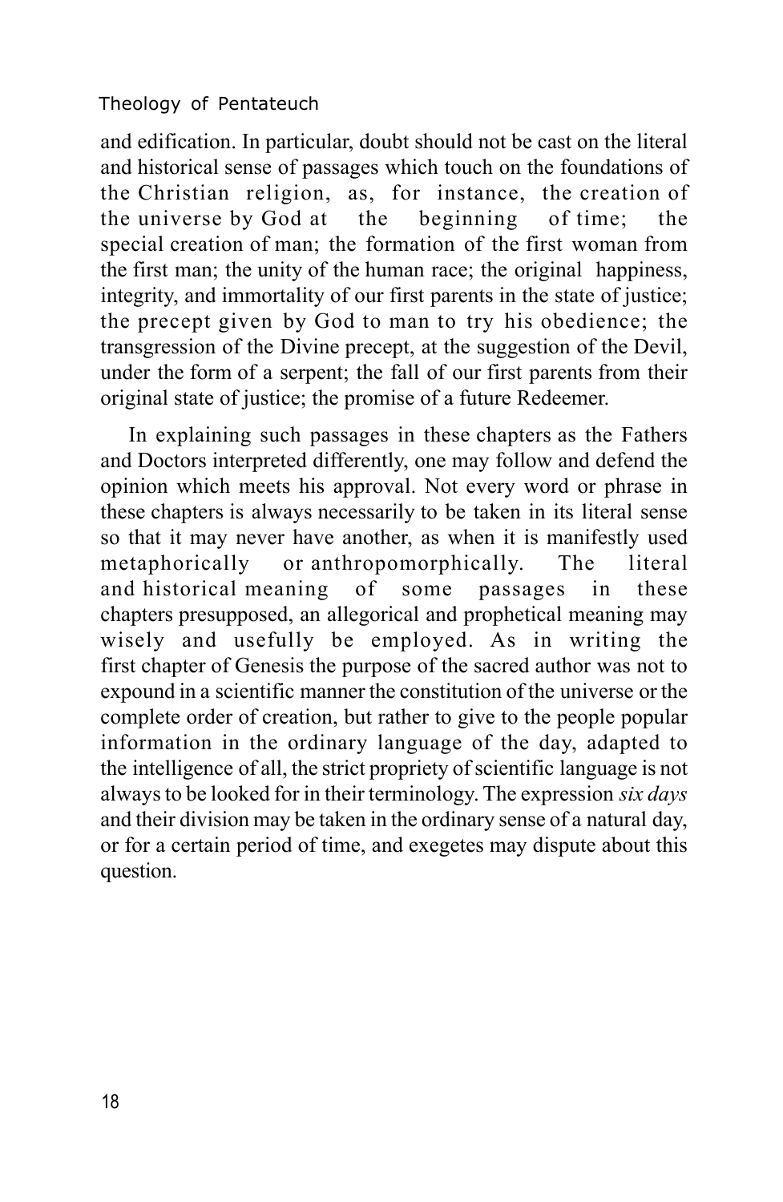and edification. In particular, doubt should not be cast on the literal and historical sense of passages which touch on the foundations of the Christian religion, as, for instance, the creation of the universe by God at the beginning of time; the special creation of man; the formation of the first woman from the first man; the unity of the human race; the original happiness, integrity, and immortality of our first parents in the state of justice; the precept given by God to man to try his obedience; the transgression of the Divine precept, at the suggestion of the Devil, under the form of a serpent; the fall of our first parents from their original state of justice; the promise of a future Redeemer.

In explaining such passages in these chapters as the Fathers and Doctors interpreted differently, one may follow and defend the opinion which meets his approval. Not every word or phrase in these chapters is always necessarily to be taken in its literal sense so that it may never have another, as when it is manifestly used metaphorically or anthropomorphically. The literal and historical meaning of some passages in these chapters presupposed, an allegorical and prophetical meaning may wisely and usefully be employed. As in writing the first chapter of Genesis the purpose of the sacred author was not to expound in a scientific manner the constitution of the universe or the complete order of creation, but rather to give to the people popular information in the ordinary language of the day, adapted to the intelligence of all, the strict propriety of scientific language is not always to be looked for in their terminology. The expression *six days* and their division may be taken in the ordinary sense of a natural day, or for a certain period of time, and exegetes may dispute about this question.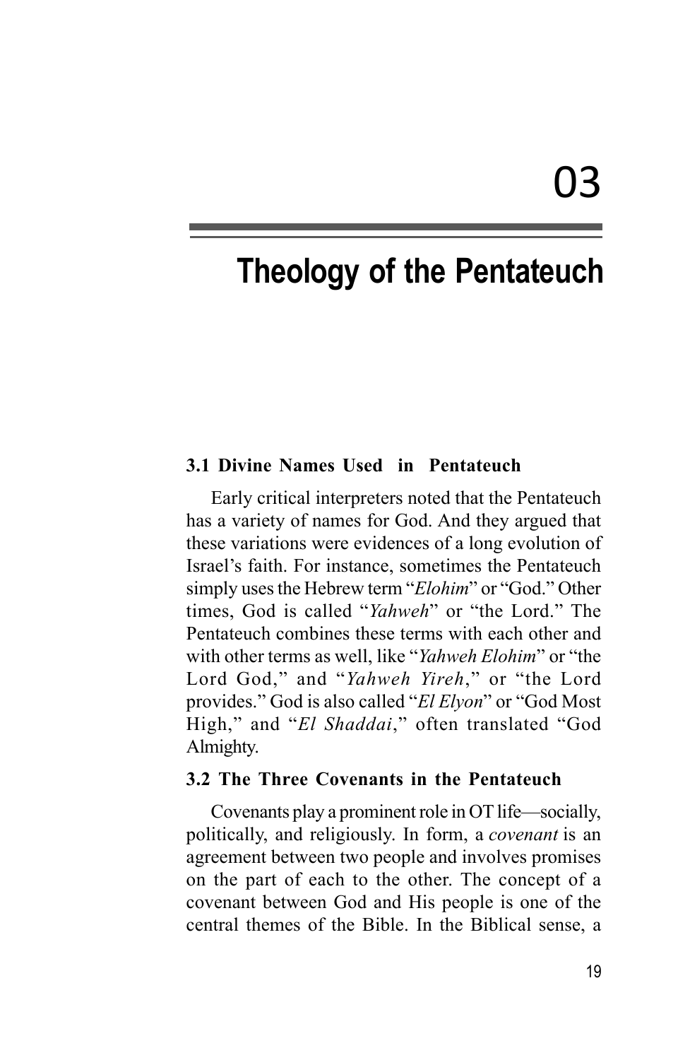03

# Theology of the Pentateuch

### 3.1 Divine Names Used in Pentateuch

Early critical interpreters noted that the Pentateuch has a variety of names for God. And they argued that these variations were evidences of a long evolution of Israel's faith. For instance, sometimes the Pentateuch simply uses the Hebrew term "*Elohim*" or "God." Other times, God is called "*Yahweh*" or "the Lord." The Pentateuch combines these terms with each other and with other terms as well, like "*Yahweh Elohim*" or "the Lord God," and "*Yahweh Yireh*," or "the Lord provides." God is also called "*El Elyon*" or "God Most High," and "*El Shaddai*," often translated "God Almighty.

### 3.2 The Three Covenants in the Pentateuch

Covenants play a prominent role in OT life—socially, politically, and religiously. In form, a *covenant* is an agreement between two people and involves promises on the part of each to the other. The concept of a covenant between God and His people is one of the central themes of the Bible. In the Biblical sense, a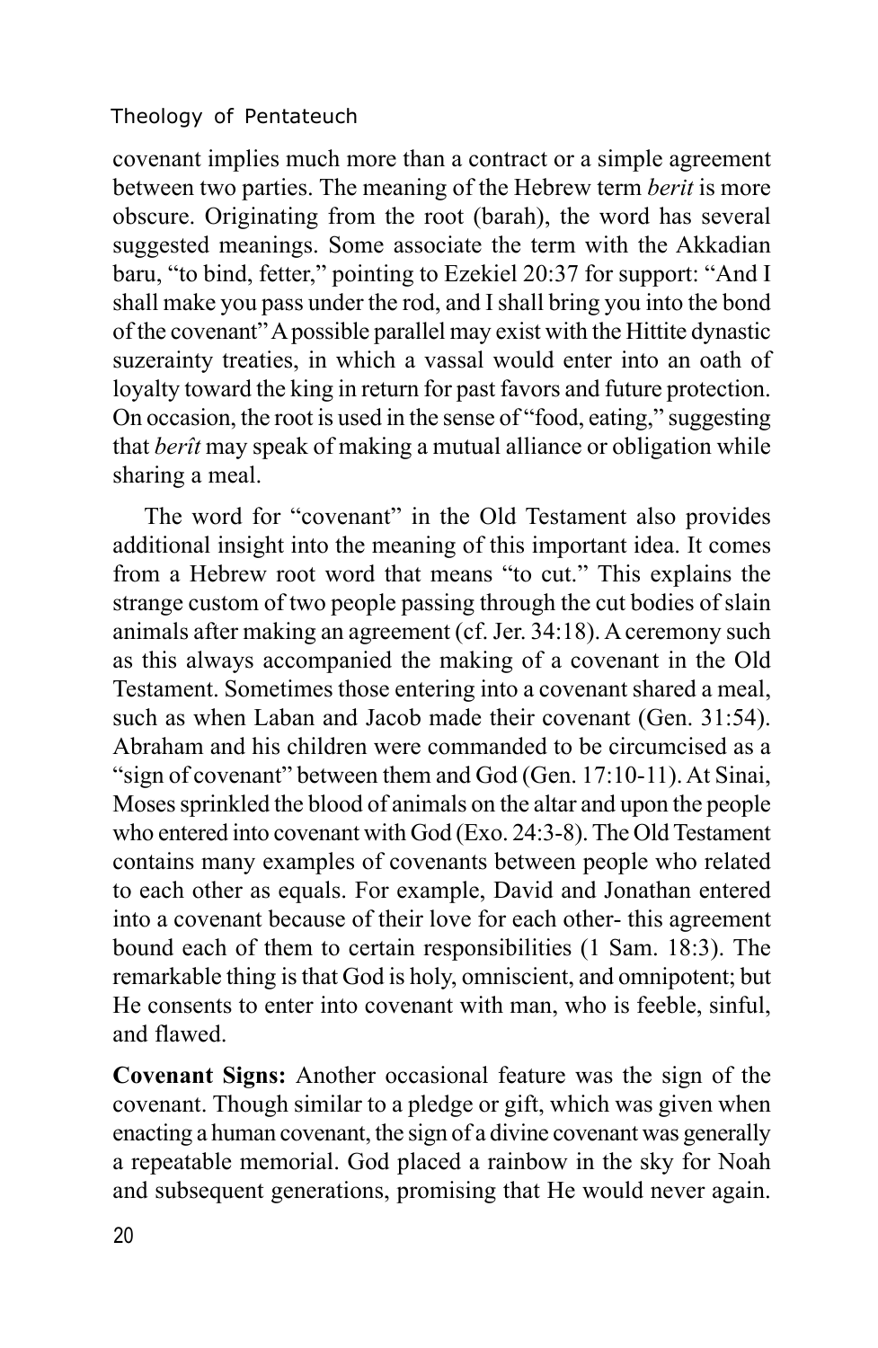covenant implies much more than a contract or a simple agreement between two parties. The meaning of the Hebrew term *berit* is more obscure. Originating from the root (barah), the word has several suggested meanings. Some associate the term with the Akkadian baru, "to bind, fetter," pointing to Ezekiel 20:37 for support: "And I shall make you pass under the rod, and I shall bring you into the bond of the covenant" A possible parallel may exist with the Hittite dynastic suzerainty treaties, in which a vassal would enter into an oath of loyalty toward the king in return for past favors and future protection. On occasion, the root is used in the sense of "food, eating," suggesting that *berît* may speak of making a mutual alliance or obligation while sharing a meal.

The word for "covenant" in the Old Testament also provides additional insight into the meaning of this important idea. It comes from a Hebrew root word that means "to cut." This explains the strange custom of two people passing through the cut bodies of slain animals after making an agreement (cf. Jer. 34:18). A ceremony such as this always accompanied the making of a covenant in the Old Testament. Sometimes those entering into a covenant shared a meal, such as when Laban and Jacob made their covenant (Gen. 31:54). Abraham and his children were commanded to be circumcised as a "sign of covenant" between them and God (Gen. 17:10-11). At Sinai, Moses sprinkled the blood of animals on the altar and upon the people who entered into covenant with God (Exo. 24:3-8). The Old Testament contains many examples of covenants between people who related to each other as equals. For example, David and Jonathan entered into a covenant because of their love for each other- this agreement bound each of them to certain responsibilities (1 Sam. 18:3). The remarkable thing is that God is holy, omniscient, and omnipotent; but He consents to enter into covenant with man, who is feeble, sinful, and flawed.

**Covenant Signs:** Another occasional feature was the sign of the covenant. Though similar to a pledge or gift, which was given when enacting a human covenant, the sign of a divine covenant was generally a repeatable memorial. God placed a rainbow in the sky for Noah and subsequent generations, promising that He would never again.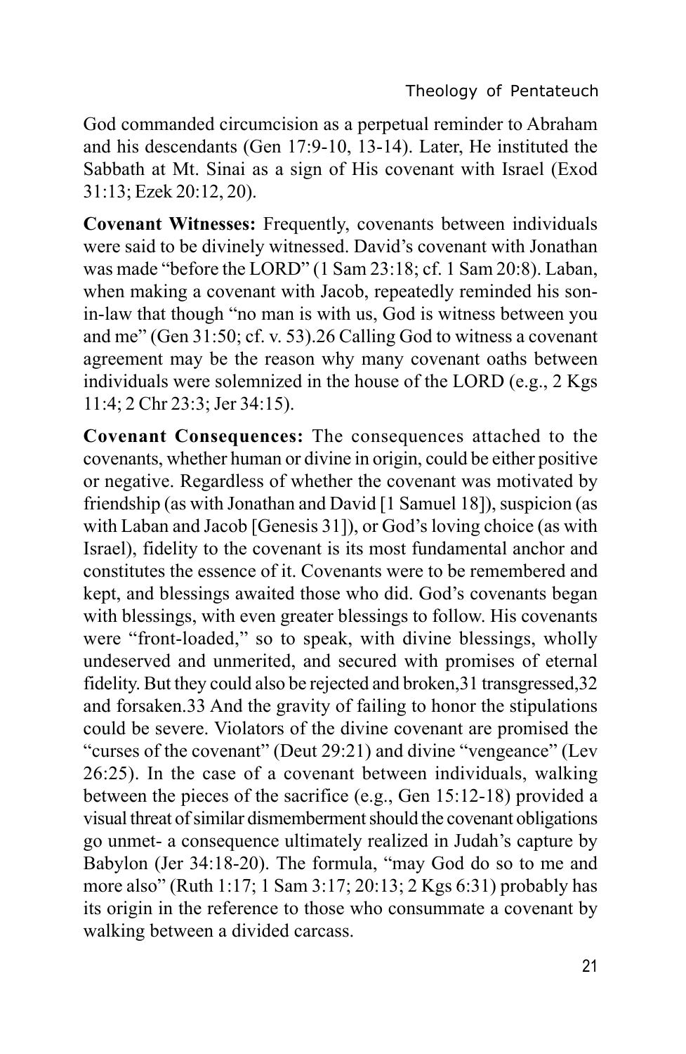God commanded circumcision as a perpetual reminder to Abraham and his descendants (Gen 17:9-10, 13-14). Later, He instituted the Sabbath at Mt. Sinai as a sign of His covenant with Israel (Exod 31:13; Ezek 20:12, 20).

**Covenant Witnesses:** Frequently, covenants between individuals were said to be divinely witnessed. David's covenant with Jonathan was made "before the LORD" (1 Sam 23:18; cf. 1 Sam 20:8). Laban, when making a covenant with Jacob, repeatedly reminded his son-in-law that though "no man is with us, God is witness between you and me" (Gen 31:50; cf. v. 53).[26] Calling God to witness a covenant agreement may be the reason why many covenant oaths between individuals were solemnized in the house of the LORD (e.g., 2 Kgs 11:4; 2 Chr 23:3; Jer 34:15).

**Covenant Consequences:** The consequences attached to the covenants, whether human or divine in origin, could be either positive or negative. Regardless of whether the covenant was motivated by friendship (as with Jonathan and David [1 Samuel 18]), suspicion (as with Laban and Jacob [Genesis 31]), or God's loving choice (as with Israel), fidelity to the covenant is its most fundamental anchor and constitutes the essence of it. Covenants were to be remembered and kept, and blessings awaited those who did. God's covenants began with blessings, with even greater blessings to follow. His covenants were "front-loaded," so to speak, with divine blessings, wholly undeserved and unmerited, and secured with promises of eternal fidelity. But they could also be rejected and broken,[31] transgressed,[32] and forsaken.[33] And the gravity of failing to honor the stipulations could be severe. Violators of the divine covenant are promised the "curses of the covenant" (Deut 29:21) and divine "vengeance" (Lev 26:25). In the case of a covenant between individuals, walking between the pieces of the sacrifice (e.g., Gen 15:12-18) provided a visual threat of similar dismemberment should the covenant obligations go unmet- a consequence ultimately realized in Judah's capture by Babylon (Jer 34:18-20). The formula, "may God do so to me and more also" (Ruth 1:17; 1 Sam 3:17; 20:13; 2 Kgs 6:31) probably has its origin in the reference to those who consummate a covenant by walking between a divided carcass.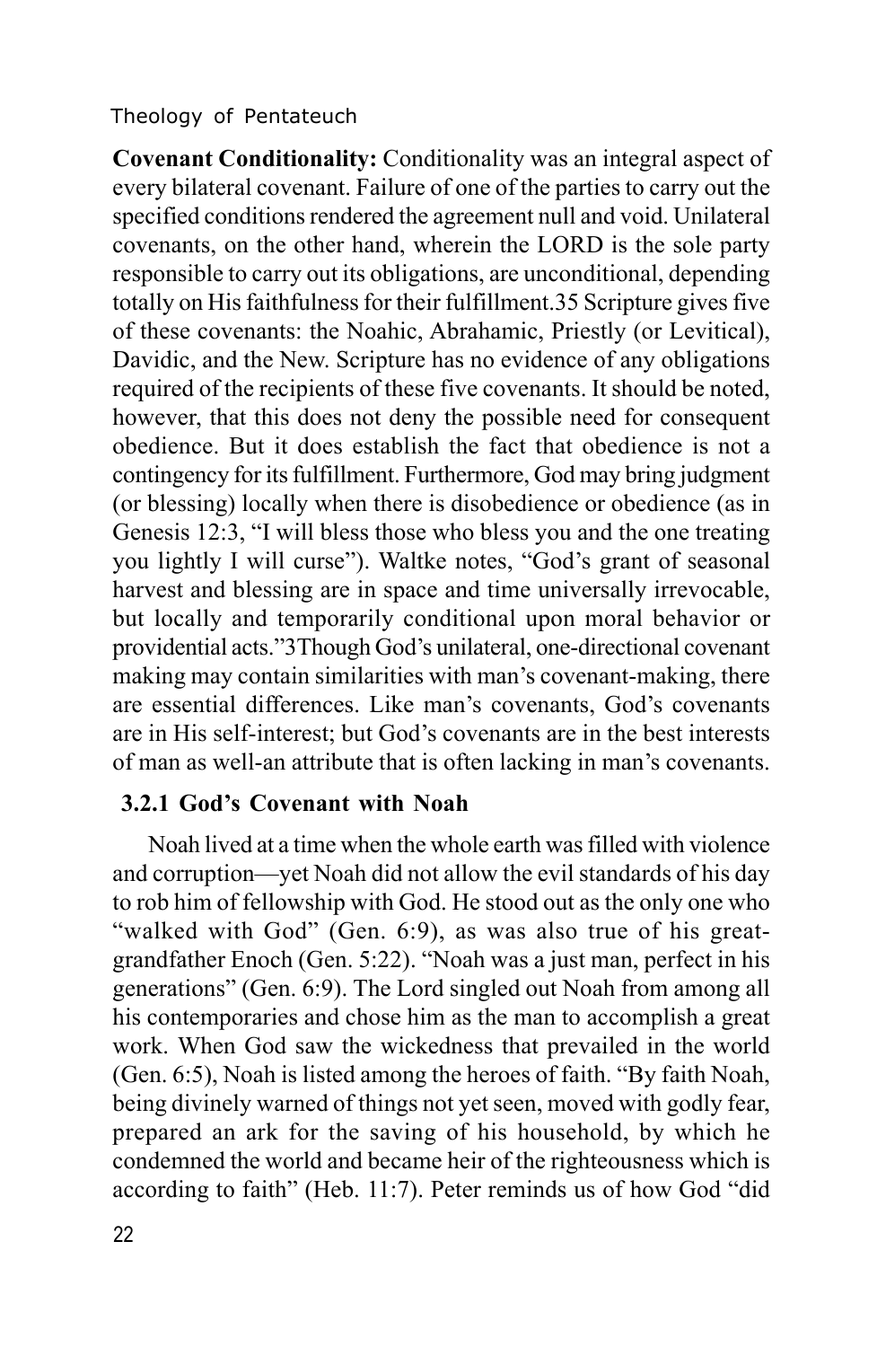**Covenant Conditionality:** Conditionality was an integral aspect of every bilateral covenant. Failure of one of the parties to carry out the specified conditions rendered the agreement null and void. Unilateral covenants, on the other hand, wherein the LORD is the sole party responsible to carry out its obligations, are unconditional, depending totally on His faithfulness for their fulfillment.35 Scripture gives five of these covenants: the Noahic, Abrahamic, Priestly (or Levitical), Davidic, and the New. Scripture has no evidence of any obligations required of the recipients of these five covenants. It should be noted, however, that this does not deny the possible need for consequent obedience. But it does establish the fact that obedience is not a contingency for its fulfillment. Furthermore, God may bring judgment (or blessing) locally when there is disobedience or obedience (as in Genesis 12:3, "I will bless those who bless you and the one treating you lightly I will curse"). Waltke notes, "God's grant of seasonal harvest and blessing are in space and time universally irrevocable, but locally and temporarily conditional upon moral behavior or providential acts."3Though God's unilateral, one-directional covenant making may contain similarities with man's covenant-making, there are essential differences. Like man's covenants, God's covenants are in His self-interest; but God's covenants are in the best interests of man as well-an attribute that is often lacking in man's covenants.

### 3.2.1 God's Covenant with Noah

Noah lived at a time when the whole earth was filled with violence and corruption—yet Noah did not allow the evil standards of his day to rob him of fellowship with God. He stood out as the only one who "walked with God" (Gen. 6:9), as was also true of his great-grandfather Enoch (Gen. 5:22). "Noah was a just man, perfect in his generations" (Gen. 6:9). The Lord singled out Noah from among all his contemporaries and chose him as the man to accomplish a great work. When God saw the wickedness that prevailed in the world (Gen. 6:5), Noah is listed among the heroes of faith. "By faith Noah, being divinely warned of things not yet seen, moved with godly fear, prepared an ark for the saving of his household, by which he condemned the world and became heir of the righteousness which is according to faith" (Heb. 11:7). Peter reminds us of how God "did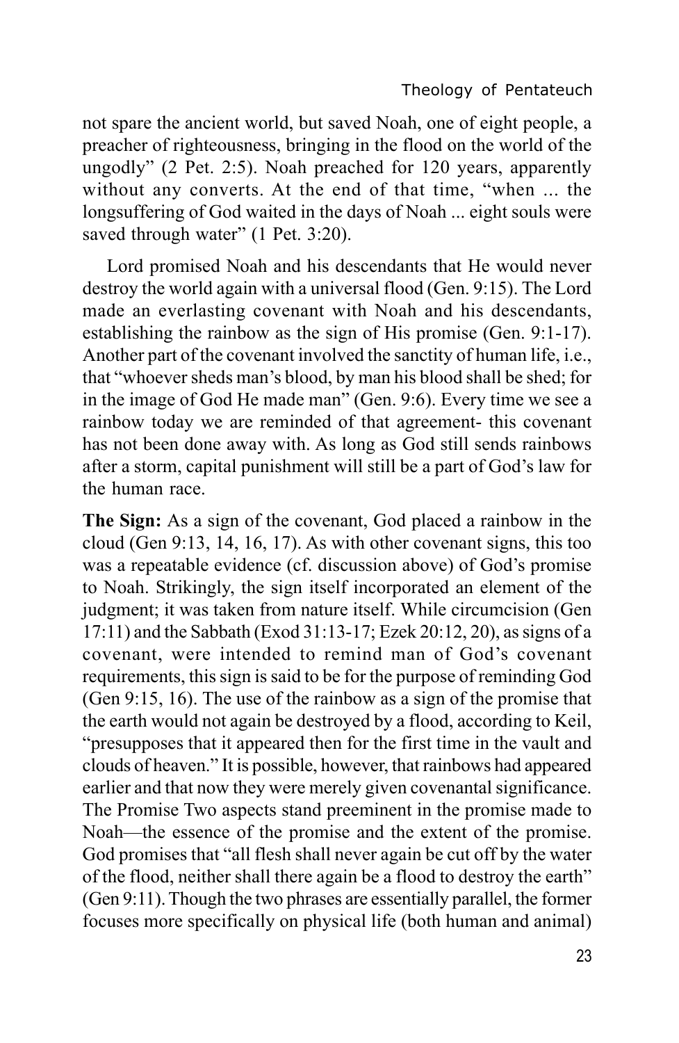not spare the ancient world, but saved Noah, one of eight people, a preacher of righteousness, bringing in the flood on the world of the ungodly" (2 Pet. 2:5). Noah preached for 120 years, apparently without any converts. At the end of that time, "when ... the longsuffering of God waited in the days of Noah ... eight souls were saved through water" (1 Pet. 3:20).

Lord promised Noah and his descendants that He would never destroy the world again with a universal flood (Gen. 9:15). The Lord made an everlasting covenant with Noah and his descendants, establishing the rainbow as the sign of His promise (Gen. 9:1-17). Another part of the covenant involved the sanctity of human life, i.e., that "whoever sheds man's blood, by man his blood shall be shed; for in the image of God He made man" (Gen. 9:6). Every time we see a rainbow today we are reminded of that agreement- this covenant has not been done away with. As long as God still sends rainbows after a storm, capital punishment will still be a part of God's law for the human race.

**The Sign:** As a sign of the covenant, God placed a rainbow in the cloud (Gen 9:13, 14, 16, 17). As with other covenant signs, this too was a repeatable evidence (cf. discussion above) of God's promise to Noah. Strikingly, the sign itself incorporated an element of the judgment; it was taken from nature itself. While circumcision (Gen 17:11) and the Sabbath (Exod 31:13-17; Ezek 20:12, 20), as signs of a covenant, were intended to remind man of God's covenant requirements, this sign is said to be for the purpose of reminding God (Gen 9:15, 16). The use of the rainbow as a sign of the promise that the earth would not again be destroyed by a flood, according to Keil, "presupposes that it appeared then for the first time in the vault and clouds of heaven." It is possible, however, that rainbows had appeared earlier and that now they were merely given covenantal significance. The Promise Two aspects stand preeminent in the promise made to Noah—the essence of the promise and the extent of the promise. God promises that "all flesh shall never again be cut off by the water of the flood, neither shall there again be a flood to destroy the earth" (Gen 9:11). Though the two phrases are essentially parallel, the former focuses more specifically on physical life (both human and animal)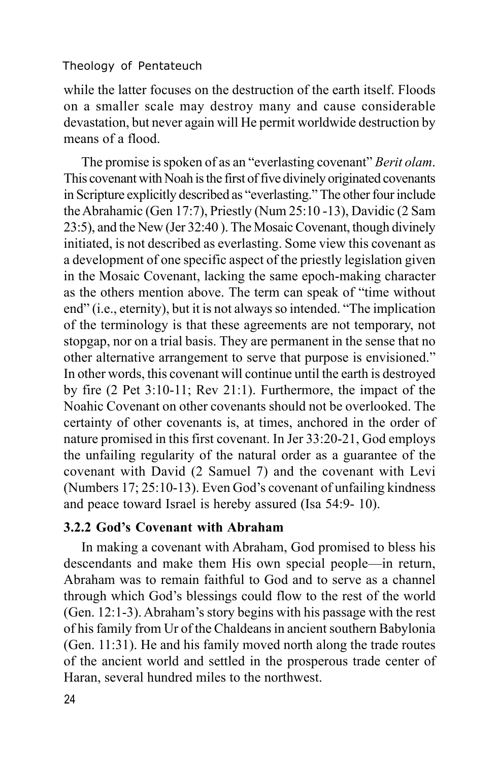while the latter focuses on the destruction of the earth itself. Floods on a smaller scale may destroy many and cause considerable devastation, but never again will He permit worldwide destruction by means of a flood.

The promise is spoken of as an "everlasting covenant" *Berit olam*. This covenant with Noah is the first of five divinely originated covenants in Scripture explicitly described as "everlasting." The other four include the Abrahamic (Gen 17:7), Priestly (Num 25:10 -13), Davidic (2 Sam 23:5), and the New (Jer 32:40 ). The Mosaic Covenant, though divinely initiated, is not described as everlasting. Some view this covenant as a development of one specific aspect of the priestly legislation given in the Mosaic Covenant, lacking the same epoch-making character as the others mention above. The term can speak of "time without end" (i.e., eternity), but it is not always so intended. "The implication of the terminology is that these agreements are not temporary, not stopgap, nor on a trial basis. They are permanent in the sense that no other alternative arrangement to serve that purpose is envisioned." In other words, this covenant will continue until the earth is destroyed by fire (2 Pet 3:10-11; Rev 21:1). Furthermore, the impact of the Noahic Covenant on other covenants should not be overlooked. The certainty of other covenants is, at times, anchored in the order of nature promised in this first covenant. In Jer 33:20-21, God employs the unfailing regularity of the natural order as a guarantee of the covenant with David (2 Samuel 7) and the covenant with Levi (Numbers 17; 25:10-13). Even God's covenant of unfailing kindness and peace toward Israel is hereby assured (Isa 54:9- 10).

### 3.2.2 God's Covenant with Abraham

In making a covenant with Abraham, God promised to bless his descendants and make them His own special people—in return, Abraham was to remain faithful to God and to serve as a channel through which God's blessings could flow to the rest of the world (Gen. 12:1-3). Abraham's story begins with his passage with the rest of his family from Ur of the Chaldeans in ancient southern Babylonia (Gen. 11:31). He and his family moved north along the trade routes of the ancient world and settled in the prosperous trade center of Haran, several hundred miles to the northwest.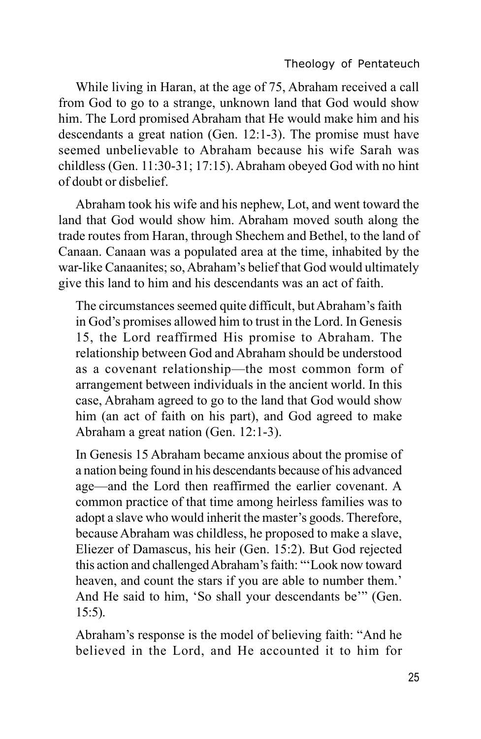While living in Haran, at the age of 75, Abraham received a call from God to go to a strange, unknown land that God would show him. The Lord promised Abraham that He would make him and his descendants a great nation (Gen. 12:1-3). The promise must have seemed unbelievable to Abraham because his wife Sarah was childless (Gen. 11:30-31; 17:15). Abraham obeyed God with no hint of doubt or disbelief.

Abraham took his wife and his nephew, Lot, and went toward the land that God would show him. Abraham moved south along the trade routes from Haran, through Shechem and Bethel, to the land of Canaan. Canaan was a populated area at the time, inhabited by the war-like Canaanites; so, Abraham's belief that God would ultimately give this land to him and his descendants was an act of faith.

> The circumstances seemed quite difficult, but Abraham's faith in God's promises allowed him to trust in the Lord. In Genesis 15, the Lord reaffirmed His promise to Abraham. The relationship between God and Abraham should be understood as a covenant relationship—the most common form of arrangement between individuals in the ancient world. In this case, Abraham agreed to go to the land that God would show him (an act of faith on his part), and God agreed to make Abraham a great nation (Gen. 12:1-3).
>
> In Genesis 15 Abraham became anxious about the promise of a nation being found in his descendants because of his advanced age—and the Lord then reaffirmed the earlier covenant. A common practice of that time among heirless families was to adopt a slave who would inherit the master's goods. Therefore, because Abraham was childless, he proposed to make a slave, Eliezer of Damascus, his heir (Gen. 15:2). But God rejected this action and challenged Abraham's faith: "'Look now toward heaven, and count the stars if you are able to number them.' And He said to him, 'So shall your descendants be'" (Gen. 15:5).
>
> Abraham's response is the model of believing faith: "And he believed in the Lord, and He accounted it to him for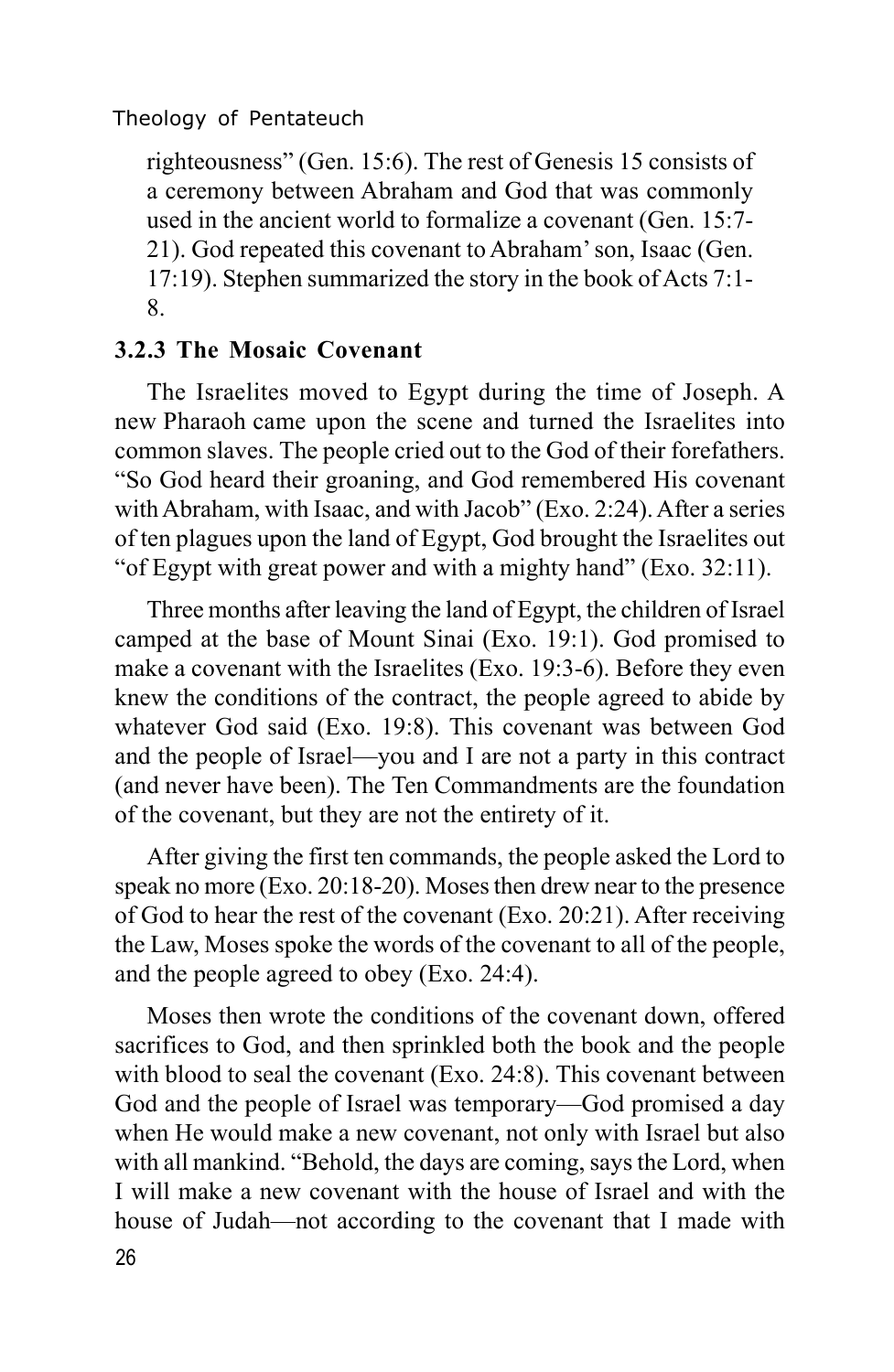righteousness" (Gen. 15:6). The rest of Genesis 15 consists of a ceremony between Abraham and God that was commonly used in the ancient world to formalize a covenant (Gen. 15:7-21). God repeated this covenant to Abraham' son, Isaac (Gen. 17:19). Stephen summarized the story in the book of Acts 7:1-8.

### 3.2.3 The Mosaic Covenant

The Israelites moved to Egypt during the time of Joseph. A new Pharaoh came upon the scene and turned the Israelites into common slaves. The people cried out to the God of their forefathers. "So God heard their groaning, and God remembered His covenant with Abraham, with Isaac, and with Jacob" (Exo. 2:24). After a series of ten plagues upon the land of Egypt, God brought the Israelites out "of Egypt with great power and with a mighty hand" (Exo. 32:11).

Three months after leaving the land of Egypt, the children of Israel camped at the base of Mount Sinai (Exo. 19:1). God promised to make a covenant with the Israelites (Exo. 19:3-6). Before they even knew the conditions of the contract, the people agreed to abide by whatever God said (Exo. 19:8). This covenant was between God and the people of Israel—you and I are not a party in this contract (and never have been). The Ten Commandments are the foundation of the covenant, but they are not the entirety of it.

After giving the first ten commands, the people asked the Lord to speak no more (Exo. 20:18-20). Moses then drew near to the presence of God to hear the rest of the covenant (Exo. 20:21). After receiving the Law, Moses spoke the words of the covenant to all of the people, and the people agreed to obey (Exo. 24:4).

Moses then wrote the conditions of the covenant down, offered sacrifices to God, and then sprinkled both the book and the people with blood to seal the covenant (Exo. 24:8). This covenant between God and the people of Israel was temporary—God promised a day when He would make a new covenant, not only with Israel but also with all mankind. "Behold, the days are coming, says the Lord, when I will make a new covenant with the house of Israel and with the house of Judah—not according to the covenant that I made with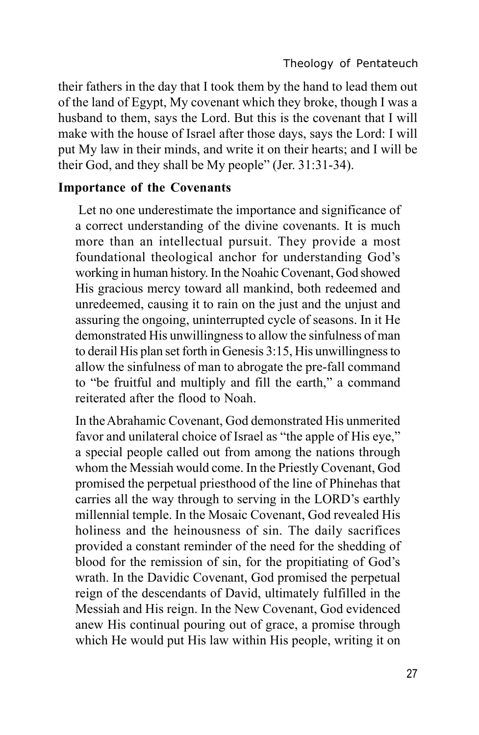their fathers in the day that I took them by the hand to lead them out of the land of Egypt, My covenant which they broke, though I was a husband to them, says the Lord. But this is the covenant that I will make with the house of Israel after those days, says the Lord: I will put My law in their minds, and write it on their hearts; and I will be their God, and they shall be My people" (Jer. 31:31-34).

**Importance of the Covenants**

> Let no one underestimate the importance and significance of a correct understanding of the divine covenants. It is much more than an intellectual pursuit. They provide a most foundational theological anchor for understanding God's working in human history. In the Noahic Covenant, God showed His gracious mercy toward all mankind, both redeemed and unredeemed, causing it to rain on the just and the unjust and assuring the ongoing, uninterrupted cycle of seasons. In it He demonstrated His unwillingness to allow the sinfulness of man to derail His plan set forth in Genesis 3:15, His unwillingness to allow the sinfulness of man to abrogate the pre-fall command to "be fruitful and multiply and fill the earth," a command reiterated after the flood to Noah.
>
> In the Abrahamic Covenant, God demonstrated His unmerited favor and unilateral choice of Israel as "the apple of His eye," a special people called out from among the nations through whom the Messiah would come. In the Priestly Covenant, God promised the perpetual priesthood of the line of Phinehas that carries all the way through to serving in the LORD's earthly millennial temple. In the Mosaic Covenant, God revealed His holiness and the heinousness of sin. The daily sacrifices provided a constant reminder of the need for the shedding of blood for the remission of sin, for the propitiating of God's wrath. In the Davidic Covenant, God promised the perpetual reign of the descendants of David, ultimately fulfilled in the Messiah and His reign. In the New Covenant, God evidenced anew His continual pouring out of grace, a promise through which He would put His law within His people, writing it on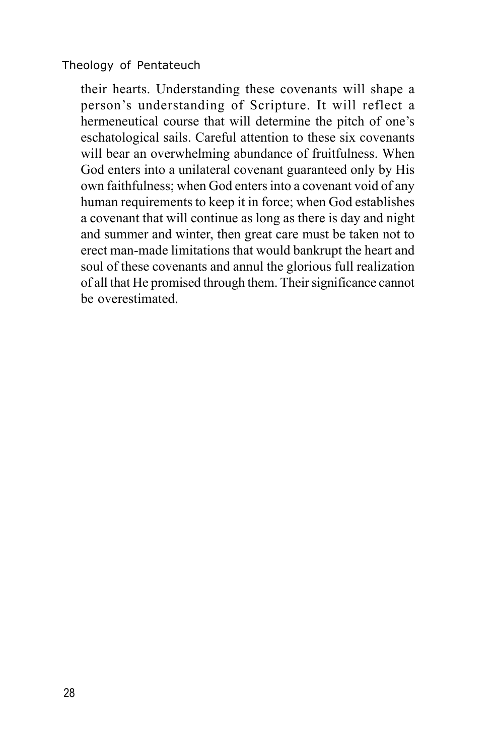their hearts. Understanding these covenants will shape a person's understanding of Scripture. It will reflect a hermeneutical course that will determine the pitch of one's eschatological sails. Careful attention to these six covenants will bear an overwhelming abundance of fruitfulness. When God enters into a unilateral covenant guaranteed only by His own faithfulness; when God enters into a covenant void of any human requirements to keep it in force; when God establishes a covenant that will continue as long as there is day and night and summer and winter, then great care must be taken not to erect man-made limitations that would bankrupt the heart and soul of these covenants and annul the glorious full realization of all that He promised through them. Their significance cannot be overestimated.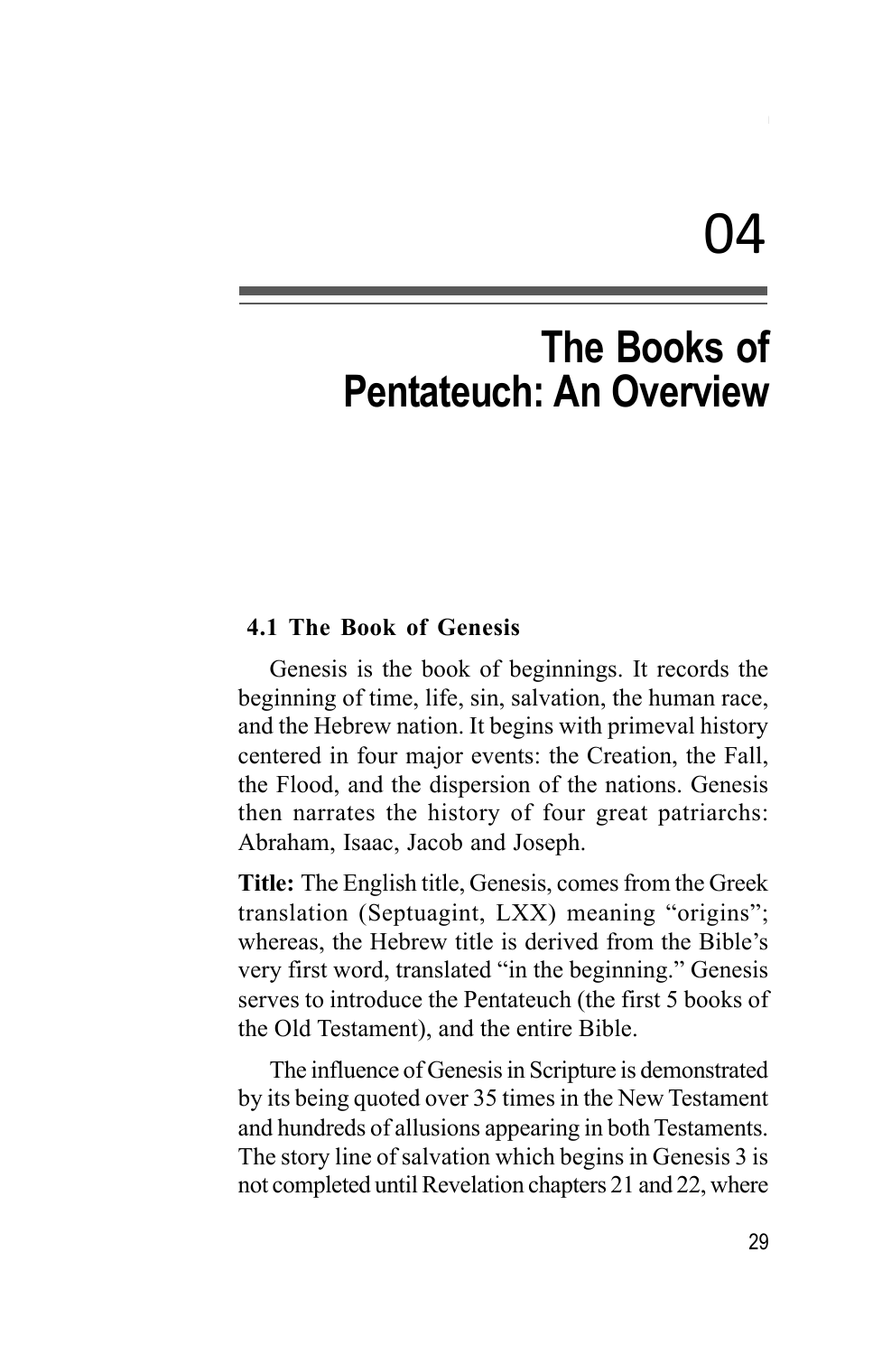# 04

# The Books of Pentateuch: An Overview

## 4.1 The Book of Genesis

Genesis is the book of beginnings. It records the beginning of time, life, sin, salvation, the human race, and the Hebrew nation. It begins with primeval history centered in four major events: the Creation, the Fall, the Flood, and the dispersion of the nations. Genesis then narrates the history of four great patriarchs: Abraham, Isaac, Jacob and Joseph.

**Title:** The English title, Genesis, comes from the Greek translation (Septuagint, LXX) meaning "origins"; whereas, the Hebrew title is derived from the Bible's very first word, translated "in the beginning." Genesis serves to introduce the Pentateuch (the first 5 books of the Old Testament), and the entire Bible.

The influence of Genesis in Scripture is demonstrated by its being quoted over 35 times in the New Testament and hundreds of allusions appearing in both Testaments. The story line of salvation which begins in Genesis 3 is not completed until Revelation chapters 21 and 22, where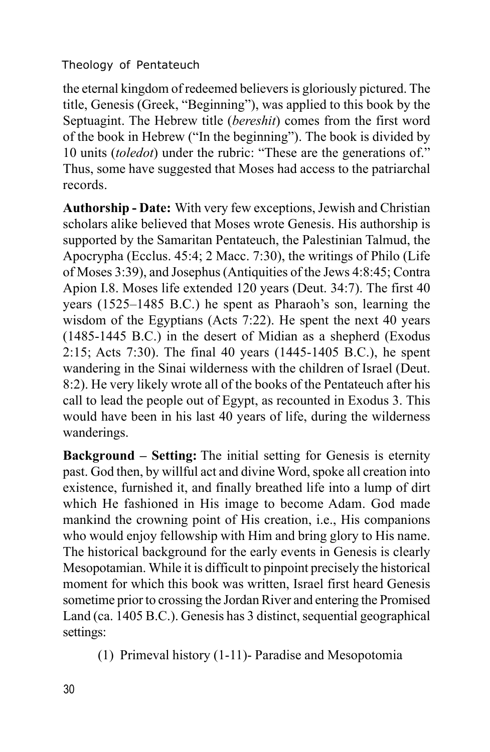the eternal kingdom of redeemed believers is gloriously pictured. The title, Genesis (Greek, "Beginning"), was applied to this book by the Septuagint. The Hebrew title (*bereshit*) comes from the first word of the book in Hebrew ("In the beginning"). The book is divided by 10 units (*toledot*) under the rubric: "These are the generations of." Thus, some have suggested that Moses had access to the patriarchal records.

**Authorship - Date:** With very few exceptions, Jewish and Christian scholars alike believed that Moses wrote Genesis. His authorship is supported by the Samaritan Pentateuch, the Palestinian Talmud, the Apocrypha (Ecclus. 45:4; 2 Macc. 7:30), the writings of Philo (Life of Moses 3:39), and Josephus (Antiquities of the Jews 4:8:45; Contra Apion I.8. Moses life extended 120 years (Deut. 34:7). The first 40 years (1525–1485 B.C.) he spent as Pharaoh's son, learning the wisdom of the Egyptians (Acts 7:22). He spent the next 40 years (1485-1445 B.C.) in the desert of Midian as a shepherd (Exodus 2:15; Acts 7:30). The final 40 years (1445-1405 B.C.), he spent wandering in the Sinai wilderness with the children of Israel (Deut. 8:2). He very likely wrote all of the books of the Pentateuch after his call to lead the people out of Egypt, as recounted in Exodus 3. This would have been in his last 40 years of life, during the wilderness wanderings.

**Background – Setting:** The initial setting for Genesis is eternity past. God then, by willful act and divine Word, spoke all creation into existence, furnished it, and finally breathed life into a lump of dirt which He fashioned in His image to become Adam. God made mankind the crowning point of His creation, i.e., His companions who would enjoy fellowship with Him and bring glory to His name. The historical background for the early events in Genesis is clearly Mesopotamian. While it is difficult to pinpoint precisely the historical moment for which this book was written, Israel first heard Genesis sometime prior to crossing the Jordan River and entering the Promised Land (ca. 1405 B.C.). Genesis has 3 distinct, sequential geographical settings:

(1) Primeval history (1-11)- Paradise and Mesopotomia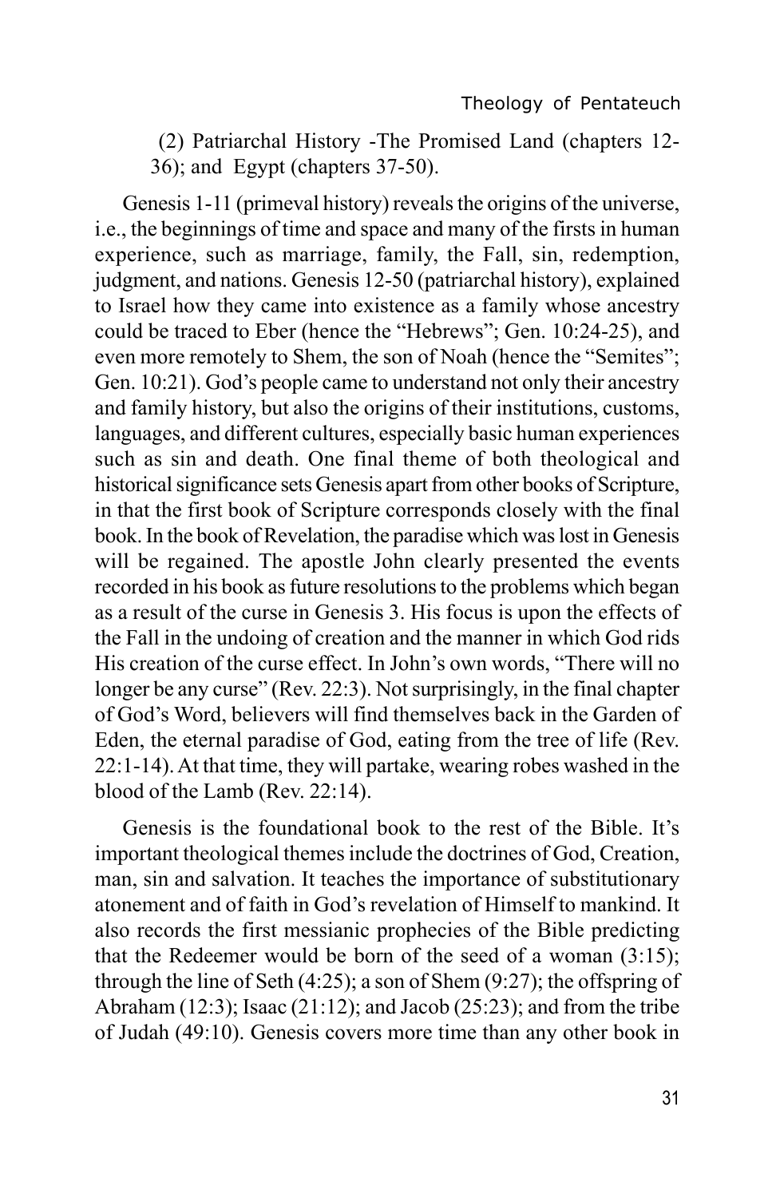(2) Patriarchal History -The Promised Land (chapters 12-36); and Egypt (chapters 37-50).

Genesis 1-11 (primeval history) reveals the origins of the universe, i.e., the beginnings of time and space and many of the firsts in human experience, such as marriage, family, the Fall, sin, redemption, judgment, and nations. Genesis 12-50 (patriarchal history), explained to Israel how they came into existence as a family whose ancestry could be traced to Eber (hence the "Hebrews"; Gen. 10:24-25), and even more remotely to Shem, the son of Noah (hence the "Semites"; Gen. 10:21). God's people came to understand not only their ancestry and family history, but also the origins of their institutions, customs, languages, and different cultures, especially basic human experiences such as sin and death. One final theme of both theological and historical significance sets Genesis apart from other books of Scripture, in that the first book of Scripture corresponds closely with the final book. In the book of Revelation, the paradise which was lost in Genesis will be regained. The apostle John clearly presented the events recorded in his book as future resolutions to the problems which began as a result of the curse in Genesis 3. His focus is upon the effects of the Fall in the undoing of creation and the manner in which God rids His creation of the curse effect. In John's own words, "There will no longer be any curse" (Rev. 22:3). Not surprisingly, in the final chapter of God's Word, believers will find themselves back in the Garden of Eden, the eternal paradise of God, eating from the tree of life (Rev. 22:1-14). At that time, they will partake, wearing robes washed in the blood of the Lamb (Rev. 22:14).

Genesis is the foundational book to the rest of the Bible. It's important theological themes include the doctrines of God, Creation, man, sin and salvation. It teaches the importance of substitutionary atonement and of faith in God's revelation of Himself to mankind. It also records the first messianic prophecies of the Bible predicting that the Redeemer would be born of the seed of a woman (3:15); through the line of Seth (4:25); a son of Shem (9:27); the offspring of Abraham (12:3); Isaac (21:12); and Jacob (25:23); and from the tribe of Judah (49:10). Genesis covers more time than any other book in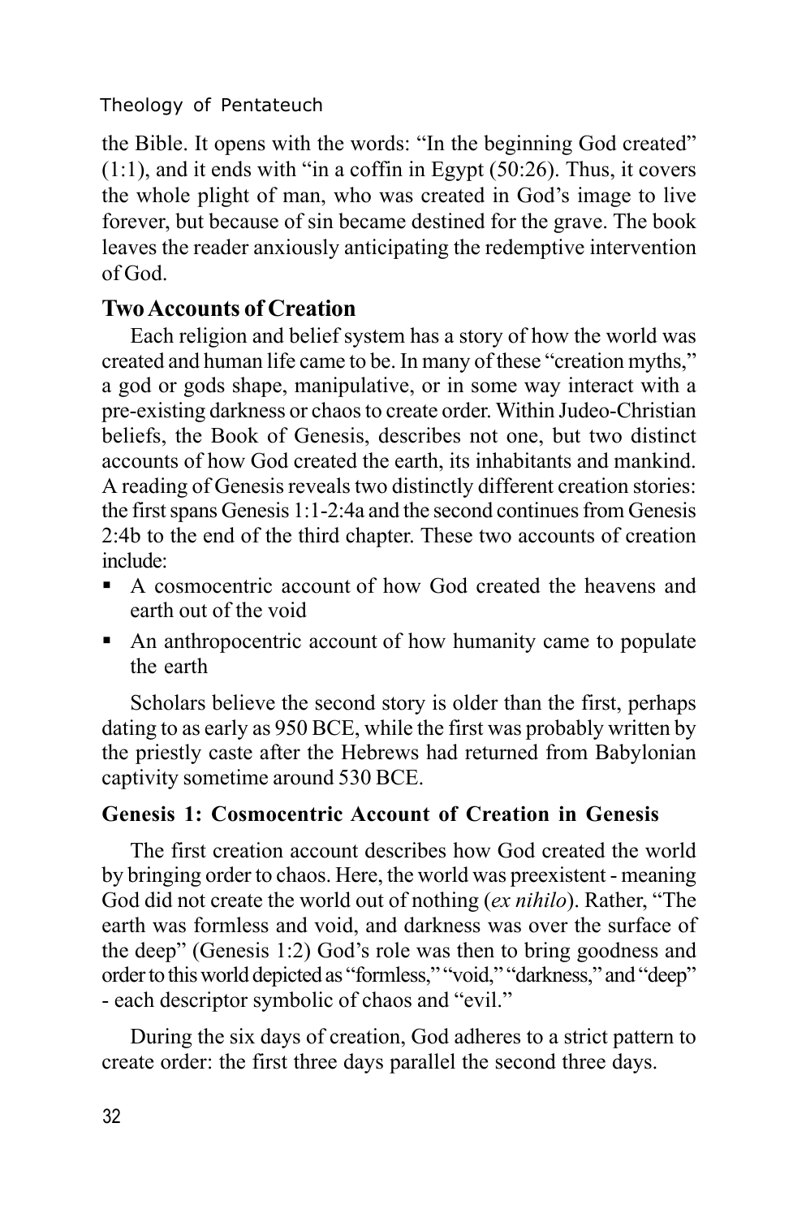the Bible. It opens with the words: "In the beginning God created" (1:1), and it ends with "in a coffin in Egypt (50:26). Thus, it covers the whole plight of man, who was created in God's image to live forever, but because of sin became destined for the grave. The book leaves the reader anxiously anticipating the redemptive intervention of God.

## Two Accounts of Creation

Each religion and belief system has a story of how the world was created and human life came to be. In many of these "creation myths," a god or gods shape, manipulative, or in some way interact with a pre-existing darkness or chaos to create order. Within Judeo-Christian beliefs, the Book of Genesis, describes not one, but two distinct accounts of how God created the earth, its inhabitants and mankind. A reading of Genesis reveals two distinctly different creation stories: the first spans Genesis 1:1-2:4a and the second continues from Genesis 2:4b to the end of the third chapter. These two accounts of creation include:

- A cosmocentric account of how God created the heavens and earth out of the void
- An anthropocentric account of how humanity came to populate the earth

Scholars believe the second story is older than the first, perhaps dating to as early as 950 BCE, while the first was probably written by the priestly caste after the Hebrews had returned from Babylonian captivity sometime around 530 BCE.

### Genesis 1: Cosmocentric Account of Creation in Genesis

The first creation account describes how God created the world by bringing order to chaos. Here, the world was preexistent - meaning God did not create the world out of nothing (*ex nihilo*). Rather, "The earth was formless and void, and darkness was over the surface of the deep" (Genesis 1:2) God's role was then to bring goodness and order to this world depicted as "formless," "void," "darkness," and "deep" - each descriptor symbolic of chaos and "evil."

During the six days of creation, God adheres to a strict pattern to create order: the first three days parallel the second three days.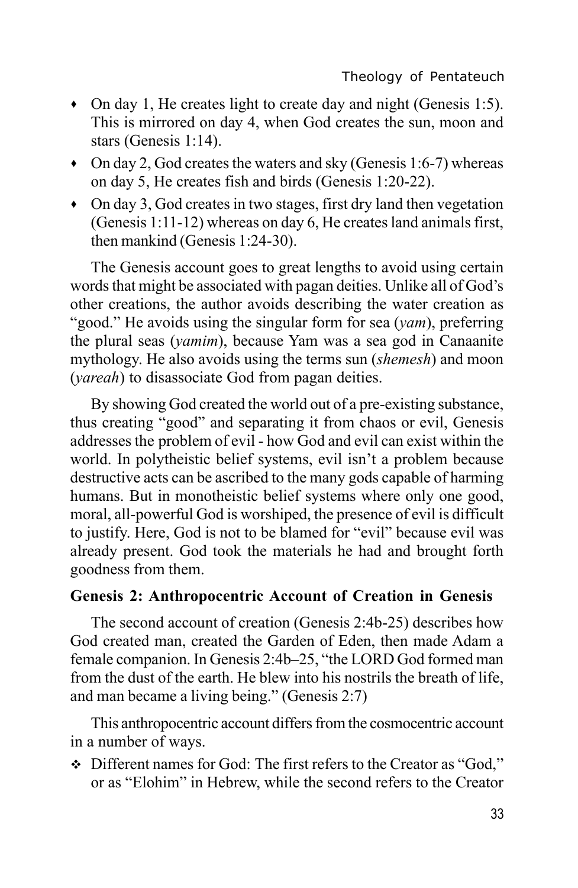- On day 1, He creates light to create day and night (Genesis 1:5). This is mirrored on day 4, when God creates the sun, moon and stars (Genesis 1:14).
- On day 2, God creates the waters and sky (Genesis 1:6-7) whereas on day 5, He creates fish and birds (Genesis 1:20-22).
- On day 3, God creates in two stages, first dry land then vegetation (Genesis 1:11-12) whereas on day 6, He creates land animals first, then mankind (Genesis 1:24-30).

The Genesis account goes to great lengths to avoid using certain words that might be associated with pagan deities. Unlike all of God's other creations, the author avoids describing the water creation as "good." He avoids using the singular form for sea (*yam*), preferring the plural seas (*yamim*), because Yam was a sea god in Canaanite mythology. He also avoids using the terms sun (*shemesh*) and moon (*yareah*) to disassociate God from pagan deities.

By showing God created the world out of a pre-existing substance, thus creating "good" and separating it from chaos or evil, Genesis addresses the problem of evil - how God and evil can exist within the world. In polytheistic belief systems, evil isn't a problem because destructive acts can be ascribed to the many gods capable of harming humans. But in monotheistic belief systems where only one good, moral, all-powerful God is worshiped, the presence of evil is difficult to justify. Here, God is not to be blamed for "evil" because evil was already present. God took the materials he had and brought forth goodness from them.

### Genesis 2: Anthropocentric Account of Creation in Genesis

The second account of creation (Genesis 2:4b-25) describes how God created man, created the Garden of Eden, then made Adam a female companion. In Genesis 2:4b–25, "the LORD God formed man from the dust of the earth. He blew into his nostrils the breath of life, and man became a living being." (Genesis 2:7)

This anthropocentric account differs from the cosmocentric account in a number of ways.

- Different names for God: The first refers to the Creator as "God," or as "Elohim" in Hebrew, while the second refers to the Creator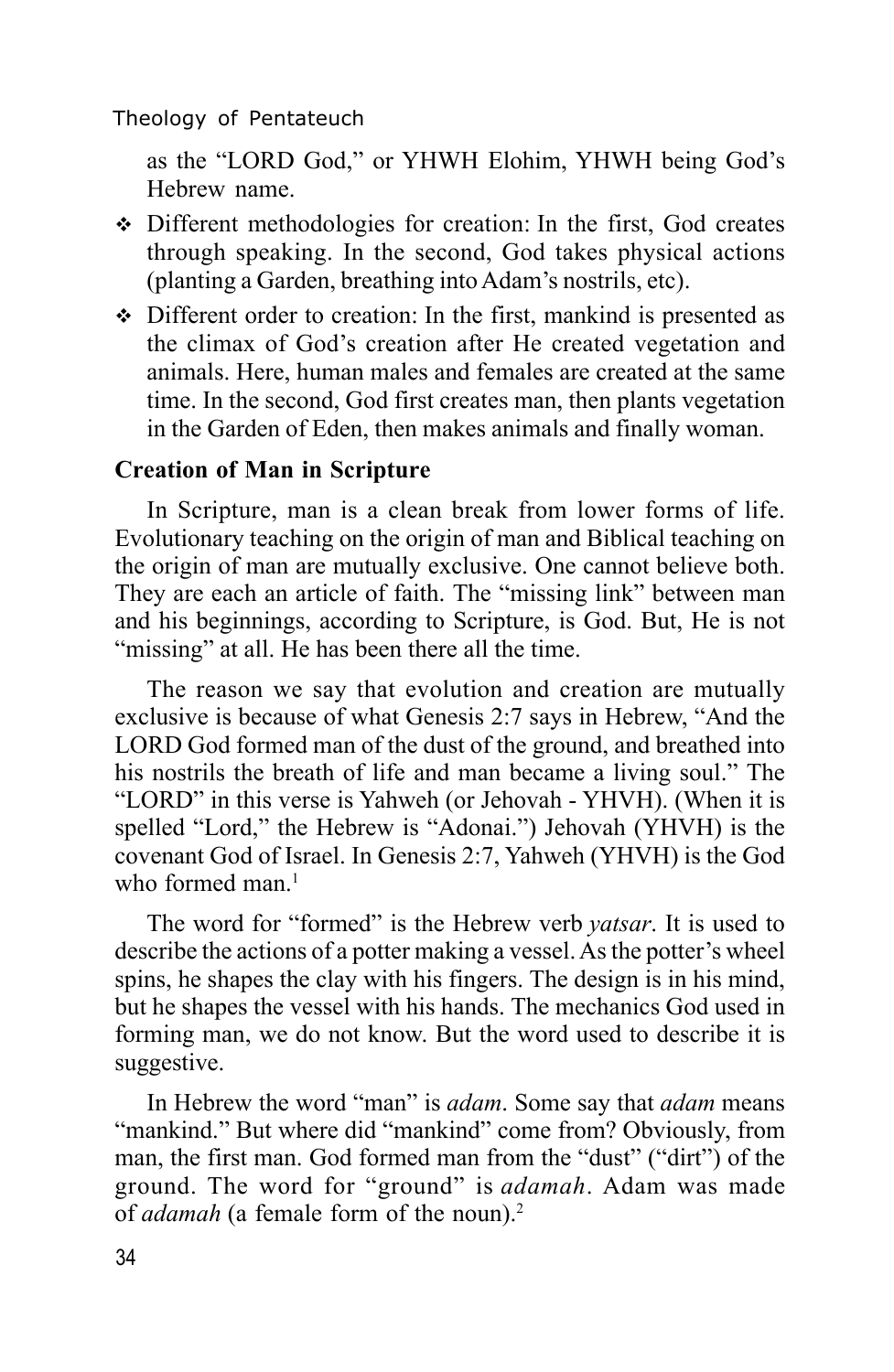as the "LORD God," or YHWH Elohim, YHWH being God's Hebrew name.

- Different methodologies for creation: In the first, God creates through speaking. In the second, God takes physical actions (planting a Garden, breathing into Adam's nostrils, etc).
- Different order to creation: In the first, mankind is presented as the climax of God's creation after He created vegetation and animals. Here, human males and females are created at the same time. In the second, God first creates man, then plants vegetation in the Garden of Eden, then makes animals and finally woman.

### Creation of Man in Scripture

In Scripture, man is a clean break from lower forms of life. Evolutionary teaching on the origin of man and Biblical teaching on the origin of man are mutually exclusive. One cannot believe both. They are each an article of faith. The "missing link" between man and his beginnings, according to Scripture, is God. But, He is not "missing" at all. He has been there all the time.

The reason we say that evolution and creation are mutually exclusive is because of what Genesis 2:7 says in Hebrew, "And the LORD God formed man of the dust of the ground, and breathed into his nostrils the breath of life and man became a living soul." The "LORD" in this verse is Yahweh (or Jehovah - YHVH). (When it is spelled "Lord," the Hebrew is "Adonai.") Jehovah (YHVH) is the covenant God of Israel. In Genesis 2:7, Yahweh (YHVH) is the God who formed man.[1]

The word for "formed" is the Hebrew verb *yatsar*. It is used to describe the actions of a potter making a vessel. As the potter's wheel spins, he shapes the clay with his fingers. The design is in his mind, but he shapes the vessel with his hands. The mechanics God used in forming man, we do not know. But the word used to describe it is suggestive.

In Hebrew the word "man" is *adam*. Some say that *adam* means "mankind." But where did "mankind" come from? Obviously, from man, the first man. God formed man from the "dust" ("dirt") of the ground. The word for "ground" is *adamah*. Adam was made of *adamah* (a female form of the noun).[2]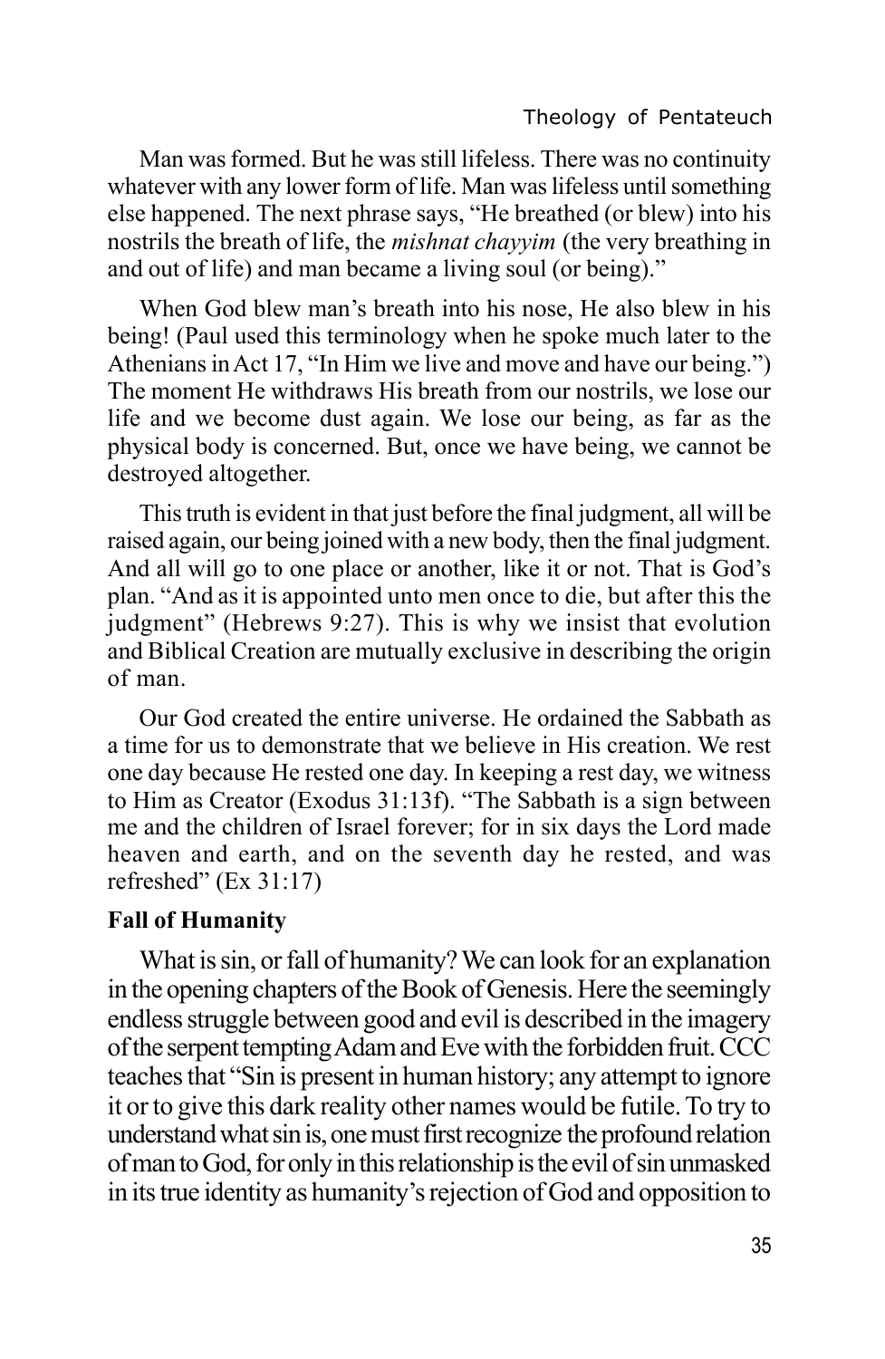Man was formed. But he was still lifeless. There was no continuity whatever with any lower form of life. Man was lifeless until something else happened. The next phrase says, "He breathed (or blew) into his nostrils the breath of life, the *mishnat chayyim* (the very breathing in and out of life) and man became a living soul (or being)."

When God blew man's breath into his nose, He also blew in his being! (Paul used this terminology when he spoke much later to the Athenians in Act 17, "In Him we live and move and have our being.") The moment He withdraws His breath from our nostrils, we lose our life and we become dust again. We lose our being, as far as the physical body is concerned. But, once we have being, we cannot be destroyed altogether.

This truth is evident in that just before the final judgment, all will be raised again, our being joined with a new body, then the final judgment. And all will go to one place or another, like it or not. That is God's plan. "And as it is appointed unto men once to die, but after this the judgment" (Hebrews 9:27). This is why we insist that evolution and Biblical Creation are mutually exclusive in describing the origin of man.

Our God created the entire universe. He ordained the Sabbath as a time for us to demonstrate that we believe in His creation. We rest one day because He rested one day. In keeping a rest day, we witness to Him as Creator (Exodus 31:13f). "The Sabbath is a sign between me and the children of Israel forever; for in six days the Lord made heaven and earth, and on the seventh day he rested, and was refreshed" (Ex 31:17)

**Fall of Humanity**

What is sin, or fall of humanity? We can look for an explanation in the opening chapters of the Book of Genesis. Here the seemingly endless struggle between good and evil is described in the imagery of the serpent tempting Adam and Eve with the forbidden fruit. CCC teaches that "Sin is present in human history; any attempt to ignore it or to give this dark reality other names would be futile. To try to understand what sin is, one must first recognize the profound relation of man to God, for only in this relationship is the evil of sin unmasked in its true identity as humanity's rejection of God and opposition to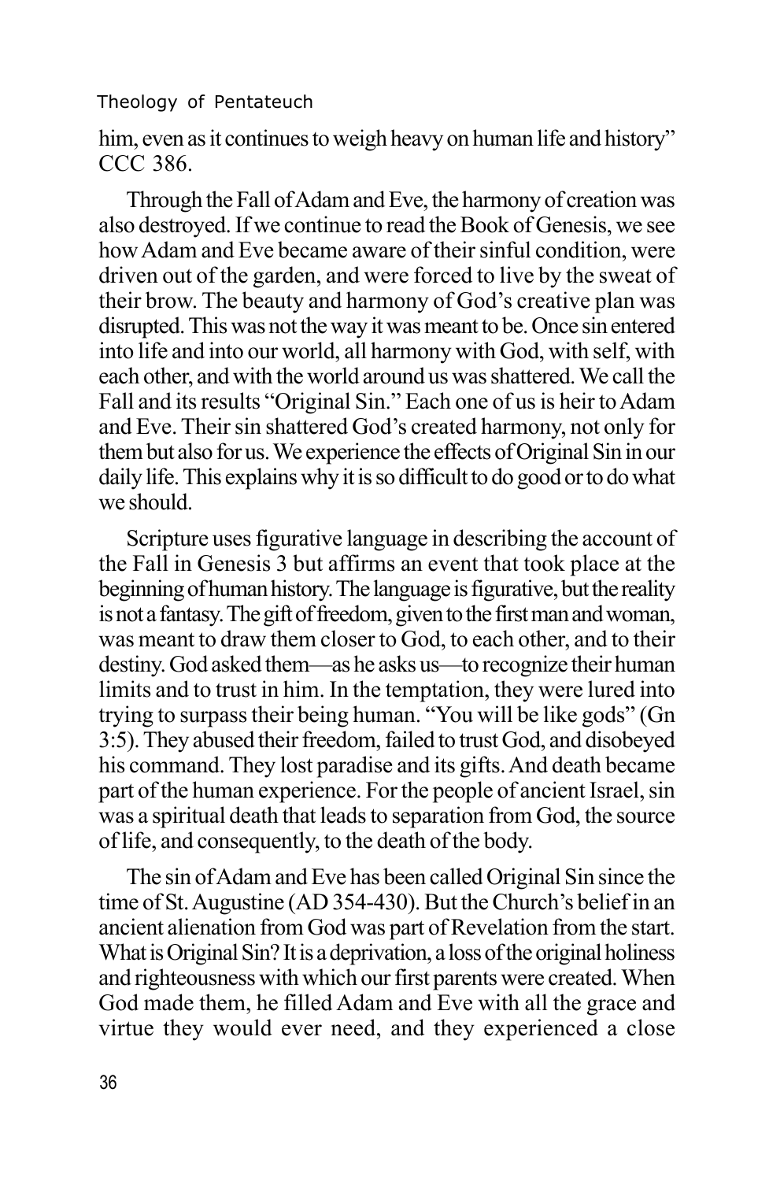him, even as it continues to weigh heavy on human life and history" CCC 386.

Through the Fall of Adam and Eve, the harmony of creation was also destroyed. If we continue to read the Book of Genesis, we see how Adam and Eve became aware of their sinful condition, were driven out of the garden, and were forced to live by the sweat of their brow. The beauty and harmony of God's creative plan was disrupted. This was not the way it was meant to be. Once sin entered into life and into our world, all harmony with God, with self, with each other, and with the world around us was shattered. We call the Fall and its results "Original Sin." Each one of us is heir to Adam and Eve. Their sin shattered God's created harmony, not only for them but also for us. We experience the effects of Original Sin in our daily life. This explains why it is so difficult to do good or to do what we should.

Scripture uses figurative language in describing the account of the Fall in Genesis 3 but affirms an event that took place at the beginning of human history. The language is figurative, but the reality is not a fantasy. The gift of freedom, given to the first man and woman, was meant to draw them closer to God, to each other, and to their destiny. God asked them—as he asks us—to recognize their human limits and to trust in him. In the temptation, they were lured into trying to surpass their being human. "You will be like gods" (Gn 3:5). They abused their freedom, failed to trust God, and disobeyed his command. They lost paradise and its gifts. And death became part of the human experience. For the people of ancient Israel, sin was a spiritual death that leads to separation from God, the source of life, and consequently, to the death of the body.

The sin of Adam and Eve has been called Original Sin since the time of St. Augustine (AD 354-430). But the Church's belief in an ancient alienation from God was part of Revelation from the start. What is Original Sin? It is a deprivation, a loss of the original holiness and righteousness with which our first parents were created. When God made them, he filled Adam and Eve with all the grace and virtue they would ever need, and they experienced a close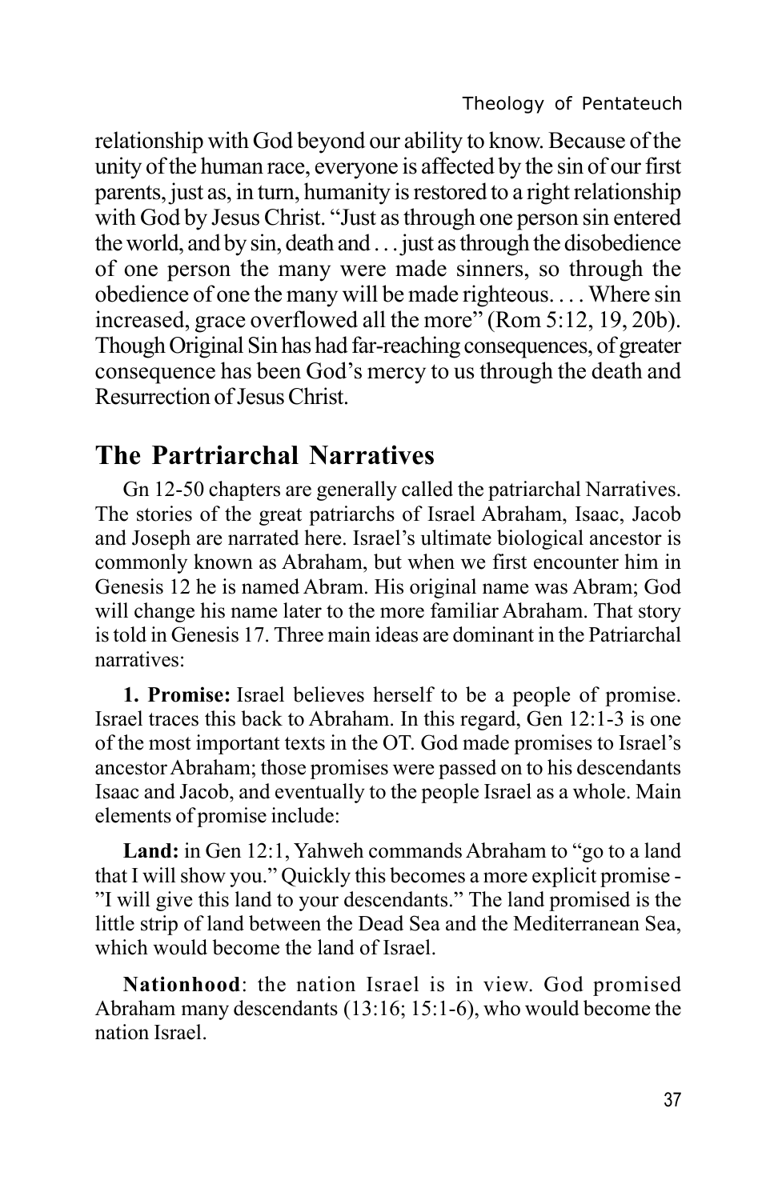relationship with God beyond our ability to know. Because of the unity of the human race, everyone is affected by the sin of our first parents, just as, in turn, humanity is restored to a right relationship with God by Jesus Christ. "Just as through one person sin entered the world, and by sin, death and . . . just as through the disobedience of one person the many were made sinners, so through the obedience of one the many will be made righteous. . . . Where sin increased, grace overflowed all the more" (Rom 5:12, 19, 20b). Though Original Sin has had far-reaching consequences, of greater consequence has been God's mercy to us through the death and Resurrection of Jesus Christ.

## The Partriarchal Narratives

Gn 12-50 chapters are generally called the patriarchal Narratives. The stories of the great patriarchs of Israel Abraham, Isaac, Jacob and Joseph are narrated here. Israel's ultimate biological ancestor is commonly known as Abraham, but when we first encounter him in Genesis 12 he is named Abram. His original name was Abram; God will change his name later to the more familiar Abraham. That story is told in Genesis 17. Three main ideas are dominant in the Patriarchal narratives:

**1. Promise:** Israel believes herself to be a people of promise. Israel traces this back to Abraham. In this regard, Gen 12:1-3 is one of the most important texts in the OT. God made promises to Israel's ancestor Abraham; those promises were passed on to his descendants Isaac and Jacob, and eventually to the people Israel as a whole. Main elements of promise include:

**Land:** in Gen 12:1, Yahweh commands Abraham to "go to a land that I will show you." Quickly this becomes a more explicit promise - "I will give this land to your descendants." The land promised is the little strip of land between the Dead Sea and the Mediterranean Sea, which would become the land of Israel.

**Nationhood**: the nation Israel is in view. God promised Abraham many descendants (13:16; 15:1-6), who would become the nation Israel.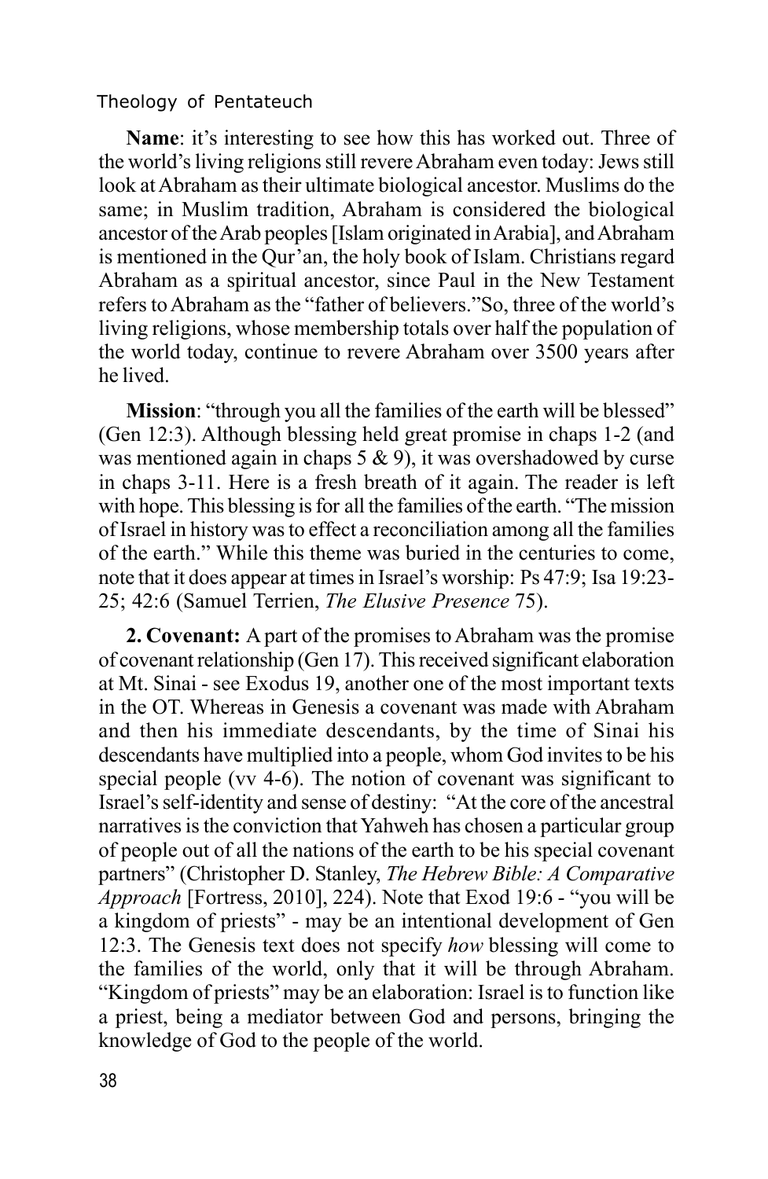**Name**: it's interesting to see how this has worked out. Three of the world's living religions still revere Abraham even today: Jews still look at Abraham as their ultimate biological ancestor. Muslims do the same; in Muslim tradition, Abraham is considered the biological ancestor of the Arab peoples [Islam originated in Arabia], and Abraham is mentioned in the Qur'an, the holy book of Islam. Christians regard Abraham as a spiritual ancestor, since Paul in the New Testament refers to Abraham as the "father of believers."So, three of the world's living religions, whose membership totals over half the population of the world today, continue to revere Abraham over 3500 years after he lived.

**Mission**: "through you all the families of the earth will be blessed" (Gen 12:3). Although blessing held great promise in chaps 1-2 (and was mentioned again in chaps 5 & 9), it was overshadowed by curse in chaps 3-11. Here is a fresh breath of it again. The reader is left with hope. This blessing is for all the families of the earth. "The mission of Israel in history was to effect a reconciliation among all the families of the earth." While this theme was buried in the centuries to come, note that it does appear at times in Israel's worship: Ps 47:9; Isa 19:23-25; 42:6 (Samuel Terrien, *The Elusive Presence* 75).

**2. Covenant:** A part of the promises to Abraham was the promise of covenant relationship (Gen 17). This received significant elaboration at Mt. Sinai - see Exodus 19, another one of the most important texts in the OT. Whereas in Genesis a covenant was made with Abraham and then his immediate descendants, by the time of Sinai his descendants have multiplied into a people, whom God invites to be his special people (vv 4-6). The notion of covenant was significant to Israel's self-identity and sense of destiny: "At the core of the ancestral narratives is the conviction that Yahweh has chosen a particular group of people out of all the nations of the earth to be his special covenant partners" (Christopher D. Stanley, *The Hebrew Bible: A Comparative Approach* [Fortress, 2010], 224). Note that Exod 19:6 - "you will be a kingdom of priests" - may be an intentional development of Gen 12:3. The Genesis text does not specify *how* blessing will come to the families of the world, only that it will be through Abraham. "Kingdom of priests" may be an elaboration: Israel is to function like a priest, being a mediator between God and persons, bringing the knowledge of God to the people of the world.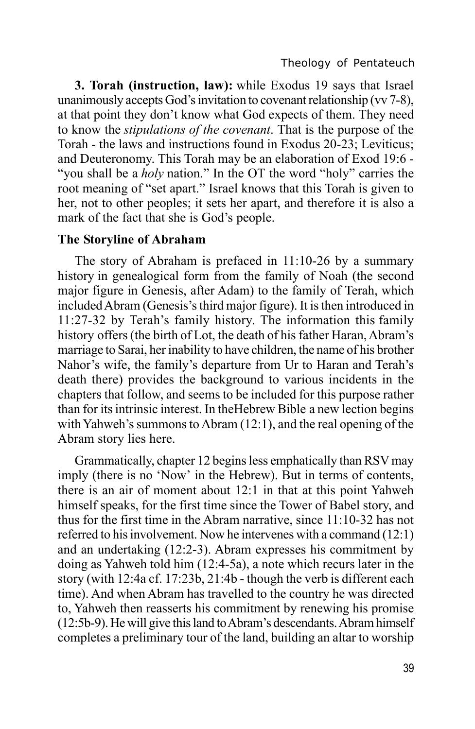**3. Torah (instruction, law):** while Exodus 19 says that Israel unanimously accepts God's invitation to covenant relationship (vv 7-8), at that point they don't know what God expects of them. They need to know the *stipulations of the covenant*. That is the purpose of the Torah - the laws and instructions found in Exodus 20-23; Leviticus; and Deuteronomy. This Torah may be an elaboration of Exod 19:6 - "you shall be a *holy* nation." In the OT the word "holy" carries the root meaning of "set apart." Israel knows that this Torah is given to her, not to other peoples; it sets her apart, and therefore it is also a mark of the fact that she is God's people.

### The Storyline of Abraham

The story of Abraham is prefaced in 11:10-26 by a summary history in genealogical form from the family of Noah (the second major figure in Genesis, after Adam) to the family of Terah, which included Abram (Genesis's third major figure). It is then introduced in 11:27-32 by Terah's family history. The information this family history offers (the birth of Lot, the death of his father Haran, Abram's marriage to Sarai, her inability to have children, the name of his brother Nahor's wife, the family's departure from Ur to Haran and Terah's death there) provides the background to various incidents in the chapters that follow, and seems to be included for this purpose rather than for its intrinsic interest. In theHebrew Bible a new lection begins with Yahweh's summons to Abram (12:1), and the real opening of the Abram story lies here.

Grammatically, chapter 12 begins less emphatically than RSV may imply (there is no 'Now' in the Hebrew). But in terms of contents, there is an air of moment about 12:1 in that at this point Yahweh himself speaks, for the first time since the Tower of Babel story, and thus for the first time in the Abram narrative, since 11:10-32 has not referred to his involvement. Now he intervenes with a command (12:1) and an undertaking (12:2-3). Abram expresses his commitment by doing as Yahweh told him (12:4-5a), a note which recurs later in the story (with 12:4a cf. 17:23b, 21:4b - though the verb is different each time). And when Abram has travelled to the country he was directed to, Yahweh then reasserts his commitment by renewing his promise (12:5b-9). He will give this land to Abram's descendants. Abram himself completes a preliminary tour of the land, building an altar to worship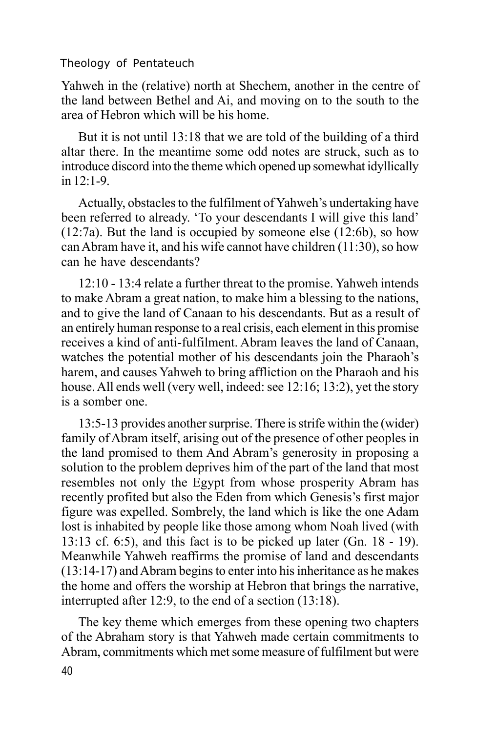Yahweh in the (relative) north at Shechem, another in the centre of the land between Bethel and Ai, and moving on to the south to the area of Hebron which will be his home.

But it is not until 13:18 that we are told of the building of a third altar there. In the meantime some odd notes are struck, such as to introduce discord into the theme which opened up somewhat idyllically in 12:1-9.

Actually, obstacles to the fulfilment of Yahweh's undertaking have been referred to already. 'To your descendants I will give this land' (12:7a). But the land is occupied by someone else (12:6b), so how can Abram have it, and his wife cannot have children (11:30), so how can he have descendants?

12:10 - 13:4 relate a further threat to the promise. Yahweh intends to make Abram a great nation, to make him a blessing to the nations, and to give the land of Canaan to his descendants. But as a result of an entirely human response to a real crisis, each element in this promise receives a kind of anti-fulfilment. Abram leaves the land of Canaan, watches the potential mother of his descendants join the Pharaoh's harem, and causes Yahweh to bring affliction on the Pharaoh and his house. All ends well (very well, indeed: see 12:16; 13:2), yet the story is a somber one.

13:5-13 provides another surprise. There is strife within the (wider) family of Abram itself, arising out of the presence of other peoples in the land promised to them And Abram's generosity in proposing a solution to the problem deprives him of the part of the land that most resembles not only the Egypt from whose prosperity Abram has recently profited but also the Eden from which Genesis's first major figure was expelled. Sombrely, the land which is like the one Adam lost is inhabited by people like those among whom Noah lived (with 13:13 cf. 6:5), and this fact is to be picked up later (Gn. 18 - 19). Meanwhile Yahweh reaffirms the promise of land and descendants (13:14-17) and Abram begins to enter into his inheritance as he makes the home and offers the worship at Hebron that brings the narrative, interrupted after 12:9, to the end of a section (13:18).

The key theme which emerges from these opening two chapters of the Abraham story is that Yahweh made certain commitments to Abram, commitments which met some measure of fulfilment but were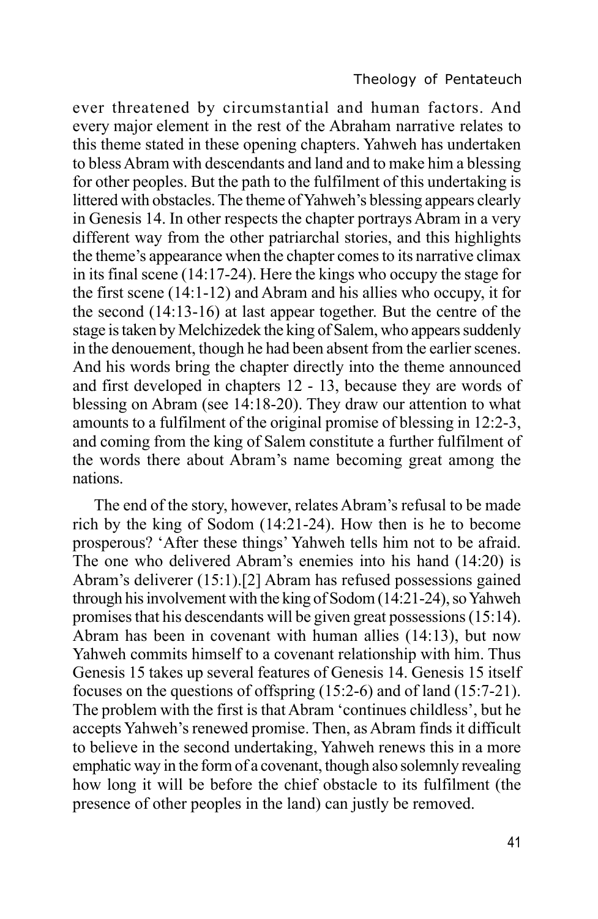ever threatened by circumstantial and human factors. And every major element in the rest of the Abraham narrative relates to this theme stated in these opening chapters. Yahweh has undertaken to bless Abram with descendants and land and to make him a blessing for other peoples. But the path to the fulfilment of this undertaking is littered with obstacles. The theme of Yahweh's blessing appears clearly in Genesis 14. In other respects the chapter portrays Abram in a very different way from the other patriarchal stories, and this highlights the theme's appearance when the chapter comes to its narrative climax in its final scene (14:17-24). Here the kings who occupy the stage for the first scene (14:1-12) and Abram and his allies who occupy, it for the second (14:13-16) at last appear together. But the centre of the stage is taken by Melchizedek the king of Salem, who appears suddenly in the denouement, though he had been absent from the earlier scenes. And his words bring the chapter directly into the theme announced and first developed in chapters 12 - 13, because they are words of blessing on Abram (see 14:18-20). They draw our attention to what amounts to a fulfilment of the original promise of blessing in 12:2-3, and coming from the king of Salem constitute a further fulfilment of the words there about Abram's name becoming great among the nations.

The end of the story, however, relates Abram's refusal to be made rich by the king of Sodom (14:21-24). How then is he to become prosperous? 'After these things' Yahweh tells him not to be afraid. The one who delivered Abram's enemies into his hand (14:20) is Abram's deliverer (15:1).[2] Abram has refused possessions gained through his involvement with the king of Sodom (14:21-24), so Yahweh promises that his descendants will be given great possessions (15:14). Abram has been in covenant with human allies (14:13), but now Yahweh commits himself to a covenant relationship with him. Thus Genesis 15 takes up several features of Genesis 14. Genesis 15 itself focuses on the questions of offspring (15:2-6) and of land (15:7-21). The problem with the first is that Abram 'continues childless', but he accepts Yahweh's renewed promise. Then, as Abram finds it difficult to believe in the second undertaking, Yahweh renews this in a more emphatic way in the form of a covenant, though also solemnly revealing how long it will be before the chief obstacle to its fulfilment (the presence of other peoples in the land) can justly be removed.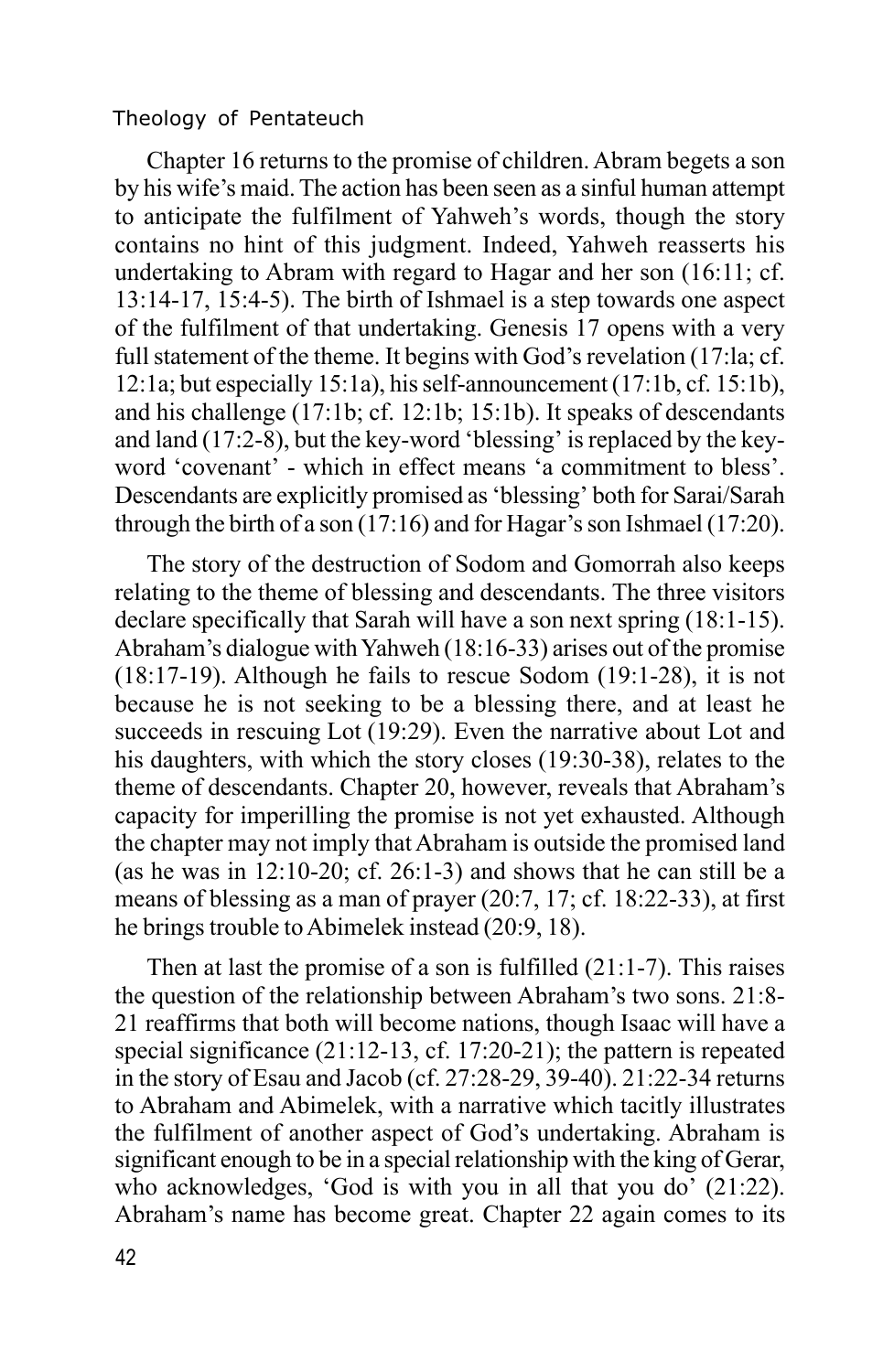Chapter 16 returns to the promise of children. Abram begets a son by his wife's maid. The action has been seen as a sinful human attempt to anticipate the fulfilment of Yahweh's words, though the story contains no hint of this judgment. Indeed, Yahweh reasserts his undertaking to Abram with regard to Hagar and her son (16:11; cf. 13:14-17, 15:4-5). The birth of Ishmael is a step towards one aspect of the fulfilment of that undertaking. Genesis 17 opens with a very full statement of the theme. It begins with God's revelation (17:la; cf. 12:1a; but especially 15:1a), his self-announcement (17:1b, cf. 15:1b), and his challenge (17:1b; cf. 12:1b; 15:1b). It speaks of descendants and land (17:2-8), but the key-word 'blessing' is replaced by the key-word 'covenant' - which in effect means 'a commitment to bless'. Descendants are explicitly promised as 'blessing' both for Sarai/Sarah through the birth of a son (17:16) and for Hagar's son Ishmael (17:20).

The story of the destruction of Sodom and Gomorrah also keeps relating to the theme of blessing and descendants. The three visitors declare specifically that Sarah will have a son next spring (18:1-15). Abraham's dialogue with Yahweh (18:16-33) arises out of the promise (18:17-19). Although he fails to rescue Sodom (19:1-28), it is not because he is not seeking to be a blessing there, and at least he succeeds in rescuing Lot (19:29). Even the narrative about Lot and his daughters, with which the story closes (19:30-38), relates to the theme of descendants. Chapter 20, however, reveals that Abraham's capacity for imperilling the promise is not yet exhausted. Although the chapter may not imply that Abraham is outside the promised land (as he was in 12:10-20; cf. 26:1-3) and shows that he can still be a means of blessing as a man of prayer (20:7, 17; cf. 18:22-33), at first he brings trouble to Abimelek instead (20:9, 18).

Then at last the promise of a son is fulfilled (21:1-7). This raises the question of the relationship between Abraham's two sons. 21:8-21 reaffirms that both will become nations, though Isaac will have a special significance (21:12-13, cf. 17:20-21); the pattern is repeated in the story of Esau and Jacob (cf. 27:28-29, 39-40). 21:22-34 returns to Abraham and Abimelek, with a narrative which tacitly illustrates the fulfilment of another aspect of God's undertaking. Abraham is significant enough to be in a special relationship with the king of Gerar, who acknowledges, 'God is with you in all that you do' (21:22). Abraham's name has become great. Chapter 22 again comes to its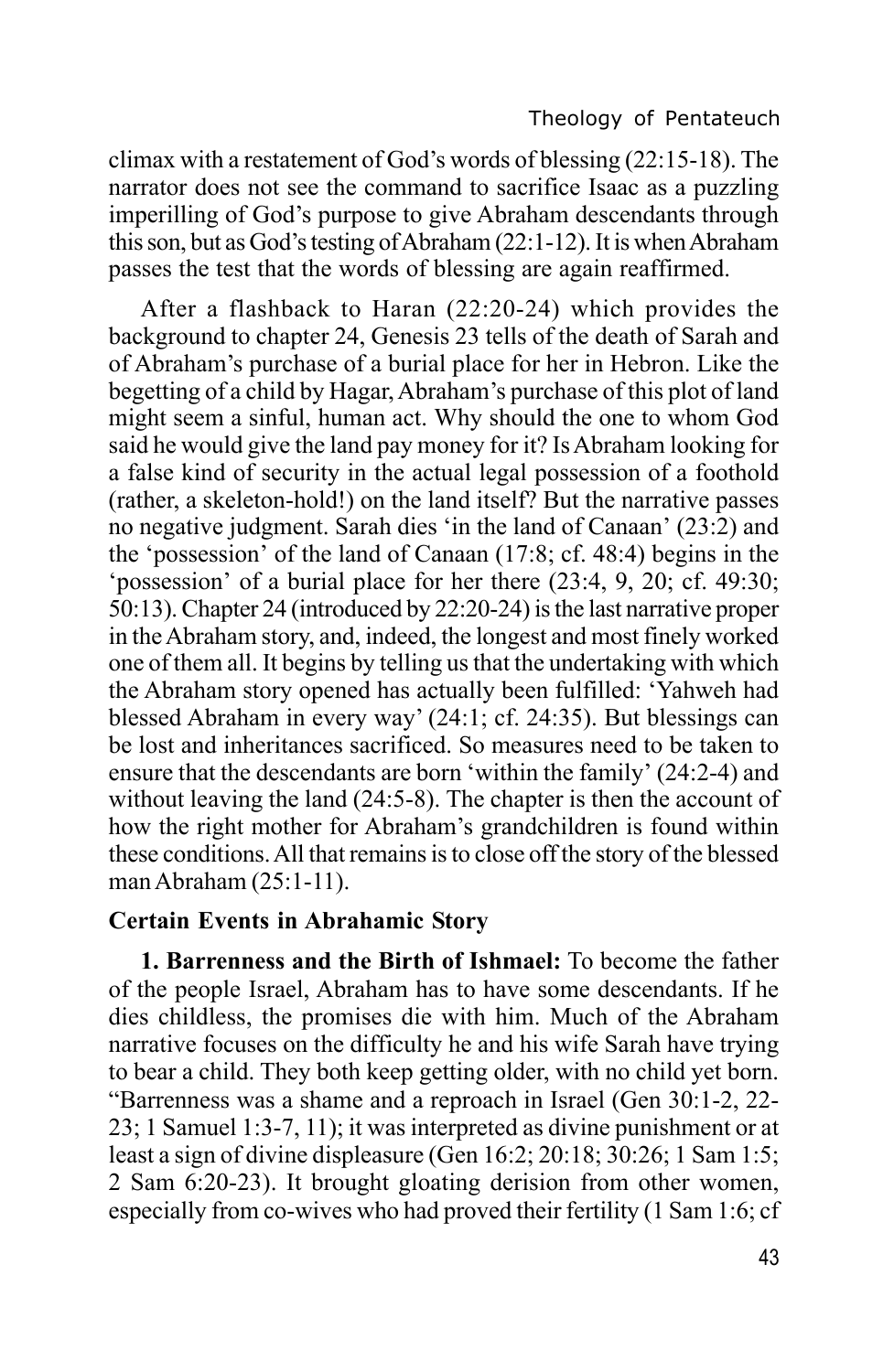climax with a restatement of God's words of blessing (22:15-18). The narrator does not see the command to sacrifice Isaac as a puzzling imperilling of God's purpose to give Abraham descendants through this son, but as God's testing of Abraham (22:1-12). It is when Abraham passes the test that the words of blessing are again reaffirmed.

After a flashback to Haran (22:20-24) which provides the background to chapter 24, Genesis 23 tells of the death of Sarah and of Abraham's purchase of a burial place for her in Hebron. Like the begetting of a child by Hagar, Abraham's purchase of this plot of land might seem a sinful, human act. Why should the one to whom God said he would give the land pay money for it? Is Abraham looking for a false kind of security in the actual legal possession of a foothold (rather, a skeleton-hold!) on the land itself? But the narrative passes no negative judgment. Sarah dies 'in the land of Canaan' (23:2) and the 'possession' of the land of Canaan (17:8; cf. 48:4) begins in the 'possession' of a burial place for her there (23:4, 9, 20; cf. 49:30; 50:13). Chapter 24 (introduced by 22:20-24) is the last narrative proper in the Abraham story, and, indeed, the longest and most finely worked one of them all. It begins by telling us that the undertaking with which the Abraham story opened has actually been fulfilled: 'Yahweh had blessed Abraham in every way' (24:1; cf. 24:35). But blessings can be lost and inheritances sacrificed. So measures need to be taken to ensure that the descendants are born 'within the family' (24:2-4) and without leaving the land (24:5-8). The chapter is then the account of how the right mother for Abraham's grandchildren is found within these conditions. All that remains is to close off the story of the blessed man Abraham (25:1-11).

### Certain Events in Abrahamic Story

**1. Barrenness and the Birth of Ishmael:** To become the father of the people Israel, Abraham has to have some descendants. If he dies childless, the promises die with him. Much of the Abraham narrative focuses on the difficulty he and his wife Sarah have trying to bear a child. They both keep getting older, with no child yet born. "Barrenness was a shame and a reproach in Israel (Gen 30:1-2, 22-23; 1 Samuel 1:3-7, 11); it was interpreted as divine punishment or at least a sign of divine displeasure (Gen 16:2; 20:18; 30:26; 1 Sam 1:5; 2 Sam 6:20-23). It brought gloating derision from other women, especially from co-wives who had proved their fertility (1 Sam 1:6; cf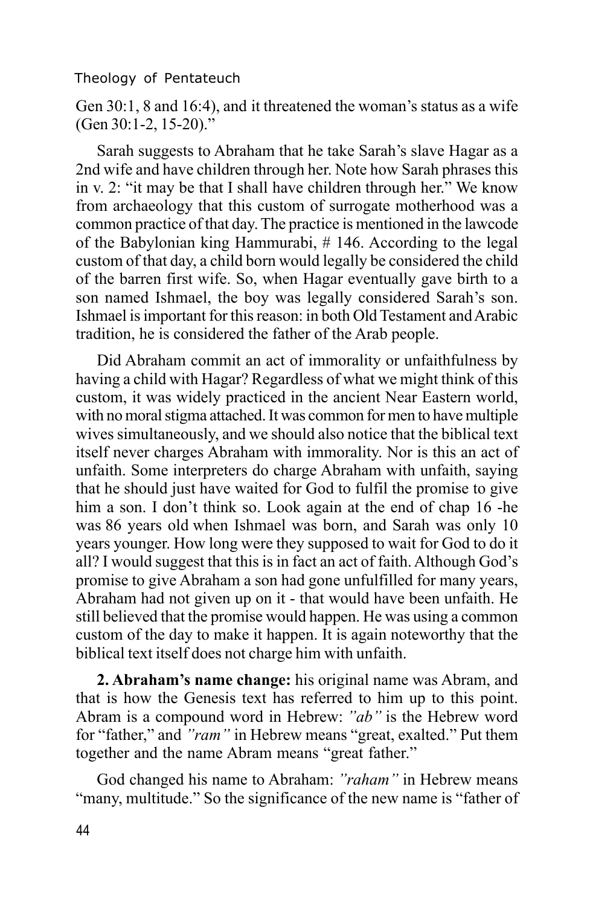Gen 30:1, 8 and 16:4), and it threatened the woman's status as a wife (Gen 30:1-2, 15-20)."

Sarah suggests to Abraham that he take Sarah's slave Hagar as a 2nd wife and have children through her. Note how Sarah phrases this in v. 2: "it may be that I shall have children through her." We know from archaeology that this custom of surrogate motherhood was a common practice of that day. The practice is mentioned in the lawcode of the Babylonian king Hammurabi, # 146. According to the legal custom of that day, a child born would legally be considered the child of the barren first wife. So, when Hagar eventually gave birth to a son named Ishmael, the boy was legally considered Sarah's son. Ishmael is important for this reason: in both Old Testament and Arabic tradition, he is considered the father of the Arab people.

Did Abraham commit an act of immorality or unfaithfulness by having a child with Hagar? Regardless of what we might think of this custom, it was widely practiced in the ancient Near Eastern world, with no moral stigma attached. It was common for men to have multiple wives simultaneously, and we should also notice that the biblical text itself never charges Abraham with immorality. Nor is this an act of unfaith. Some interpreters do charge Abraham with unfaith, saying that he should just have waited for God to fulfil the promise to give him a son. I don't think so. Look again at the end of chap 16 -he was 86 years old when Ishmael was born, and Sarah was only 10 years younger. How long were they supposed to wait for God to do it all? I would suggest that this is in fact an act of faith. Although God's promise to give Abraham a son had gone unfulfilled for many years, Abraham had not given up on it - that would have been unfaith. He still believed that the promise would happen. He was using a common custom of the day to make it happen. It is again noteworthy that the biblical text itself does not charge him with unfaith.

**2. Abraham's name change:** his original name was Abram, and that is how the Genesis text has referred to him up to this point. Abram is a compound word in Hebrew: *"ab"* is the Hebrew word for "father," and *"ram"* in Hebrew means "great, exalted." Put them together and the name Abram means "great father."

God changed his name to Abraham: *"raham"* in Hebrew means "many, multitude." So the significance of the new name is "father of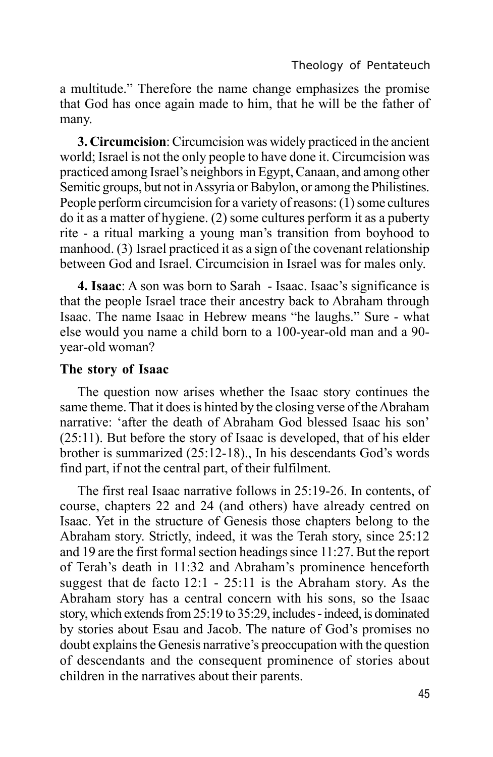a multitude." Therefore the name change emphasizes the promise that God has once again made to him, that he will be the father of many.

**3. Circumcision**: Circumcision was widely practiced in the ancient world; Israel is not the only people to have done it. Circumcision was practiced among Israel's neighbors in Egypt, Canaan, and among other Semitic groups, but not in Assyria or Babylon, or among the Philistines. People perform circumcision for a variety of reasons: (1) some cultures do it as a matter of hygiene. (2) some cultures perform it as a puberty rite - a ritual marking a young man's transition from boyhood to manhood. (3) Israel practiced it as a sign of the covenant relationship between God and Israel. Circumcision in Israel was for males only.

**4. Isaac**: A son was born to Sarah - Isaac. Isaac's significance is that the people Israel trace their ancestry back to Abraham through Isaac. The name Isaac in Hebrew means "he laughs." Sure - what else would you name a child born to a 100-year-old man and a 90-year-old woman?

### The story of Isaac

The question now arises whether the Isaac story continues the same theme. That it does is hinted by the closing verse of the Abraham narrative: 'after the death of Abraham God blessed Isaac his son' (25:11). But before the story of Isaac is developed, that of his elder brother is summarized (25:12-18)., In his descendants God's words find part, if not the central part, of their fulfilment.

The first real Isaac narrative follows in 25:19-26. In contents, of course, chapters 22 and 24 (and others) have already centred on Isaac. Yet in the structure of Genesis those chapters belong to the Abraham story. Strictly, indeed, it was the Terah story, since 25:12 and 19 are the first formal section headings since 11:27. But the report of Terah's death in 11:32 and Abraham's prominence henceforth suggest that de facto 12:1 - 25:11 is the Abraham story. As the Abraham story has a central concern with his sons, so the Isaac story, which extends from 25:19 to 35:29, includes - indeed, is dominated by stories about Esau and Jacob. The nature of God's promises no doubt explains the Genesis narrative's preoccupation with the question of descendants and the consequent prominence of stories about children in the narratives about their parents.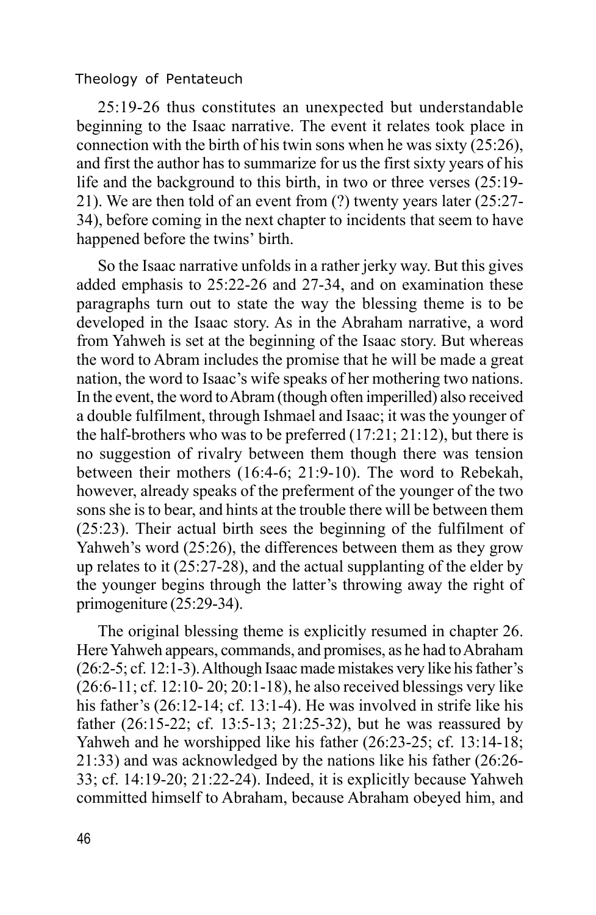25:19-26 thus constitutes an unexpected but understandable beginning to the Isaac narrative. The event it relates took place in connection with the birth of his twin sons when he was sixty (25:26), and first the author has to summarize for us the first sixty years of his life and the background to this birth, in two or three verses (25:19-21). We are then told of an event from (?) twenty years later (25:27-34), before coming in the next chapter to incidents that seem to have happened before the twins' birth.

So the Isaac narrative unfolds in a rather jerky way. But this gives added emphasis to 25:22-26 and 27-34, and on examination these paragraphs turn out to state the way the blessing theme is to be developed in the Isaac story. As in the Abraham narrative, a word from Yahweh is set at the beginning of the Isaac story. But whereas the word to Abram includes the promise that he will be made a great nation, the word to Isaac's wife speaks of her mothering two nations. In the event, the word to Abram (though often imperilled) also received a double fulfilment, through Ishmael and Isaac; it was the younger of the half-brothers who was to be preferred (17:21; 21:12), but there is no suggestion of rivalry between them though there was tension between their mothers (16:4-6; 21:9-10). The word to Rebekah, however, already speaks of the preferment of the younger of the two sons she is to bear, and hints at the trouble there will be between them (25:23). Their actual birth sees the beginning of the fulfilment of Yahweh's word (25:26), the differences between them as they grow up relates to it (25:27-28), and the actual supplanting of the elder by the younger begins through the latter's throwing away the right of primogeniture (25:29-34).

The original blessing theme is explicitly resumed in chapter 26. Here Yahweh appears, commands, and promises, as he had to Abraham (26:2-5; cf. 12:1-3). Although Isaac made mistakes very like his father's (26:6-11; cf. 12:10- 20; 20:1-18), he also received blessings very like his father's (26:12-14; cf. 13:1-4). He was involved in strife like his father (26:15-22; cf. 13:5-13; 21:25-32), but he was reassured by Yahweh and he worshipped like his father (26:23-25; cf. 13:14-18; 21:33) and was acknowledged by the nations like his father (26:26-33; cf. 14:19-20; 21:22-24). Indeed, it is explicitly because Yahweh committed himself to Abraham, because Abraham obeyed him, and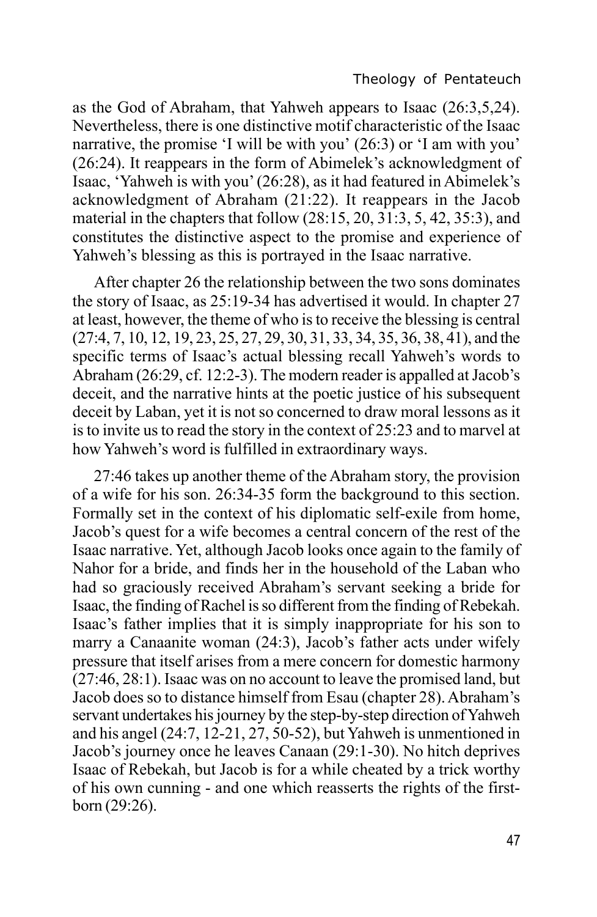as the God of Abraham, that Yahweh appears to Isaac (26:3,5,24). Nevertheless, there is one distinctive motif characteristic of the Isaac narrative, the promise 'I will be with you' (26:3) or 'I am with you' (26:24). It reappears in the form of Abimelek's acknowledgment of Isaac, 'Yahweh is with you' (26:28), as it had featured in Abimelek's acknowledgment of Abraham (21:22). It reappears in the Jacob material in the chapters that follow (28:15, 20, 31:3, 5, 42, 35:3), and constitutes the distinctive aspect to the promise and experience of Yahweh's blessing as this is portrayed in the Isaac narrative.

After chapter 26 the relationship between the two sons dominates the story of Isaac, as 25:19-34 has advertised it would. In chapter 27 at least, however, the theme of who is to receive the blessing is central (27:4, 7, 10, 12, 19, 23, 25, 27, 29, 30, 31, 33, 34, 35, 36, 38, 41), and the specific terms of Isaac's actual blessing recall Yahweh's words to Abraham (26:29, cf. 12:2-3). The modern reader is appalled at Jacob's deceit, and the narrative hints at the poetic justice of his subsequent deceit by Laban, yet it is not so concerned to draw moral lessons as it is to invite us to read the story in the context of 25:23 and to marvel at how Yahweh's word is fulfilled in extraordinary ways.

27:46 takes up another theme of the Abraham story, the provision of a wife for his son. 26:34-35 form the background to this section. Formally set in the context of his diplomatic self-exile from home, Jacob's quest for a wife becomes a central concern of the rest of the Isaac narrative. Yet, although Jacob looks once again to the family of Nahor for a bride, and finds her in the household of the Laban who had so graciously received Abraham's servant seeking a bride for Isaac, the finding of Rachel is so different from the finding of Rebekah. Isaac's father implies that it is simply inappropriate for his son to marry a Canaanite woman (24:3), Jacob's father acts under wifely pressure that itself arises from a mere concern for domestic harmony (27:46, 28:1). Isaac was on no account to leave the promised land, but Jacob does so to distance himself from Esau (chapter 28). Abraham's servant undertakes his journey by the step-by-step direction of Yahweh and his angel (24:7, 12-21, 27, 50-52), but Yahweh is unmentioned in Jacob's journey once he leaves Canaan (29:1-30). No hitch deprives Isaac of Rebekah, but Jacob is for a while cheated by a trick worthy of his own cunning - and one which reasserts the rights of the first-born (29:26).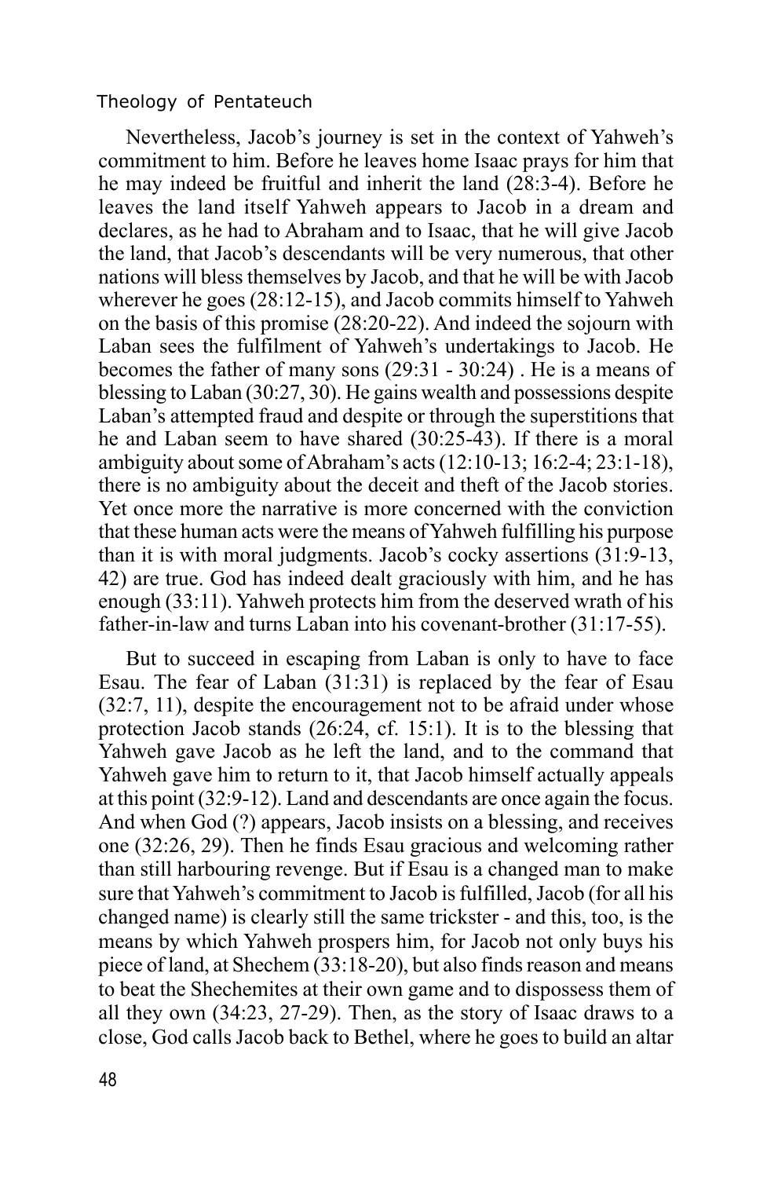Nevertheless, Jacob's journey is set in the context of Yahweh's commitment to him. Before he leaves home Isaac prays for him that he may indeed be fruitful and inherit the land (28:3-4). Before he leaves the land itself Yahweh appears to Jacob in a dream and declares, as he had to Abraham and to Isaac, that he will give Jacob the land, that Jacob's descendants will be very numerous, that other nations will bless themselves by Jacob, and that he will be with Jacob wherever he goes (28:12-15), and Jacob commits himself to Yahweh on the basis of this promise (28:20-22). And indeed the sojourn with Laban sees the fulfilment of Yahweh's undertakings to Jacob. He becomes the father of many sons (29:31 - 30:24) . He is a means of blessing to Laban (30:27, 30). He gains wealth and possessions despite Laban's attempted fraud and despite or through the superstitions that he and Laban seem to have shared (30:25-43). If there is a moral ambiguity about some of Abraham's acts (12:10-13; 16:2-4; 23:1-18), there is no ambiguity about the deceit and theft of the Jacob stories. Yet once more the narrative is more concerned with the conviction that these human acts were the means of Yahweh fulfilling his purpose than it is with moral judgments. Jacob's cocky assertions (31:9-13, 42) are true. God has indeed dealt graciously with him, and he has enough (33:11). Yahweh protects him from the deserved wrath of his father-in-law and turns Laban into his covenant-brother (31:17-55).

But to succeed in escaping from Laban is only to have to face Esau. The fear of Laban (31:31) is replaced by the fear of Esau (32:7, 11), despite the encouragement not to be afraid under whose protection Jacob stands (26:24, cf. 15:1). It is to the blessing that Yahweh gave Jacob as he left the land, and to the command that Yahweh gave him to return to it, that Jacob himself actually appeals at this point (32:9-12). Land and descendants are once again the focus. And when God (?) appears, Jacob insists on a blessing, and receives one (32:26, 29). Then he finds Esau gracious and welcoming rather than still harbouring revenge. But if Esau is a changed man to make sure that Yahweh's commitment to Jacob is fulfilled, Jacob (for all his changed name) is clearly still the same trickster - and this, too, is the means by which Yahweh prospers him, for Jacob not only buys his piece of land, at Shechem (33:18-20), but also finds reason and means to beat the Shechemites at their own game and to dispossess them of all they own (34:23, 27-29). Then, as the story of Isaac draws to a close, God calls Jacob back to Bethel, where he goes to build an altar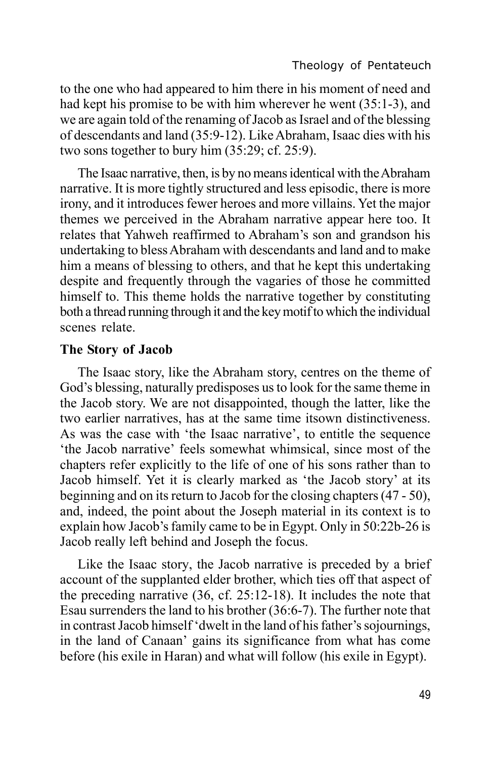to the one who had appeared to him there in his moment of need and had kept his promise to be with him wherever he went (35:1-3), and we are again told of the renaming of Jacob as Israel and of the blessing of descendants and land (35:9-12). Like Abraham, Isaac dies with his two sons together to bury him (35:29; cf. 25:9).

The Isaac narrative, then, is by no means identical with the Abraham narrative. It is more tightly structured and less episodic, there is more irony, and it introduces fewer heroes and more villains. Yet the major themes we perceived in the Abraham narrative appear here too. It relates that Yahweh reaffirmed to Abraham's son and grandson his undertaking to bless Abraham with descendants and land and to make him a means of blessing to others, and that he kept this undertaking despite and frequently through the vagaries of those he committed himself to. This theme holds the narrative together by constituting both a thread running through it and the key motif to which the individual scenes relate.

**The Story of Jacob**

The Isaac story, like the Abraham story, centres on the theme of God's blessing, naturally predisposes us to look for the same theme in the Jacob story. We are not disappointed, though the latter, like the two earlier narratives, has at the same time itsown distinctiveness. As was the case with 'the Isaac narrative', to entitle the sequence 'the Jacob narrative' feels somewhat whimsical, since most of the chapters refer explicitly to the life of one of his sons rather than to Jacob himself. Yet it is clearly marked as 'the Jacob story' at its beginning and on its return to Jacob for the closing chapters (47 - 50), and, indeed, the point about the Joseph material in its context is to explain how Jacob's family came to be in Egypt. Only in 50:22b-26 is Jacob really left behind and Joseph the focus.

Like the Isaac story, the Jacob narrative is preceded by a brief account of the supplanted elder brother, which ties off that aspect of the preceding narrative (36, cf. 25:12-18). It includes the note that Esau surrenders the land to his brother (36:6-7). The further note that in contrast Jacob himself 'dwelt in the land of his father's sojournings, in the land of Canaan' gains its significance from what has come before (his exile in Haran) and what will follow (his exile in Egypt).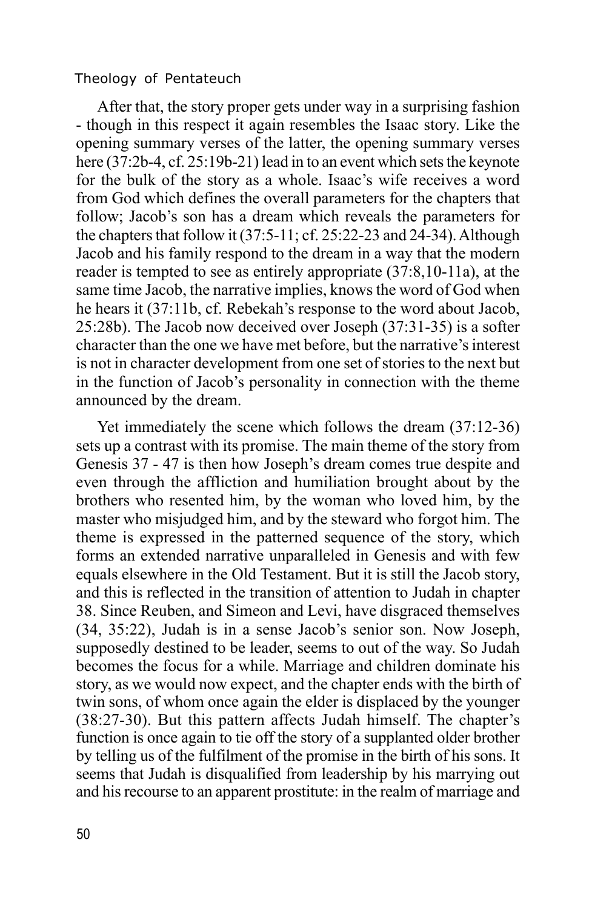After that, the story proper gets under way in a surprising fashion - though in this respect it again resembles the Isaac story. Like the opening summary verses of the latter, the opening summary verses here (37:2b-4, cf. 25:19b-21) lead in to an event which sets the keynote for the bulk of the story as a whole. Isaac's wife receives a word from God which defines the overall parameters for the chapters that follow; Jacob's son has a dream which reveals the parameters for the chapters that follow it (37:5-11; cf. 25:22-23 and 24-34). Although Jacob and his family respond to the dream in a way that the modern reader is tempted to see as entirely appropriate (37:8,10-11a), at the same time Jacob, the narrative implies, knows the word of God when he hears it (37:11b, cf. Rebekah's response to the word about Jacob, 25:28b). The Jacob now deceived over Joseph (37:31-35) is a softer character than the one we have met before, but the narrative's interest is not in character development from one set of stories to the next but in the function of Jacob's personality in connection with the theme announced by the dream.

Yet immediately the scene which follows the dream (37:12-36) sets up a contrast with its promise. The main theme of the story from Genesis 37 - 47 is then how Joseph's dream comes true despite and even through the affliction and humiliation brought about by the brothers who resented him, by the woman who loved him, by the master who misjudged him, and by the steward who forgot him. The theme is expressed in the patterned sequence of the story, which forms an extended narrative unparalleled in Genesis and with few equals elsewhere in the Old Testament. But it is still the Jacob story, and this is reflected in the transition of attention to Judah in chapter 38. Since Reuben, and Simeon and Levi, have disgraced themselves (34, 35:22), Judah is in a sense Jacob's senior son. Now Joseph, supposedly destined to be leader, seems to out of the way. So Judah becomes the focus for a while. Marriage and children dominate his story, as we would now expect, and the chapter ends with the birth of twin sons, of whom once again the elder is displaced by the younger (38:27-30). But this pattern affects Judah himself. The chapter's function is once again to tie off the story of a supplanted older brother by telling us of the fulfilment of the promise in the birth of his sons. It seems that Judah is disqualified from leadership by his marrying out and his recourse to an apparent prostitute: in the realm of marriage and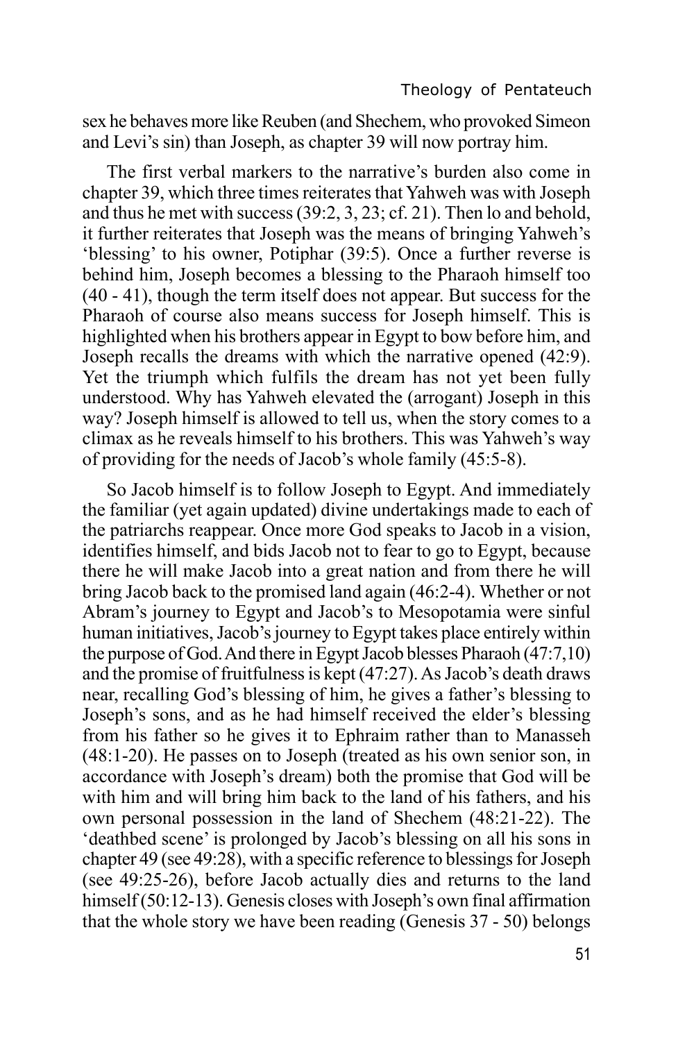sex he behaves more like Reuben (and Shechem, who provoked Simeon and Levi's sin) than Joseph, as chapter 39 will now portray him.

The first verbal markers to the narrative's burden also come in chapter 39, which three times reiterates that Yahweh was with Joseph and thus he met with success (39:2, 3, 23; cf. 21). Then lo and behold, it further reiterates that Joseph was the means of bringing Yahweh's 'blessing' to his owner, Potiphar (39:5). Once a further reverse is behind him, Joseph becomes a blessing to the Pharaoh himself too (40 - 41), though the term itself does not appear. But success for the Pharaoh of course also means success for Joseph himself. This is highlighted when his brothers appear in Egypt to bow before him, and Joseph recalls the dreams with which the narrative opened (42:9). Yet the triumph which fulfils the dream has not yet been fully understood. Why has Yahweh elevated the (arrogant) Joseph in this way? Joseph himself is allowed to tell us, when the story comes to a climax as he reveals himself to his brothers. This was Yahweh's way of providing for the needs of Jacob's whole family (45:5-8).

So Jacob himself is to follow Joseph to Egypt. And immediately the familiar (yet again updated) divine undertakings made to each of the patriarchs reappear. Once more God speaks to Jacob in a vision, identifies himself, and bids Jacob not to fear to go to Egypt, because there he will make Jacob into a great nation and from there he will bring Jacob back to the promised land again (46:2-4). Whether or not Abram's journey to Egypt and Jacob's to Mesopotamia were sinful human initiatives, Jacob's journey to Egypt takes place entirely within the purpose of God. And there in Egypt Jacob blesses Pharaoh (47:7,10) and the promise of fruitfulness is kept (47:27). As Jacob's death draws near, recalling God's blessing of him, he gives a father's blessing to Joseph's sons, and as he had himself received the elder's blessing from his father so he gives it to Ephraim rather than to Manasseh (48:1-20). He passes on to Joseph (treated as his own senior son, in accordance with Joseph's dream) both the promise that God will be with him and will bring him back to the land of his fathers, and his own personal possession in the land of Shechem (48:21-22). The 'deathbed scene' is prolonged by Jacob's blessing on all his sons in chapter 49 (see 49:28), with a specific reference to blessings for Joseph (see 49:25-26), before Jacob actually dies and returns to the land himself (50:12-13). Genesis closes with Joseph's own final affirmation that the whole story we have been reading (Genesis 37 - 50) belongs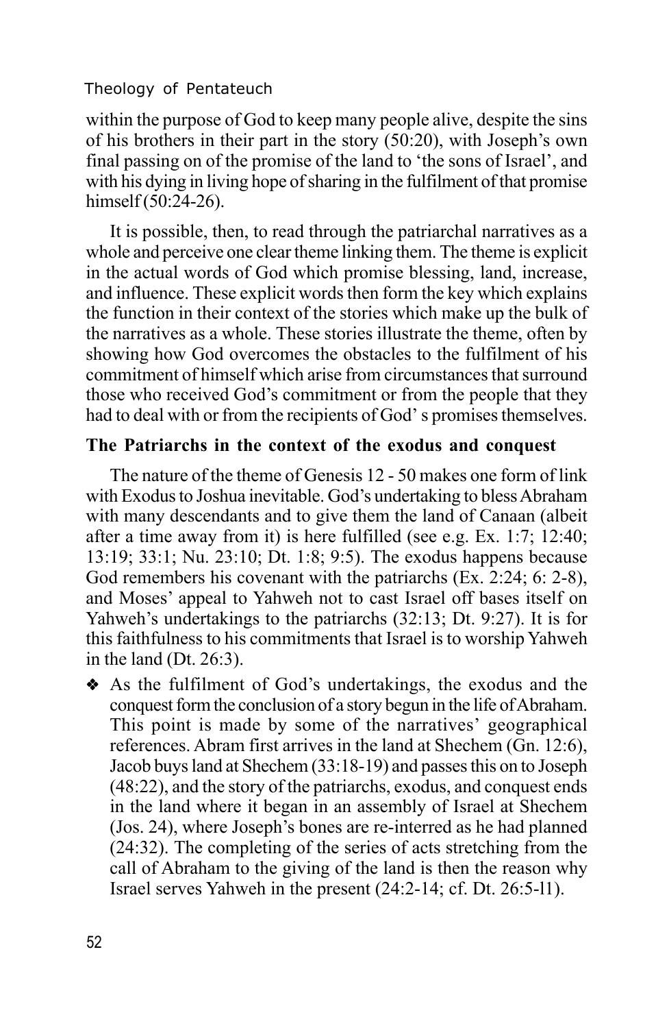within the purpose of God to keep many people alive, despite the sins of his brothers in their part in the story (50:20), with Joseph's own final passing on of the promise of the land to 'the sons of Israel', and with his dying in living hope of sharing in the fulfilment of that promise himself (50:24-26).

It is possible, then, to read through the patriarchal narratives as a whole and perceive one clear theme linking them. The theme is explicit in the actual words of God which promise blessing, land, increase, and influence. These explicit words then form the key which explains the function in their context of the stories which make up the bulk of the narratives as a whole. These stories illustrate the theme, often by showing how God overcomes the obstacles to the fulfilment of his commitment of himself which arise from circumstances that surround those who received God's commitment or from the people that they had to deal with or from the recipients of God' s promises themselves.

### The Patriarchs in the context of the exodus and conquest

The nature of the theme of Genesis 12 - 50 makes one form of link with Exodus to Joshua inevitable. God's undertaking to bless Abraham with many descendants and to give them the land of Canaan (albeit after a time away from it) is here fulfilled (see e.g. Ex. 1:7; 12:40; 13:19; 33:1; Nu. 23:10; Dt. 1:8; 9:5). The exodus happens because God remembers his covenant with the patriarchs (Ex. 2:24; 6: 2-8), and Moses' appeal to Yahweh not to cast Israel off bases itself on Yahweh's undertakings to the patriarchs (32:13; Dt. 9:27). It is for this faithfulness to his commitments that Israel is to worship Yahweh in the land (Dt. 26:3).

- As the fulfilment of God's undertakings, the exodus and the conquest form the conclusion of a story begun in the life of Abraham. This point is made by some of the narratives' geographical references. Abram first arrives in the land at Shechem (Gn. 12:6), Jacob buys land at Shechem (33:18-19) and passes this on to Joseph (48:22), and the story of the patriarchs, exodus, and conquest ends in the land where it began in an assembly of Israel at Shechem (Jos. 24), where Joseph's bones are re-interred as he had planned (24:32). The completing of the series of acts stretching from the call of Abraham to the giving of the land is then the reason why Israel serves Yahweh in the present (24:2-14; cf. Dt. 26:5-l1).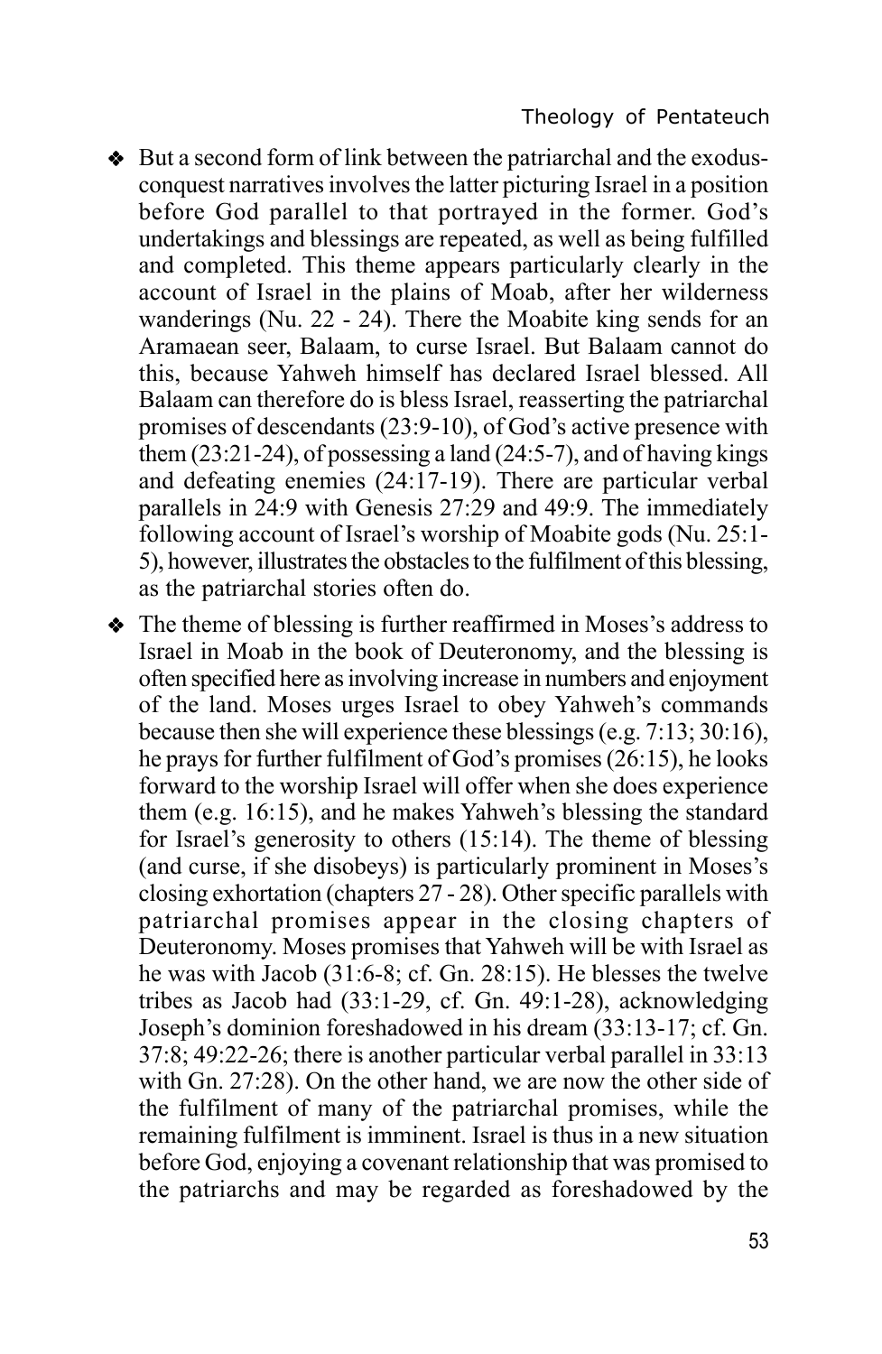- But a second form of link between the patriarchal and the exodus-conquest narratives involves the latter picturing Israel in a position before God parallel to that portrayed in the former. God's undertakings and blessings are repeated, as well as being fulfilled and completed. This theme appears particularly clearly in the account of Israel in the plains of Moab, after her wilderness wanderings (Nu. 22 - 24). There the Moabite king sends for an Aramaean seer, Balaam, to curse Israel. But Balaam cannot do this, because Yahweh himself has declared Israel blessed. All Balaam can therefore do is bless Israel, reasserting the patriarchal promises of descendants (23:9-10), of God's active presence with them (23:21-24), of possessing a land (24:5-7), and of having kings and defeating enemies (24:17-19). There are particular verbal parallels in 24:9 with Genesis 27:29 and 49:9. The immediately following account of Israel's worship of Moabite gods (Nu. 25:1-5), however, illustrates the obstacles to the fulfilment of this blessing, as the patriarchal stories often do.

- The theme of blessing is further reaffirmed in Moses's address to Israel in Moab in the book of Deuteronomy, and the blessing is often specified here as involving increase in numbers and enjoyment of the land. Moses urges Israel to obey Yahweh's commands because then she will experience these blessings (e.g. 7:13; 30:16), he prays for further fulfilment of God's promises (26:15), he looks forward to the worship Israel will offer when she does experience them (e.g. 16:15), and he makes Yahweh's blessing the standard for Israel's generosity to others (15:14). The theme of blessing (and curse, if she disobeys) is particularly prominent in Moses's closing exhortation (chapters 27 - 28). Other specific parallels with patriarchal promises appear in the closing chapters of Deuteronomy. Moses promises that Yahweh will be with Israel as he was with Jacob (31:6-8; cf. Gn. 28:15). He blesses the twelve tribes as Jacob had (33:1-29, cf. Gn. 49:1-28), acknowledging Joseph's dominion foreshadowed in his dream (33:13-17; cf. Gn. 37:8; 49:22-26; there is another particular verbal parallel in 33:13 with Gn. 27:28). On the other hand, we are now the other side of the fulfilment of many of the patriarchal promises, while the remaining fulfilment is imminent. Israel is thus in a new situation before God, enjoying a covenant relationship that was promised to the patriarchs and may be regarded as foreshadowed by the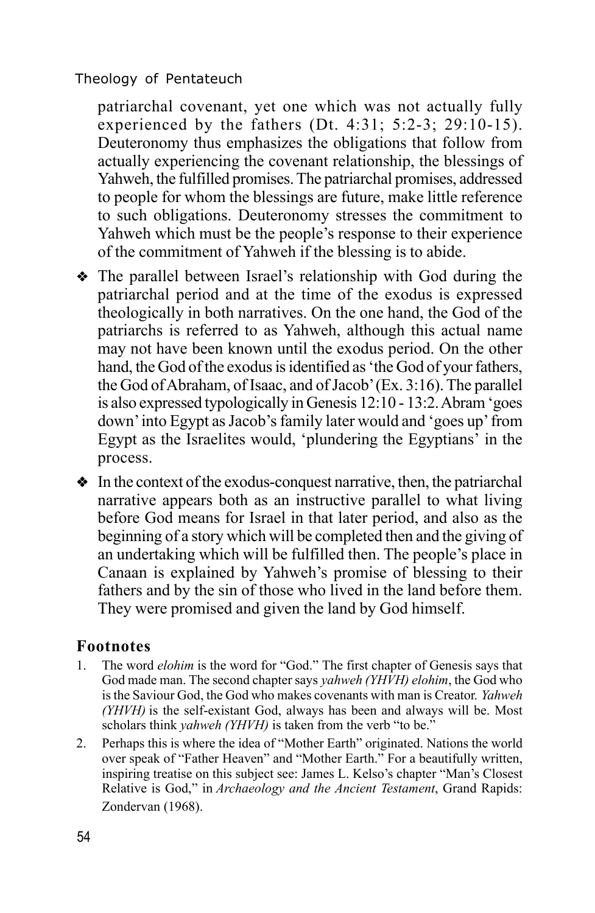patriarchal covenant, yet one which was not actually fully experienced by the fathers (Dt. 4:31; 5:2-3; 29:10-15). Deuteronomy thus emphasizes the obligations that follow from actually experiencing the covenant relationship, the blessings of Yahweh, the fulfilled promises. The patriarchal promises, addressed to people for whom the blessings are future, make little reference to such obligations. Deuteronomy stresses the commitment to Yahweh which must be the people's response to their experience of the commitment of Yahweh if the blessing is to abide.

❖ The parallel between Israel's relationship with God during the patriarchal period and at the time of the exodus is expressed theologically in both narratives. On the one hand, the God of the patriarchs is referred to as Yahweh, although this actual name may not have been known until the exodus period. On the other hand, the God of the exodus is identified as 'the God of your fathers, the God of Abraham, of Isaac, and of Jacob' (Ex. 3:16). The parallel is also expressed typologically in Genesis 12:10 - 13:2. Abram 'goes down' into Egypt as Jacob's family later would and 'goes up' from Egypt as the Israelites would, 'plundering the Egyptians' in the process.

❖ In the context of the exodus-conquest narrative, then, the patriarchal narrative appears both as an instructive parallel to what living before God means for Israel in that later period, and also as the beginning of a story which will be completed then and the giving of an undertaking which will be fulfilled then. The people's place in Canaan is explained by Yahweh's promise of blessing to their fathers and by the sin of those who lived in the land before them. They were promised and given the land by God himself.

### Footnotes

1. The word *elohim* is the word for "God." The first chapter of Genesis says that God made man. The second chapter says *yahweh (YHVH) elohim*, the God who is the Saviour God, the God who makes covenants with man is Creator. *Yahweh (YHVH)* is the self-existant God, always has been and always will be. Most scholars think *yahweh (YHVH)* is taken from the verb "to be."
2. Perhaps this is where the idea of "Mother Earth" originated. Nations the world over speak of "Father Heaven" and "Mother Earth." For a beautifully written, inspiring treatise on this subject see: James L. Kelso's chapter "Man's Closest Relative is God," in *Archaeology and the Ancient Testament*, Grand Rapids: Zondervan (1968).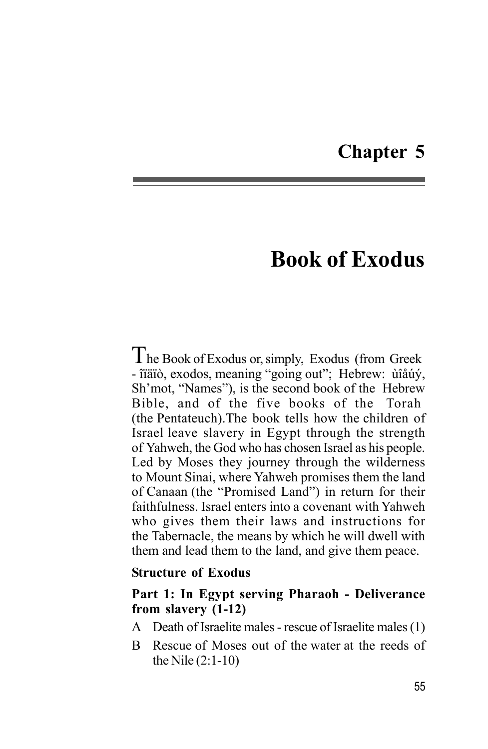# Chapter 5

# Book of Exodus

The Book of Exodus or, simply, Exodus (from Greek - îïäïò, exodos, meaning "going out"; Hebrew: ùîåúý, Sh'mot, "Names"), is the second book of the Hebrew Bible, and of the five books of the Torah (the Pentateuch).The book tells how the children of Israel leave slavery in Egypt through the strength of Yahweh, the God who has chosen Israel as his people. Led by Moses they journey through the wilderness to Mount Sinai, where Yahweh promises them the land of Canaan (the "Promised Land") in return for their faithfulness. Israel enters into a covenant with Yahweh who gives them their laws and instructions for the Tabernacle, the means by which he will dwell with them and lead them to the land, and give them peace.

**Structure of Exodus**

**Part 1: In Egypt serving Pharaoh - Deliverance from slavery (1-12)**

A Death of Israelite males - rescue of Israelite males (1)

B Rescue of Moses out of the water at the reeds of the Nile (2:1-10)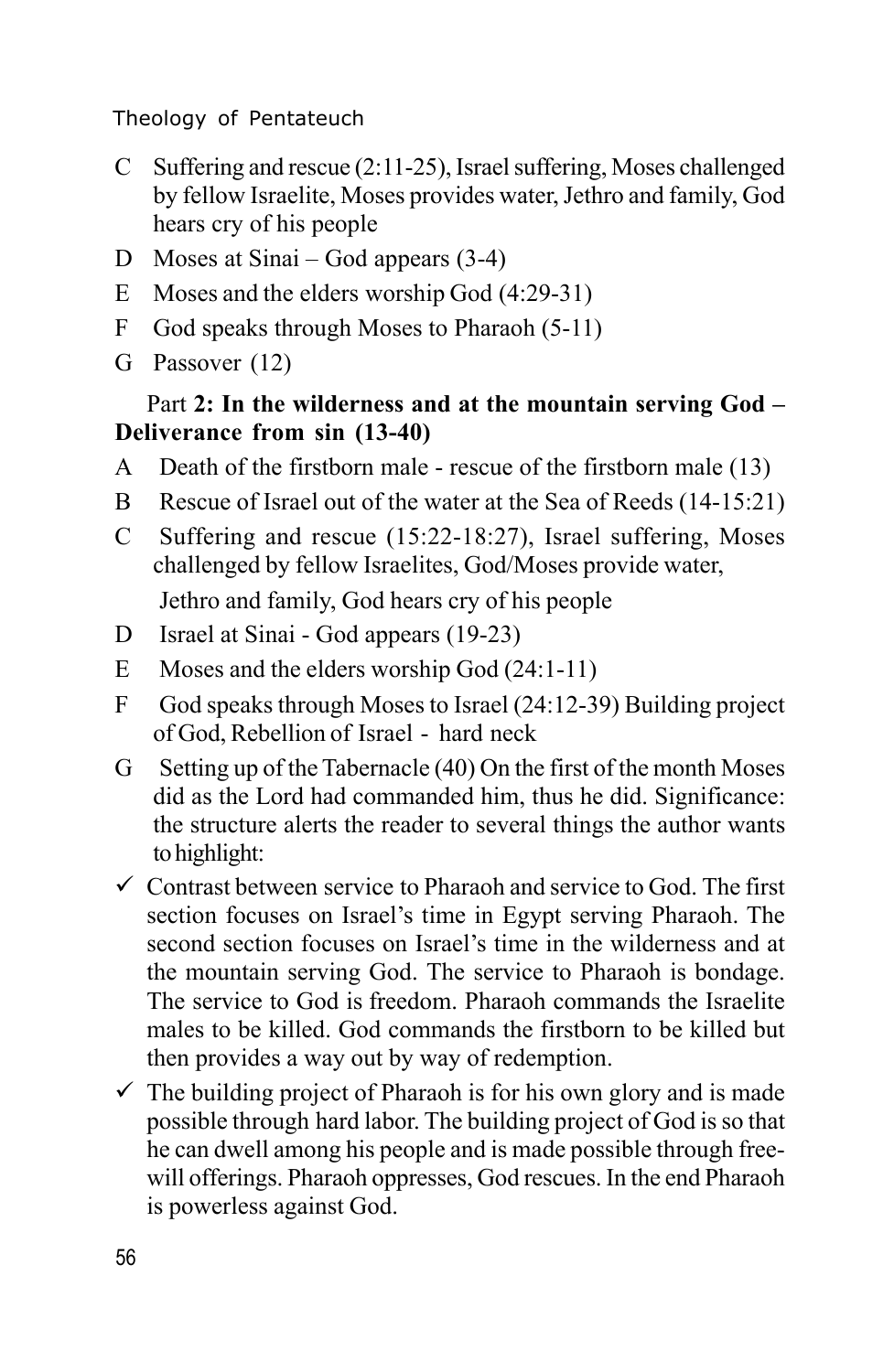C Suffering and rescue (2:11-25), Israel suffering, Moses challenged by fellow Israelite, Moses provides water, Jethro and family, God hears cry of his people

D Moses at Sinai – God appears (3-4)

E Moses and the elders worship God (4:29-31)

F God speaks through Moses to Pharaoh (5-11)

G Passover (12)

Part **2: In the wilderness and at the mountain serving God – Deliverance from sin (13-40)**

A Death of the firstborn male - rescue of the firstborn male (13)

B Rescue of Israel out of the water at the Sea of Reeds (14-15:21)

C Suffering and rescue (15:22-18:27), Israel suffering, Moses challenged by fellow Israelites, God/Moses provide water, Jethro and family, God hears cry of his people

D Israel at Sinai - God appears (19-23)

E Moses and the elders worship God (24:1-11)

F God speaks through Moses to Israel (24:12-39) Building project of God, Rebellion of Israel - hard neck

G Setting up of the Tabernacle (40) On the first of the month Moses did as the Lord had commanded him, thus he did. Significance: the structure alerts the reader to several things the author wants to highlight:

- ✓ Contrast between service to Pharaoh and service to God. The first section focuses on Israel's time in Egypt serving Pharaoh. The second section focuses on Israel's time in the wilderness and at the mountain serving God. The service to Pharaoh is bondage. The service to God is freedom. Pharaoh commands the Israelite males to be killed. God commands the firstborn to be killed but then provides a way out by way of redemption.
- ✓ The building project of Pharaoh is for his own glory and is made possible through hard labor. The building project of God is so that he can dwell among his people and is made possible through free-will offerings. Pharaoh oppresses, God rescues. In the end Pharaoh is powerless against God.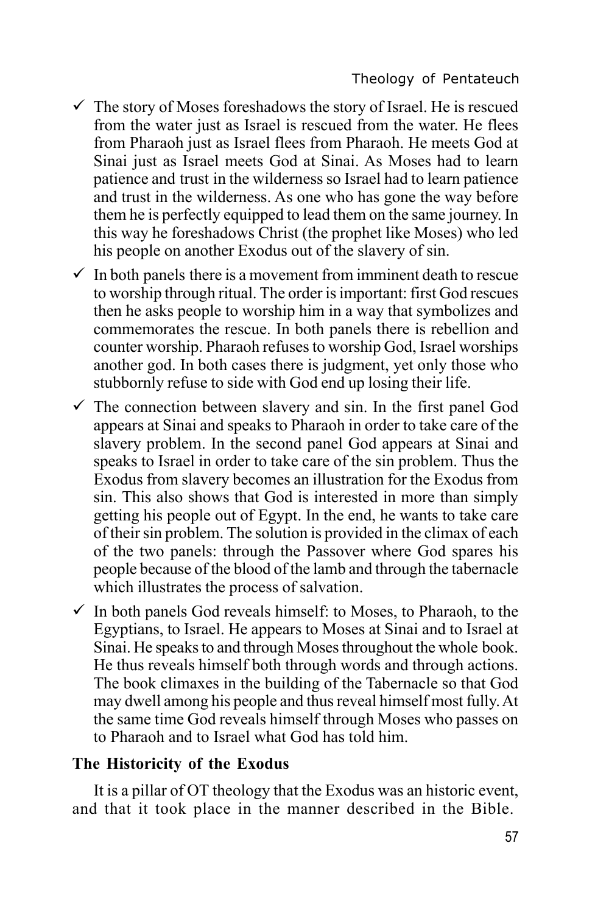- ✓ The story of Moses foreshadows the story of Israel. He is rescued from the water just as Israel is rescued from the water. He flees from Pharaoh just as Israel flees from Pharaoh. He meets God at Sinai just as Israel meets God at Sinai. As Moses had to learn patience and trust in the wilderness so Israel had to learn patience and trust in the wilderness. As one who has gone the way before them he is perfectly equipped to lead them on the same journey. In this way he foreshadows Christ (the prophet like Moses) who led his people on another Exodus out of the slavery of sin.
- ✓ In both panels there is a movement from imminent death to rescue to worship through ritual. The order is important: first God rescues then he asks people to worship him in a way that symbolizes and commemorates the rescue. In both panels there is rebellion and counter worship. Pharaoh refuses to worship God, Israel worships another god. In both cases there is judgment, yet only those who stubbornly refuse to side with God end up losing their life.
- ✓ The connection between slavery and sin. In the first panel God appears at Sinai and speaks to Pharaoh in order to take care of the slavery problem. In the second panel God appears at Sinai and speaks to Israel in order to take care of the sin problem. Thus the Exodus from slavery becomes an illustration for the Exodus from sin. This also shows that God is interested in more than simply getting his people out of Egypt. In the end, he wants to take care of their sin problem. The solution is provided in the climax of each of the two panels: through the Passover where God spares his people because of the blood of the lamb and through the tabernacle which illustrates the process of salvation.
- ✓ In both panels God reveals himself: to Moses, to Pharaoh, to the Egyptians, to Israel. He appears to Moses at Sinai and to Israel at Sinai. He speaks to and through Moses throughout the whole book. He thus reveals himself both through words and through actions. The book climaxes in the building of the Tabernacle so that God may dwell among his people and thus reveal himself most fully. At the same time God reveals himself through Moses who passes on to Pharaoh and to Israel what God has told him.

**The Historicity of the Exodus**

It is a pillar of OT theology that the Exodus was an historic event, and that it took place in the manner described in the Bible.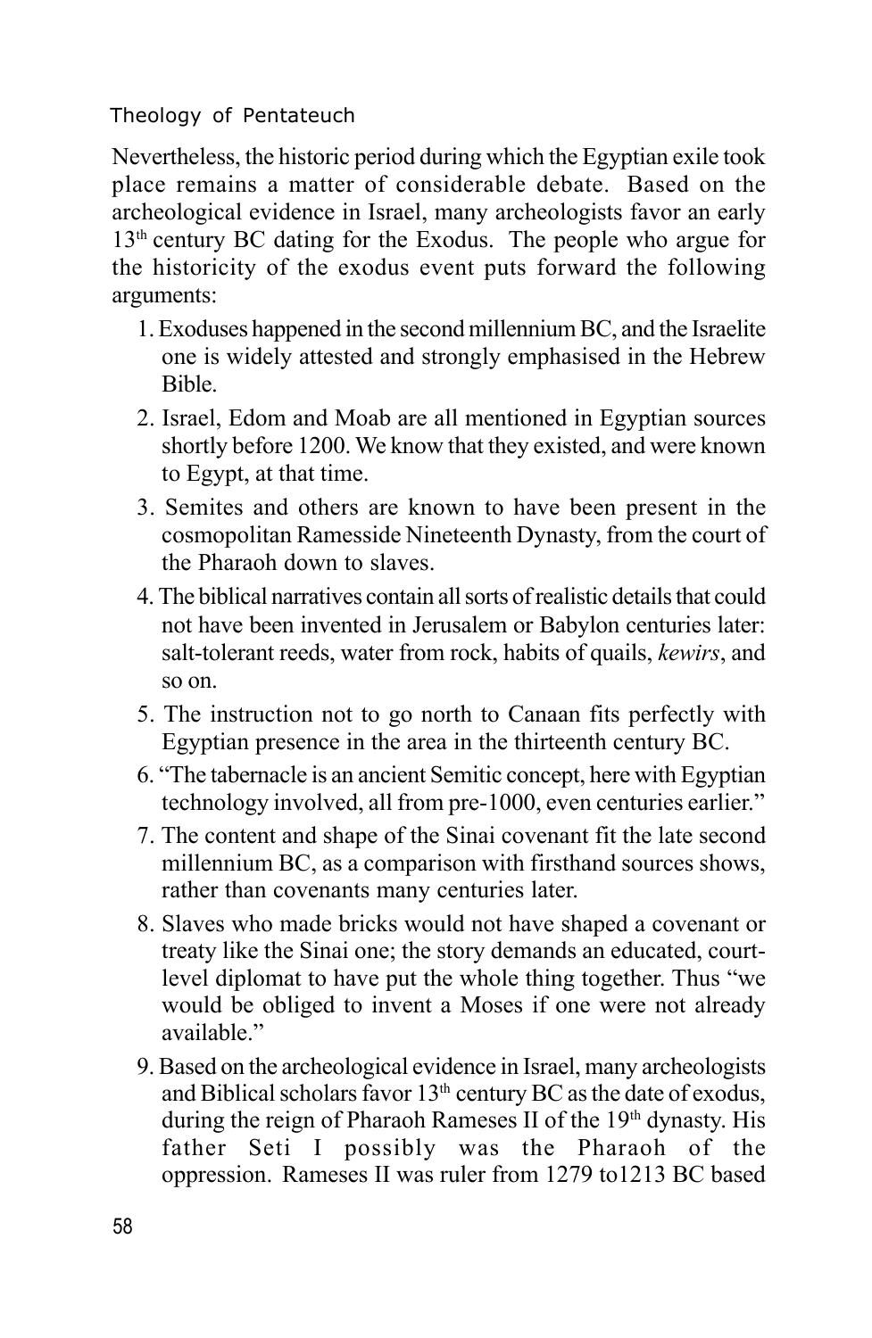Nevertheless, the historic period during which the Egyptian exile took place remains a matter of considerable debate. Based on the archeological evidence in Israel, many archeologists favor an early 13th century BC dating for the Exodus. The people who argue for the historicity of the exodus event puts forward the following arguments:

1. Exoduses happened in the second millennium BC, and the Israelite one is widely attested and strongly emphasised in the Hebrew Bible.
2. Israel, Edom and Moab are all mentioned in Egyptian sources shortly before 1200. We know that they existed, and were known to Egypt, at that time.
3. Semites and others are known to have been present in the cosmopolitan Ramesside Nineteenth Dynasty, from the court of the Pharaoh down to slaves.
4. The biblical narratives contain all sorts of realistic details that could not have been invented in Jerusalem or Babylon centuries later: salt-tolerant reeds, water from rock, habits of quails, *kewirs*, and so on.
5. The instruction not to go north to Canaan fits perfectly with Egyptian presence in the area in the thirteenth century BC.
6. "The tabernacle is an ancient Semitic concept, here with Egyptian technology involved, all from pre-1000, even centuries earlier."
7. The content and shape of the Sinai covenant fit the late second millennium BC, as a comparison with firsthand sources shows, rather than covenants many centuries later.
8. Slaves who made bricks would not have shaped a covenant or treaty like the Sinai one; the story demands an educated, court-level diplomat to have put the whole thing together. Thus "we would be obliged to invent a Moses if one were not already available."
9. Based on the archeological evidence in Israel, many archeologists and Biblical scholars favor 13th century BC as the date of exodus, during the reign of Pharaoh Rameses II of the 19th dynasty. His father Seti I possibly was the Pharaoh of the oppression. Rameses II was ruler from 1279 to1213 BC based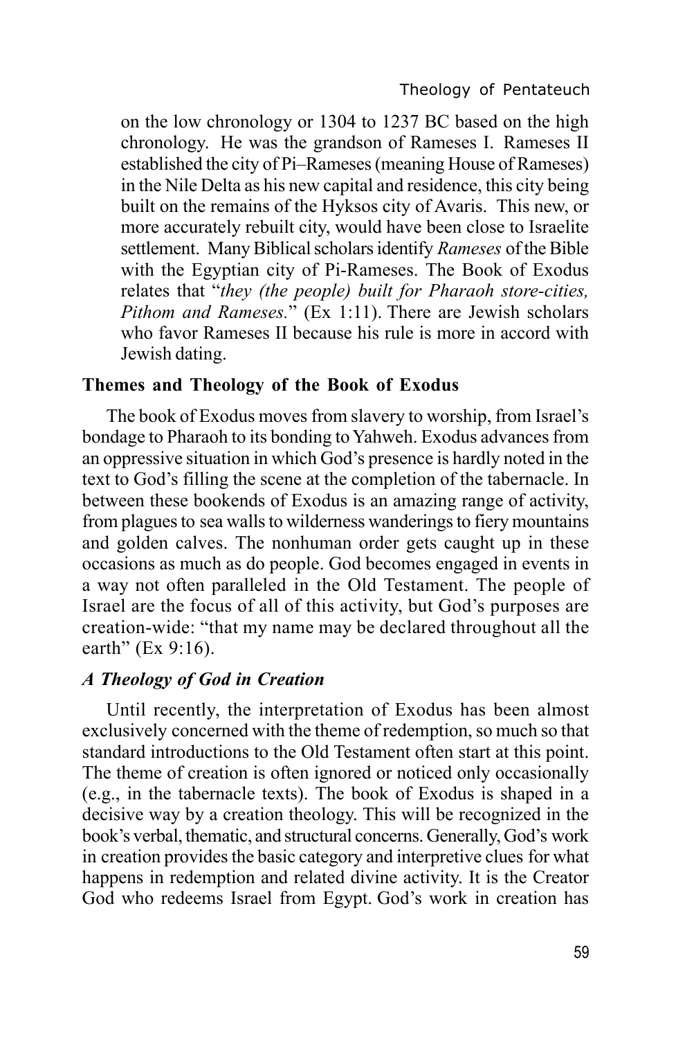on the low chronology or 1304 to 1237 BC based on the high chronology. He was the grandson of Rameses I. Rameses II established the city of Pi–Rameses (meaning House of Rameses) in the Nile Delta as his new capital and residence, this city being built on the remains of the Hyksos city of Avaris. This new, or more accurately rebuilt city, would have been close to Israelite settlement. Many Biblical scholars identify *Rameses* of the Bible with the Egyptian city of Pi-Rameses. The Book of Exodus relates that "*they (the people) built for Pharaoh store-cities, Pithom and Rameses.*" (Ex 1:11). There are Jewish scholars who favor Rameses II because his rule is more in accord with Jewish dating.

## Themes and Theology of the Book of Exodus

The book of Exodus moves from slavery to worship, from Israel's bondage to Pharaoh to its bonding to Yahweh. Exodus advances from an oppressive situation in which God's presence is hardly noted in the text to God's filling the scene at the completion of the tabernacle. In between these bookends of Exodus is an amazing range of activity, from plagues to sea walls to wilderness wanderings to fiery mountains and golden calves. The nonhuman order gets caught up in these occasions as much as do people. God becomes engaged in events in a way not often paralleled in the Old Testament. The people of Israel are the focus of all of this activity, but God's purposes are creation-wide: "that my name may be declared throughout all the earth" (Ex 9:16).

### *A Theology of God in Creation*

Until recently, the interpretation of Exodus has been almost exclusively concerned with the theme of redemption, so much so that standard introductions to the Old Testament often start at this point. The theme of creation is often ignored or noticed only occasionally (e.g., in the tabernacle texts). The book of Exodus is shaped in a decisive way by a creation theology. This will be recognized in the book's verbal, thematic, and structural concerns. Generally, God's work in creation provides the basic category and interpretive clues for what happens in redemption and related divine activity. It is the Creator God who redeems Israel from Egypt. God's work in creation has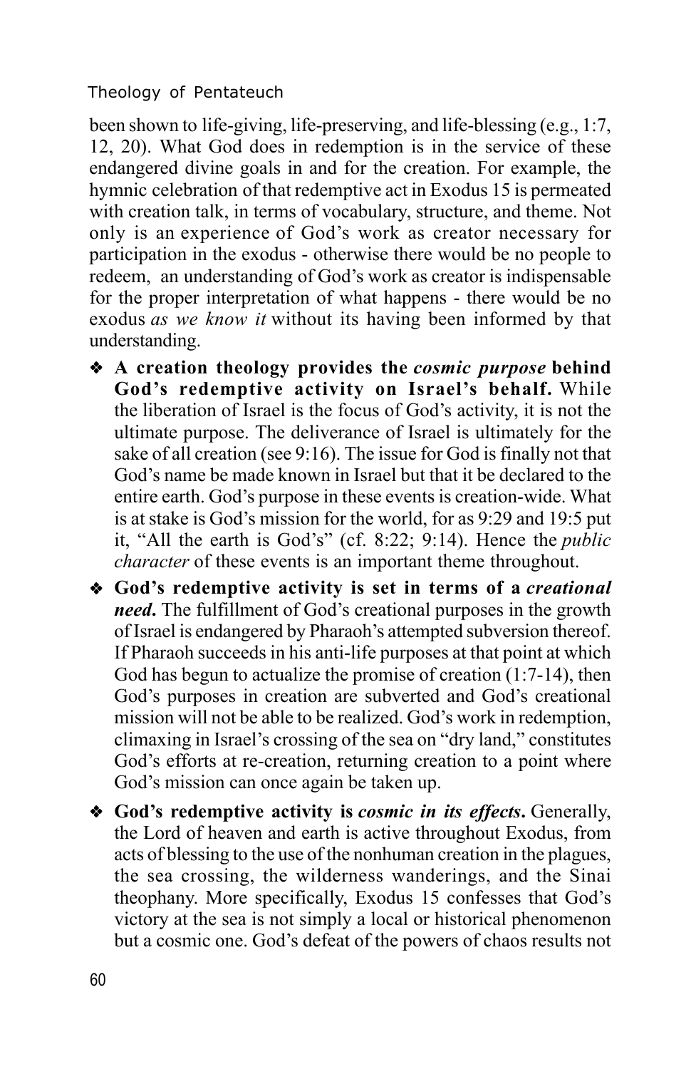been shown to life-giving, life-preserving, and life-blessing (e.g., 1:7, 12, 20). What God does in redemption is in the service of these endangered divine goals in and for the creation. For example, the hymnic celebration of that redemptive act in Exodus 15 is permeated with creation talk, in terms of vocabulary, structure, and theme. Not only is an experience of God's work as creator necessary for participation in the exodus - otherwise there would be no people to redeem, an understanding of God's work as creator is indispensable for the proper interpretation of what happens - there would be no exodus *as we know it* without its having been informed by that understanding.

- **A creation theology provides the *cosmic purpose* behind God's redemptive activity on Israel's behalf.** While the liberation of Israel is the focus of God's activity, it is not the ultimate purpose. The deliverance of Israel is ultimately for the sake of all creation (see 9:16). The issue for God is finally not that God's name be made known in Israel but that it be declared to the entire earth. God's purpose in these events is creation-wide. What is at stake is God's mission for the world, for as 9:29 and 19:5 put it, "All the earth is God's" (cf. 8:22; 9:14). Hence the *public character* of these events is an important theme throughout.
- **God's redemptive activity is set in terms of a *creational need*.** The fulfillment of God's creational purposes in the growth of Israel is endangered by Pharaoh's attempted subversion thereof. If Pharaoh succeeds in his anti-life purposes at that point at which God has begun to actualize the promise of creation (1:7-14), then God's purposes in creation are subverted and God's creational mission will not be able to be realized. God's work in redemption, climaxing in Israel's crossing of the sea on "dry land," constitutes God's efforts at re-creation, returning creation to a point where God's mission can once again be taken up.
- **God's redemptive activity is *cosmic in its effects*.** Generally, the Lord of heaven and earth is active throughout Exodus, from acts of blessing to the use of the nonhuman creation in the plagues, the sea crossing, the wilderness wanderings, and the Sinai theophany. More specifically, Exodus 15 confesses that God's victory at the sea is not simply a local or historical phenomenon but a cosmic one. God's defeat of the powers of chaos results not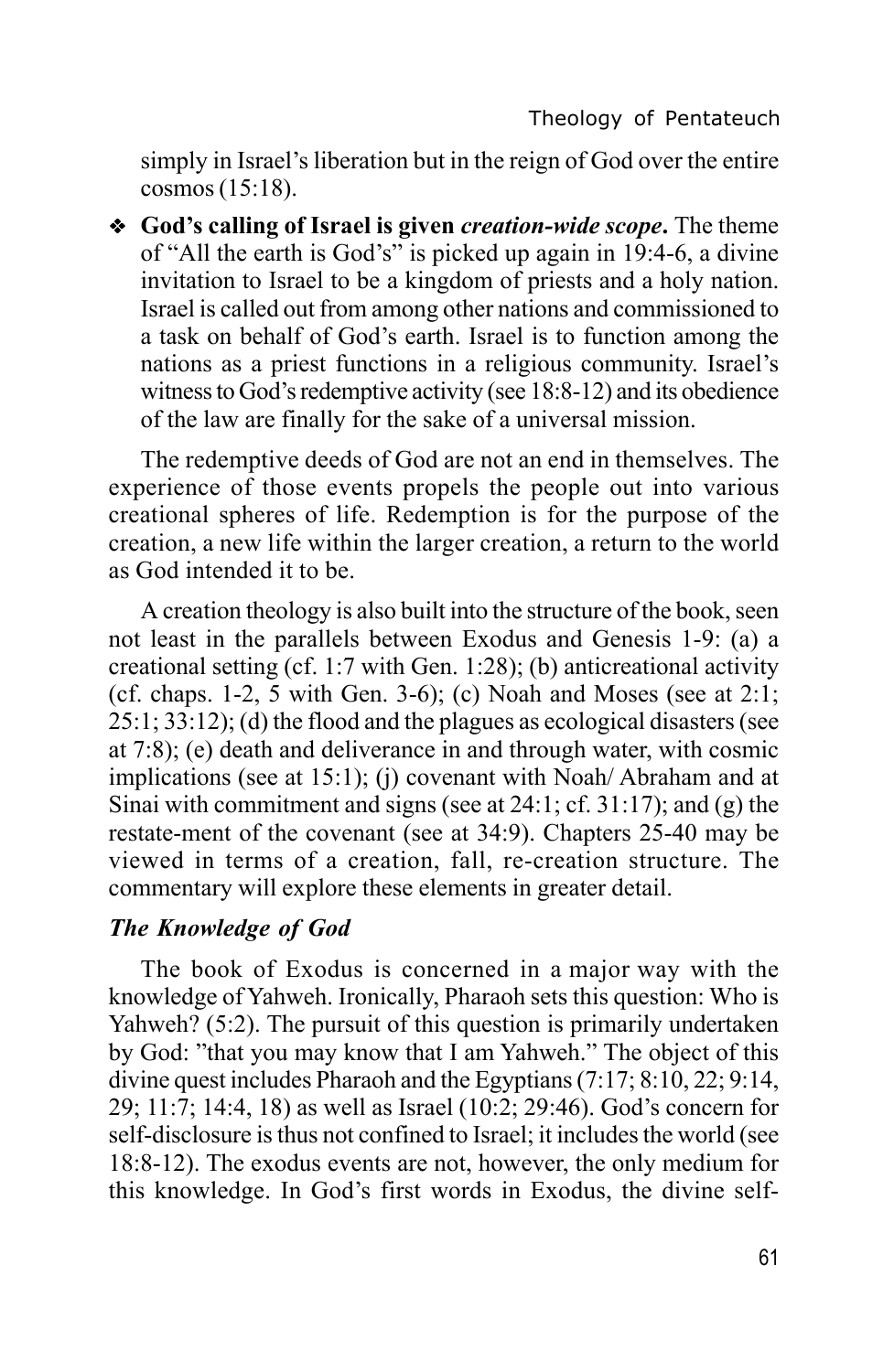simply in Israel's liberation but in the reign of God over the entire cosmos (15:18).

- **God's calling of Israel is given *creation-wide scope*.** The theme of "All the earth is God's" is picked up again in 19:4-6, a divine invitation to Israel to be a kingdom of priests and a holy nation. Israel is called out from among other nations and commissioned to a task on behalf of God's earth. Israel is to function among the nations as a priest functions in a religious community. Israel's witness to God's redemptive activity (see 18:8-12) and its obedience of the law are finally for the sake of a universal mission.

The redemptive deeds of God are not an end in themselves. The experience of those events propels the people out into various creational spheres of life. Redemption is for the purpose of the creation, a new life within the larger creation, a return to the world as God intended it to be.

A creation theology is also built into the structure of the book, seen not least in the parallels between Exodus and Genesis 1-9: (a) a creational setting (cf. 1:7 with Gen. 1:28); (b) anticreational activity (cf. chaps. 1-2, 5 with Gen. 3-6); (c) Noah and Moses (see at 2:1; 25:1; 33:12); (d) the flood and the plagues as ecological disasters (see at 7:8); (e) death and deliverance in and through water, with cosmic implications (see at 15:1); (j) covenant with Noah/ Abraham and at Sinai with commitment and signs (see at 24:1; cf. 31:17); and (g) the restate-ment of the covenant (see at 34:9). Chapters 25-40 may be viewed in terms of a creation, fall, re-creation structure. The commentary will explore these elements in greater detail.

### *The Knowledge of God*

The book of Exodus is concerned in a major way with the knowledge of Yahweh. Ironically, Pharaoh sets this question: Who is Yahweh? (5:2). The pursuit of this question is primarily undertaken by God: "that you may know that I am Yahweh." The object of this divine quest includes Pharaoh and the Egyptians (7:17; 8:10, 22; 9:14, 29; 11:7; 14:4, 18) as well as Israel (10:2; 29:46). God's concern for self-disclosure is thus not confined to Israel; it includes the world (see 18:8-12). The exodus events are not, however, the only medium for this knowledge. In God's first words in Exodus, the divine self-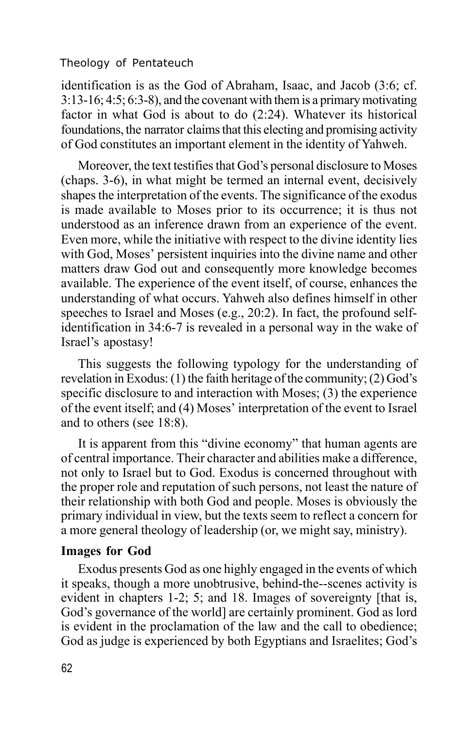identification is as the God of Abraham, Isaac, and Jacob (3:6; cf. 3:13-16; 4:5; 6:3-8), and the covenant with them is a primary motivating factor in what God is about to do (2:24). Whatever its historical foundations, the narrator claims that this electing and promising activity of God constitutes an important element in the identity of Yahweh.

Moreover, the text testifies that God's personal disclosure to Moses (chaps. 3-6), in what might be termed an internal event, decisively shapes the interpretation of the events. The significance of the exodus is made available to Moses prior to its occurrence; it is thus not understood as an inference drawn from an experience of the event. Even more, while the initiative with respect to the divine identity lies with God, Moses' persistent inquiries into the divine name and other matters draw God out and consequently more knowledge becomes available. The experience of the event itself, of course, enhances the understanding of what occurs. Yahweh also defines himself in other speeches to Israel and Moses (e.g., 20:2). In fact, the profound self-identification in 34:6-7 is revealed in a personal way in the wake of Israel's apostasy!

This suggests the following typology for the understanding of revelation in Exodus: (1) the faith heritage of the community; (2) God's specific disclosure to and interaction with Moses; (3) the experience of the event itself; and (4) Moses' interpretation of the event to Israel and to others (see 18:8).

It is apparent from this "divine economy" that human agents are of central importance. Their character and abilities make a difference, not only to Israel but to God. Exodus is concerned throughout with the proper role and reputation of such persons, not least the nature of their relationship with both God and people. Moses is obviously the primary individual in view, but the texts seem to reflect a concern for a more general theology of leadership (or, we might say, ministry).

**Images for God**

Exodus presents God as one highly engaged in the events of which it speaks, though a more unobtrusive, behind-the--scenes activity is evident in chapters 1-2; 5; and 18. Images of sovereignty [that is, God's governance of the world] are certainly prominent. God as lord is evident in the proclamation of the law and the call to obedience; God as judge is experienced by both Egyptians and Israelites; God's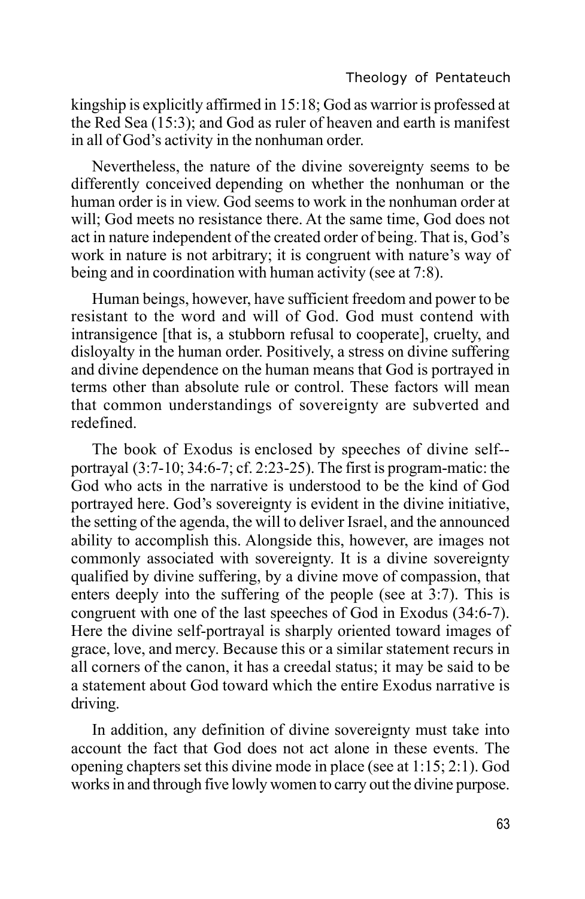kingship is explicitly affirmed in 15:18; God as warrior is professed at the Red Sea (15:3); and God as ruler of heaven and earth is manifest in all of God's activity in the nonhuman order.

Nevertheless, the nature of the divine sovereignty seems to be differently conceived depending on whether the nonhuman or the human order is in view. God seems to work in the nonhuman order at will; God meets no resistance there. At the same time, God does not act in nature independent of the created order of being. That is, God's work in nature is not arbitrary; it is congruent with nature's way of being and in coordination with human activity (see at 7:8).

Human beings, however, have sufficient freedom and power to be resistant to the word and will of God. God must contend with intransigence [that is, a stubborn refusal to cooperate], cruelty, and disloyalty in the human order. Positively, a stress on divine suffering and divine dependence on the human means that God is portrayed in terms other than absolute rule or control. These factors will mean that common understandings of sovereignty are subverted and redefined.

The book of Exodus is enclosed by speeches of divine self--portrayal (3:7-10; 34:6-7; cf. 2:23-25). The first is program-matic: the God who acts in the narrative is understood to be the kind of God portrayed here. God's sovereignty is evident in the divine initiative, the setting of the agenda, the will to deliver Israel, and the announced ability to accomplish this. Alongside this, however, are images not commonly associated with sovereignty. It is a divine sovereignty qualified by divine suffering, by a divine move of compassion, that enters deeply into the suffering of the people (see at 3:7). This is congruent with one of the last speeches of God in Exodus (34:6-7). Here the divine self-portrayal is sharply oriented toward images of grace, love, and mercy. Because this or a similar statement recurs in all corners of the canon, it has a creedal status; it may be said to be a statement about God toward which the entire Exodus narrative is driving.

In addition, any definition of divine sovereignty must take into account the fact that God does not act alone in these events. The opening chapters set this divine mode in place (see at 1:15; 2:1). God works in and through five lowly women to carry out the divine purpose.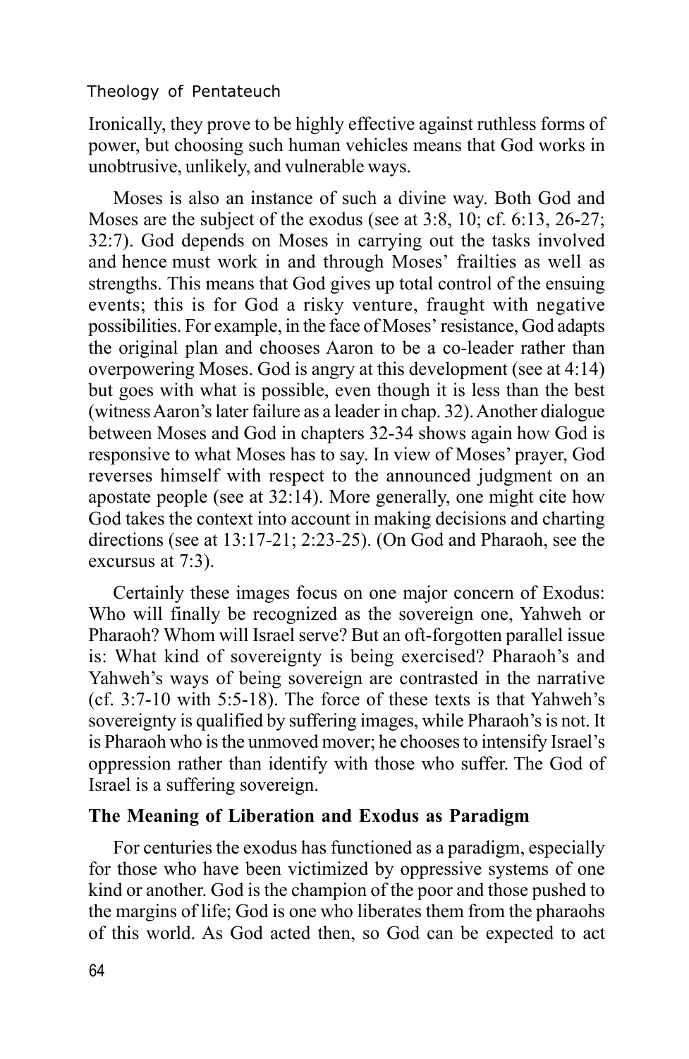Ironically, they prove to be highly effective against ruthless forms of power, but choosing such human vehicles means that God works in unobtrusive, unlikely, and vulnerable ways.

Moses is also an instance of such a divine way. Both God and Moses are the subject of the exodus (see at 3:8, 10; cf. 6:13, 26-27; 32:7). God depends on Moses in carrying out the tasks involved and hence must work in and through Moses' frailties as well as strengths. This means that God gives up total control of the ensuing events; this is for God a risky venture, fraught with negative possibilities. For example, in the face of Moses' resistance, God adapts the original plan and chooses Aaron to be a co-leader rather than overpowering Moses. God is angry at this development (see at 4:14) but goes with what is possible, even though it is less than the best (witness Aaron's later failure as a leader in chap. 32). Another dialogue between Moses and God in chapters 32-34 shows again how God is responsive to what Moses has to say. In view of Moses' prayer, God reverses himself with respect to the announced judgment on an apostate people (see at 32:14). More generally, one might cite how God takes the context into account in making decisions and charting directions (see at 13:17-21; 2:23-25). (On God and Pharaoh, see the excursus at 7:3).

Certainly these images focus on one major concern of Exodus: Who will finally be recognized as the sovereign one, Yahweh or Pharaoh? Whom will Israel serve? But an oft-forgotten parallel issue is: What kind of sovereignty is being exercised? Pharaoh's and Yahweh's ways of being sovereign are contrasted in the narrative (cf. 3:7-10 with 5:5-18). The force of these texts is that Yahweh's sovereignty is qualified by suffering images, while Pharaoh's is not. It is Pharaoh who is the unmoved mover; he chooses to intensify Israel's oppression rather than identify with those who suffer. The God of Israel is a suffering sovereign.

### The Meaning of Liberation and Exodus as Paradigm

For centuries the exodus has functioned as a paradigm, especially for those who have been victimized by oppressive systems of one kind or another. God is the champion of the poor and those pushed to the margins of life; God is one who liberates them from the pharaohs of this world. As God acted then, so God can be expected to act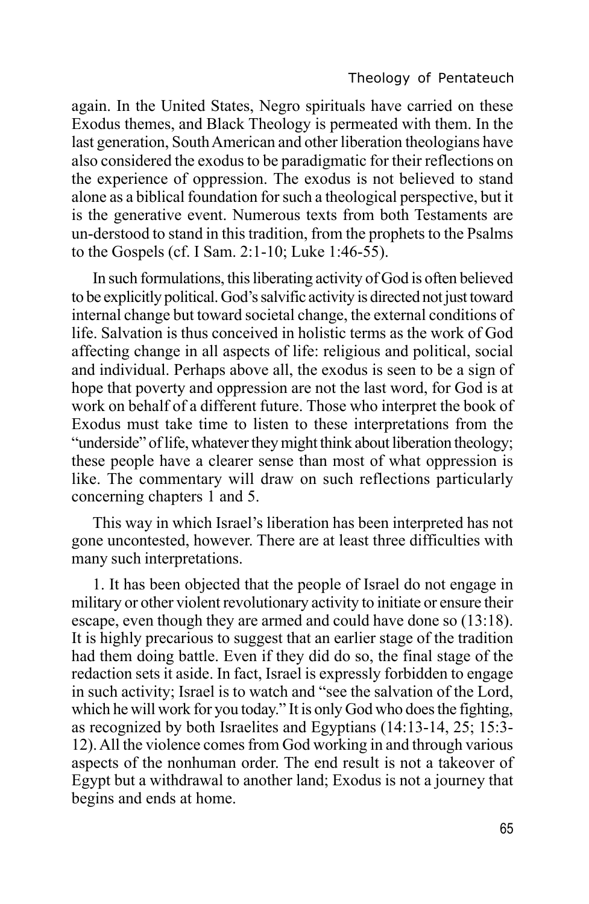again. In the United States, Negro spirituals have carried on these Exodus themes, and Black Theology is permeated with them. In the last generation, South American and other liberation theologians have also considered the exodus to be paradigmatic for their reflections on the experience of oppression. The exodus is not believed to stand alone as a biblical foundation for such a theological perspective, but it is the generative event. Numerous texts from both Testaments are un-derstood to stand in this tradition, from the prophets to the Psalms to the Gospels (cf. I Sam. 2:1-10; Luke 1:46-55).

In such formulations, this liberating activity of God is often believed to be explicitly political. God's salvific activity is directed not just toward internal change but toward societal change, the external conditions of life. Salvation is thus conceived in holistic terms as the work of God affecting change in all aspects of life: religious and political, social and individual. Perhaps above all, the exodus is seen to be a sign of hope that poverty and oppression are not the last word, for God is at work on behalf of a different future. Those who interpret the book of Exodus must take time to listen to these interpretations from the "underside" of life, whatever they might think about liberation theology; these people have a clearer sense than most of what oppression is like. The commentary will draw on such reflections particularly concerning chapters 1 and 5.

This way in which Israel's liberation has been interpreted has not gone uncontested, however. There are at least three difficulties with many such interpretations.

1. It has been objected that the people of Israel do not engage in military or other violent revolutionary activity to initiate or ensure their escape, even though they are armed and could have done so (13:18). It is highly precarious to suggest that an earlier stage of the tradition had them doing battle. Even if they did do so, the final stage of the redaction sets it aside. In fact, Israel is expressly forbidden to engage in such activity; Israel is to watch and "see the salvation of the Lord, which he will work for you today." It is only God who does the fighting, as recognized by both Israelites and Egyptians (14:13-14, 25; 15:3-12). All the violence comes from God working in and through various aspects of the nonhuman order. The end result is not a takeover of Egypt but a withdrawal to another land; Exodus is not a journey that begins and ends at home.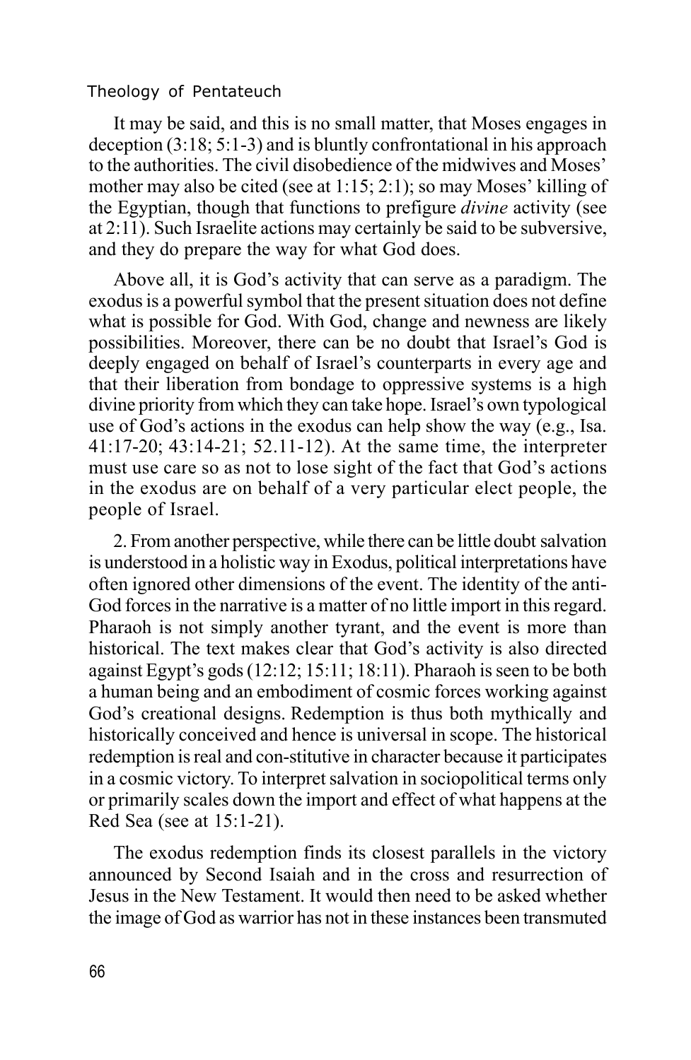It may be said, and this is no small matter, that Moses engages in deception (3:18; 5:1-3) and is bluntly confrontational in his approach to the authorities. The civil disobedience of the midwives and Moses' mother may also be cited (see at 1:15; 2:1); so may Moses' killing of the Egyptian, though that functions to prefigure *divine* activity (see at 2:11). Such Israelite actions may certainly be said to be subversive, and they do prepare the way for what God does.

Above all, it is God's activity that can serve as a paradigm. The exodus is a powerful symbol that the present situation does not define what is possible for God. With God, change and newness are likely possibilities. Moreover, there can be no doubt that Israel's God is deeply engaged on behalf of Israel's counterparts in every age and that their liberation from bondage to oppressive systems is a high divine priority from which they can take hope. Israel's own typological use of God's actions in the exodus can help show the way (e.g., Isa. 41:17-20; 43:14-21; 52.11-12). At the same time, the interpreter must use care so as not to lose sight of the fact that God's actions in the exodus are on behalf of a very particular elect people, the people of Israel.

2. From another perspective, while there can be little doubt salvation is understood in a holistic way in Exodus, political interpretations have often ignored other dimensions of the event. The identity of the anti-God forces in the narrative is a matter of no little import in this regard. Pharaoh is not simply another tyrant, and the event is more than historical. The text makes clear that God's activity is also directed against Egypt's gods (12:12; 15:11; 18:11). Pharaoh is seen to be both a human being and an embodiment of cosmic forces working against God's creational designs. Redemption is thus both mythically and historically conceived and hence is universal in scope. The historical redemption is real and con-stitutive in character because it participates in a cosmic victory. To interpret salvation in sociopolitical terms only or primarily scales down the import and effect of what happens at the Red Sea (see at 15:1-21).

The exodus redemption finds its closest parallels in the victory announced by Second Isaiah and in the cross and resurrection of Jesus in the New Testament. It would then need to be asked whether the image of God as warrior has not in these instances been transmuted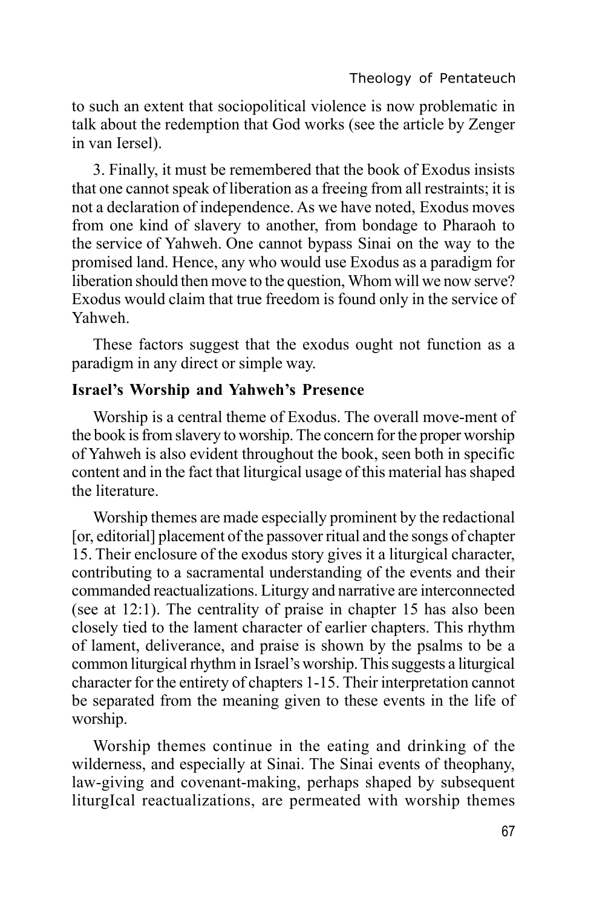to such an extent that sociopolitical violence is now problematic in talk about the redemption that God works (see the article by Zenger in van Iersel).

3. Finally, it must be remembered that the book of Exodus insists that one cannot speak of liberation as a freeing from all restraints; it is not a declaration of independence. As we have noted, Exodus moves from one kind of slavery to another, from bondage to Pharaoh to the service of Yahweh. One cannot bypass Sinai on the way to the promised land. Hence, any who would use Exodus as a paradigm for liberation should then move to the question, Whom will we now serve? Exodus would claim that true freedom is found only in the service of Yahweh.

These factors suggest that the exodus ought not function as a paradigm in any direct or simple way.

**Israel's Worship and Yahweh's Presence**

Worship is a central theme of Exodus. The overall move-ment of the book is from slavery to worship. The concern for the proper worship of Yahweh is also evident throughout the book, seen both in specific content and in the fact that liturgical usage of this material has shaped the literature.

Worship themes are made especially prominent by the redactional [or, editorial] placement of the passover ritual and the songs of chapter 15. Their enclosure of the exodus story gives it a liturgical character, contributing to a sacramental understanding of the events and their commanded reactualizations. Liturgy and narrative are interconnected (see at 12:1). The centrality of praise in chapter 15 has also been closely tied to the lament character of earlier chapters. This rhythm of lament, deliverance, and praise is shown by the psalms to be a common liturgical rhythm in Israel's worship. This suggests a liturgical character for the entirety of chapters 1-15. Their interpretation cannot be separated from the meaning given to these events in the life of worship.

Worship themes continue in the eating and drinking of the wilderness, and especially at Sinai. The Sinai events of theophany, law-giving and covenant-making, perhaps shaped by subsequent liturgIcal reactualizations, are permeated with worship themes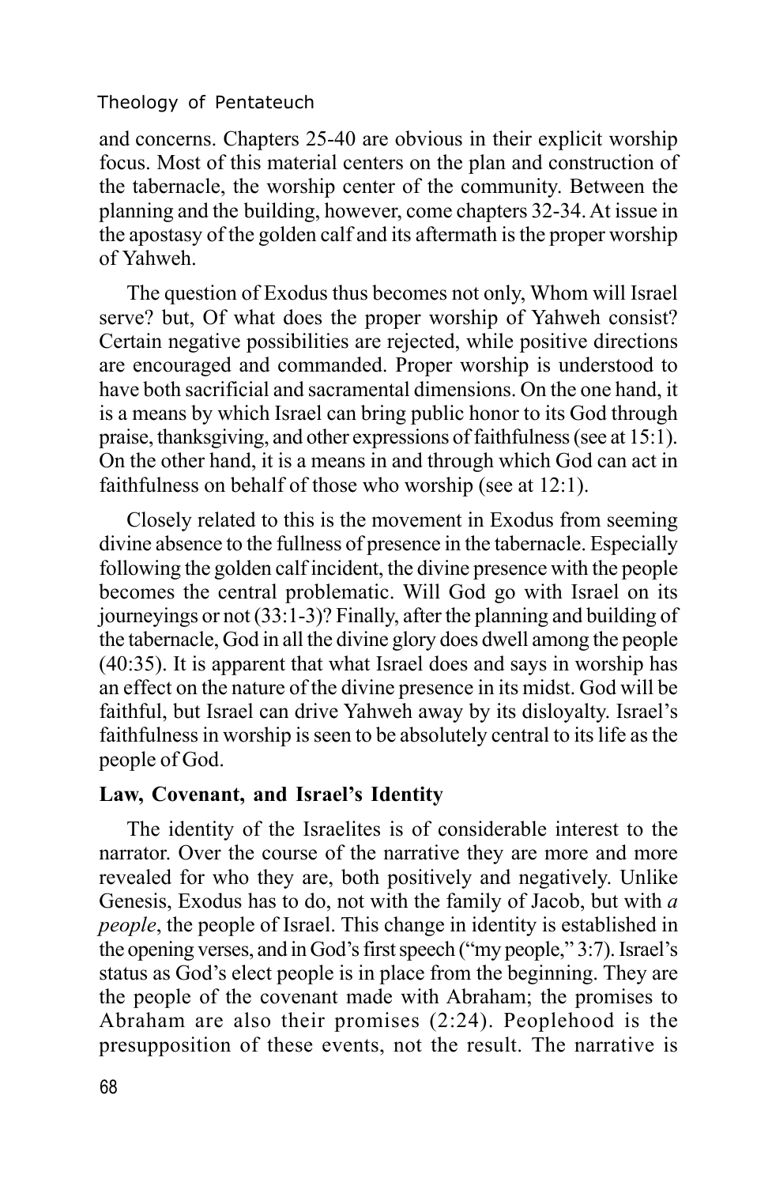and concerns. Chapters 25-40 are obvious in their explicit worship focus. Most of this material centers on the plan and construction of the tabernacle, the worship center of the community. Between the planning and the building, however, come chapters 32-34. At issue in the apostasy of the golden calf and its aftermath is the proper worship of Yahweh.

The question of Exodus thus becomes not only, Whom will Israel serve? but, Of what does the proper worship of Yahweh consist? Certain negative possibilities are rejected, while positive directions are encouraged and commanded. Proper worship is understood to have both sacrificial and sacramental dimensions. On the one hand, it is a means by which Israel can bring public honor to its God through praise, thanksgiving, and other expressions of faithfulness (see at 15:1). On the other hand, it is a means in and through which God can act in faithfulness on behalf of those who worship (see at 12:1).

Closely related to this is the movement in Exodus from seeming divine absence to the fullness of presence in the tabernacle. Especially following the golden calf incident, the divine presence with the people becomes the central problematic. Will God go with Israel on its journeyings or not (33:1-3)? Finally, after the planning and building of the tabernacle, God in all the divine glory does dwell among the people (40:35). It is apparent that what Israel does and says in worship has an effect on the nature of the divine presence in its midst. God will be faithful, but Israel can drive Yahweh away by its disloyalty. Israel's faithfulness in worship is seen to be absolutely central to its life as the people of God.

**Law, Covenant, and Israel's Identity**

The identity of the Israelites is of considerable interest to the narrator. Over the course of the narrative they are more and more revealed for who they are, both positively and negatively. Unlike Genesis, Exodus has to do, not with the family of Jacob, but with *a people*, the people of Israel. This change in identity is established in the opening verses, and in God's first speech ("my people," 3:7). Israel's status as God's elect people is in place from the beginning. They are the people of the covenant made with Abraham; the promises to Abraham are also their promises (2:24). Peoplehood is the presupposition of these events, not the result. The narrative is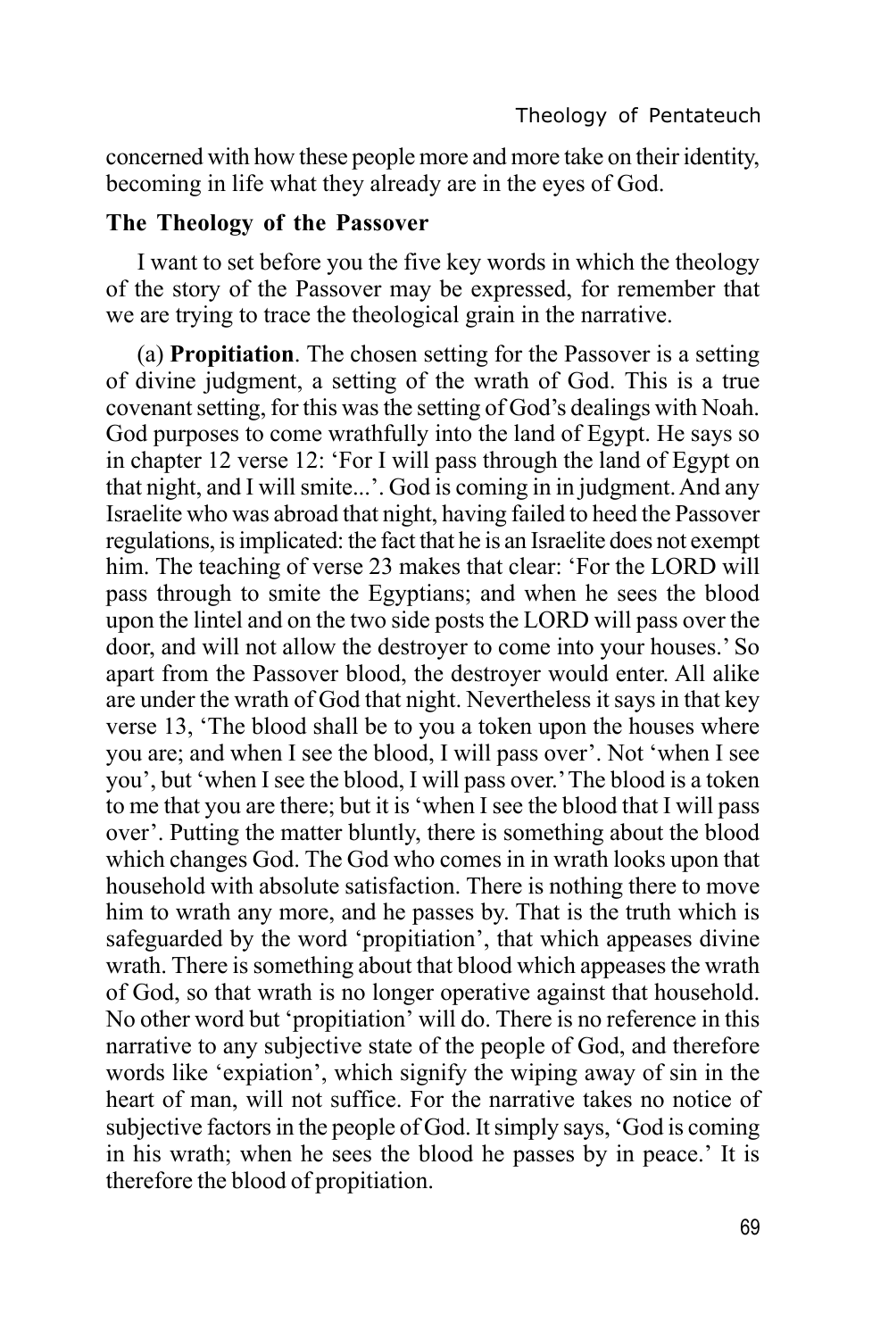concerned with how these people more and more take on their identity, becoming in life what they already are in the eyes of God.

### The Theology of the Passover

I want to set before you the five key words in which the theology of the story of the Passover may be expressed, for remember that we are trying to trace the theological grain in the narrative.

(a) **Propitiation**. The chosen setting for the Passover is a setting of divine judgment, a setting of the wrath of God. This is a true covenant setting, for this was the setting of God's dealings with Noah. God purposes to come wrathfully into the land of Egypt. He says so in chapter 12 verse 12: 'For I will pass through the land of Egypt on that night, and I will smite...'. God is coming in in judgment. And any Israelite who was abroad that night, having failed to heed the Passover regulations, is implicated: the fact that he is an Israelite does not exempt him. The teaching of verse 23 makes that clear: 'For the LORD will pass through to smite the Egyptians; and when he sees the blood upon the lintel and on the two side posts the LORD will pass over the door, and will not allow the destroyer to come into your houses.' So apart from the Passover blood, the destroyer would enter. All alike are under the wrath of God that night. Nevertheless it says in that key verse 13, 'The blood shall be to you a token upon the houses where you are; and when I see the blood, I will pass over'. Not 'when I see you', but 'when I see the blood, I will pass over.' The blood is a token to me that you are there; but it is 'when I see the blood that I will pass over'. Putting the matter bluntly, there is something about the blood which changes God. The God who comes in in wrath looks upon that household with absolute satisfaction. There is nothing there to move him to wrath any more, and he passes by. That is the truth which is safeguarded by the word 'propitiation', that which appeases divine wrath. There is something about that blood which appeases the wrath of God, so that wrath is no longer operative against that household. No other word but 'propitiation' will do. There is no reference in this narrative to any subjective state of the people of God, and therefore words like 'expiation', which signify the wiping away of sin in the heart of man, will not suffice. For the narrative takes no notice of subjective factors in the people of God. It simply says, 'God is coming in his wrath; when he sees the blood he passes by in peace.' It is therefore the blood of propitiation.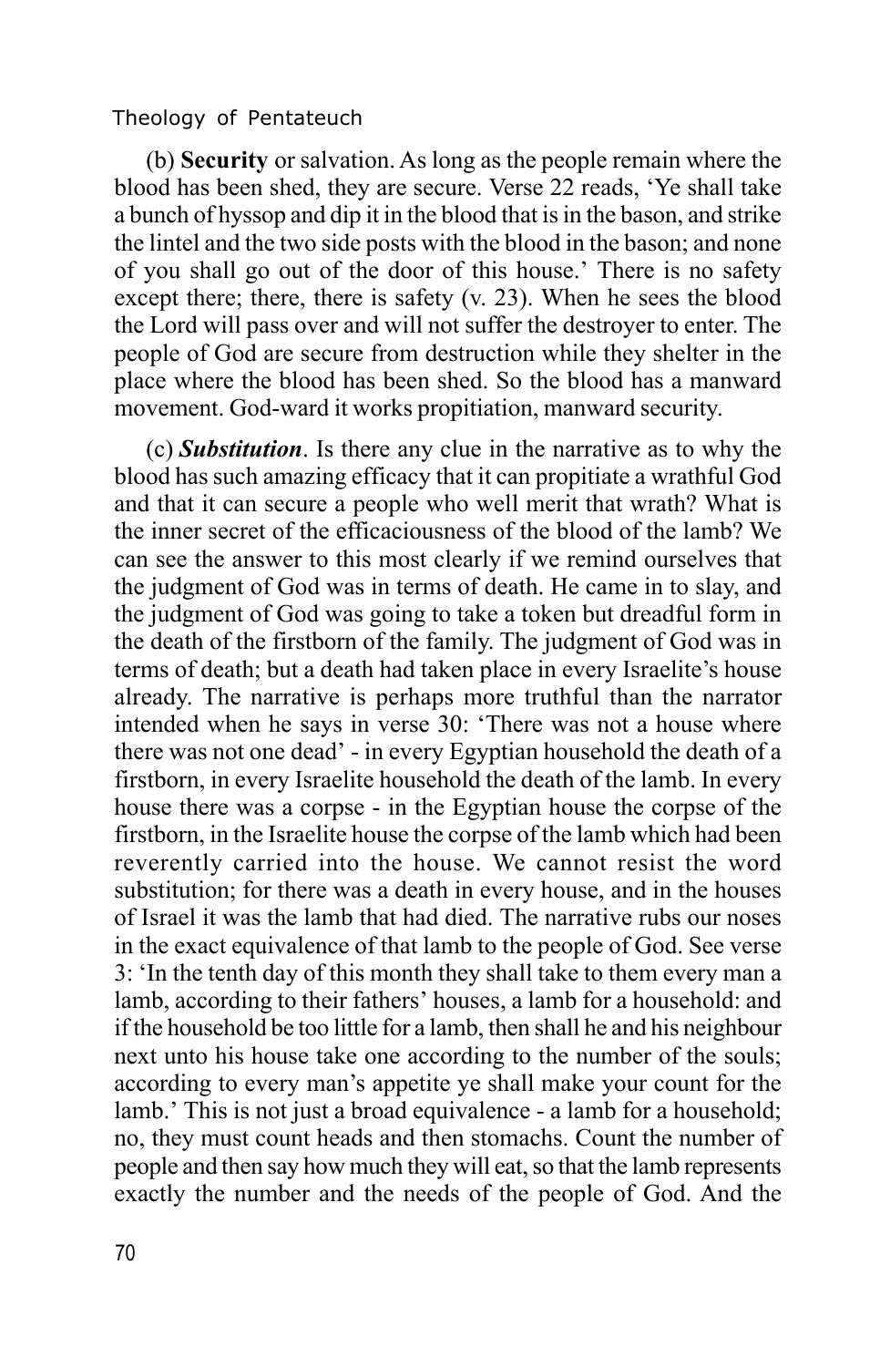(b) **Security** or salvation. As long as the people remain where the blood has been shed, they are secure. Verse 22 reads, 'Ye shall take a bunch of hyssop and dip it in the blood that is in the bason, and strike the lintel and the two side posts with the blood in the bason; and none of you shall go out of the door of this house.' There is no safety except there; there, there is safety (v. 23). When he sees the blood the Lord will pass over and will not suffer the destroyer to enter. The people of God are secure from destruction while they shelter in the place where the blood has been shed. So the blood has a manward movement. God-ward it works propitiation, manward security.

(c) ***Substitution***. Is there any clue in the narrative as to why the blood has such amazing efficacy that it can propitiate a wrathful God and that it can secure a people who well merit that wrath? What is the inner secret of the efficaciousness of the blood of the lamb? We can see the answer to this most clearly if we remind ourselves that the judgment of God was in terms of death. He came in to slay, and the judgment of God was going to take a token but dreadful form in the death of the firstborn of the family. The judgment of God was in terms of death; but a death had taken place in every Israelite's house already. The narrative is perhaps more truthful than the narrator intended when he says in verse 30: 'There was not a house where there was not one dead' - in every Egyptian household the death of a firstborn, in every Israelite household the death of the lamb. In every house there was a corpse - in the Egyptian house the corpse of the firstborn, in the Israelite house the corpse of the lamb which had been reverently carried into the house. We cannot resist the word substitution; for there was a death in every house, and in the houses of Israel it was the lamb that had died. The narrative rubs our noses in the exact equivalence of that lamb to the people of God. See verse 3: 'In the tenth day of this month they shall take to them every man a lamb, according to their fathers' houses, a lamb for a household: and if the household be too little for a lamb, then shall he and his neighbour next unto his house take one according to the number of the souls; according to every man's appetite ye shall make your count for the lamb.' This is not just a broad equivalence - a lamb for a household; no, they must count heads and then stomachs. Count the number of people and then say how much they will eat, so that the lamb represents exactly the number and the needs of the people of God. And the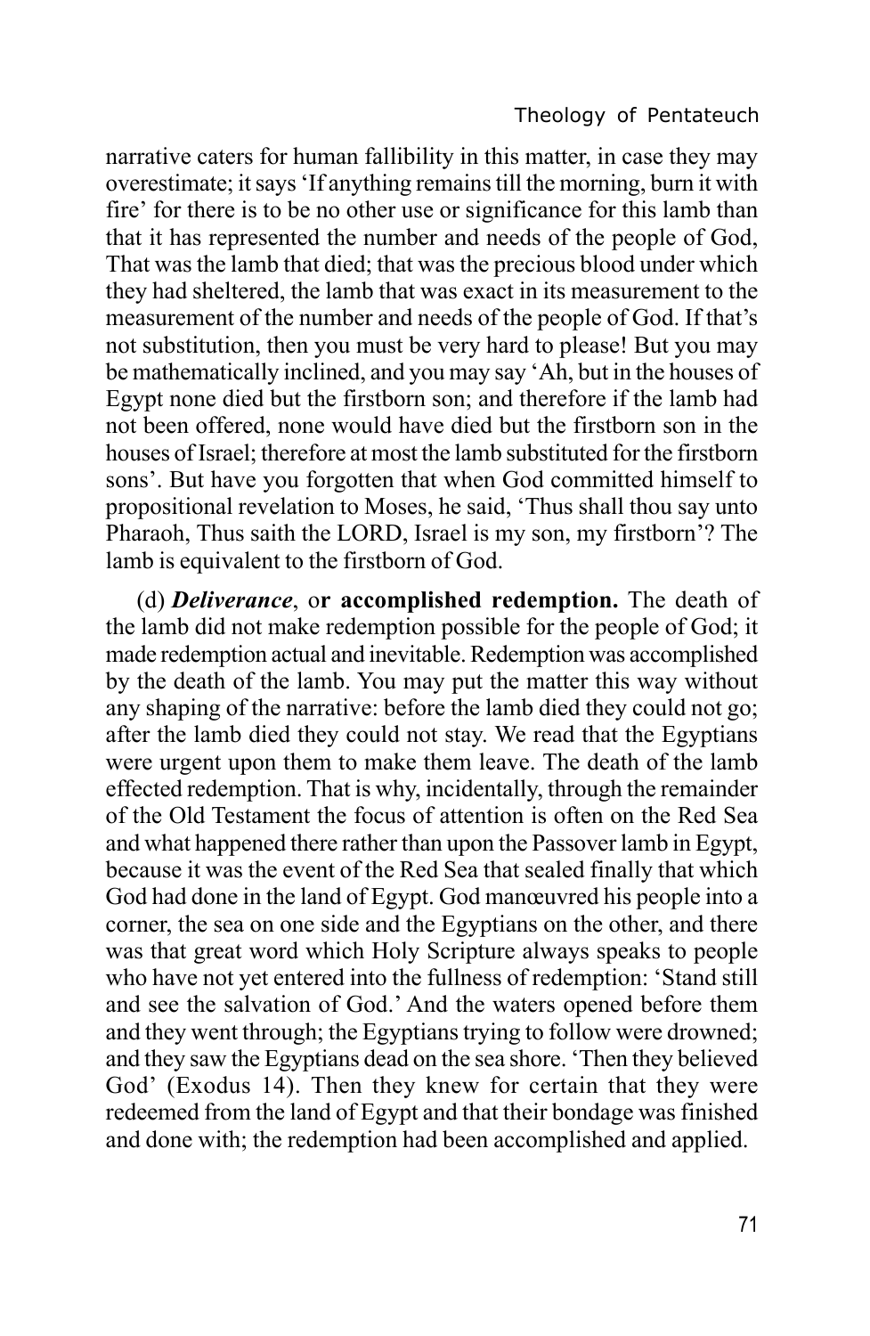narrative caters for human fallibility in this matter, in case they may overestimate; it says 'If anything remains till the morning, burn it with fire' for there is to be no other use or significance for this lamb than that it has represented the number and needs of the people of God, That was the lamb that died; that was the precious blood under which they had sheltered, the lamb that was exact in its measurement to the measurement of the number and needs of the people of God. If that's not substitution, then you must be very hard to please! But you may be mathematically inclined, and you may say 'Ah, but in the houses of Egypt none died but the firstborn son; and therefore if the lamb had not been offered, none would have died but the firstborn son in the houses of Israel; therefore at most the lamb substituted for the firstborn sons'. But have you forgotten that when God committed himself to propositional revelation to Moses, he said, 'Thus shall thou say unto Pharaoh, Thus saith the LORD, Israel is my son, my firstborn'? The lamb is equivalent to the firstborn of God.

(d) ***Deliverance***, o**r accomplished redemption.** The death of the lamb did not make redemption possible for the people of God; it made redemption actual and inevitable. Redemption was accomplished by the death of the lamb. You may put the matter this way without any shaping of the narrative: before the lamb died they could not go; after the lamb died they could not stay. We read that the Egyptians were urgent upon them to make them leave. The death of the lamb effected redemption. That is why, incidentally, through the remainder of the Old Testament the focus of attention is often on the Red Sea and what happened there rather than upon the Passover lamb in Egypt, because it was the event of the Red Sea that sealed finally that which God had done in the land of Egypt. God manœuvred his people into a corner, the sea on one side and the Egyptians on the other, and there was that great word which Holy Scripture always speaks to people who have not yet entered into the fullness of redemption: 'Stand still and see the salvation of God.' And the waters opened before them and they went through; the Egyptians trying to follow were drowned; and they saw the Egyptians dead on the sea shore. 'Then they believed God' (Exodus 14). Then they knew for certain that they were redeemed from the land of Egypt and that their bondage was finished and done with; the redemption had been accomplished and applied.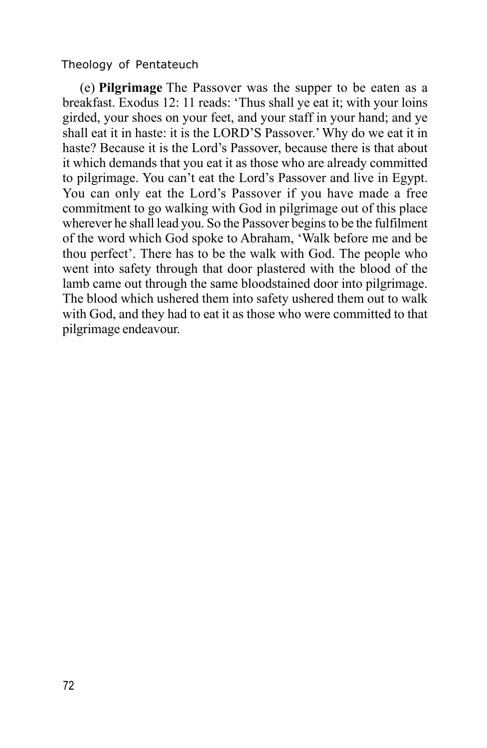(e) **Pilgrimage** The Passover was the supper to be eaten as a breakfast. Exodus 12: 11 reads: 'Thus shall ye eat it; with your loins girded, your shoes on your feet, and your staff in your hand; and ye shall eat it in haste: it is the LORD'S Passover.' Why do we eat it in haste? Because it is the Lord's Passover, because there is that about it which demands that you eat it as those who are already committed to pilgrimage. You can't eat the Lord's Passover and live in Egypt. You can only eat the Lord's Passover if you have made a free commitment to go walking with God in pilgrimage out of this place wherever he shall lead you. So the Passover begins to be the fulfilment of the word which God spoke to Abraham, 'Walk before me and be thou perfect'. There has to be the walk with God. The people who went into safety through that door plastered with the blood of the lamb came out through the same bloodstained door into pilgrimage. The blood which ushered them into safety ushered them out to walk with God, and they had to eat it as those who were committed to that pilgrimage endeavour.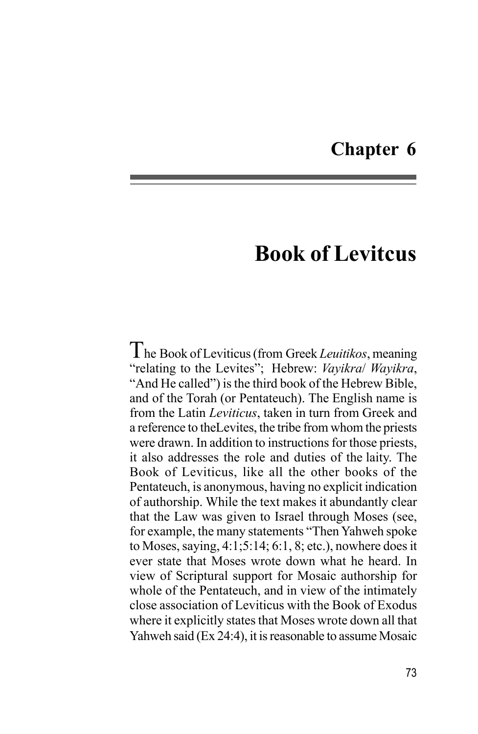# Chapter 6

# Book of Levitcus

The Book of Leviticus (from Greek *Leuitikos*, meaning "relating to the Levites"; Hebrew: *Vayikra*/ *Wayikra*, "And He called") is the third book of the Hebrew Bible, and of the Torah (or Pentateuch). The English name is from the Latin *Leviticus*, taken in turn from Greek and a reference to theLevites, the tribe from whom the priests were drawn. In addition to instructions for those priests, it also addresses the role and duties of the laity. The Book of Leviticus, like all the other books of the Pentateuch, is anonymous, having no explicit indication of authorship. While the text makes it abundantly clear that the Law was given to Israel through Moses (see, for example, the many statements "Then Yahweh spoke to Moses, saying, 4:1;5:14; 6:1, 8; etc.), nowhere does it ever state that Moses wrote down what he heard. In view of Scriptural support for Mosaic authorship for whole of the Pentateuch, and in view of the intimately close association of Leviticus with the Book of Exodus where it explicitly states that Moses wrote down all that Yahweh said (Ex 24:4), it is reasonable to assume Mosaic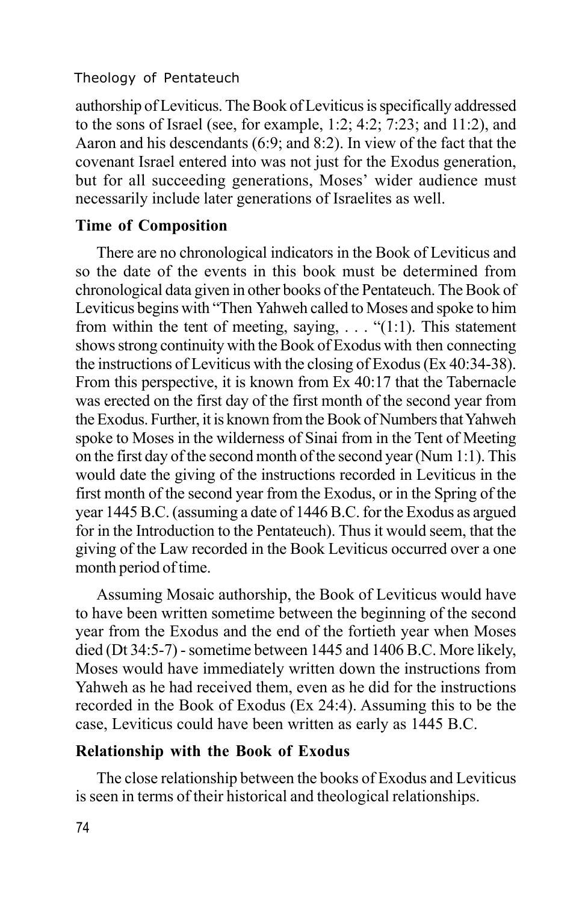authorship of Leviticus. The Book of Leviticus is specifically addressed to the sons of Israel (see, for example, 1:2; 4:2; 7:23; and 11:2), and Aaron and his descendants (6:9; and 8:2). In view of the fact that the covenant Israel entered into was not just for the Exodus generation, but for all succeeding generations, Moses' wider audience must necessarily include later generations of Israelites as well.

### Time of Composition

There are no chronological indicators in the Book of Leviticus and so the date of the events in this book must be determined from chronological data given in other books of the Pentateuch. The Book of Leviticus begins with "Then Yahweh called to Moses and spoke to him from within the tent of meeting, saying, . . . "(1:1). This statement shows strong continuity with the Book of Exodus with then connecting the instructions of Leviticus with the closing of Exodus (Ex 40:34-38). From this perspective, it is known from Ex 40:17 that the Tabernacle was erected on the first day of the first month of the second year from the Exodus. Further, it is known from the Book of Numbers that Yahweh spoke to Moses in the wilderness of Sinai from in the Tent of Meeting on the first day of the second month of the second year (Num 1:1). This would date the giving of the instructions recorded in Leviticus in the first month of the second year from the Exodus, or in the Spring of the year 1445 B.C. (assuming a date of 1446 B.C. for the Exodus as argued for in the Introduction to the Pentateuch). Thus it would seem, that the giving of the Law recorded in the Book Leviticus occurred over a one month period of time.

Assuming Mosaic authorship, the Book of Leviticus would have to have been written sometime between the beginning of the second year from the Exodus and the end of the fortieth year when Moses died (Dt 34:5-7) - sometime between 1445 and 1406 B.C. More likely, Moses would have immediately written down the instructions from Yahweh as he had received them, even as he did for the instructions recorded in the Book of Exodus (Ex 24:4). Assuming this to be the case, Leviticus could have been written as early as 1445 B.C.

### Relationship with the Book of Exodus

The close relationship between the books of Exodus and Leviticus is seen in terms of their historical and theological relationships.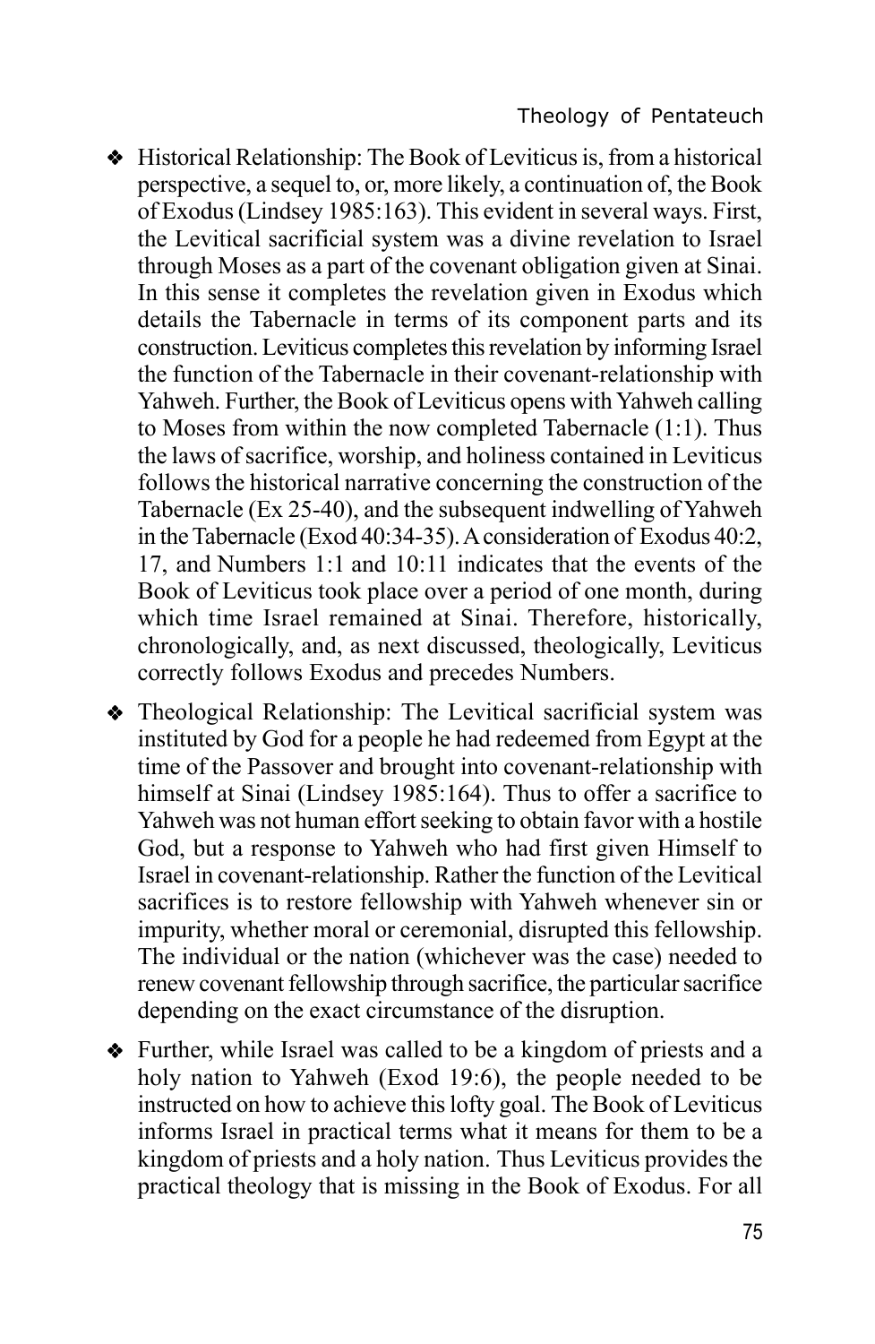- Historical Relationship: The Book of Leviticus is, from a historical perspective, a sequel to, or, more likely, a continuation of, the Book of Exodus (Lindsey 1985:163). This evident in several ways. First, the Levitical sacrificial system was a divine revelation to Israel through Moses as a part of the covenant obligation given at Sinai. In this sense it completes the revelation given in Exodus which details the Tabernacle in terms of its component parts and its construction. Leviticus completes this revelation by informing Israel the function of the Tabernacle in their covenant-relationship with Yahweh. Further, the Book of Leviticus opens with Yahweh calling to Moses from within the now completed Tabernacle (1:1). Thus the laws of sacrifice, worship, and holiness contained in Leviticus follows the historical narrative concerning the construction of the Tabernacle (Ex 25-40), and the subsequent indwelling of Yahweh in the Tabernacle (Exod 40:34-35). A consideration of Exodus 40:2, 17, and Numbers 1:1 and 10:11 indicates that the events of the Book of Leviticus took place over a period of one month, during which time Israel remained at Sinai. Therefore, historically, chronologically, and, as next discussed, theologically, Leviticus correctly follows Exodus and precedes Numbers.

- Theological Relationship: The Levitical sacrificial system was instituted by God for a people he had redeemed from Egypt at the time of the Passover and brought into covenant-relationship with himself at Sinai (Lindsey 1985:164). Thus to offer a sacrifice to Yahweh was not human effort seeking to obtain favor with a hostile God, but a response to Yahweh who had first given Himself to Israel in covenant-relationship. Rather the function of the Levitical sacrifices is to restore fellowship with Yahweh whenever sin or impurity, whether moral or ceremonial, disrupted this fellowship. The individual or the nation (whichever was the case) needed to renew covenant fellowship through sacrifice, the particular sacrifice depending on the exact circumstance of the disruption.

- Further, while Israel was called to be a kingdom of priests and a holy nation to Yahweh (Exod 19:6), the people needed to be instructed on how to achieve this lofty goal. The Book of Leviticus informs Israel in practical terms what it means for them to be a kingdom of priests and a holy nation. Thus Leviticus provides the practical theology that is missing in the Book of Exodus. For all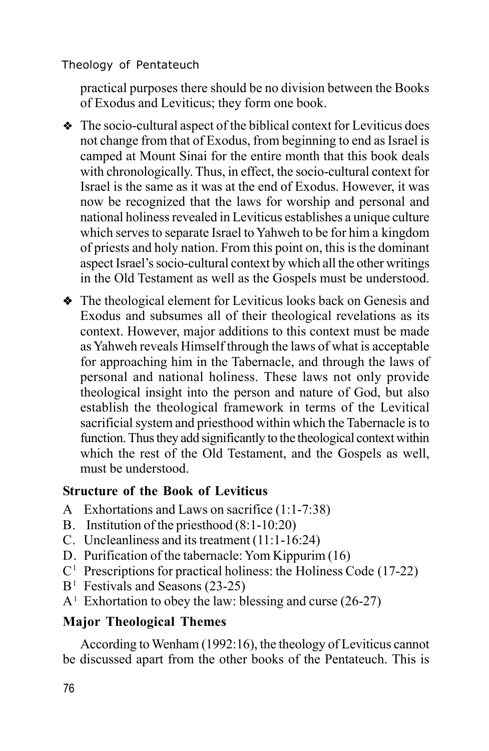practical purposes there should be no division between the Books of Exodus and Leviticus; they form one book.

- The socio-cultural aspect of the biblical context for Leviticus does not change from that of Exodus, from beginning to end as Israel is camped at Mount Sinai for the entire month that this book deals with chronologically. Thus, in effect, the socio-cultural context for Israel is the same as it was at the end of Exodus. However, it was now be recognized that the laws for worship and personal and national holiness revealed in Leviticus establishes a unique culture which serves to separate Israel to Yahweh to be for him a kingdom of priests and holy nation. From this point on, this is the dominant aspect Israel's socio-cultural context by which all the other writings in the Old Testament as well as the Gospels must be understood.
- The theological element for Leviticus looks back on Genesis and Exodus and subsumes all of their theological revelations as its context. However, major additions to this context must be made as Yahweh reveals Himself through the laws of what is acceptable for approaching him in the Tabernacle, and through the laws of personal and national holiness. These laws not only provide theological insight into the person and nature of God, but also establish the theological framework in terms of the Levitical sacrificial system and priesthood within which the Tabernacle is to function. Thus they add significantly to the theological context within which the rest of the Old Testament, and the Gospels as well, must be understood.

### Structure of the Book of Leviticus

A Exhortations and Laws on sacrifice (1:1-7:38)
B. Institution of the priesthood (8:1-10:20)
C. Uncleanliness and its treatment (11:1-16:24)
D. Purification of the tabernacle: Yom Kippurim (16)
$C^1$ Prescriptions for practical holiness: the Holiness Code (17-22)
$B^1$ Festivals and Seasons (23-25)
$A^1$ Exhortation to obey the law: blessing and curse (26-27)

### Major Theological Themes

According to Wenham (1992:16), the theology of Leviticus cannot be discussed apart from the other books of the Pentateuch. This is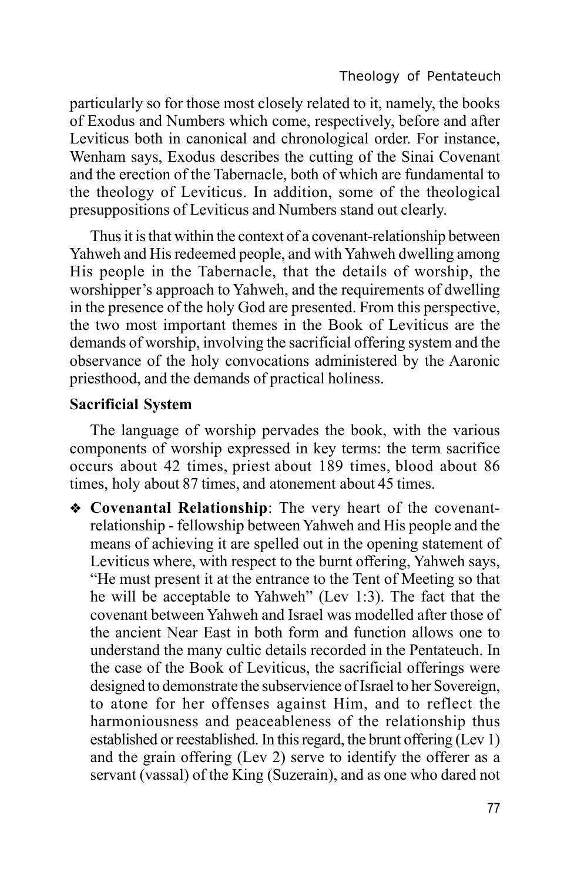particularly so for those most closely related to it, namely, the books of Exodus and Numbers which come, respectively, before and after Leviticus both in canonical and chronological order. For instance, Wenham says, Exodus describes the cutting of the Sinai Covenant and the erection of the Tabernacle, both of which are fundamental to the theology of Leviticus. In addition, some of the theological presuppositions of Leviticus and Numbers stand out clearly.

Thus it is that within the context of a covenant-relationship between Yahweh and His redeemed people, and with Yahweh dwelling among His people in the Tabernacle, that the details of worship, the worshipper's approach to Yahweh, and the requirements of dwelling in the presence of the holy God are presented. From this perspective, the two most important themes in the Book of Leviticus are the demands of worship, involving the sacrificial offering system and the observance of the holy convocations administered by the Aaronic priesthood, and the demands of practical holiness.

**Sacrificial System**

The language of worship pervades the book, with the various components of worship expressed in key terms: the term sacrifice occurs about 42 times, priest about 189 times, blood about 86 times, holy about 87 times, and atonement about 45 times.

- **Covenantal Relationship**: The very heart of the covenant-relationship - fellowship between Yahweh and His people and the means of achieving it are spelled out in the opening statement of Leviticus where, with respect to the burnt offering, Yahweh says, "He must present it at the entrance to the Tent of Meeting so that he will be acceptable to Yahweh" (Lev 1:3). The fact that the covenant between Yahweh and Israel was modelled after those of the ancient Near East in both form and function allows one to understand the many cultic details recorded in the Pentateuch. In the case of the Book of Leviticus, the sacrificial offerings were designed to demonstrate the subservience of Israel to her Sovereign, to atone for her offenses against Him, and to reflect the harmoniousness and peaceableness of the relationship thus established or reestablished. In this regard, the brunt offering (Lev 1) and the grain offering (Lev 2) serve to identify the offerer as a servant (vassal) of the King (Suzerain), and as one who dared not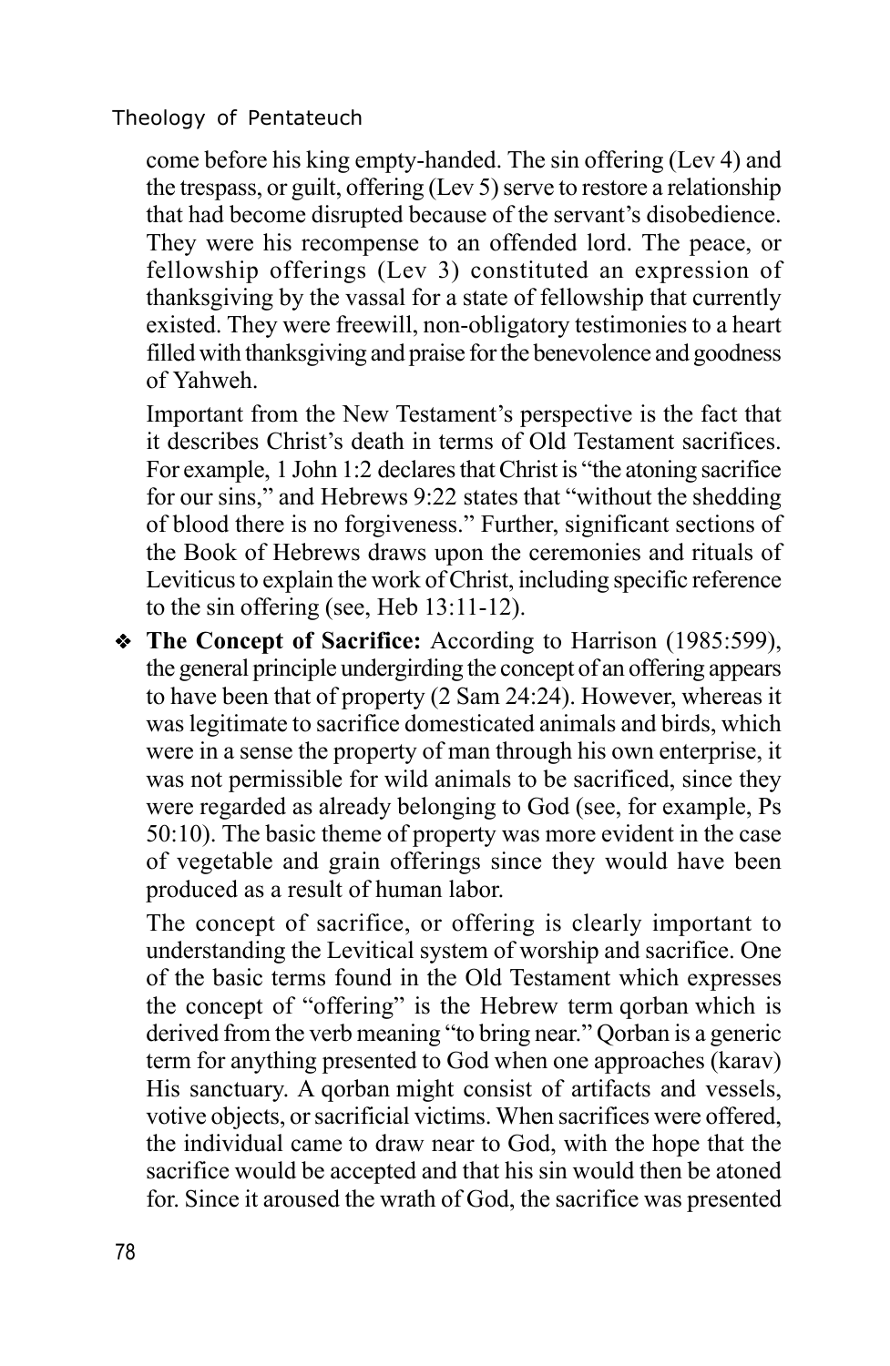come before his king empty-handed. The sin offering (Lev 4) and the trespass, or guilt, offering (Lev 5) serve to restore a relationship that had become disrupted because of the servant's disobedience. They were his recompense to an offended lord. The peace, or fellowship offerings (Lev 3) constituted an expression of thanksgiving by the vassal for a state of fellowship that currently existed. They were freewill, non-obligatory testimonies to a heart filled with thanksgiving and praise for the benevolence and goodness of Yahweh.

Important from the New Testament's perspective is the fact that it describes Christ's death in terms of Old Testament sacrifices. For example, 1 John 1:2 declares that Christ is "the atoning sacrifice for our sins," and Hebrews 9:22 states that "without the shedding of blood there is no forgiveness." Further, significant sections of the Book of Hebrews draws upon the ceremonies and rituals of Leviticus to explain the work of Christ, including specific reference to the sin offering (see, Heb 13:11-12).

- **The Concept of Sacrifice:** According to Harrison (1985:599), the general principle undergirding the concept of an offering appears to have been that of property (2 Sam 24:24). However, whereas it was legitimate to sacrifice domesticated animals and birds, which were in a sense the property of man through his own enterprise, it was not permissible for wild animals to be sacrificed, since they were regarded as already belonging to God (see, for example, Ps 50:10). The basic theme of property was more evident in the case of vegetable and grain offerings since they would have been produced as a result of human labor.

  The concept of sacrifice, or offering is clearly important to understanding the Levitical system of worship and sacrifice. One of the basic terms found in the Old Testament which expresses the concept of "offering" is the Hebrew term qorban which is derived from the verb meaning "to bring near." Qorban is a generic term for anything presented to God when one approaches (karav) His sanctuary. A qorban might consist of artifacts and vessels, votive objects, or sacrificial victims. When sacrifices were offered, the individual came to draw near to God, with the hope that the sacrifice would be accepted and that his sin would then be atoned for. Since it aroused the wrath of God, the sacrifice was presented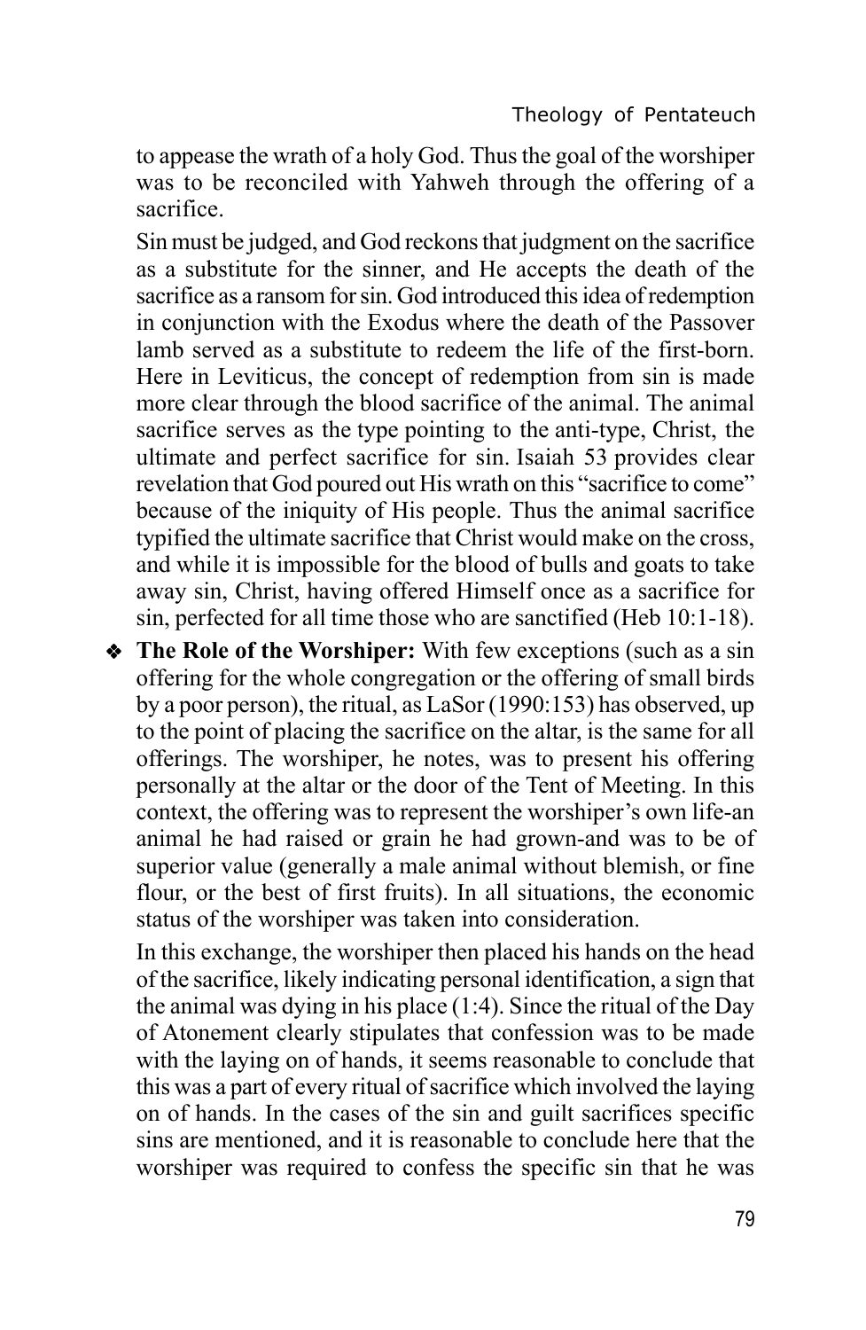to appease the wrath of a holy God. Thus the goal of the worshiper was to be reconciled with Yahweh through the offering of a sacrifice.

Sin must be judged, and God reckons that judgment on the sacrifice as a substitute for the sinner, and He accepts the death of the sacrifice as a ransom for sin. God introduced this idea of redemption in conjunction with the Exodus where the death of the Passover lamb served as a substitute to redeem the life of the first-born. Here in Leviticus, the concept of redemption from sin is made more clear through the blood sacrifice of the animal. The animal sacrifice serves as the type pointing to the anti-type, Christ, the ultimate and perfect sacrifice for sin. Isaiah 53 provides clear revelation that God poured out His wrath on this "sacrifice to come" because of the iniquity of His people. Thus the animal sacrifice typified the ultimate sacrifice that Christ would make on the cross, and while it is impossible for the blood of bulls and goats to take away sin, Christ, having offered Himself once as a sacrifice for sin, perfected for all time those who are sanctified (Heb 10:1-18).

- **The Role of the Worshiper:** With few exceptions (such as a sin offering for the whole congregation or the offering of small birds by a poor person), the ritual, as LaSor (1990:153) has observed, up to the point of placing the sacrifice on the altar, is the same for all offerings. The worshiper, he notes, was to present his offering personally at the altar or the door of the Tent of Meeting. In this context, the offering was to represent the worshiper's own life-an animal he had raised or grain he had grown-and was to be of superior value (generally a male animal without blemish, or fine flour, or the best of first fruits). In all situations, the economic status of the worshiper was taken into consideration.

  In this exchange, the worshiper then placed his hands on the head of the sacrifice, likely indicating personal identification, a sign that the animal was dying in his place (1:4). Since the ritual of the Day of Atonement clearly stipulates that confession was to be made with the laying on of hands, it seems reasonable to conclude that this was a part of every ritual of sacrifice which involved the laying on of hands. In the cases of the sin and guilt sacrifices specific sins are mentioned, and it is reasonable to conclude here that the worshiper was required to confess the specific sin that he was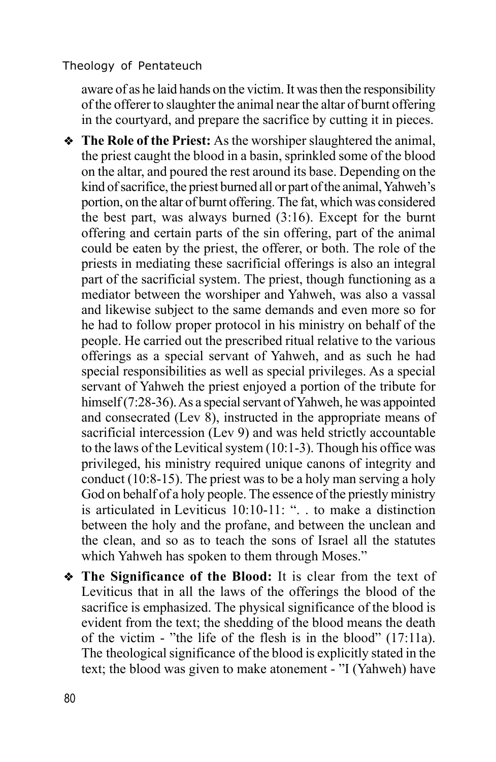aware of as he laid hands on the victim. It was then the responsibility of the offerer to slaughter the animal near the altar of burnt offering in the courtyard, and prepare the sacrifice by cutting it in pieces.

- **The Role of the Priest:** As the worshiper slaughtered the animal, the priest caught the blood in a basin, sprinkled some of the blood on the altar, and poured the rest around its base. Depending on the kind of sacrifice, the priest burned all or part of the animal, Yahweh's portion, on the altar of burnt offering. The fat, which was considered the best part, was always burned (3:16). Except for the burnt offering and certain parts of the sin offering, part of the animal could be eaten by the priest, the offerer, or both. The role of the priests in mediating these sacrificial offerings is also an integral part of the sacrificial system. The priest, though functioning as a mediator between the worshiper and Yahweh, was also a vassal and likewise subject to the same demands and even more so for he had to follow proper protocol in his ministry on behalf of the people. He carried out the prescribed ritual relative to the various offerings as a special servant of Yahweh, and as such he had special responsibilities as well as special privileges. As a special servant of Yahweh the priest enjoyed a portion of the tribute for himself (7:28-36). As a special servant of Yahweh, he was appointed and consecrated (Lev 8), instructed in the appropriate means of sacrificial intercession (Lev 9) and was held strictly accountable to the laws of the Levitical system (10:1-3). Though his office was privileged, his ministry required unique canons of integrity and conduct (10:8-15). The priest was to be a holy man serving a holy God on behalf of a holy people. The essence of the priestly ministry is articulated in Leviticus 10:10-11: ". . to make a distinction between the holy and the profane, and between the unclean and the clean, and so as to teach the sons of Israel all the statutes which Yahweh has spoken to them through Moses."

- **The Significance of the Blood:** It is clear from the text of Leviticus that in all the laws of the offerings the blood of the sacrifice is emphasized. The physical significance of the blood is evident from the text; the shedding of the blood means the death of the victim - "the life of the flesh is in the blood" (17:11a). The theological significance of the blood is explicitly stated in the text; the blood was given to make atonement - "I (Yahweh) have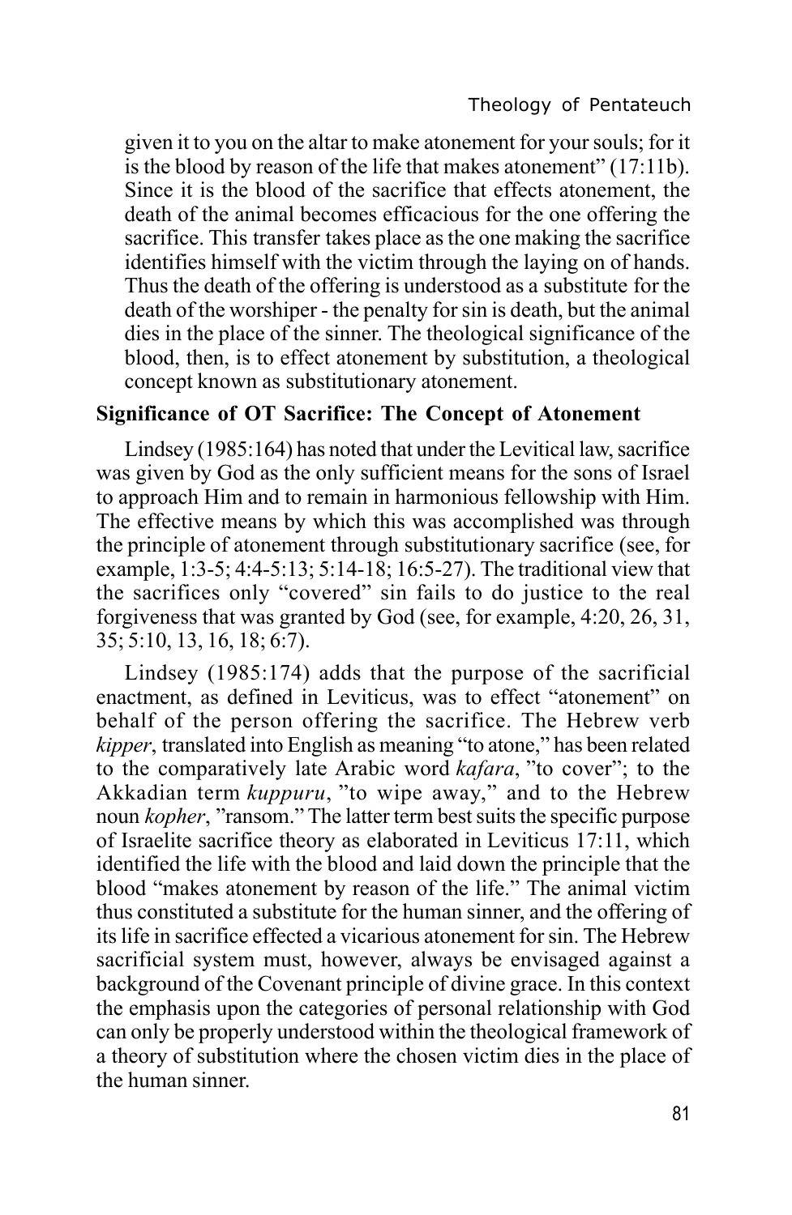given it to you on the altar to make atonement for your souls; for it is the blood by reason of the life that makes atonement" (17:11b). Since it is the blood of the sacrifice that effects atonement, the death of the animal becomes efficacious for the one offering the sacrifice. This transfer takes place as the one making the sacrifice identifies himself with the victim through the laying on of hands. Thus the death of the offering is understood as a substitute for the death of the worshiper - the penalty for sin is death, but the animal dies in the place of the sinner. The theological significance of the blood, then, is to effect atonement by substitution, a theological concept known as substitutionary atonement.

**Significance of OT Sacrifice: The Concept of Atonement**

Lindsey (1985:164) has noted that under the Levitical law, sacrifice was given by God as the only sufficient means for the sons of Israel to approach Him and to remain in harmonious fellowship with Him. The effective means by which this was accomplished was through the principle of atonement through substitutionary sacrifice (see, for example, 1:3-5; 4:4-5:13; 5:14-18; 16:5-27). The traditional view that the sacrifices only "covered" sin fails to do justice to the real forgiveness that was granted by God (see, for example, 4:20, 26, 31, 35; 5:10, 13, 16, 18; 6:7).

Lindsey (1985:174) adds that the purpose of the sacrificial enactment, as defined in Leviticus, was to effect "atonement" on behalf of the person offering the sacrifice. The Hebrew verb *kipper*, translated into English as meaning "to atone," has been related to the comparatively late Arabic word *kafara*, "to cover"; to the Akkadian term *kuppuru*, "to wipe away," and to the Hebrew noun *kopher*, "ransom." The latter term best suits the specific purpose of Israelite sacrifice theory as elaborated in Leviticus 17:11, which identified the life with the blood and laid down the principle that the blood "makes atonement by reason of the life." The animal victim thus constituted a substitute for the human sinner, and the offering of its life in sacrifice effected a vicarious atonement for sin. The Hebrew sacrificial system must, however, always be envisaged against a background of the Covenant principle of divine grace. In this context the emphasis upon the categories of personal relationship with God can only be properly understood within the theological framework of a theory of substitution where the chosen victim dies in the place of the human sinner.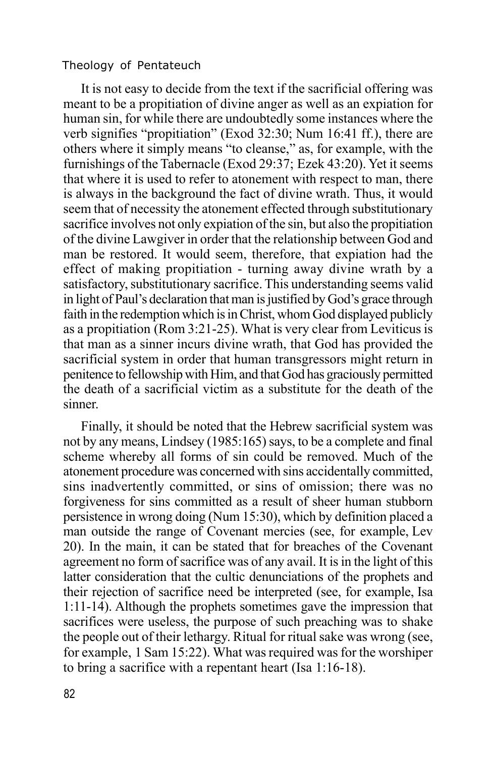It is not easy to decide from the text if the sacrificial offering was meant to be a propitiation of divine anger as well as an expiation for human sin, for while there are undoubtedly some instances where the verb signifies "propitiation" (Exod 32:30; Num 16:41 ff.), there are others where it simply means "to cleanse," as, for example, with the furnishings of the Tabernacle (Exod 29:37; Ezek 43:20). Yet it seems that where it is used to refer to atonement with respect to man, there is always in the background the fact of divine wrath. Thus, it would seem that of necessity the atonement effected through substitutionary sacrifice involves not only expiation of the sin, but also the propitiation of the divine Lawgiver in order that the relationship between God and man be restored. It would seem, therefore, that expiation had the effect of making propitiation - turning away divine wrath by a satisfactory, substitutionary sacrifice. This understanding seems valid in light of Paul's declaration that man is justified by God's grace through faith in the redemption which is in Christ, whom God displayed publicly as a propitiation (Rom 3:21-25). What is very clear from Leviticus is that man as a sinner incurs divine wrath, that God has provided the sacrificial system in order that human transgressors might return in penitence to fellowship with Him, and that God has graciously permitted the death of a sacrificial victim as a substitute for the death of the sinner.

Finally, it should be noted that the Hebrew sacrificial system was not by any means, Lindsey (1985:165) says, to be a complete and final scheme whereby all forms of sin could be removed. Much of the atonement procedure was concerned with sins accidentally committed, sins inadvertently committed, or sins of omission; there was no forgiveness for sins committed as a result of sheer human stubborn persistence in wrong doing (Num 15:30), which by definition placed a man outside the range of Covenant mercies (see, for example, Lev 20). In the main, it can be stated that for breaches of the Covenant agreement no form of sacrifice was of any avail. It is in the light of this latter consideration that the cultic denunciations of the prophets and their rejection of sacrifice need be interpreted (see, for example, Isa 1:11-14). Although the prophets sometimes gave the impression that sacrifices were useless, the purpose of such preaching was to shake the people out of their lethargy. Ritual for ritual sake was wrong (see, for example, 1 Sam 15:22). What was required was for the worshiper to bring a sacrifice with a repentant heart (Isa 1:16-18).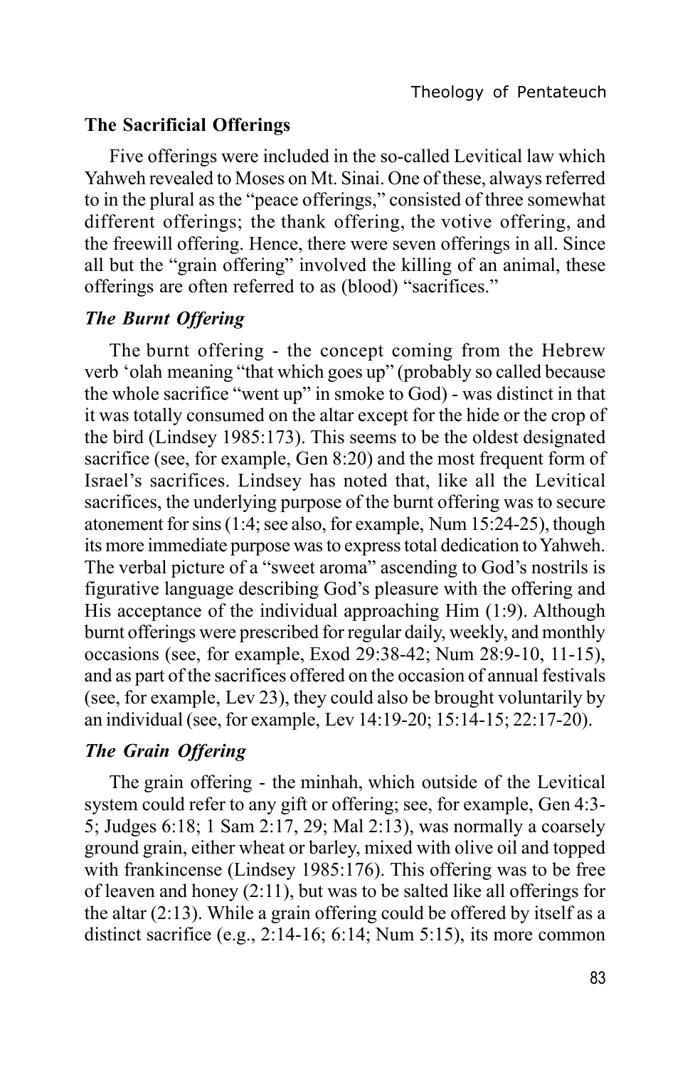## The Sacrificial Offerings

Five offerings were included in the so-called Levitical law which Yahweh revealed to Moses on Mt. Sinai. One of these, always referred to in the plural as the "peace offerings," consisted of three somewhat different offerings; the thank offering, the votive offering, and the freewill offering. Hence, there were seven offerings in all. Since all but the "grain offering" involved the killing of an animal, these offerings are often referred to as (blood) "sacrifices."

### *The Burnt Offering*

The burnt offering - the concept coming from the Hebrew verb 'olah meaning "that which goes up" (probably so called because the whole sacrifice "went up" in smoke to God) - was distinct in that it was totally consumed on the altar except for the hide or the crop of the bird (Lindsey 1985:173). This seems to be the oldest designated sacrifice (see, for example, Gen 8:20) and the most frequent form of Israel's sacrifices. Lindsey has noted that, like all the Levitical sacrifices, the underlying purpose of the burnt offering was to secure atonement for sins (1:4; see also, for example, Num 15:24-25), though its more immediate purpose was to express total dedication to Yahweh. The verbal picture of a "sweet aroma" ascending to God's nostrils is figurative language describing God's pleasure with the offering and His acceptance of the individual approaching Him (1:9). Although burnt offerings were prescribed for regular daily, weekly, and monthly occasions (see, for example, Exod 29:38-42; Num 28:9-10, 11-15), and as part of the sacrifices offered on the occasion of annual festivals (see, for example, Lev 23), they could also be brought voluntarily by an individual (see, for example, Lev 14:19-20; 15:14-15; 22:17-20).

### *The Grain Offering*

The grain offering - the minhah, which outside of the Levitical system could refer to any gift or offering; see, for example, Gen 4:3-5; Judges 6:18; 1 Sam 2:17, 29; Mal 2:13), was normally a coarsely ground grain, either wheat or barley, mixed with olive oil and topped with frankincense (Lindsey 1985:176). This offering was to be free of leaven and honey (2:11), but was to be salted like all offerings for the altar (2:13). While a grain offering could be offered by itself as a distinct sacrifice (e.g., 2:14-16; 6:14; Num 5:15), its more common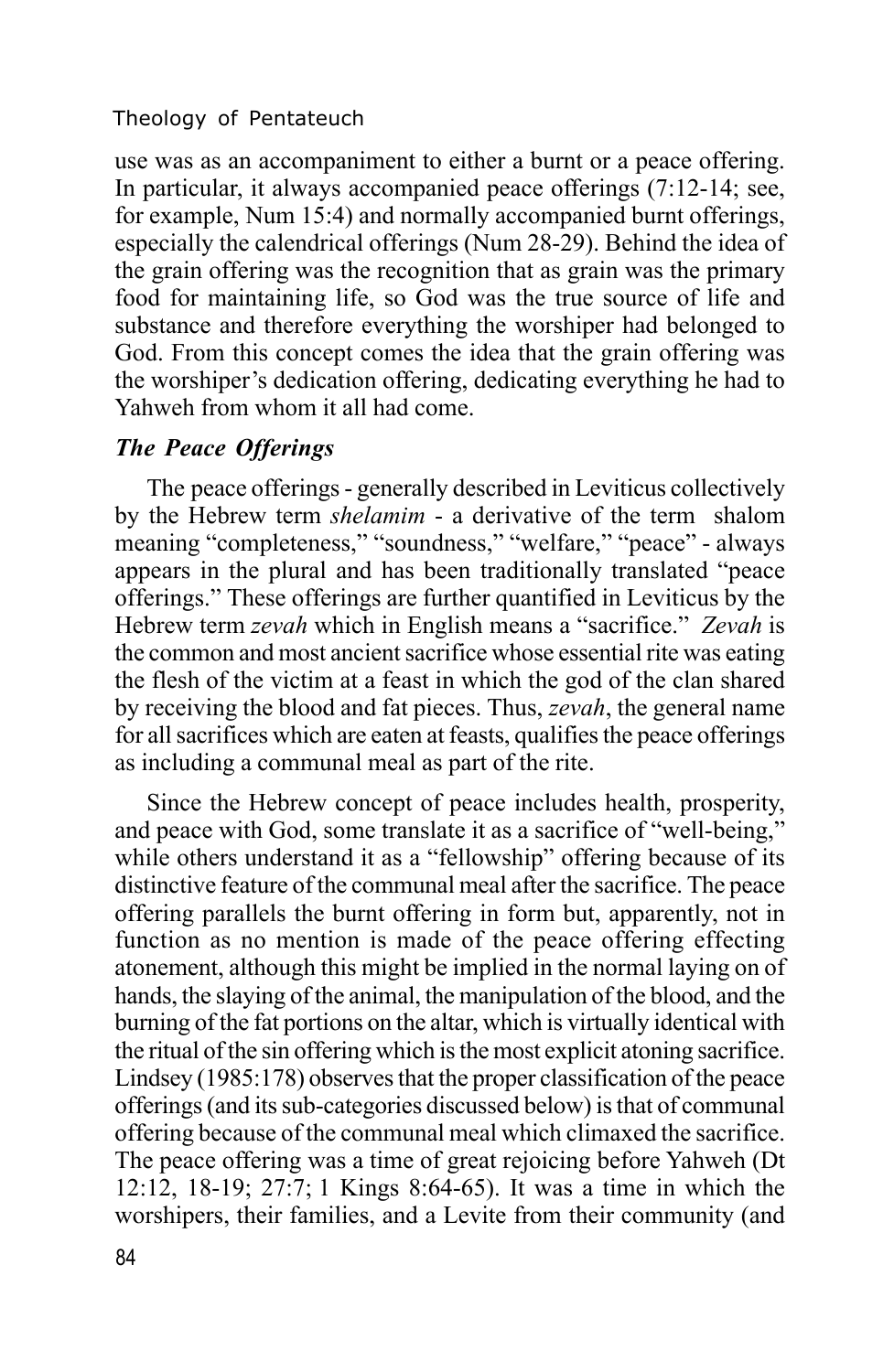use was as an accompaniment to either a burnt or a peace offering. In particular, it always accompanied peace offerings (7:12-14; see, for example, Num 15:4) and normally accompanied burnt offerings, especially the calendrical offerings (Num 28-29). Behind the idea of the grain offering was the recognition that as grain was the primary food for maintaining life, so God was the true source of life and substance and therefore everything the worshiper had belonged to God. From this concept comes the idea that the grain offering was the worshiper's dedication offering, dedicating everything he had to Yahweh from whom it all had come.

### *The Peace Offerings*

The peace offerings - generally described in Leviticus collectively by the Hebrew term *shelamim* - a derivative of the term shalom meaning "completeness," "soundness," "welfare," "peace" - always appears in the plural and has been traditionally translated "peace offerings." These offerings are further quantified in Leviticus by the Hebrew term *zevah* which in English means a "sacrifice." *Zevah* is the common and most ancient sacrifice whose essential rite was eating the flesh of the victim at a feast in which the god of the clan shared by receiving the blood and fat pieces. Thus, *zevah*, the general name for all sacrifices which are eaten at feasts, qualifies the peace offerings as including a communal meal as part of the rite.

Since the Hebrew concept of peace includes health, prosperity, and peace with God, some translate it as a sacrifice of "well-being," while others understand it as a "fellowship" offering because of its distinctive feature of the communal meal after the sacrifice. The peace offering parallels the burnt offering in form but, apparently, not in function as no mention is made of the peace offering effecting atonement, although this might be implied in the normal laying on of hands, the slaying of the animal, the manipulation of the blood, and the burning of the fat portions on the altar, which is virtually identical with the ritual of the sin offering which is the most explicit atoning sacrifice. Lindsey (1985:178) observes that the proper classification of the peace offerings (and its sub-categories discussed below) is that of communal offering because of the communal meal which climaxed the sacrifice. The peace offering was a time of great rejoicing before Yahweh (Dt 12:12, 18-19; 27:7; 1 Kings 8:64-65). It was a time in which the worshipers, their families, and a Levite from their community (and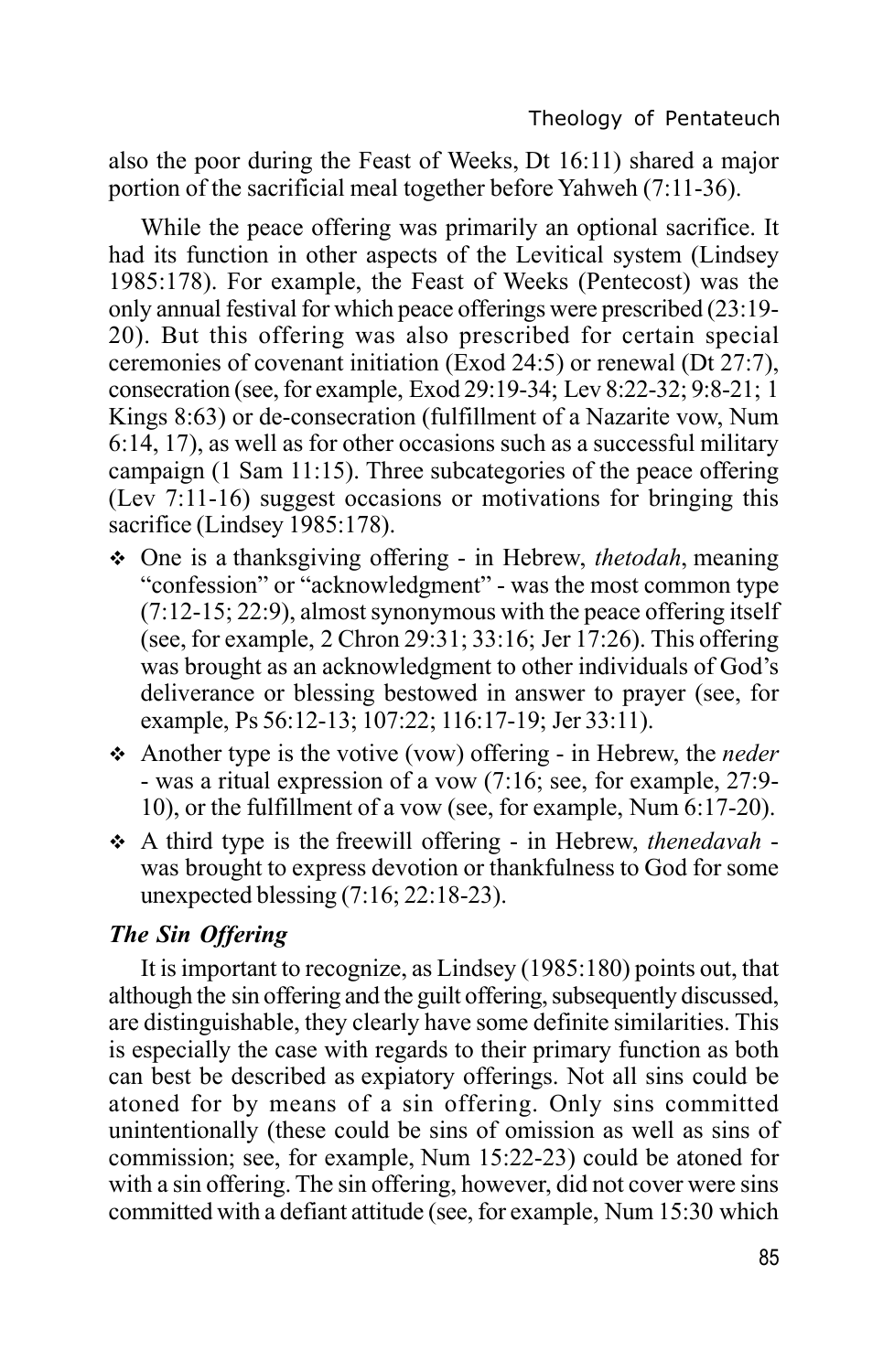also the poor during the Feast of Weeks, Dt 16:11) shared a major portion of the sacrificial meal together before Yahweh (7:11-36).

While the peace offering was primarily an optional sacrifice. It had its function in other aspects of the Levitical system (Lindsey 1985:178). For example, the Feast of Weeks (Pentecost) was the only annual festival for which peace offerings were prescribed (23:19-20). But this offering was also prescribed for certain special ceremonies of covenant initiation (Exod 24:5) or renewal (Dt 27:7), consecration (see, for example, Exod 29:19-34; Lev 8:22-32; 9:8-21; 1 Kings 8:63) or de-consecration (fulfillment of a Nazarite vow, Num 6:14, 17), as well as for other occasions such as a successful military campaign (1 Sam 11:15). Three subcategories of the peace offering (Lev 7:11-16) suggest occasions or motivations for bringing this sacrifice (Lindsey 1985:178).

- One is a thanksgiving offering - in Hebrew, *thetodah*, meaning "confession" or "acknowledgment" - was the most common type (7:12-15; 22:9), almost synonymous with the peace offering itself (see, for example, 2 Chron 29:31; 33:16; Jer 17:26). This offering was brought as an acknowledgment to other individuals of God's deliverance or blessing bestowed in answer to prayer (see, for example, Ps 56:12-13; 107:22; 116:17-19; Jer 33:11).
- Another type is the votive (vow) offering - in Hebrew, the *neder* - was a ritual expression of a vow (7:16; see, for example, 27:9-10), or the fulfillment of a vow (see, for example, Num 6:17-20).
- A third type is the freewill offering - in Hebrew, *thenedavah* - was brought to express devotion or thankfulness to God for some unexpected blessing (7:16; 22:18-23).

### *The Sin Offering*

It is important to recognize, as Lindsey (1985:180) points out, that although the sin offering and the guilt offering, subsequently discussed, are distinguishable, they clearly have some definite similarities. This is especially the case with regards to their primary function as both can best be described as expiatory offerings. Not all sins could be atoned for by means of a sin offering. Only sins committed unintentionally (these could be sins of omission as well as sins of commission; see, for example, Num 15:22-23) could be atoned for with a sin offering. The sin offering, however, did not cover were sins committed with a defiant attitude (see, for example, Num 15:30 which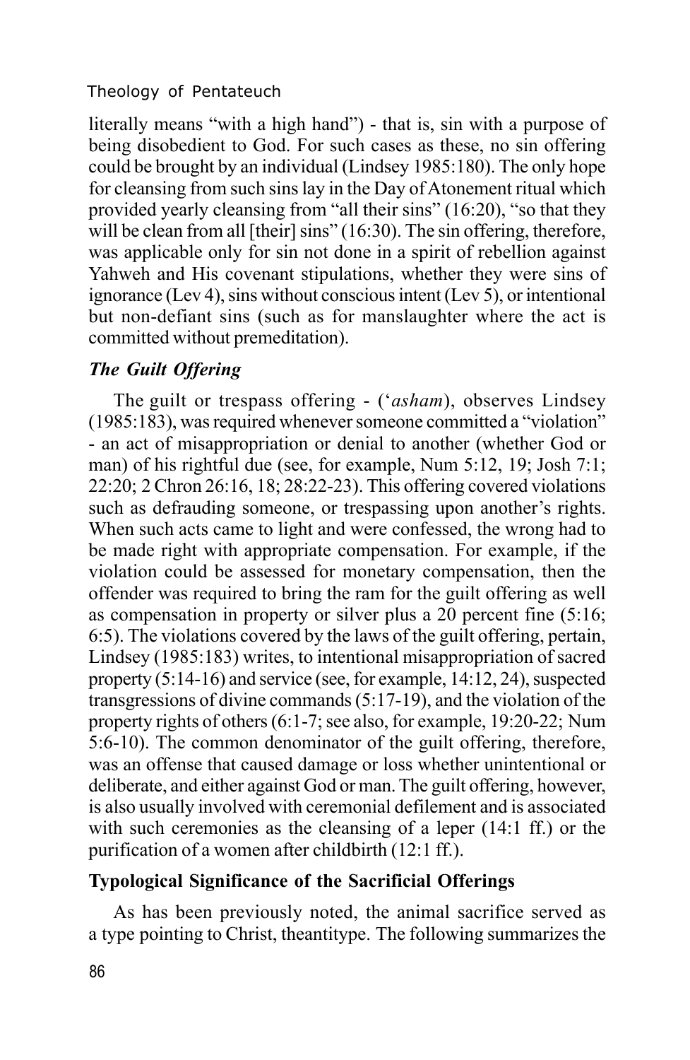literally means "with a high hand") - that is, sin with a purpose of being disobedient to God. For such cases as these, no sin offering could be brought by an individual (Lindsey 1985:180). The only hope for cleansing from such sins lay in the Day of Atonement ritual which provided yearly cleansing from "all their sins" (16:20), "so that they will be clean from all [their] sins" (16:30). The sin offering, therefore, was applicable only for sin not done in a spirit of rebellion against Yahweh and His covenant stipulations, whether they were sins of ignorance (Lev 4), sins without conscious intent (Lev 5), or intentional but non-defiant sins (such as for manslaughter where the act is committed without premeditation).

### *The Guilt Offering*

The guilt or trespass offering - (*'asham*), observes Lindsey (1985:183), was required whenever someone committed a "violation" - an act of misappropriation or denial to another (whether God or man) of his rightful due (see, for example, Num 5:12, 19; Josh 7:1; 22:20; 2 Chron 26:16, 18; 28:22-23). This offering covered violations such as defrauding someone, or trespassing upon another's rights. When such acts came to light and were confessed, the wrong had to be made right with appropriate compensation. For example, if the violation could be assessed for monetary compensation, then the offender was required to bring the ram for the guilt offering as well as compensation in property or silver plus a 20 percent fine (5:16; 6:5). The violations covered by the laws of the guilt offering, pertain, Lindsey (1985:183) writes, to intentional misappropriation of sacred property (5:14-16) and service (see, for example, 14:12, 24), suspected transgressions of divine commands (5:17-19), and the violation of the property rights of others (6:1-7; see also, for example, 19:20-22; Num 5:6-10). The common denominator of the guilt offering, therefore, was an offense that caused damage or loss whether unintentional or deliberate, and either against God or man. The guilt offering, however, is also usually involved with ceremonial defilement and is associated with such ceremonies as the cleansing of a leper (14:1 ff.) or the purification of a women after childbirth (12:1 ff.).

### **Typological Significance of the Sacrificial Offerings**

As has been previously noted, the animal sacrifice served as a type pointing to Christ, theantitype. The following summarizes the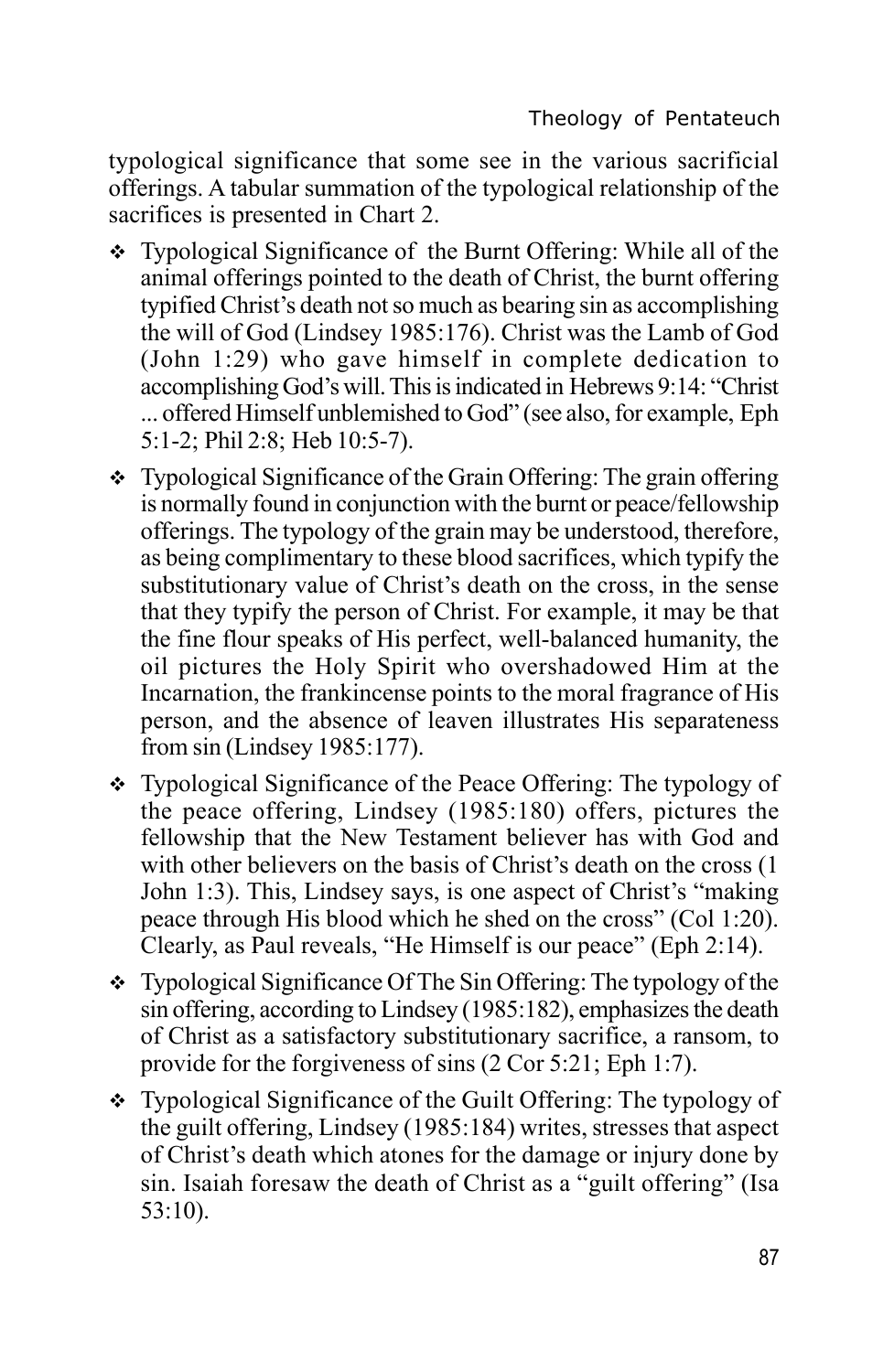typological significance that some see in the various sacrificial offerings. A tabular summation of the typological relationship of the sacrifices is presented in Chart 2.

- Typological Significance of the Burnt Offering: While all of the animal offerings pointed to the death of Christ, the burnt offering typified Christ's death not so much as bearing sin as accomplishing the will of God (Lindsey 1985:176). Christ was the Lamb of God (John 1:29) who gave himself in complete dedication to accomplishing God's will. This is indicated in Hebrews 9:14: "Christ ... offered Himself unblemished to God" (see also, for example, Eph 5:1-2; Phil 2:8; Heb 10:5-7).
- Typological Significance of the Grain Offering: The grain offering is normally found in conjunction with the burnt or peace/fellowship offerings. The typology of the grain may be understood, therefore, as being complimentary to these blood sacrifices, which typify the substitutionary value of Christ's death on the cross, in the sense that they typify the person of Christ. For example, it may be that the fine flour speaks of His perfect, well-balanced humanity, the oil pictures the Holy Spirit who overshadowed Him at the Incarnation, the frankincense points to the moral fragrance of His person, and the absence of leaven illustrates His separateness from sin (Lindsey 1985:177).
- Typological Significance of the Peace Offering: The typology of the peace offering, Lindsey (1985:180) offers, pictures the fellowship that the New Testament believer has with God and with other believers on the basis of Christ's death on the cross (1 John 1:3). This, Lindsey says, is one aspect of Christ's "making peace through His blood which he shed on the cross" (Col 1:20). Clearly, as Paul reveals, "He Himself is our peace" (Eph 2:14).
- Typological Significance Of The Sin Offering: The typology of the sin offering, according to Lindsey (1985:182), emphasizes the death of Christ as a satisfactory substitutionary sacrifice, a ransom, to provide for the forgiveness of sins (2 Cor 5:21; Eph 1:7).
- Typological Significance of the Guilt Offering: The typology of the guilt offering, Lindsey (1985:184) writes, stresses that aspect of Christ's death which atones for the damage or injury done by sin. Isaiah foresaw the death of Christ as a "guilt offering" (Isa 53:10).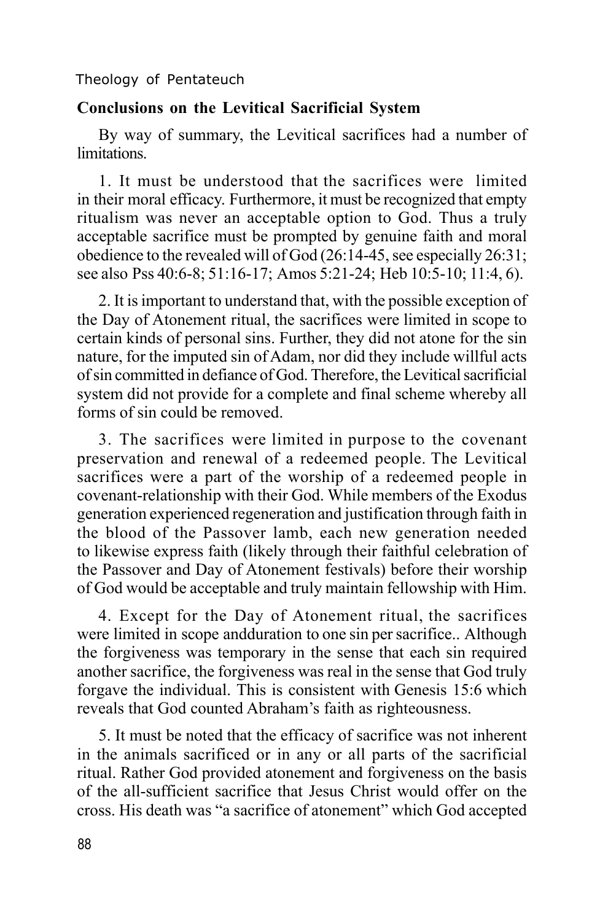## Conclusions on the Levitical Sacrificial System

By way of summary, the Levitical sacrifices had a number of limitations.

1. It must be understood that the sacrifices were limited in their moral efficacy. Furthermore, it must be recognized that empty ritualism was never an acceptable option to God. Thus a truly acceptable sacrifice must be prompted by genuine faith and moral obedience to the revealed will of God (26:14-45, see especially 26:31; see also Pss 40:6-8; 51:16-17; Amos 5:21-24; Heb 10:5-10; 11:4, 6).

2. It is important to understand that, with the possible exception of the Day of Atonement ritual, the sacrifices were limited in scope to certain kinds of personal sins. Further, they did not atone for the sin nature, for the imputed sin of Adam, nor did they include willful acts of sin committed in defiance of God. Therefore, the Levitical sacrificial system did not provide for a complete and final scheme whereby all forms of sin could be removed.

3. The sacrifices were limited in purpose to the covenant preservation and renewal of a redeemed people. The Levitical sacrifices were a part of the worship of a redeemed people in covenant-relationship with their God. While members of the Exodus generation experienced regeneration and justification through faith in the blood of the Passover lamb, each new generation needed to likewise express faith (likely through their faithful celebration of the Passover and Day of Atonement festivals) before their worship of God would be acceptable and truly maintain fellowship with Him.

4. Except for the Day of Atonement ritual, the sacrifices were limited in scope andduration to one sin per sacrifice.. Although the forgiveness was temporary in the sense that each sin required another sacrifice, the forgiveness was real in the sense that God truly forgave the individual. This is consistent with Genesis 15:6 which reveals that God counted Abraham's faith as righteousness.

5. It must be noted that the efficacy of sacrifice was not inherent in the animals sacrificed or in any or all parts of the sacrificial ritual. Rather God provided atonement and forgiveness on the basis of the all-sufficient sacrifice that Jesus Christ would offer on the cross. His death was "a sacrifice of atonement" which God accepted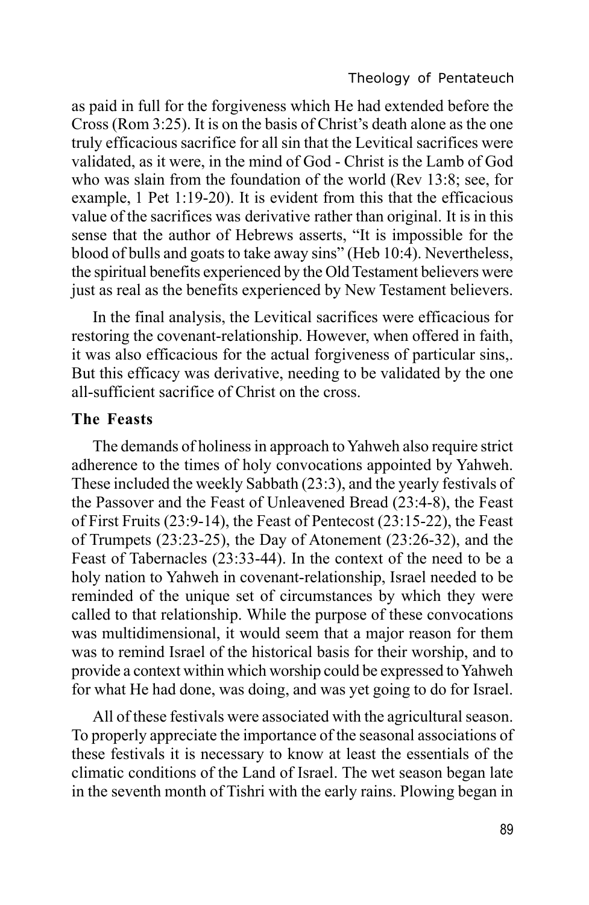as paid in full for the forgiveness which He had extended before the Cross (Rom 3:25). It is on the basis of Christ's death alone as the one truly efficacious sacrifice for all sin that the Levitical sacrifices were validated, as it were, in the mind of God - Christ is the Lamb of God who was slain from the foundation of the world (Rev 13:8; see, for example, 1 Pet 1:19-20). It is evident from this that the efficacious value of the sacrifices was derivative rather than original. It is in this sense that the author of Hebrews asserts, "It is impossible for the blood of bulls and goats to take away sins" (Heb 10:4). Nevertheless, the spiritual benefits experienced by the Old Testament believers were just as real as the benefits experienced by New Testament believers.

In the final analysis, the Levitical sacrifices were efficacious for restoring the covenant-relationship. However, when offered in faith, it was also efficacious for the actual forgiveness of particular sins,. But this efficacy was derivative, needing to be validated by the one all-sufficient sacrifice of Christ on the cross.

**The Feasts**

The demands of holiness in approach to Yahweh also require strict adherence to the times of holy convocations appointed by Yahweh. These included the weekly Sabbath (23:3), and the yearly festivals of the Passover and the Feast of Unleavened Bread (23:4-8), the Feast of First Fruits (23:9-14), the Feast of Pentecost (23:15-22), the Feast of Trumpets (23:23-25), the Day of Atonement (23:26-32), and the Feast of Tabernacles (23:33-44). In the context of the need to be a holy nation to Yahweh in covenant-relationship, Israel needed to be reminded of the unique set of circumstances by which they were called to that relationship. While the purpose of these convocations was multidimensional, it would seem that a major reason for them was to remind Israel of the historical basis for their worship, and to provide a context within which worship could be expressed to Yahweh for what He had done, was doing, and was yet going to do for Israel.

All of these festivals were associated with the agricultural season. To properly appreciate the importance of the seasonal associations of these festivals it is necessary to know at least the essentials of the climatic conditions of the Land of Israel. The wet season began late in the seventh month of Tishri with the early rains. Plowing began in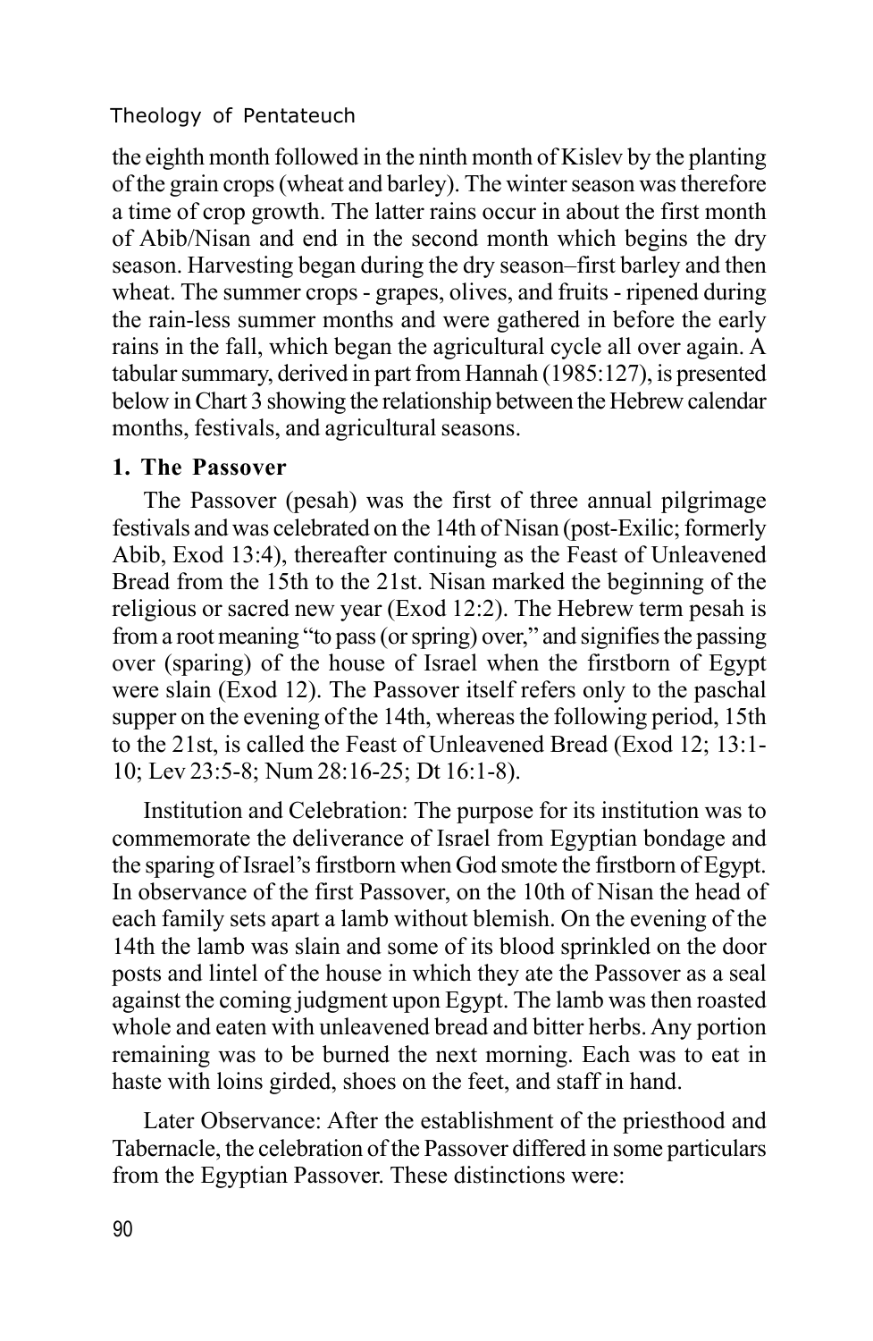the eighth month followed in the ninth month of Kislev by the planting of the grain crops (wheat and barley). The winter season was therefore a time of crop growth. The latter rains occur in about the first month of Abib/Nisan and end in the second month which begins the dry season. Harvesting began during the dry season–first barley and then wheat. The summer crops - grapes, olives, and fruits - ripened during the rain-less summer months and were gathered in before the early rains in the fall, which began the agricultural cycle all over again. A tabular summary, derived in part from Hannah (1985:127), is presented below in Chart 3 showing the relationship between the Hebrew calendar months, festivals, and agricultural seasons.

### 1. The Passover

The Passover (pesah) was the first of three annual pilgrimage festivals and was celebrated on the 14th of Nisan (post-Exilic; formerly Abib, Exod 13:4), thereafter continuing as the Feast of Unleavened Bread from the 15th to the 21st. Nisan marked the beginning of the religious or sacred new year (Exod 12:2). The Hebrew term pesah is from a root meaning "to pass (or spring) over," and signifies the passing over (sparing) of the house of Israel when the firstborn of Egypt were slain (Exod 12). The Passover itself refers only to the paschal supper on the evening of the 14th, whereas the following period, 15th to the 21st, is called the Feast of Unleavened Bread (Exod 12; 13:1-10; Lev 23:5-8; Num 28:16-25; Dt 16:1-8).

Institution and Celebration: The purpose for its institution was to commemorate the deliverance of Israel from Egyptian bondage and the sparing of Israel's firstborn when God smote the firstborn of Egypt. In observance of the first Passover, on the 10th of Nisan the head of each family sets apart a lamb without blemish. On the evening of the 14th the lamb was slain and some of its blood sprinkled on the door posts and lintel of the house in which they ate the Passover as a seal against the coming judgment upon Egypt. The lamb was then roasted whole and eaten with unleavened bread and bitter herbs. Any portion remaining was to be burned the next morning. Each was to eat in haste with loins girded, shoes on the feet, and staff in hand.

Later Observance: After the establishment of the priesthood and Tabernacle, the celebration of the Passover differed in some particulars from the Egyptian Passover. These distinctions were: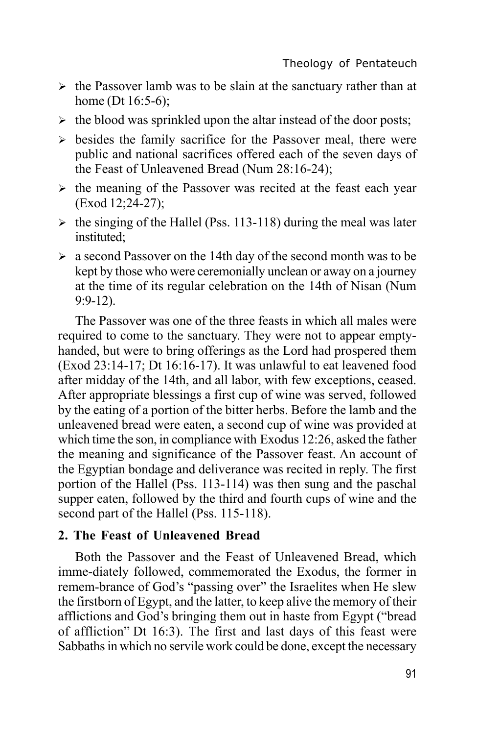- the Passover lamb was to be slain at the sanctuary rather than at home (Dt 16:5-6);
- the blood was sprinkled upon the altar instead of the door posts;
- besides the family sacrifice for the Passover meal, there were public and national sacrifices offered each of the seven days of the Feast of Unleavened Bread (Num 28:16-24);
- the meaning of the Passover was recited at the feast each year (Exod 12;24-27);
- the singing of the Hallel (Pss. 113-118) during the meal was later instituted;
- a second Passover on the 14th day of the second month was to be kept by those who were ceremonially unclean or away on a journey at the time of its regular celebration on the 14th of Nisan (Num 9:9-12).

The Passover was one of the three feasts in which all males were required to come to the sanctuary. They were not to appear empty-handed, but were to bring offerings as the Lord had prospered them (Exod 23:14-17; Dt 16:16-17). It was unlawful to eat leavened food after midday of the 14th, and all labor, with few exceptions, ceased. After appropriate blessings a first cup of wine was served, followed by the eating of a portion of the bitter herbs. Before the lamb and the unleavened bread were eaten, a second cup of wine was provided at which time the son, in compliance with Exodus 12:26, asked the father the meaning and significance of the Passover feast. An account of the Egyptian bondage and deliverance was recited in reply. The first portion of the Hallel (Pss. 113-114) was then sung and the paschal supper eaten, followed by the third and fourth cups of wine and the second part of the Hallel (Pss. 115-118).

**2. The Feast of Unleavened Bread**

Both the Passover and the Feast of Unleavened Bread, which imme-diately followed, commemorated the Exodus, the former in remem-brance of God's "passing over" the Israelites when He slew the firstborn of Egypt, and the latter, to keep alive the memory of their afflictions and God's bringing them out in haste from Egypt ("bread of affliction" Dt 16:3). The first and last days of this feast were Sabbaths in which no servile work could be done, except the necessary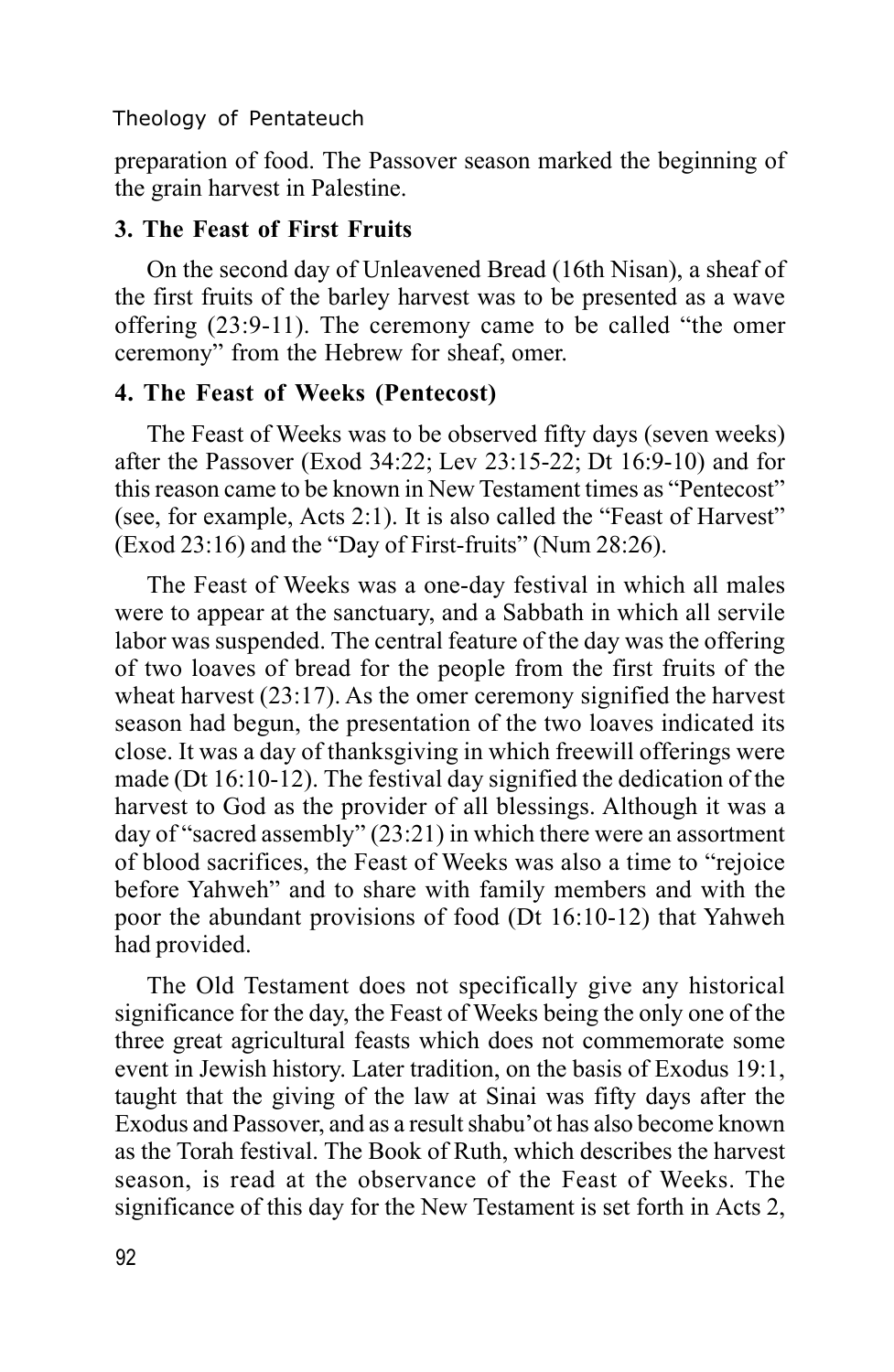preparation of food. The Passover season marked the beginning of the grain harvest in Palestine.

### 3. The Feast of First Fruits

On the second day of Unleavened Bread (16th Nisan), a sheaf of the first fruits of the barley harvest was to be presented as a wave offering (23:9-11). The ceremony came to be called "the omer ceremony" from the Hebrew for sheaf, omer.

### 4. The Feast of Weeks (Pentecost)

The Feast of Weeks was to be observed fifty days (seven weeks) after the Passover (Exod 34:22; Lev 23:15-22; Dt 16:9-10) and for this reason came to be known in New Testament times as "Pentecost" (see, for example, Acts 2:1). It is also called the "Feast of Harvest" (Exod 23:16) and the "Day of First-fruits" (Num 28:26).

The Feast of Weeks was a one-day festival in which all males were to appear at the sanctuary, and a Sabbath in which all servile labor was suspended. The central feature of the day was the offering of two loaves of bread for the people from the first fruits of the wheat harvest (23:17). As the omer ceremony signified the harvest season had begun, the presentation of the two loaves indicated its close. It was a day of thanksgiving in which freewill offerings were made (Dt 16:10-12). The festival day signified the dedication of the harvest to God as the provider of all blessings. Although it was a day of "sacred assembly" (23:21) in which there were an assortment of blood sacrifices, the Feast of Weeks was also a time to "rejoice before Yahweh" and to share with family members and with the poor the abundant provisions of food (Dt 16:10-12) that Yahweh had provided.

The Old Testament does not specifically give any historical significance for the day, the Feast of Weeks being the only one of the three great agricultural feasts which does not commemorate some event in Jewish history. Later tradition, on the basis of Exodus 19:1, taught that the giving of the law at Sinai was fifty days after the Exodus and Passover, and as a result shabu'ot has also become known as the Torah festival. The Book of Ruth, which describes the harvest season, is read at the observance of the Feast of Weeks. The significance of this day for the New Testament is set forth in Acts 2,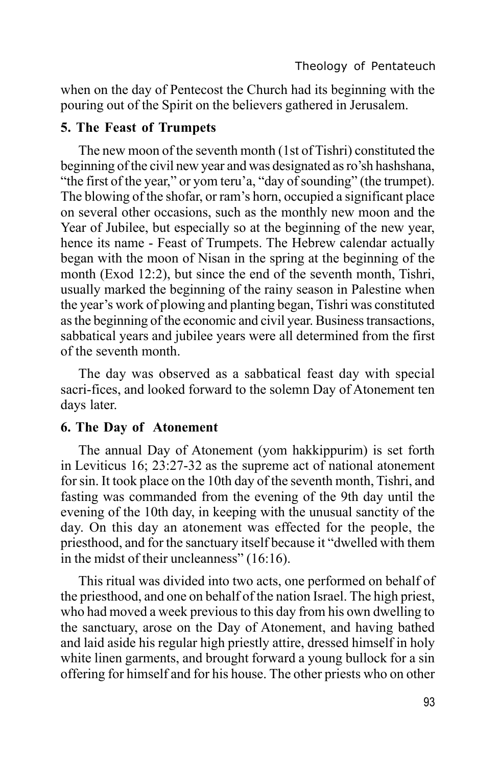when on the day of Pentecost the Church had its beginning with the pouring out of the Spirit on the believers gathered in Jerusalem.

### 5. The Feast of Trumpets

The new moon of the seventh month (1st of Tishri) constituted the beginning of the civil new year and was designated as ro'sh hashshana, "the first of the year," or yom teru'a, "day of sounding" (the trumpet). The blowing of the shofar, or ram's horn, occupied a significant place on several other occasions, such as the monthly new moon and the Year of Jubilee, but especially so at the beginning of the new year, hence its name - Feast of Trumpets. The Hebrew calendar actually began with the moon of Nisan in the spring at the beginning of the month (Exod 12:2), but since the end of the seventh month, Tishri, usually marked the beginning of the rainy season in Palestine when the year's work of plowing and planting began, Tishri was constituted as the beginning of the economic and civil year. Business transactions, sabbatical years and jubilee years were all determined from the first of the seventh month.

The day was observed as a sabbatical feast day with special sacri-fices, and looked forward to the solemn Day of Atonement ten days later.

### 6. The Day of Atonement

The annual Day of Atonement (yom hakkippurim) is set forth in Leviticus 16; 23:27-32 as the supreme act of national atonement for sin. It took place on the 10th day of the seventh month, Tishri, and fasting was commanded from the evening of the 9th day until the evening of the 10th day, in keeping with the unusual sanctity of the day. On this day an atonement was effected for the people, the priesthood, and for the sanctuary itself because it "dwelled with them in the midst of their uncleanness" (16:16).

This ritual was divided into two acts, one performed on behalf of the priesthood, and one on behalf of the nation Israel. The high priest, who had moved a week previous to this day from his own dwelling to the sanctuary, arose on the Day of Atonement, and having bathed and laid aside his regular high priestly attire, dressed himself in holy white linen garments, and brought forward a young bullock for a sin offering for himself and for his house. The other priests who on other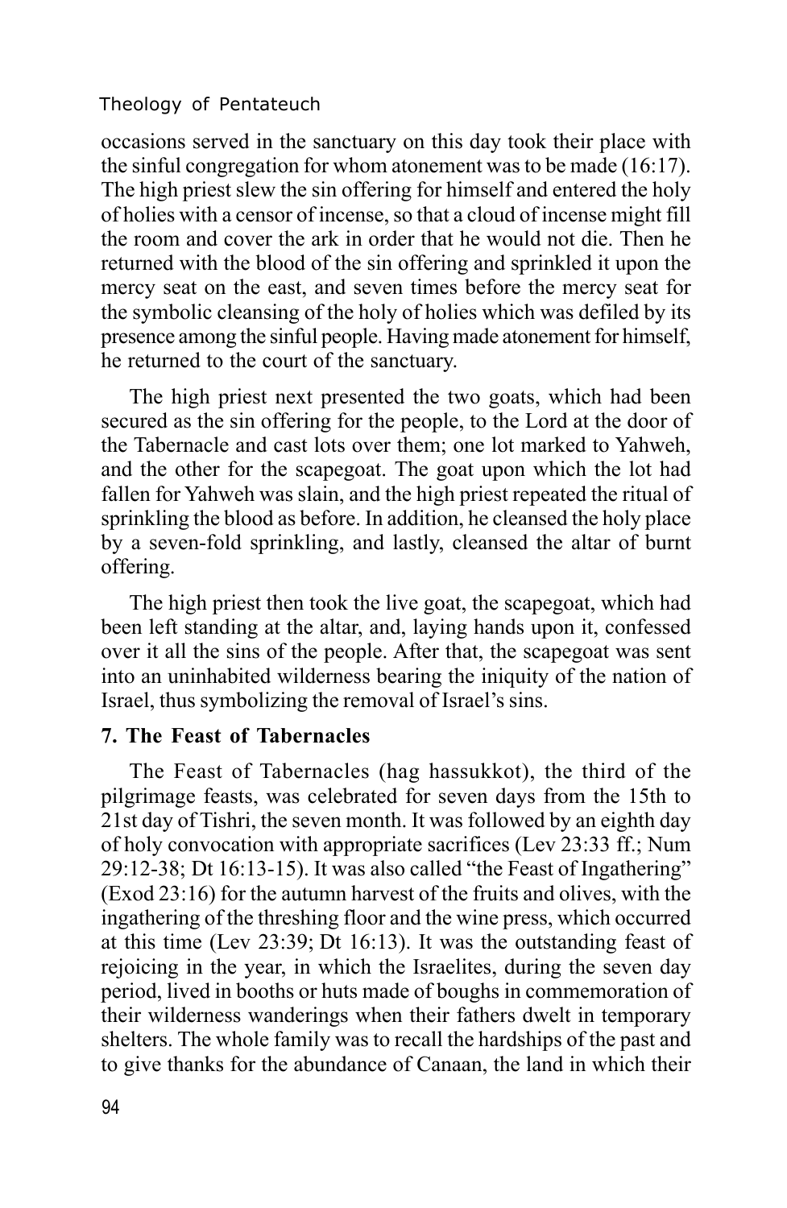occasions served in the sanctuary on this day took their place with the sinful congregation for whom atonement was to be made (16:17). The high priest slew the sin offering for himself and entered the holy of holies with a censor of incense, so that a cloud of incense might fill the room and cover the ark in order that he would not die. Then he returned with the blood of the sin offering and sprinkled it upon the mercy seat on the east, and seven times before the mercy seat for the symbolic cleansing of the holy of holies which was defiled by its presence among the sinful people. Having made atonement for himself, he returned to the court of the sanctuary.

The high priest next presented the two goats, which had been secured as the sin offering for the people, to the Lord at the door of the Tabernacle and cast lots over them; one lot marked to Yahweh, and the other for the scapegoat. The goat upon which the lot had fallen for Yahweh was slain, and the high priest repeated the ritual of sprinkling the blood as before. In addition, he cleansed the holy place by a seven-fold sprinkling, and lastly, cleansed the altar of burnt offering.

The high priest then took the live goat, the scapegoat, which had been left standing at the altar, and, laying hands upon it, confessed over it all the sins of the people. After that, the scapegoat was sent into an uninhabited wilderness bearing the iniquity of the nation of Israel, thus symbolizing the removal of Israel's sins.

### 7. The Feast of Tabernacles

The Feast of Tabernacles (hag hassukkot), the third of the pilgrimage feasts, was celebrated for seven days from the 15th to 21st day of Tishri, the seven month. It was followed by an eighth day of holy convocation with appropriate sacrifices (Lev 23:33 ff.; Num 29:12-38; Dt 16:13-15). It was also called "the Feast of Ingathering" (Exod 23:16) for the autumn harvest of the fruits and olives, with the ingathering of the threshing floor and the wine press, which occurred at this time (Lev 23:39; Dt 16:13). It was the outstanding feast of rejoicing in the year, in which the Israelites, during the seven day period, lived in booths or huts made of boughs in commemoration of their wilderness wanderings when their fathers dwelt in temporary shelters. The whole family was to recall the hardships of the past and to give thanks for the abundance of Canaan, the land in which their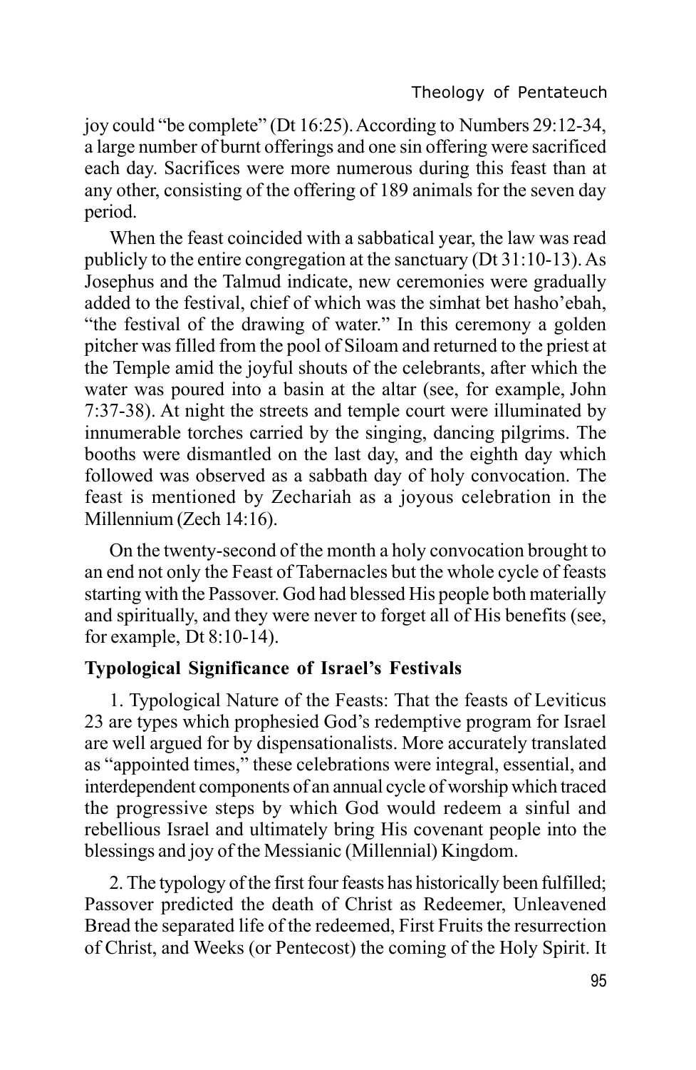joy could "be complete" (Dt 16:25). According to Numbers 29:12-34, a large number of burnt offerings and one sin offering were sacrificed each day. Sacrifices were more numerous during this feast than at any other, consisting of the offering of 189 animals for the seven day period.

When the feast coincided with a sabbatical year, the law was read publicly to the entire congregation at the sanctuary (Dt 31:10-13). As Josephus and the Talmud indicate, new ceremonies were gradually added to the festival, chief of which was the simhat bet hasho'ebah, "the festival of the drawing of water." In this ceremony a golden pitcher was filled from the pool of Siloam and returned to the priest at the Temple amid the joyful shouts of the celebrants, after which the water was poured into a basin at the altar (see, for example, John 7:37-38). At night the streets and temple court were illuminated by innumerable torches carried by the singing, dancing pilgrims. The booths were dismantled on the last day, and the eighth day which followed was observed as a sabbath day of holy convocation. The feast is mentioned by Zechariah as a joyous celebration in the Millennium (Zech 14:16).

On the twenty-second of the month a holy convocation brought to an end not only the Feast of Tabernacles but the whole cycle of feasts starting with the Passover. God had blessed His people both materially and spiritually, and they were never to forget all of His benefits (see, for example, Dt 8:10-14).

### Typological Significance of Israel's Festivals

1. Typological Nature of the Feasts: That the feasts of Leviticus 23 are types which prophesied God's redemptive program for Israel are well argued for by dispensationalists. More accurately translated as "appointed times," these celebrations were integral, essential, and interdependent components of an annual cycle of worship which traced the progressive steps by which God would redeem a sinful and rebellious Israel and ultimately bring His covenant people into the blessings and joy of the Messianic (Millennial) Kingdom.

2. The typology of the first four feasts has historically been fulfilled; Passover predicted the death of Christ as Redeemer, Unleavened Bread the separated life of the redeemed, First Fruits the resurrection of Christ, and Weeks (or Pentecost) the coming of the Holy Spirit. It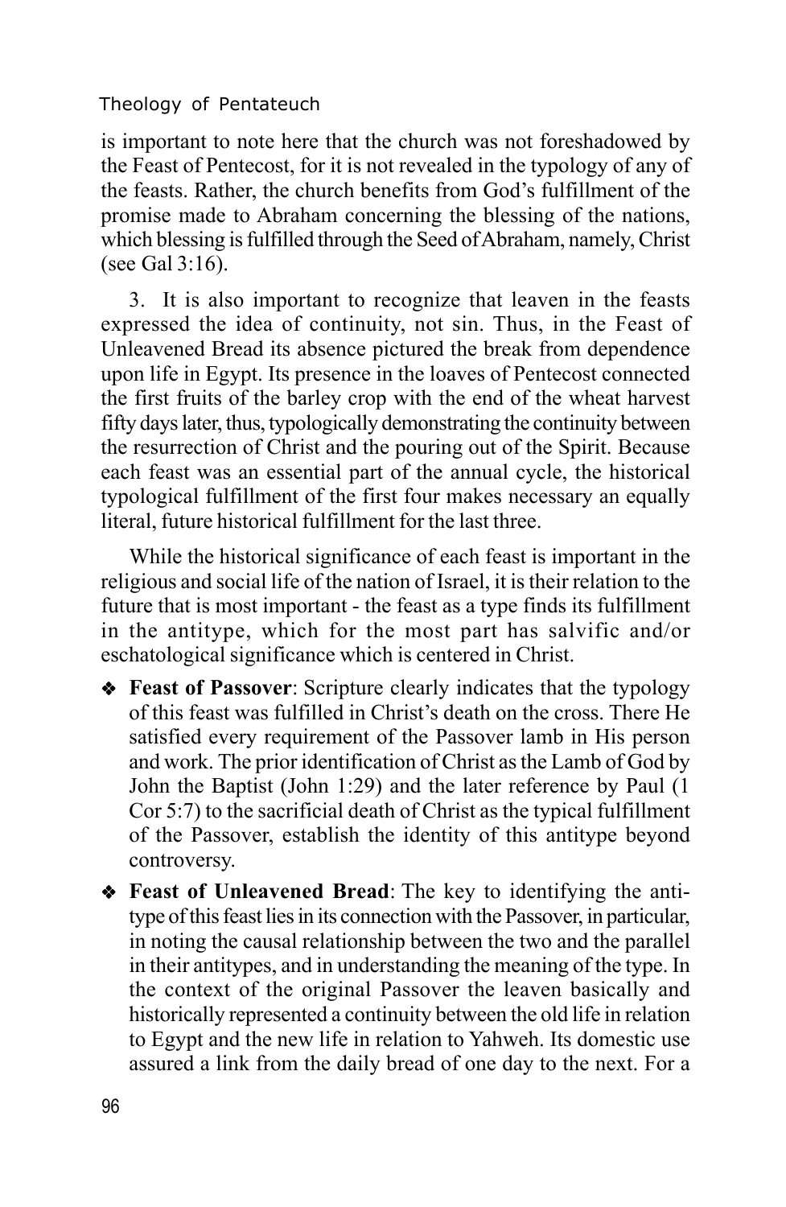is important to note here that the church was not foreshadowed by the Feast of Pentecost, for it is not revealed in the typology of any of the feasts. Rather, the church benefits from God's fulfillment of the promise made to Abraham concerning the blessing of the nations, which blessing is fulfilled through the Seed of Abraham, namely, Christ (see Gal 3:16).

3. It is also important to recognize that leaven in the feasts expressed the idea of continuity, not sin. Thus, in the Feast of Unleavened Bread its absence pictured the break from dependence upon life in Egypt. Its presence in the loaves of Pentecost connected the first fruits of the barley crop with the end of the wheat harvest fifty days later, thus, typologically demonstrating the continuity between the resurrection of Christ and the pouring out of the Spirit. Because each feast was an essential part of the annual cycle, the historical typological fulfillment of the first four makes necessary an equally literal, future historical fulfillment for the last three.

While the historical significance of each feast is important in the religious and social life of the nation of Israel, it is their relation to the future that is most important - the feast as a type finds its fulfillment in the antitype, which for the most part has salvific and/or eschatological significance which is centered in Christ.

- **Feast of Passover**: Scripture clearly indicates that the typology of this feast was fulfilled in Christ's death on the cross. There He satisfied every requirement of the Passover lamb in His person and work. The prior identification of Christ as the Lamb of God by John the Baptist (John 1:29) and the later reference by Paul (1 Cor 5:7) to the sacrificial death of Christ as the typical fulfillment of the Passover, establish the identity of this antitype beyond controversy.
- **Feast of Unleavened Bread**: The key to identifying the antitype of this feast lies in its connection with the Passover, in particular, in noting the causal relationship between the two and the parallel in their antitypes, and in understanding the meaning of the type. In the context of the original Passover the leaven basically and historically represented a continuity between the old life in relation to Egypt and the new life in relation to Yahweh. Its domestic use assured a link from the daily bread of one day to the next. For a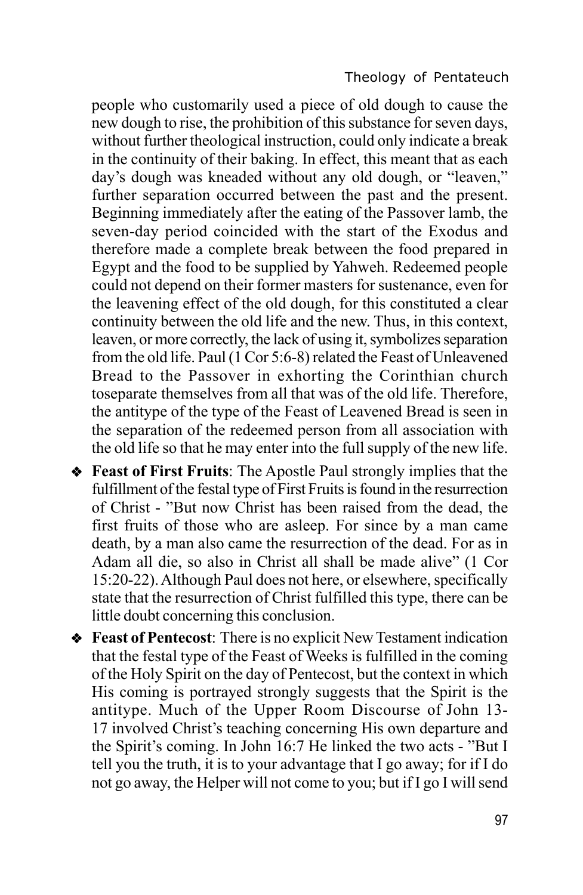people who customarily used a piece of old dough to cause the new dough to rise, the prohibition of this substance for seven days, without further theological instruction, could only indicate a break in the continuity of their baking. In effect, this meant that as each day's dough was kneaded without any old dough, or "leaven," further separation occurred between the past and the present. Beginning immediately after the eating of the Passover lamb, the seven-day period coincided with the start of the Exodus and therefore made a complete break between the food prepared in Egypt and the food to be supplied by Yahweh. Redeemed people could not depend on their former masters for sustenance, even for the leavening effect of the old dough, for this constituted a clear continuity between the old life and the new. Thus, in this context, leaven, or more correctly, the lack of using it, symbolizes separation from the old life. Paul (1 Cor 5:6-8) related the Feast of Unleavened Bread to the Passover in exhorting the Corinthian church toseparate themselves from all that was of the old life. Therefore, the antitype of the type of the Feast of Leavened Bread is seen in the separation of the redeemed person from all association with the old life so that he may enter into the full supply of the new life.

- **Feast of First Fruits**: The Apostle Paul strongly implies that the fulfillment of the festal type of First Fruits is found in the resurrection of Christ - "But now Christ has been raised from the dead, the first fruits of those who are asleep. For since by a man came death, by a man also came the resurrection of the dead. For as in Adam all die, so also in Christ all shall be made alive" (1 Cor 15:20-22). Although Paul does not here, or elsewhere, specifically state that the resurrection of Christ fulfilled this type, there can be little doubt concerning this conclusion.
- **Feast of Pentecost**: There is no explicit New Testament indication that the festal type of the Feast of Weeks is fulfilled in the coming of the Holy Spirit on the day of Pentecost, but the context in which His coming is portrayed strongly suggests that the Spirit is the antitype. Much of the Upper Room Discourse of John 13-17 involved Christ's teaching concerning His own departure and the Spirit's coming. In John 16:7 He linked the two acts - "But I tell you the truth, it is to your advantage that I go away; for if I do not go away, the Helper will not come to you; but if I go I will send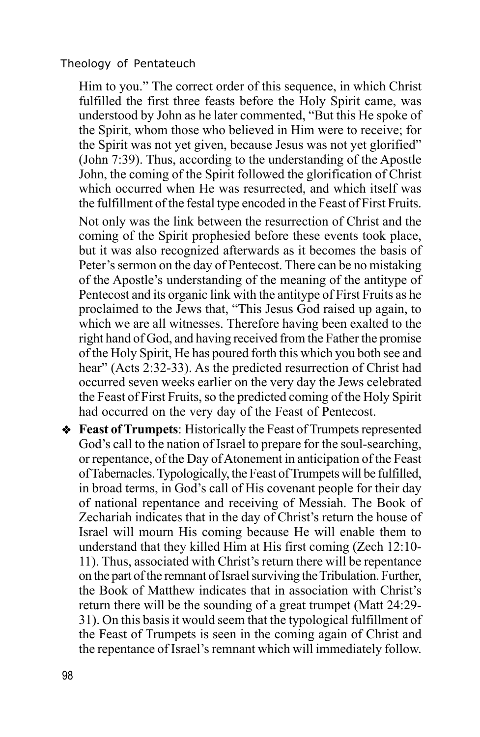Him to you." The correct order of this sequence, in which Christ fulfilled the first three feasts before the Holy Spirit came, was understood by John as he later commented, "But this He spoke of the Spirit, whom those who believed in Him were to receive; for the Spirit was not yet given, because Jesus was not yet glorified" (John 7:39). Thus, according to the understanding of the Apostle John, the coming of the Spirit followed the glorification of Christ which occurred when He was resurrected, and which itself was the fulfillment of the festal type encoded in the Feast of First Fruits.

Not only was the link between the resurrection of Christ and the coming of the Spirit prophesied before these events took place, but it was also recognized afterwards as it becomes the basis of Peter's sermon on the day of Pentecost. There can be no mistaking of the Apostle's understanding of the meaning of the antitype of Pentecost and its organic link with the antitype of First Fruits as he proclaimed to the Jews that, "This Jesus God raised up again, to which we are all witnesses. Therefore having been exalted to the right hand of God, and having received from the Father the promise of the Holy Spirit, He has poured forth this which you both see and hear" (Acts 2:32-33). As the predicted resurrection of Christ had occurred seven weeks earlier on the very day the Jews celebrated the Feast of First Fruits, so the predicted coming of the Holy Spirit had occurred on the very day of the Feast of Pentecost.

- **Feast of Trumpets**: Historically the Feast of Trumpets represented God's call to the nation of Israel to prepare for the soul-searching, or repentance, of the Day of Atonement in anticipation of the Feast of Tabernacles. Typologically, the Feast of Trumpets will be fulfilled, in broad terms, in God's call of His covenant people for their day of national repentance and receiving of Messiah. The Book of Zechariah indicates that in the day of Christ's return the house of Israel will mourn His coming because He will enable them to understand that they killed Him at His first coming (Zech 12:10-11). Thus, associated with Christ's return there will be repentance on the part of the remnant of Israel surviving the Tribulation. Further, the Book of Matthew indicates that in association with Christ's return there will be the sounding of a great trumpet (Matt 24:29-31). On this basis it would seem that the typological fulfillment of the Feast of Trumpets is seen in the coming again of Christ and the repentance of Israel's remnant which will immediately follow.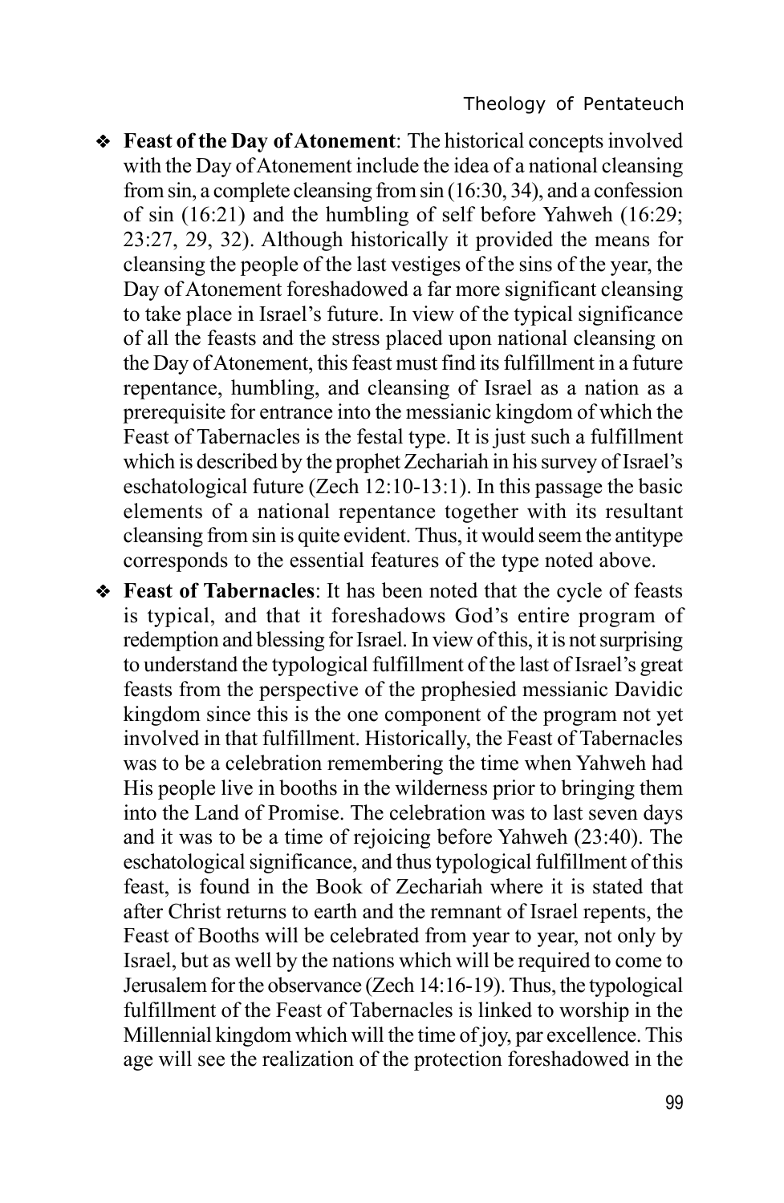- **Feast of the Day of Atonement**: The historical concepts involved with the Day of Atonement include the idea of a national cleansing from sin, a complete cleansing from sin (16:30, 34), and a confession of sin (16:21) and the humbling of self before Yahweh (16:29; 23:27, 29, 32). Although historically it provided the means for cleansing the people of the last vestiges of the sins of the year, the Day of Atonement foreshadowed a far more significant cleansing to take place in Israel's future. In view of the typical significance of all the feasts and the stress placed upon national cleansing on the Day of Atonement, this feast must find its fulfillment in a future repentance, humbling, and cleansing of Israel as a nation as a prerequisite for entrance into the messianic kingdom of which the Feast of Tabernacles is the festal type. It is just such a fulfillment which is described by the prophet Zechariah in his survey of Israel's eschatological future (Zech 12:10-13:1). In this passage the basic elements of a national repentance together with its resultant cleansing from sin is quite evident. Thus, it would seem the antitype corresponds to the essential features of the type noted above.
- **Feast of Tabernacles**: It has been noted that the cycle of feasts is typical, and that it foreshadows God's entire program of redemption and blessing for Israel. In view of this, it is not surprising to understand the typological fulfillment of the last of Israel's great feasts from the perspective of the prophesied messianic Davidic kingdom since this is the one component of the program not yet involved in that fulfillment. Historically, the Feast of Tabernacles was to be a celebration remembering the time when Yahweh had His people live in booths in the wilderness prior to bringing them into the Land of Promise. The celebration was to last seven days and it was to be a time of rejoicing before Yahweh (23:40). The eschatological significance, and thus typological fulfillment of this feast, is found in the Book of Zechariah where it is stated that after Christ returns to earth and the remnant of Israel repents, the Feast of Booths will be celebrated from year to year, not only by Israel, but as well by the nations which will be required to come to Jerusalem for the observance (Zech 14:16-19). Thus, the typological fulfillment of the Feast of Tabernacles is linked to worship in the Millennial kingdom which will the time of joy, par excellence. This age will see the realization of the protection foreshadowed in the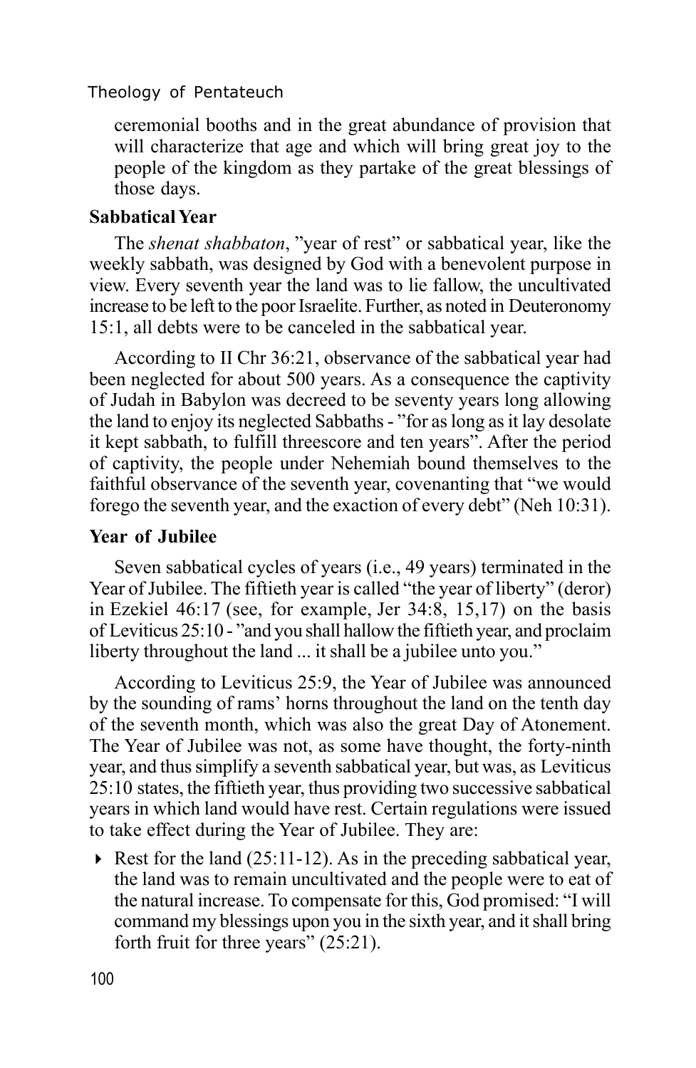ceremonial booths and in the great abundance of provision that will characterize that age and which will bring great joy to the people of the kingdom as they partake of the great blessings of those days.

**Sabbatical Year**

The *shenat shabbaton*, "year of rest" or sabbatical year, like the weekly sabbath, was designed by God with a benevolent purpose in view. Every seventh year the land was to lie fallow, the uncultivated increase to be left to the poor Israelite. Further, as noted in Deuteronomy 15:1, all debts were to be canceled in the sabbatical year.

According to II Chr 36:21, observance of the sabbatical year had been neglected for about 500 years. As a consequence the captivity of Judah in Babylon was decreed to be seventy years long allowing the land to enjoy its neglected Sabbaths - "for as long as it lay desolate it kept sabbath, to fulfill threescore and ten years". After the period of captivity, the people under Nehemiah bound themselves to the faithful observance of the seventh year, covenanting that "we would forego the seventh year, and the exaction of every debt" (Neh 10:31).

**Year of Jubilee**

Seven sabbatical cycles of years (i.e., 49 years) terminated in the Year of Jubilee. The fiftieth year is called "the year of liberty" (deror) in Ezekiel 46:17 (see, for example, Jer 34:8, 15,17) on the basis of Leviticus 25:10 - "and you shall hallow the fiftieth year, and proclaim liberty throughout the land ... it shall be a jubilee unto you."

According to Leviticus 25:9, the Year of Jubilee was announced by the sounding of rams' horns throughout the land on the tenth day of the seventh month, which was also the great Day of Atonement. The Year of Jubilee was not, as some have thought, the forty-ninth year, and thus simplify a seventh sabbatical year, but was, as Leviticus 25:10 states, the fiftieth year, thus providing two successive sabbatical years in which land would have rest. Certain regulations were issued to take effect during the Year of Jubilee. They are:

- Rest for the land (25:11-12). As in the preceding sabbatical year, the land was to remain uncultivated and the people were to eat of the natural increase. To compensate for this, God promised: "I will command my blessings upon you in the sixth year, and it shall bring forth fruit for three years" (25:21).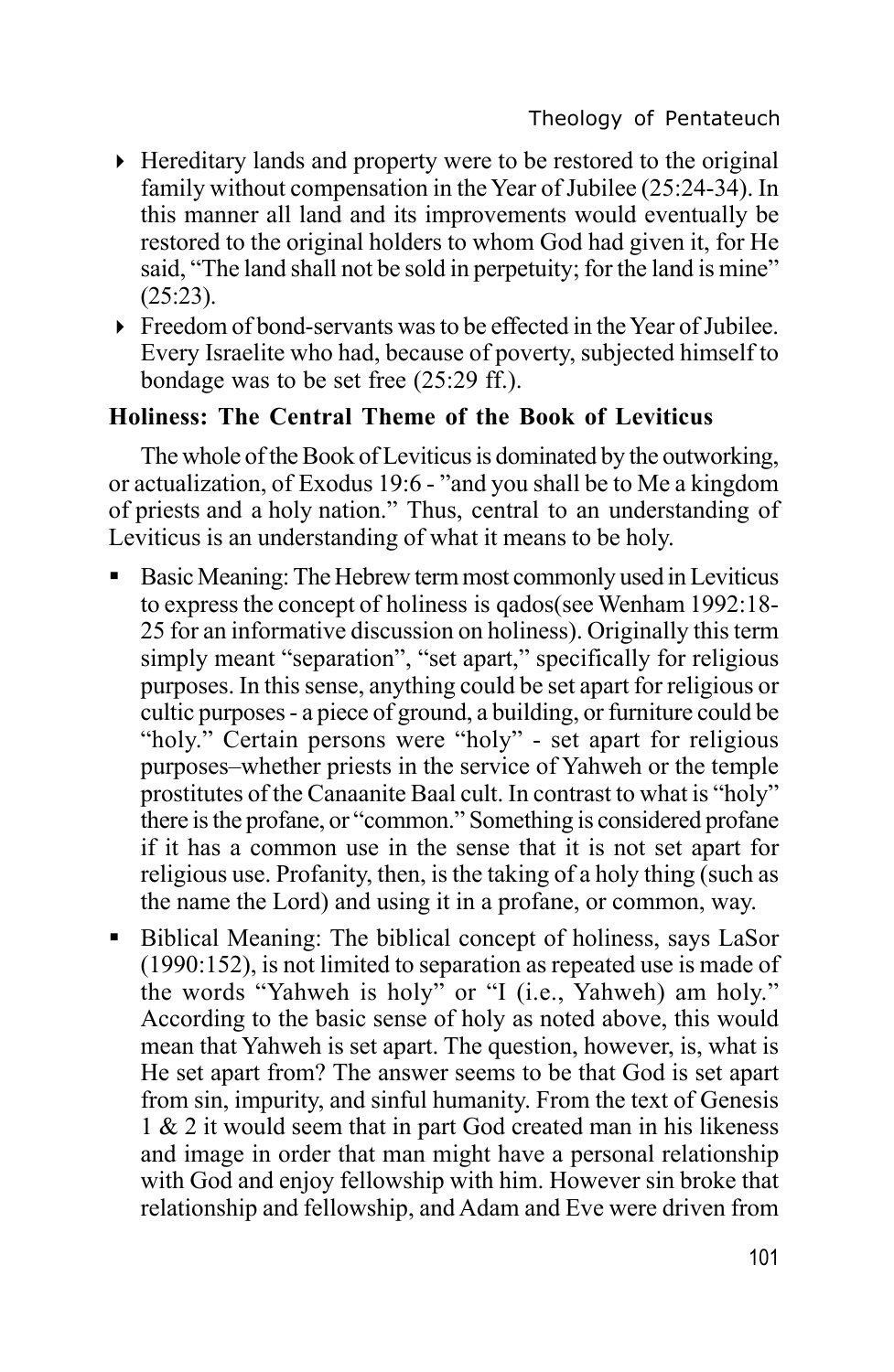- Hereditary lands and property were to be restored to the original family without compensation in the Year of Jubilee (25:24-34). In this manner all land and its improvements would eventually be restored to the original holders to whom God had given it, for He said, "The land shall not be sold in perpetuity; for the land is mine" (25:23).
- Freedom of bond-servants was to be effected in the Year of Jubilee. Every Israelite who had, because of poverty, subjected himself to bondage was to be set free (25:29 ff.).

**Holiness: The Central Theme of the Book of Leviticus**

The whole of the Book of Leviticus is dominated by the outworking, or actualization, of Exodus 19:6 - "and you shall be to Me a kingdom of priests and a holy nation." Thus, central to an understanding of Leviticus is an understanding of what it means to be holy.

- Basic Meaning: The Hebrew term most commonly used in Leviticus to express the concept of holiness is qados(see Wenham 1992:18-25 for an informative discussion on holiness). Originally this term simply meant "separation", "set apart," specifically for religious purposes. In this sense, anything could be set apart for religious or cultic purposes - a piece of ground, a building, or furniture could be "holy." Certain persons were "holy" - set apart for religious purposes–whether priests in the service of Yahweh or the temple prostitutes of the Canaanite Baal cult. In contrast to what is "holy" there is the profane, or "common." Something is considered profane if it has a common use in the sense that it is not set apart for religious use. Profanity, then, is the taking of a holy thing (such as the name the Lord) and using it in a profane, or common, way.
- Biblical Meaning: The biblical concept of holiness, says LaSor (1990:152), is not limited to separation as repeated use is made of the words "Yahweh is holy" or "I (i.e., Yahweh) am holy." According to the basic sense of holy as noted above, this would mean that Yahweh is set apart. The question, however, is, what is He set apart from? The answer seems to be that God is set apart from sin, impurity, and sinful humanity. From the text of Genesis 1 & 2 it would seem that in part God created man in his likeness and image in order that man might have a personal relationship with God and enjoy fellowship with him. However sin broke that relationship and fellowship, and Adam and Eve were driven from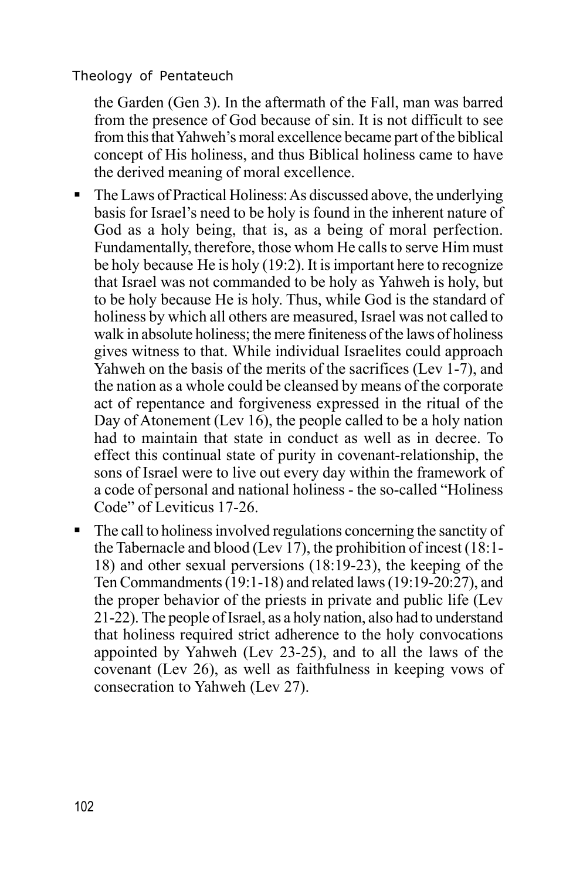the Garden (Gen 3). In the aftermath of the Fall, man was barred from the presence of God because of sin. It is not difficult to see from this that Yahweh's moral excellence became part of the biblical concept of His holiness, and thus Biblical holiness came to have the derived meaning of moral excellence.

- The Laws of Practical Holiness: As discussed above, the underlying basis for Israel's need to be holy is found in the inherent nature of God as a holy being, that is, as a being of moral perfection. Fundamentally, therefore, those whom He calls to serve Him must be holy because He is holy (19:2). It is important here to recognize that Israel was not commanded to be holy as Yahweh is holy, but to be holy because He is holy. Thus, while God is the standard of holiness by which all others are measured, Israel was not called to walk in absolute holiness; the mere finiteness of the laws of holiness gives witness to that. While individual Israelites could approach Yahweh on the basis of the merits of the sacrifices (Lev 1-7), and the nation as a whole could be cleansed by means of the corporate act of repentance and forgiveness expressed in the ritual of the Day of Atonement (Lev 16), the people called to be a holy nation had to maintain that state in conduct as well as in decree. To effect this continual state of purity in covenant-relationship, the sons of Israel were to live out every day within the framework of a code of personal and national holiness - the so-called "Holiness Code" of Leviticus 17-26.

- The call to holiness involved regulations concerning the sanctity of the Tabernacle and blood (Lev 17), the prohibition of incest (18:1-18) and other sexual perversions (18:19-23), the keeping of the Ten Commandments (19:1-18) and related laws (19:19-20:27), and the proper behavior of the priests in private and public life (Lev 21-22). The people of Israel, as a holy nation, also had to understand that holiness required strict adherence to the holy convocations appointed by Yahweh (Lev 23-25), and to all the laws of the covenant (Lev 26), as well as faithfulness in keeping vows of consecration to Yahweh (Lev 27).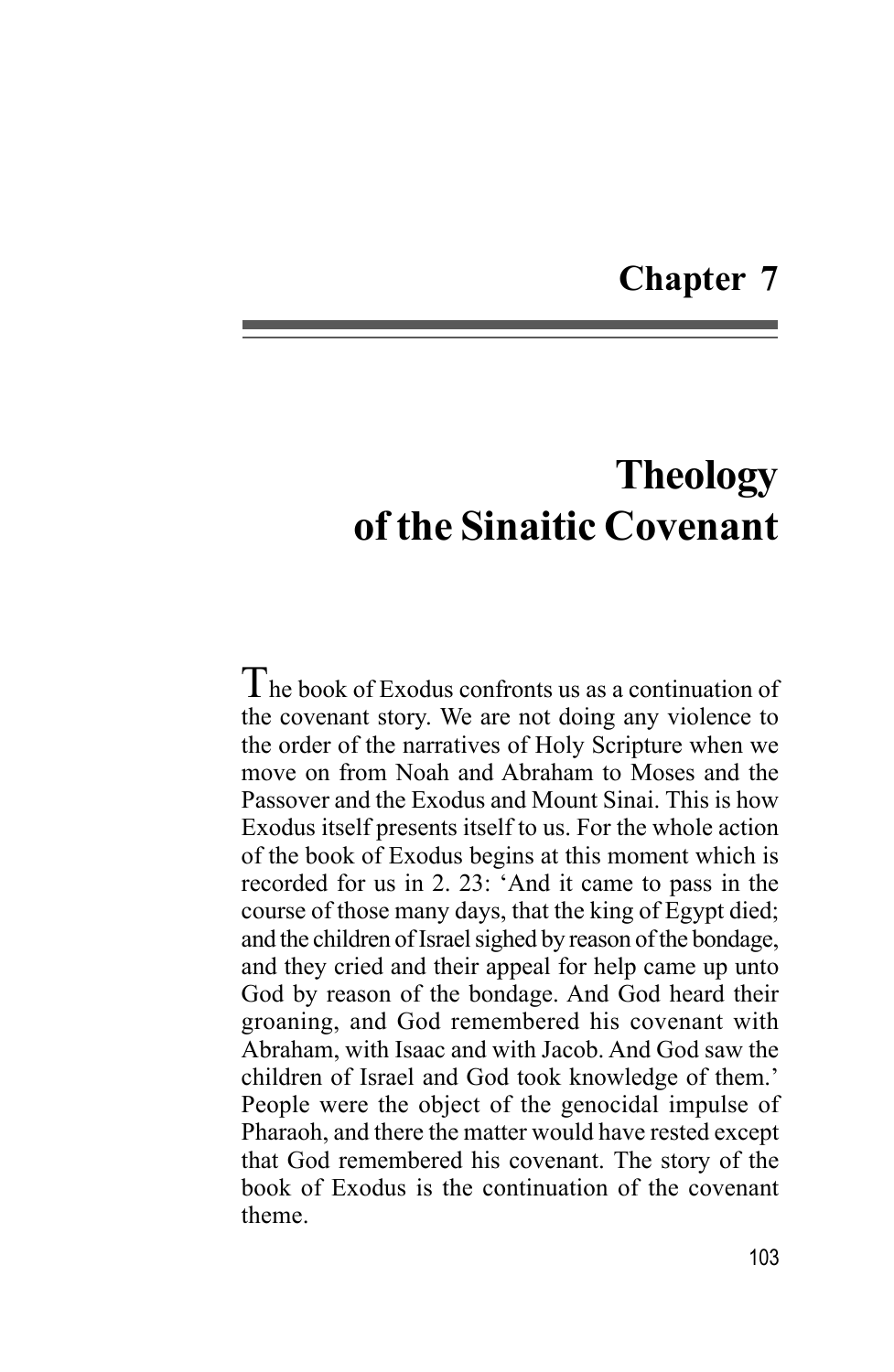# Chapter 7

# Theology of the Sinaitic Covenant

The book of Exodus confronts us as a continuation of the covenant story. We are not doing any violence to the order of the narratives of Holy Scripture when we move on from Noah and Abraham to Moses and the Passover and the Exodus and Mount Sinai. This is how Exodus itself presents itself to us. For the whole action of the book of Exodus begins at this moment which is recorded for us in 2. 23: 'And it came to pass in the course of those many days, that the king of Egypt died; and the children of Israel sighed by reason of the bondage, and they cried and their appeal for help came up unto God by reason of the bondage. And God heard their groaning, and God remembered his covenant with Abraham, with Isaac and with Jacob. And God saw the children of Israel and God took knowledge of them.' People were the object of the genocidal impulse of Pharaoh, and there the matter would have rested except that God remembered his covenant. The story of the book of Exodus is the continuation of the covenant theme.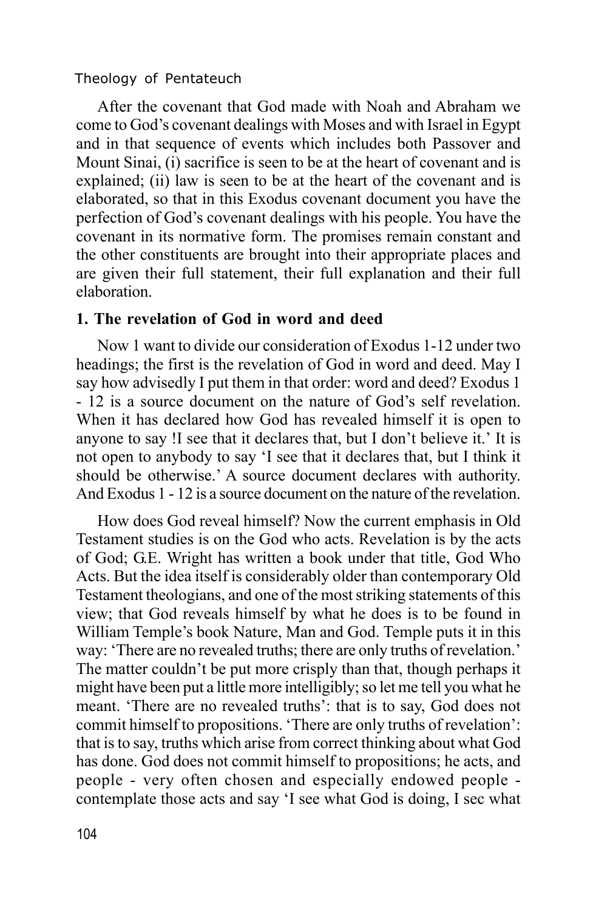After the covenant that God made with Noah and Abraham we come to God's covenant dealings with Moses and with Israel in Egypt and in that sequence of events which includes both Passover and Mount Sinai, (i) sacrifice is seen to be at the heart of covenant and is explained; (ii) law is seen to be at the heart of the covenant and is elaborated, so that in this Exodus covenant document you have the perfection of God's covenant dealings with his people. You have the covenant in its normative form. The promises remain constant and the other constituents are brought into their appropriate places and are given their full statement, their full explanation and their full elaboration.

**1. The revelation of God in word and deed**

Now 1 want to divide our consideration of Exodus 1-12 under two headings; the first is the revelation of God in word and deed. May I say how advisedly I put them in that order: word and deed? Exodus 1 - 12 is a source document on the nature of God's self revelation. When it has declared how God has revealed himself it is open to anyone to say !I see that it declares that, but I don't believe it.' It is not open to anybody to say 'I see that it declares that, but I think it should be otherwise.' A source document declares with authority. And Exodus 1 - 12 is a source document on the nature of the revelation.

How does God reveal himself? Now the current emphasis in Old Testament studies is on the God who acts. Revelation is by the acts of God; G.E. Wright has written a book under that title, God Who Acts. But the idea itself is considerably older than contemporary Old Testament theologians, and one of the most striking statements of this view; that God reveals himself by what he does is to be found in William Temple's book Nature, Man and God. Temple puts it in this way: 'There are no revealed truths; there are only truths of revelation.' The matter couldn't be put more crisply than that, though perhaps it might have been put a little more intelligibly; so let me tell you what he meant. 'There are no revealed truths': that is to say, God does not commit himself to propositions. 'There are only truths of revelation': that is to say, truths which arise from correct thinking about what God has done. God does not commit himself to propositions; he acts, and people - very often chosen and especially endowed people - contemplate those acts and say 'I see what God is doing, I sec what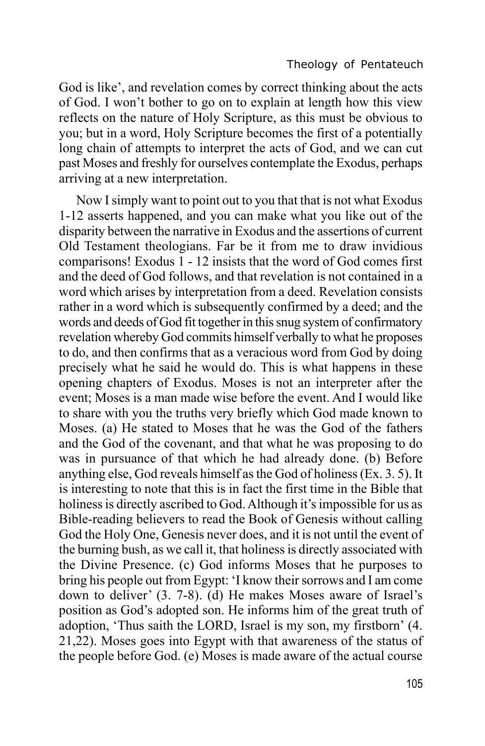God is like', and revelation comes by correct thinking about the acts of God. I won't bother to go on to explain at length how this view reflects on the nature of Holy Scripture, as this must be obvious to you; but in a word, Holy Scripture becomes the first of a potentially long chain of attempts to interpret the acts of God, and we can cut past Moses and freshly for ourselves contemplate the Exodus, perhaps arriving at a new interpretation.

Now I simply want to point out to you that that is not what Exodus 1-12 asserts happened, and you can make what you like out of the disparity between the narrative in Exodus and the assertions of current Old Testament theologians. Far be it from me to draw invidious comparisons! Exodus 1 - 12 insists that the word of God comes first and the deed of God follows, and that revelation is not contained in a word which arises by interpretation from a deed. Revelation consists rather in a word which is subsequently confirmed by a deed; and the words and deeds of God fit together in this snug system of confirmatory revelation whereby God commits himself verbally to what he proposes to do, and then confirms that as a veracious word from God by doing precisely what he said he would do. This is what happens in these opening chapters of Exodus. Moses is not an interpreter after the event; Moses is a man made wise before the event. And I would like to share with you the truths very briefly which God made known to Moses. (a) He stated to Moses that he was the God of the fathers and the God of the covenant, and that what he was proposing to do was in pursuance of that which he had already done. (b) Before anything else, God reveals himself as the God of holiness (Ex. 3. 5). It is interesting to note that this is in fact the first time in the Bible that holiness is directly ascribed to God. Although it's impossible for us as Bible-reading believers to read the Book of Genesis without calling God the Holy One, Genesis never does, and it is not until the event of the burning bush, as we call it, that holiness is directly associated with the Divine Presence. (c) God informs Moses that he purposes to bring his people out from Egypt: 'I know their sorrows and I am come down to deliver' (3. 7-8). (d) He makes Moses aware of Israel's position as God's adopted son. He informs him of the great truth of adoption, 'Thus saith the LORD, Israel is my son, my firstborn' (4. 21,22). Moses goes into Egypt with that awareness of the status of the people before God. (e) Moses is made aware of the actual course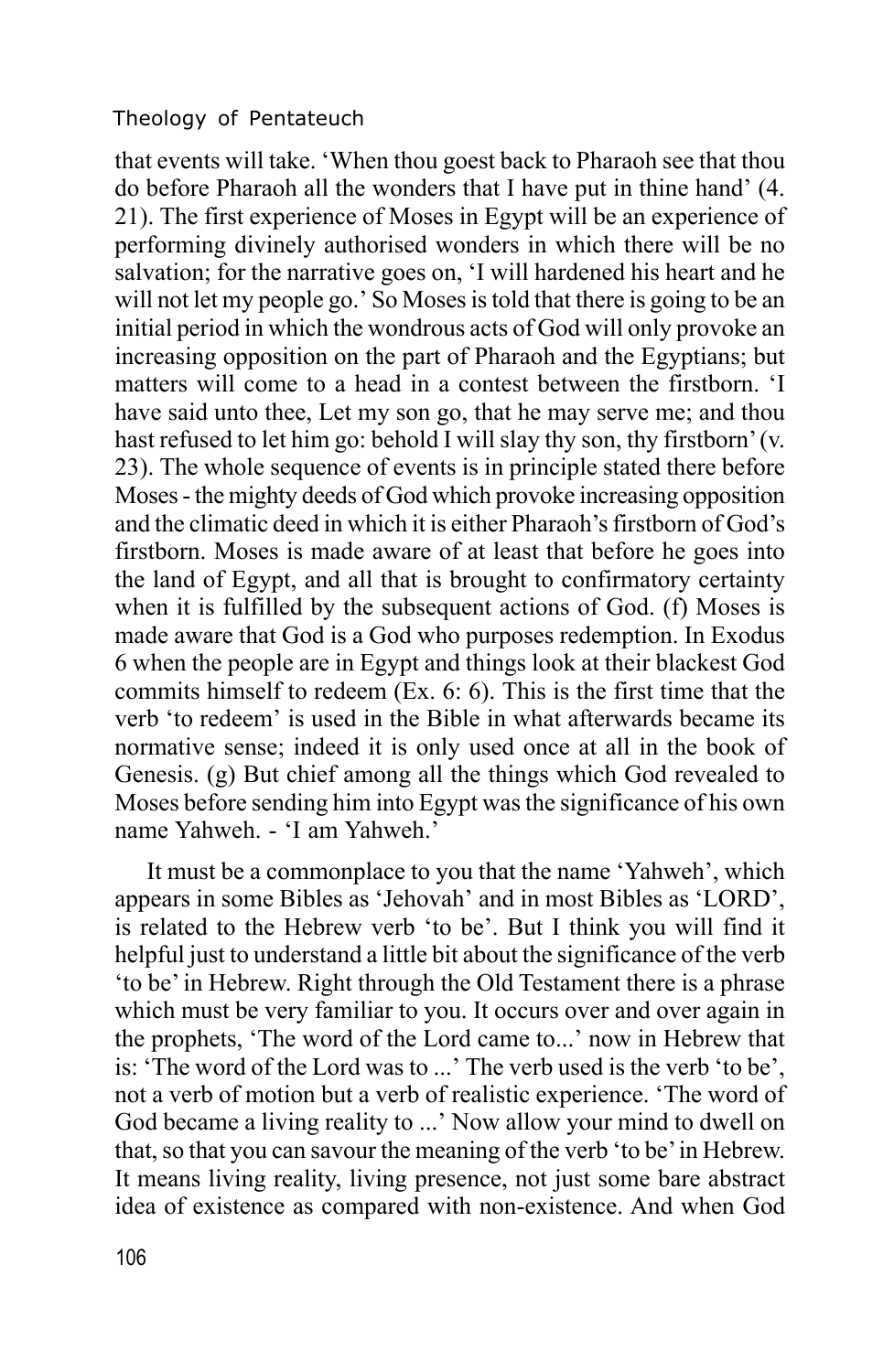that events will take. 'When thou goest back to Pharaoh see that thou do before Pharaoh all the wonders that I have put in thine hand' (4. 21). The first experience of Moses in Egypt will be an experience of performing divinely authorised wonders in which there will be no salvation; for the narrative goes on, 'I will hardened his heart and he will not let my people go.' So Moses is told that there is going to be an initial period in which the wondrous acts of God will only provoke an increasing opposition on the part of Pharaoh and the Egyptians; but matters will come to a head in a contest between the firstborn. 'I have said unto thee, Let my son go, that he may serve me; and thou hast refused to let him go: behold I will slay thy son, thy firstborn' (v. 23). The whole sequence of events is in principle stated there before Moses - the mighty deeds of God which provoke increasing opposition and the climatic deed in which it is either Pharaoh's firstborn of God's firstborn. Moses is made aware of at least that before he goes into the land of Egypt, and all that is brought to confirmatory certainty when it is fulfilled by the subsequent actions of God. (f) Moses is made aware that God is a God who purposes redemption. In Exodus 6 when the people are in Egypt and things look at their blackest God commits himself to redeem (Ex. 6: 6). This is the first time that the verb 'to redeem' is used in the Bible in what afterwards became its normative sense; indeed it is only used once at all in the book of Genesis. (g) But chief among all the things which God revealed to Moses before sending him into Egypt was the significance of his own name Yahweh. - 'I am Yahweh.'

It must be a commonplace to you that the name 'Yahweh', which appears in some Bibles as 'Jehovah' and in most Bibles as 'LORD', is related to the Hebrew verb 'to be'. But I think you will find it helpful just to understand a little bit about the significance of the verb 'to be' in Hebrew. Right through the Old Testament there is a phrase which must be very familiar to you. It occurs over and over again in the prophets, 'The word of the Lord came to...' now in Hebrew that is: 'The word of the Lord was to ...' The verb used is the verb 'to be', not a verb of motion but a verb of realistic experience. 'The word of God became a living reality to ...' Now allow your mind to dwell on that, so that you can savour the meaning of the verb 'to be' in Hebrew. It means living reality, living presence, not just some bare abstract idea of existence as compared with non-existence. And when God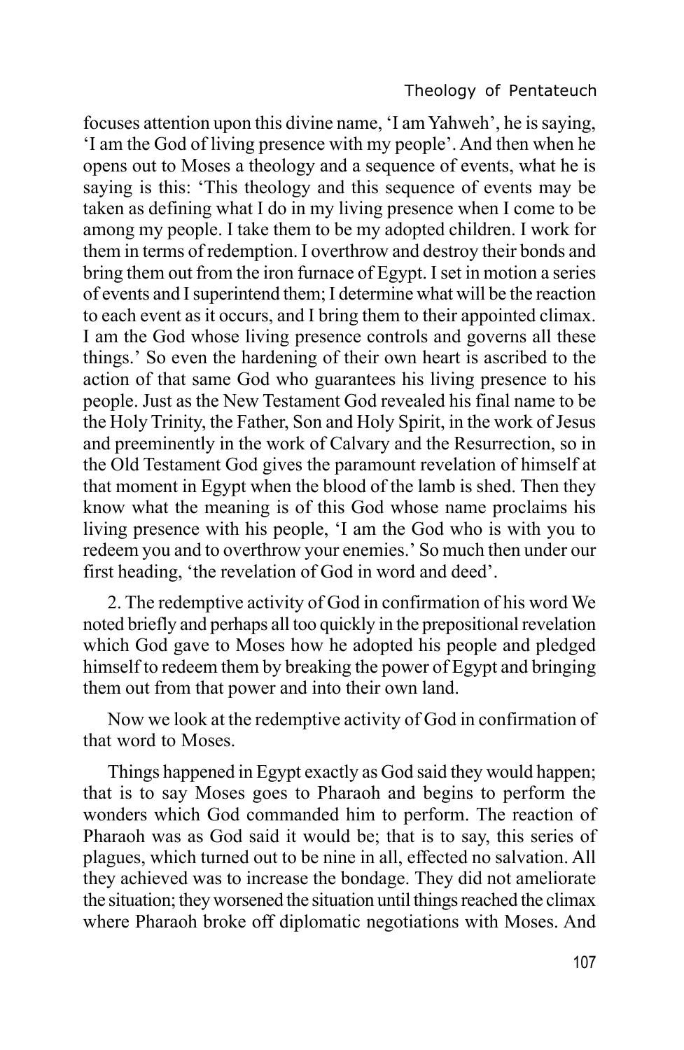focuses attention upon this divine name, 'I am Yahweh', he is saying, 'I am the God of living presence with my people'. And then when he opens out to Moses a theology and a sequence of events, what he is saying is this: 'This theology and this sequence of events may be taken as defining what I do in my living presence when I come to be among my people. I take them to be my adopted children. I work for them in terms of redemption. I overthrow and destroy their bonds and bring them out from the iron furnace of Egypt. I set in motion a series of events and I superintend them; I determine what will be the reaction to each event as it occurs, and I bring them to their appointed climax. I am the God whose living presence controls and governs all these things.' So even the hardening of their own heart is ascribed to the action of that same God who guarantees his living presence to his people. Just as the New Testament God revealed his final name to be the Holy Trinity, the Father, Son and Holy Spirit, in the work of Jesus and preeminently in the work of Calvary and the Resurrection, so in the Old Testament God gives the paramount revelation of himself at that moment in Egypt when the blood of the lamb is shed. Then they know what the meaning is of this God whose name proclaims his living presence with his people, 'I am the God who is with you to redeem you and to overthrow your enemies.' So much then under our first heading, 'the revelation of God in word and deed'.

2. The redemptive activity of God in confirmation of his word We noted briefly and perhaps all too quickly in the prepositional revelation which God gave to Moses how he adopted his people and pledged himself to redeem them by breaking the power of Egypt and bringing them out from that power and into their own land.

Now we look at the redemptive activity of God in confirmation of that word to Moses.

Things happened in Egypt exactly as God said they would happen; that is to say Moses goes to Pharaoh and begins to perform the wonders which God commanded him to perform. The reaction of Pharaoh was as God said it would be; that is to say, this series of plagues, which turned out to be nine in all, effected no salvation. All they achieved was to increase the bondage. They did not ameliorate the situation; they worsened the situation until things reached the climax where Pharaoh broke off diplomatic negotiations with Moses. And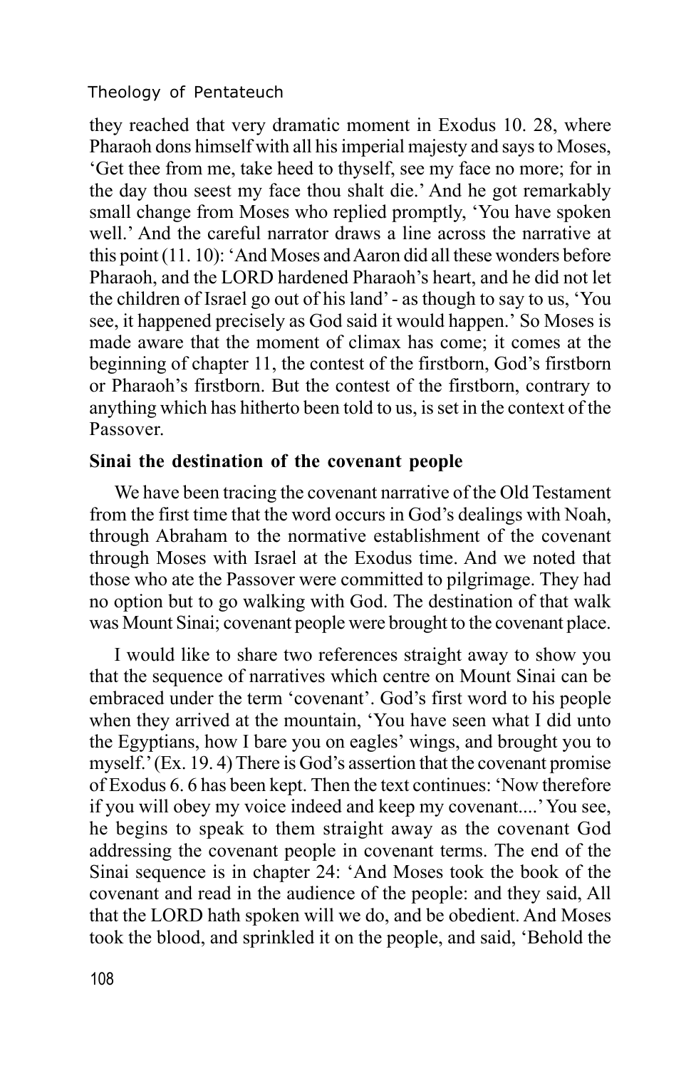they reached that very dramatic moment in Exodus 10. 28, where Pharaoh dons himself with all his imperial majesty and says to Moses, 'Get thee from me, take heed to thyself, see my face no more; for in the day thou seest my face thou shalt die.' And he got remarkably small change from Moses who replied promptly, 'You have spoken well.' And the careful narrator draws a line across the narrative at this point (11. 10): 'And Moses and Aaron did all these wonders before Pharaoh, and the LORD hardened Pharaoh's heart, and he did not let the children of Israel go out of his land' - as though to say to us, 'You see, it happened precisely as God said it would happen.' So Moses is made aware that the moment of climax has come; it comes at the beginning of chapter 11, the contest of the firstborn, God's firstborn or Pharaoh's firstborn. But the contest of the firstborn, contrary to anything which has hitherto been told to us, is set in the context of the Passover.

**Sinai the destination of the covenant people**

We have been tracing the covenant narrative of the Old Testament from the first time that the word occurs in God's dealings with Noah, through Abraham to the normative establishment of the covenant through Moses with Israel at the Exodus time. And we noted that those who ate the Passover were committed to pilgrimage. They had no option but to go walking with God. The destination of that walk was Mount Sinai; covenant people were brought to the covenant place.

I would like to share two references straight away to show you that the sequence of narratives which centre on Mount Sinai can be embraced under the term 'covenant'. God's first word to his people when they arrived at the mountain, 'You have seen what I did unto the Egyptians, how I bare you on eagles' wings, and brought you to myself.' (Ex. 19. 4) There is God's assertion that the covenant promise of Exodus 6. 6 has been kept. Then the text continues: 'Now therefore if you will obey my voice indeed and keep my covenant....' You see, he begins to speak to them straight away as the covenant God addressing the covenant people in covenant terms. The end of the Sinai sequence is in chapter 24: 'And Moses took the book of the covenant and read in the audience of the people: and they said, All that the LORD hath spoken will we do, and be obedient. And Moses took the blood, and sprinkled it on the people, and said, 'Behold the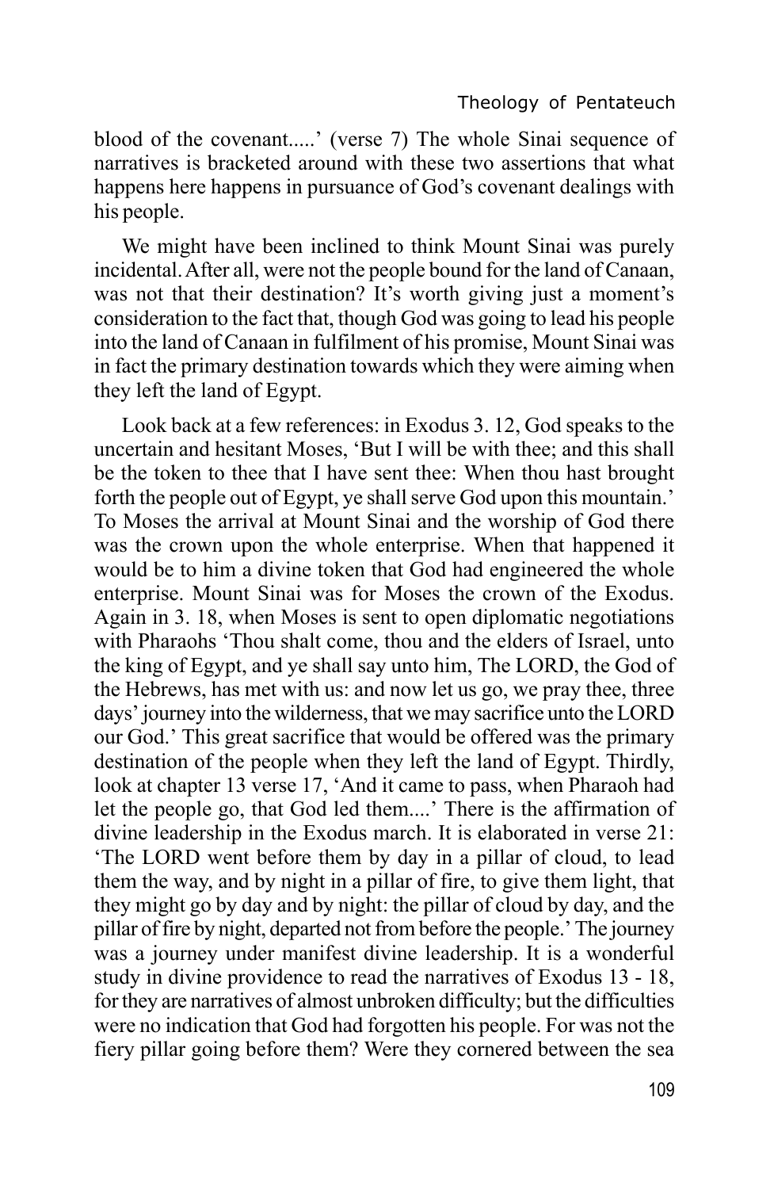blood of the covenant.....' (verse 7) The whole Sinai sequence of narratives is bracketed around with these two assertions that what happens here happens in pursuance of God's covenant dealings with his people.

We might have been inclined to think Mount Sinai was purely incidental. After all, were not the people bound for the land of Canaan, was not that their destination? It's worth giving just a moment's consideration to the fact that, though God was going to lead his people into the land of Canaan in fulfilment of his promise, Mount Sinai was in fact the primary destination towards which they were aiming when they left the land of Egypt.

Look back at a few references: in Exodus 3. 12, God speaks to the uncertain and hesitant Moses, 'But I will be with thee; and this shall be the token to thee that I have sent thee: When thou hast brought forth the people out of Egypt, ye shall serve God upon this mountain.' To Moses the arrival at Mount Sinai and the worship of God there was the crown upon the whole enterprise. When that happened it would be to him a divine token that God had engineered the whole enterprise. Mount Sinai was for Moses the crown of the Exodus. Again in 3. 18, when Moses is sent to open diplomatic negotiations with Pharaohs 'Thou shalt come, thou and the elders of Israel, unto the king of Egypt, and ye shall say unto him, The LORD, the God of the Hebrews, has met with us: and now let us go, we pray thee, three days' journey into the wilderness, that we may sacrifice unto the LORD our God.' This great sacrifice that would be offered was the primary destination of the people when they left the land of Egypt. Thirdly, look at chapter 13 verse 17, 'And it came to pass, when Pharaoh had let the people go, that God led them....' There is the affirmation of divine leadership in the Exodus march. It is elaborated in verse 21: 'The LORD went before them by day in a pillar of cloud, to lead them the way, and by night in a pillar of fire, to give them light, that they might go by day and by night: the pillar of cloud by day, and the pillar of fire by night, departed not from before the people.' The journey was a journey under manifest divine leadership. It is a wonderful study in divine providence to read the narratives of Exodus 13 - 18, for they are narratives of almost unbroken difficulty; but the difficulties were no indication that God had forgotten his people. For was not the fiery pillar going before them? Were they cornered between the sea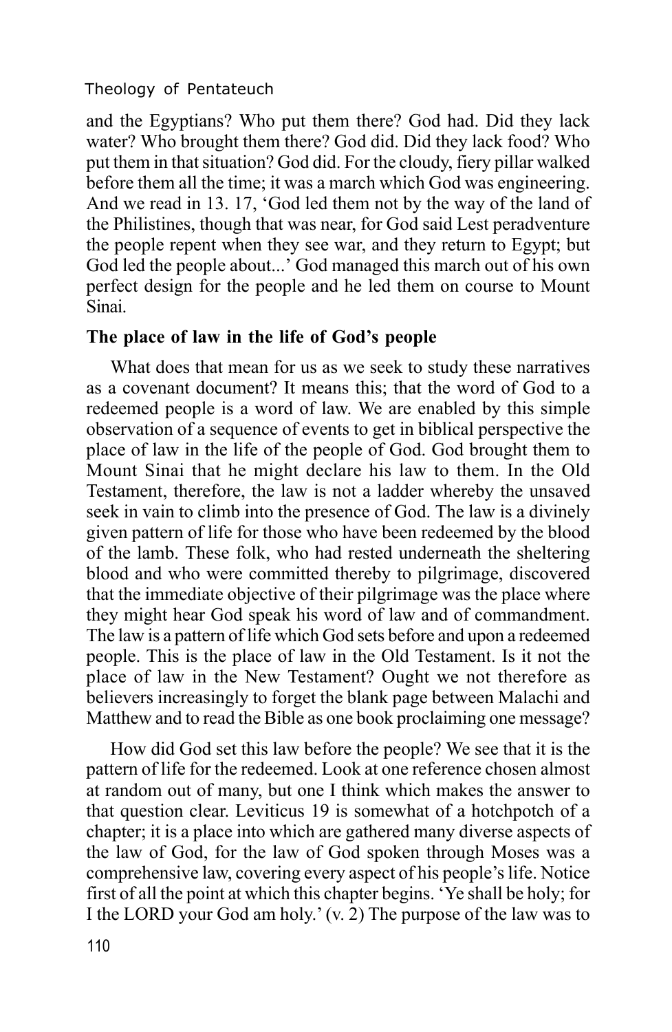and the Egyptians? Who put them there? God had. Did they lack water? Who brought them there? God did. Did they lack food? Who put them in that situation? God did. For the cloudy, fiery pillar walked before them all the time; it was a march which God was engineering. And we read in 13. 17, 'God led them not by the way of the land of the Philistines, though that was near, for God said Lest peradventure the people repent when they see war, and they return to Egypt; but God led the people about...' God managed this march out of his own perfect design for the people and he led them on course to Mount Sinai.

**The place of law in the life of God's people**

What does that mean for us as we seek to study these narratives as a covenant document? It means this; that the word of God to a redeemed people is a word of law. We are enabled by this simple observation of a sequence of events to get in biblical perspective the place of law in the life of the people of God. God brought them to Mount Sinai that he might declare his law to them. In the Old Testament, therefore, the law is not a ladder whereby the unsaved seek in vain to climb into the presence of God. The law is a divinely given pattern of life for those who have been redeemed by the blood of the lamb. These folk, who had rested underneath the sheltering blood and who were committed thereby to pilgrimage, discovered that the immediate objective of their pilgrimage was the place where they might hear God speak his word of law and of commandment. The law is a pattern of life which God sets before and upon a redeemed people. This is the place of law in the Old Testament. Is it not the place of law in the New Testament? Ought we not therefore as believers increasingly to forget the blank page between Malachi and Matthew and to read the Bible as one book proclaiming one message?

How did God set this law before the people? We see that it is the pattern of life for the redeemed. Look at one reference chosen almost at random out of many, but one I think which makes the answer to that question clear. Leviticus 19 is somewhat of a hotchpotch of a chapter; it is a place into which are gathered many diverse aspects of the law of God, for the law of God spoken through Moses was a comprehensive law, covering every aspect of his people's life. Notice first of all the point at which this chapter begins. 'Ye shall be holy; for I the LORD your God am holy.' (v. 2) The purpose of the law was to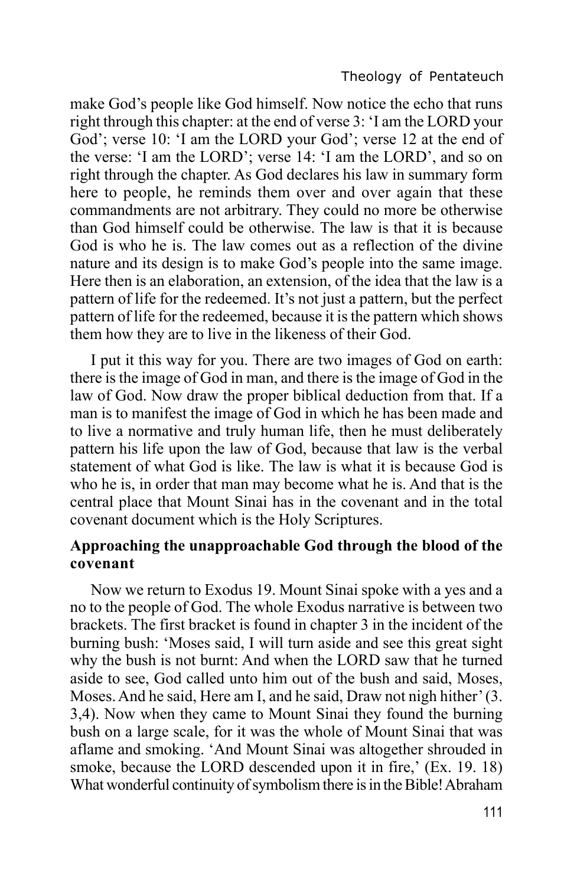make God's people like God himself. Now notice the echo that runs right through this chapter: at the end of verse 3: 'I am the LORD your God'; verse 10: 'I am the LORD your God'; verse 12 at the end of the verse: 'I am the LORD'; verse 14: 'I am the LORD', and so on right through the chapter. As God declares his law in summary form here to people, he reminds them over and over again that these commandments are not arbitrary. They could no more be otherwise than God himself could be otherwise. The law is that it is because God is who he is. The law comes out as a reflection of the divine nature and its design is to make God's people into the same image. Here then is an elaboration, an extension, of the idea that the law is a pattern of life for the redeemed. It's not just a pattern, but the perfect pattern of life for the redeemed, because it is the pattern which shows them how they are to live in the likeness of their God.

I put it this way for you. There are two images of God on earth: there is the image of God in man, and there is the image of God in the law of God. Now draw the proper biblical deduction from that. If a man is to manifest the image of God in which he has been made and to live a normative and truly human life, then he must deliberately pattern his life upon the law of God, because that law is the verbal statement of what God is like. The law is what it is because God is who he is, in order that man may become what he is. And that is the central place that Mount Sinai has in the covenant and in the total covenant document which is the Holy Scriptures.

**Approaching the unapproachable God through the blood of the covenant**

Now we return to Exodus 19. Mount Sinai spoke with a yes and a no to the people of God. The whole Exodus narrative is between two brackets. The first bracket is found in chapter 3 in the incident of the burning bush: 'Moses said, I will turn aside and see this great sight why the bush is not burnt: And when the LORD saw that he turned aside to see, God called unto him out of the bush and said, Moses, Moses. And he said, Here am I, and he said, Draw not nigh hither' (3. 3,4). Now when they came to Mount Sinai they found the burning bush on a large scale, for it was the whole of Mount Sinai that was aflame and smoking. 'And Mount Sinai was altogether shrouded in smoke, because the LORD descended upon it in fire,' (Ex. 19. 18) What wonderful continuity of symbolism there is in the Bible! Abraham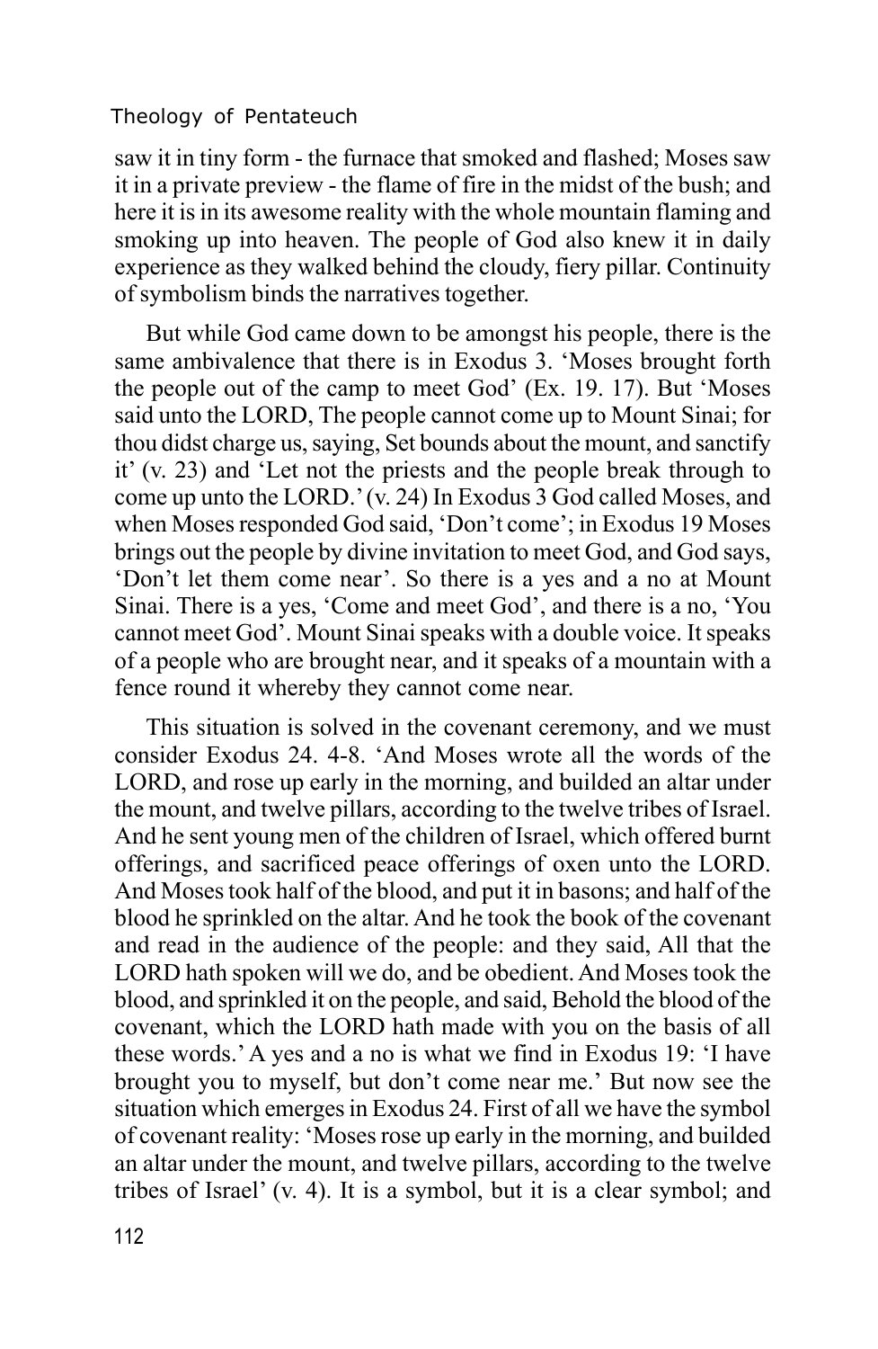saw it in tiny form - the furnace that smoked and flashed; Moses saw it in a private preview - the flame of fire in the midst of the bush; and here it is in its awesome reality with the whole mountain flaming and smoking up into heaven. The people of God also knew it in daily experience as they walked behind the cloudy, fiery pillar. Continuity of symbolism binds the narratives together.

But while God came down to be amongst his people, there is the same ambivalence that there is in Exodus 3. 'Moses brought forth the people out of the camp to meet God' (Ex. 19. 17). But 'Moses said unto the LORD, The people cannot come up to Mount Sinai; for thou didst charge us, saying, Set bounds about the mount, and sanctify it' (v. 23) and 'Let not the priests and the people break through to come up unto the LORD.' (v. 24) In Exodus 3 God called Moses, and when Moses responded God said, 'Don't come'; in Exodus 19 Moses brings out the people by divine invitation to meet God, and God says, 'Don't let them come near'. So there is a yes and a no at Mount Sinai. There is a yes, 'Come and meet God', and there is a no, 'You cannot meet God'. Mount Sinai speaks with a double voice. It speaks of a people who are brought near, and it speaks of a mountain with a fence round it whereby they cannot come near.

This situation is solved in the covenant ceremony, and we must consider Exodus 24. 4-8. 'And Moses wrote all the words of the LORD, and rose up early in the morning, and builded an altar under the mount, and twelve pillars, according to the twelve tribes of Israel. And he sent young men of the children of Israel, which offered burnt offerings, and sacrificed peace offerings of oxen unto the LORD. And Moses took half of the blood, and put it in basons; and half of the blood he sprinkled on the altar. And he took the book of the covenant and read in the audience of the people: and they said, All that the LORD hath spoken will we do, and be obedient. And Moses took the blood, and sprinkled it on the people, and said, Behold the blood of the covenant, which the LORD hath made with you on the basis of all these words.' A yes and a no is what we find in Exodus 19: 'I have brought you to myself, but don't come near me.' But now see the situation which emerges in Exodus 24. First of all we have the symbol of covenant reality: 'Moses rose up early in the morning, and builded an altar under the mount, and twelve pillars, according to the twelve tribes of Israel' (v. 4). It is a symbol, but it is a clear symbol; and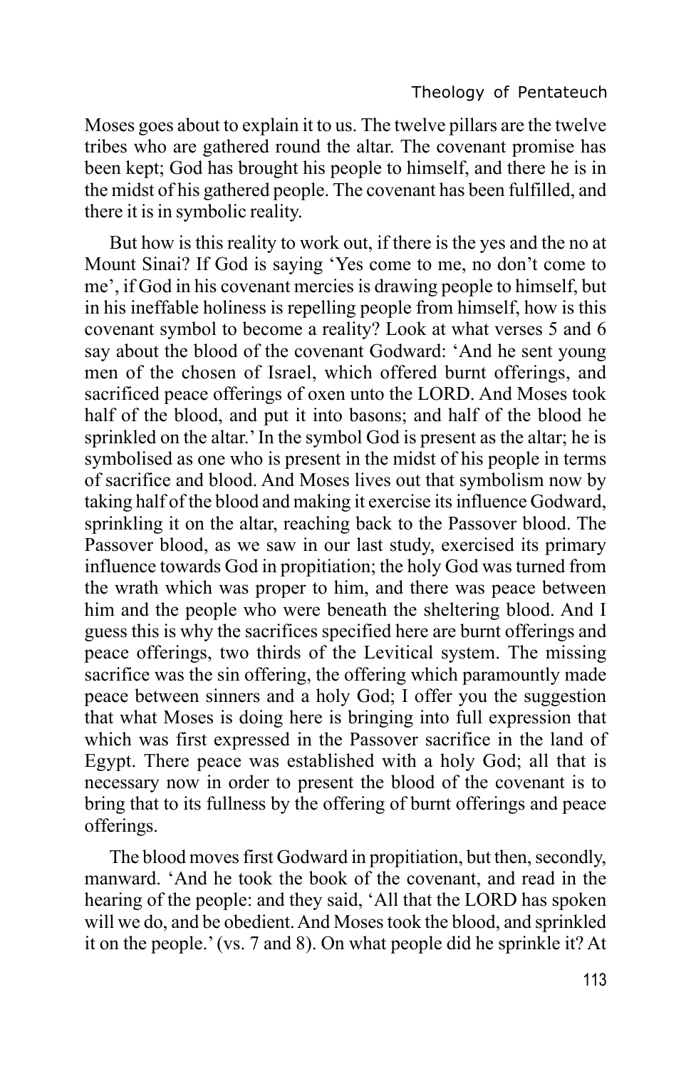Moses goes about to explain it to us. The twelve pillars are the twelve tribes who are gathered round the altar. The covenant promise has been kept; God has brought his people to himself, and there he is in the midst of his gathered people. The covenant has been fulfilled, and there it is in symbolic reality.

But how is this reality to work out, if there is the yes and the no at Mount Sinai? If God is saying 'Yes come to me, no don't come to me', if God in his covenant mercies is drawing people to himself, but in his ineffable holiness is repelling people from himself, how is this covenant symbol to become a reality? Look at what verses 5 and 6 say about the blood of the covenant Godward: 'And he sent young men of the chosen of Israel, which offered burnt offerings, and sacrificed peace offerings of oxen unto the LORD. And Moses took half of the blood, and put it into basons; and half of the blood he sprinkled on the altar.' In the symbol God is present as the altar; he is symbolised as one who is present in the midst of his people in terms of sacrifice and blood. And Moses lives out that symbolism now by taking half of the blood and making it exercise its influence Godward, sprinkling it on the altar, reaching back to the Passover blood. The Passover blood, as we saw in our last study, exercised its primary influence towards God in propitiation; the holy God was turned from the wrath which was proper to him, and there was peace between him and the people who were beneath the sheltering blood. And I guess this is why the sacrifices specified here are burnt offerings and peace offerings, two thirds of the Levitical system. The missing sacrifice was the sin offering, the offering which paramountly made peace between sinners and a holy God; I offer you the suggestion that what Moses is doing here is bringing into full expression that which was first expressed in the Passover sacrifice in the land of Egypt. There peace was established with a holy God; all that is necessary now in order to present the blood of the covenant is to bring that to its fullness by the offering of burnt offerings and peace offerings.

The blood moves first Godward in propitiation, but then, secondly, manward. 'And he took the book of the covenant, and read in the hearing of the people: and they said, 'All that the LORD has spoken will we do, and be obedient. And Moses took the blood, and sprinkled it on the people.' (vs. 7 and 8). On what people did he sprinkle it? At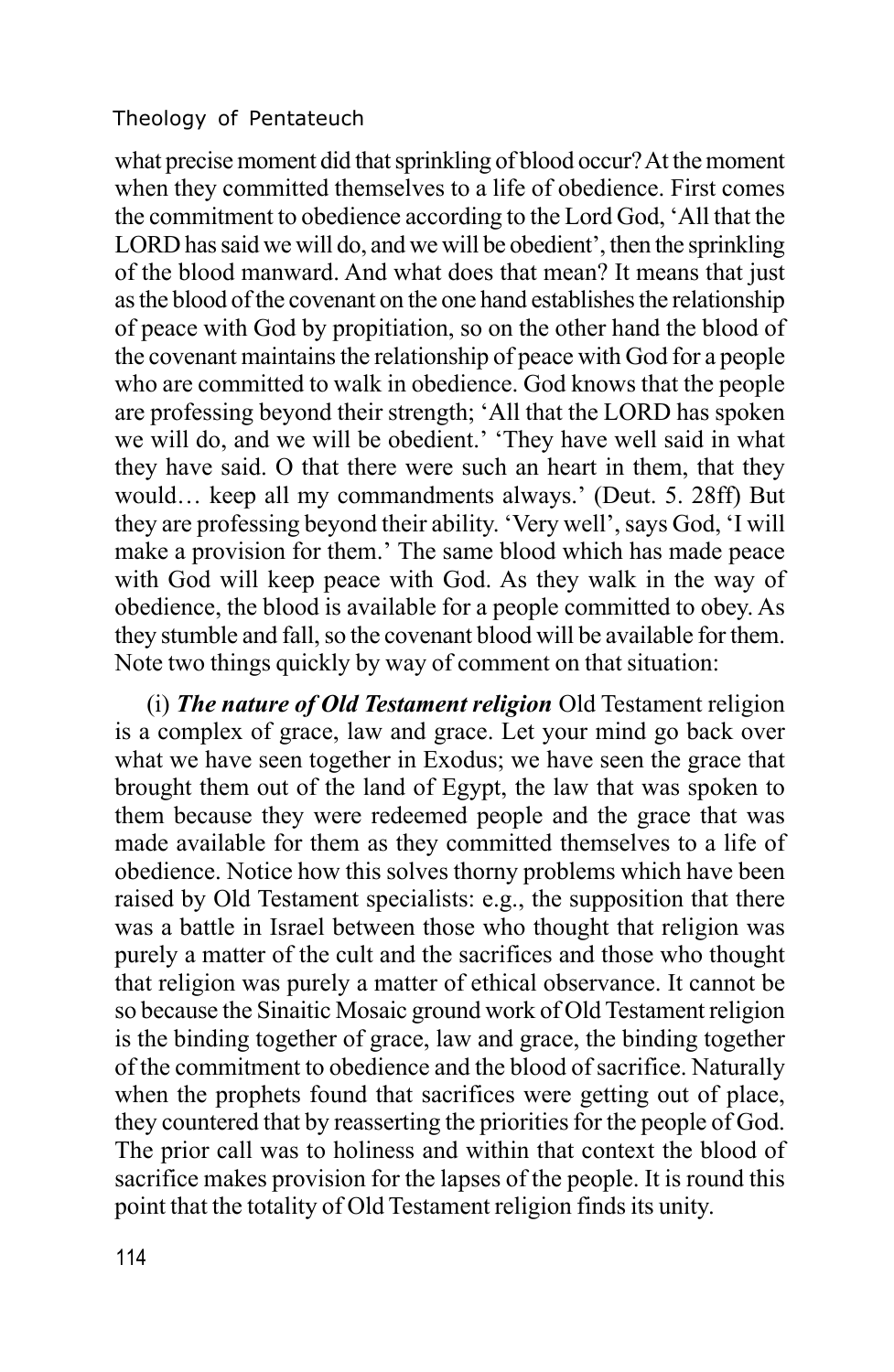what precise moment did that sprinkling of blood occur? At the moment when they committed themselves to a life of obedience. First comes the commitment to obedience according to the Lord God, 'All that the LORD has said we will do, and we will be obedient', then the sprinkling of the blood manward. And what does that mean? It means that just as the blood of the covenant on the one hand establishes the relationship of peace with God by propitiation, so on the other hand the blood of the covenant maintains the relationship of peace with God for a people who are committed to walk in obedience. God knows that the people are professing beyond their strength; 'All that the LORD has spoken we will do, and we will be obedient.' 'They have well said in what they have said. O that there were such an heart in them, that they would… keep all my commandments always.' (Deut. 5. 28ff) But they are professing beyond their ability. 'Very well', says God, 'I will make a provision for them.' The same blood which has made peace with God will keep peace with God. As they walk in the way of obedience, the blood is available for a people committed to obey. As they stumble and fall, so the covenant blood will be available for them. Note two things quickly by way of comment on that situation:

(i) ***The nature of Old Testament religion*** Old Testament religion is a complex of grace, law and grace. Let your mind go back over what we have seen together in Exodus; we have seen the grace that brought them out of the land of Egypt, the law that was spoken to them because they were redeemed people and the grace that was made available for them as they committed themselves to a life of obedience. Notice how this solves thorny problems which have been raised by Old Testament specialists: e.g., the supposition that there was a battle in Israel between those who thought that religion was purely a matter of the cult and the sacrifices and those who thought that religion was purely a matter of ethical observance. It cannot be so because the Sinaitic Mosaic ground work of Old Testament religion is the binding together of grace, law and grace, the binding together of the commitment to obedience and the blood of sacrifice. Naturally when the prophets found that sacrifices were getting out of place, they countered that by reasserting the priorities for the people of God. The prior call was to holiness and within that context the blood of sacrifice makes provision for the lapses of the people. It is round this point that the totality of Old Testament religion finds its unity.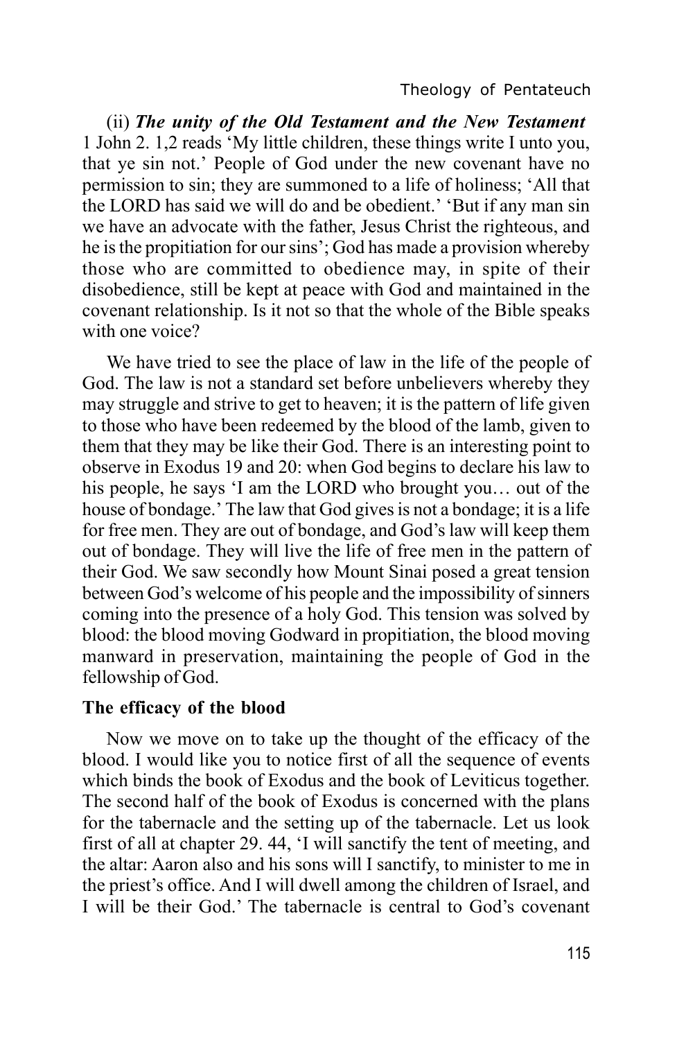(ii) ***The unity of the Old Testament and the New Testament*** 1 John 2. 1,2 reads 'My little children, these things write I unto you, that ye sin not.' People of God under the new covenant have no permission to sin; they are summoned to a life of holiness; 'All that the LORD has said we will do and be obedient.' 'But if any man sin we have an advocate with the father, Jesus Christ the righteous, and he is the propitiation for our sins'; God has made a provision whereby those who are committed to obedience may, in spite of their disobedience, still be kept at peace with God and maintained in the covenant relationship. Is it not so that the whole of the Bible speaks with one voice?

We have tried to see the place of law in the life of the people of God. The law is not a standard set before unbelievers whereby they may struggle and strive to get to heaven; it is the pattern of life given to those who have been redeemed by the blood of the lamb, given to them that they may be like their God. There is an interesting point to observe in Exodus 19 and 20: when God begins to declare his law to his people, he says 'I am the LORD who brought you… out of the house of bondage.' The law that God gives is not a bondage; it is a life for free men. They are out of bondage, and God's law will keep them out of bondage. They will live the life of free men in the pattern of their God. We saw secondly how Mount Sinai posed a great tension between God's welcome of his people and the impossibility of sinners coming into the presence of a holy God. This tension was solved by blood: the blood moving Godward in propitiation, the blood moving manward in preservation, maintaining the people of God in the fellowship of God.

**The efficacy of the blood**

Now we move on to take up the thought of the efficacy of the blood. I would like you to notice first of all the sequence of events which binds the book of Exodus and the book of Leviticus together. The second half of the book of Exodus is concerned with the plans for the tabernacle and the setting up of the tabernacle. Let us look first of all at chapter 29. 44, 'I will sanctify the tent of meeting, and the altar: Aaron also and his sons will I sanctify, to minister to me in the priest's office. And I will dwell among the children of Israel, and I will be their God.' The tabernacle is central to God's covenant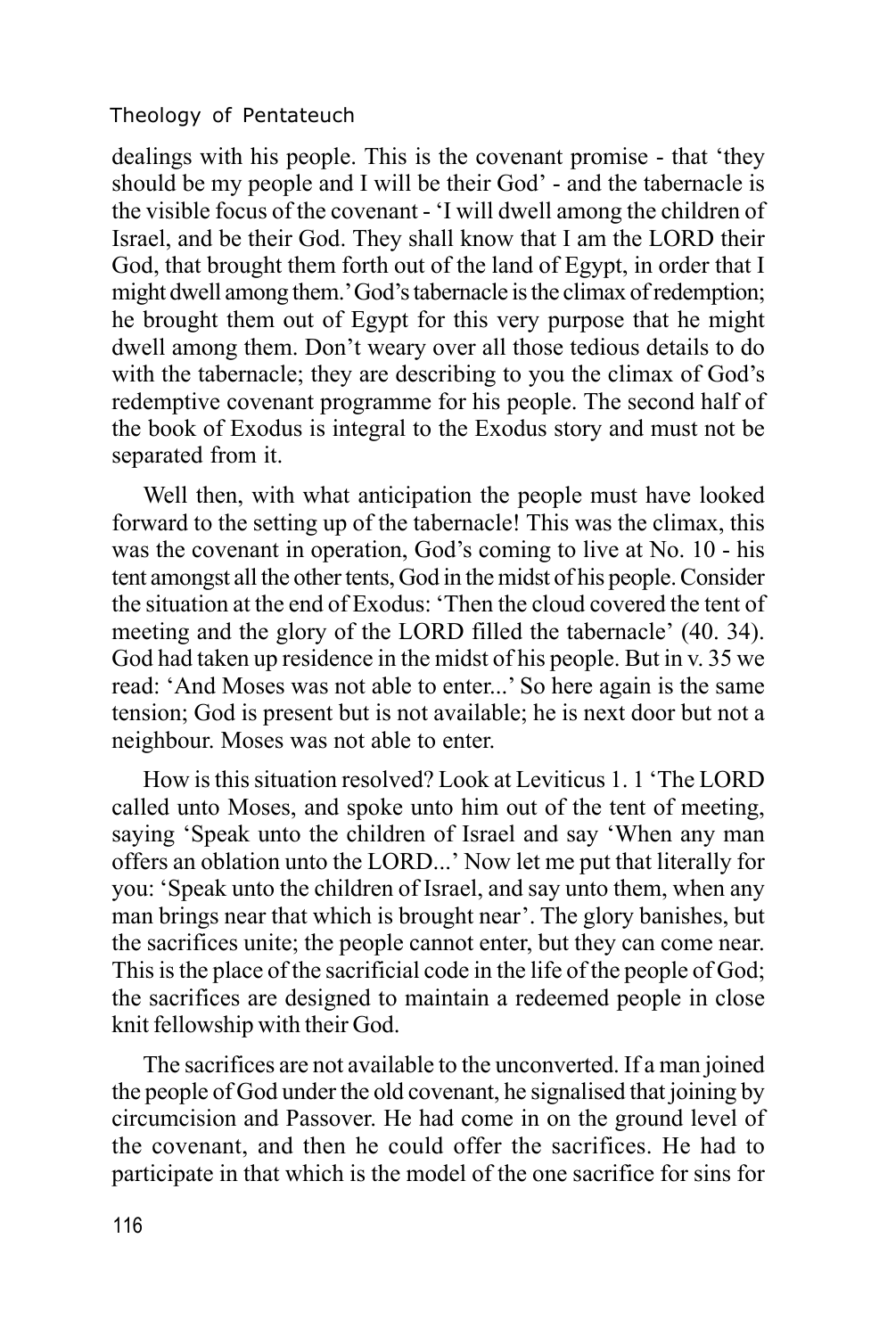dealings with his people. This is the covenant promise - that 'they should be my people and I will be their God' - and the tabernacle is the visible focus of the covenant - 'I will dwell among the children of Israel, and be their God. They shall know that I am the LORD their God, that brought them forth out of the land of Egypt, in order that I might dwell among them.' God's tabernacle is the climax of redemption; he brought them out of Egypt for this very purpose that he might dwell among them. Don't weary over all those tedious details to do with the tabernacle; they are describing to you the climax of God's redemptive covenant programme for his people. The second half of the book of Exodus is integral to the Exodus story and must not be separated from it.

Well then, with what anticipation the people must have looked forward to the setting up of the tabernacle! This was the climax, this was the covenant in operation, God's coming to live at No. 10 - his tent amongst all the other tents, God in the midst of his people. Consider the situation at the end of Exodus: 'Then the cloud covered the tent of meeting and the glory of the LORD filled the tabernacle' (40. 34). God had taken up residence in the midst of his people. But in v. 35 we read: 'And Moses was not able to enter...' So here again is the same tension; God is present but is not available; he is next door but not a neighbour. Moses was not able to enter.

How is this situation resolved? Look at Leviticus 1. 1 'The LORD called unto Moses, and spoke unto him out of the tent of meeting, saying 'Speak unto the children of Israel and say 'When any man offers an oblation unto the LORD...' Now let me put that literally for you: 'Speak unto the children of Israel, and say unto them, when any man brings near that which is brought near'. The glory banishes, but the sacrifices unite; the people cannot enter, but they can come near. This is the place of the sacrificial code in the life of the people of God; the sacrifices are designed to maintain a redeemed people in close knit fellowship with their God.

The sacrifices are not available to the unconverted. If a man joined the people of God under the old covenant, he signalised that joining by circumcision and Passover. He had come in on the ground level of the covenant, and then he could offer the sacrifices. He had to participate in that which is the model of the one sacrifice for sins for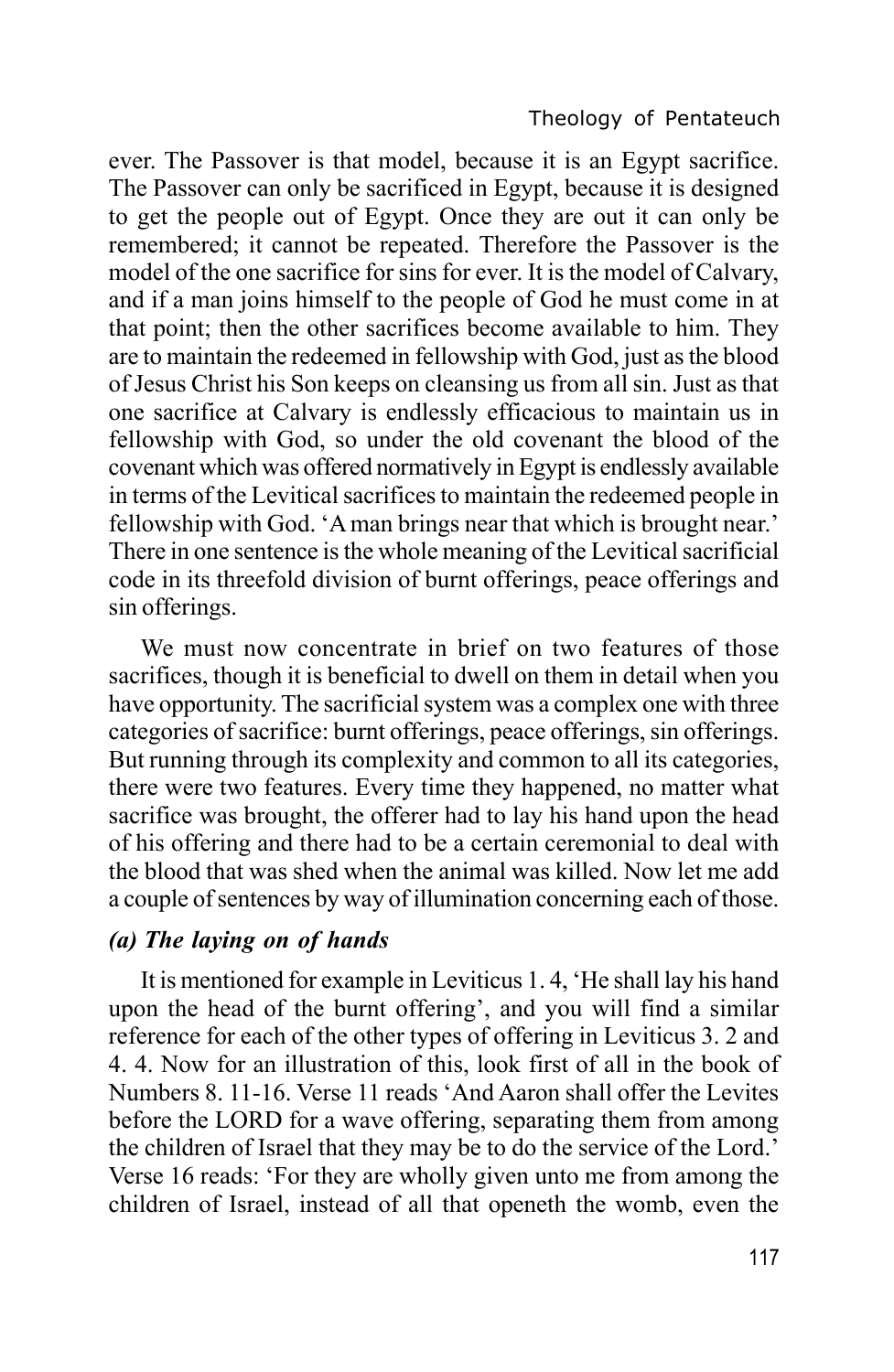ever. The Passover is that model, because it is an Egypt sacrifice. The Passover can only be sacrificed in Egypt, because it is designed to get the people out of Egypt. Once they are out it can only be remembered; it cannot be repeated. Therefore the Passover is the model of the one sacrifice for sins for ever. It is the model of Calvary, and if a man joins himself to the people of God he must come in at that point; then the other sacrifices become available to him. They are to maintain the redeemed in fellowship with God, just as the blood of Jesus Christ his Son keeps on cleansing us from all sin. Just as that one sacrifice at Calvary is endlessly efficacious to maintain us in fellowship with God, so under the old covenant the blood of the covenant which was offered normatively in Egypt is endlessly available in terms of the Levitical sacrifices to maintain the redeemed people in fellowship with God. 'A man brings near that which is brought near.' There in one sentence is the whole meaning of the Levitical sacrificial code in its threefold division of burnt offerings, peace offerings and sin offerings.

We must now concentrate in brief on two features of those sacrifices, though it is beneficial to dwell on them in detail when you have opportunity. The sacrificial system was a complex one with three categories of sacrifice: burnt offerings, peace offerings, sin offerings. But running through its complexity and common to all its categories, there were two features. Every time they happened, no matter what sacrifice was brought, the offerer had to lay his hand upon the head of his offering and there had to be a certain ceremonial to deal with the blood that was shed when the animal was killed. Now let me add a couple of sentences by way of illumination concerning each of those.

### *(a) The laying on of hands*

It is mentioned for example in Leviticus 1. 4, 'He shall lay his hand upon the head of the burnt offering', and you will find a similar reference for each of the other types of offering in Leviticus 3. 2 and 4. 4. Now for an illustration of this, look first of all in the book of Numbers 8. 11-16. Verse 11 reads 'And Aaron shall offer the Levites before the LORD for a wave offering, separating them from among the children of Israel that they may be to do the service of the Lord.' Verse 16 reads: 'For they are wholly given unto me from among the children of Israel, instead of all that openeth the womb, even the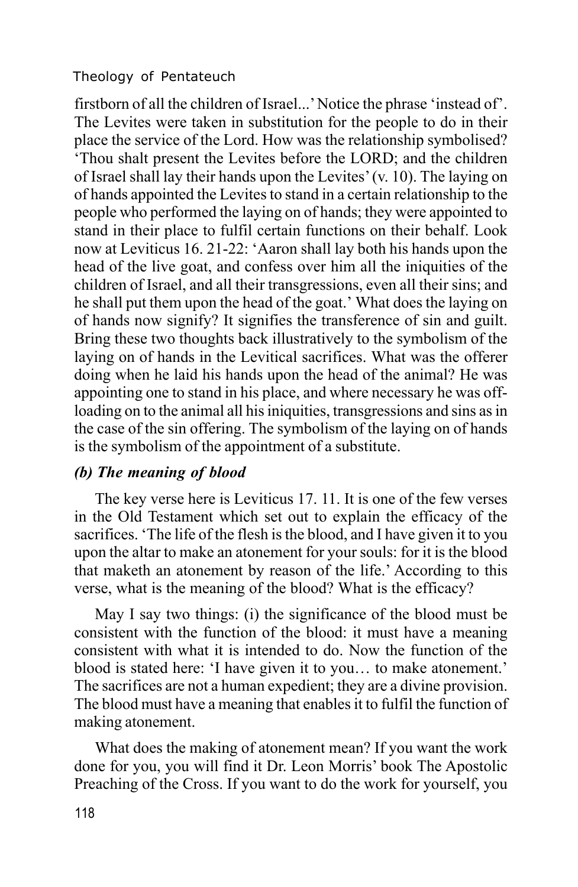firstborn of all the children of Israel...' Notice the phrase 'instead of'. The Levites were taken in substitution for the people to do in their place the service of the Lord. How was the relationship symbolised? 'Thou shalt present the Levites before the LORD; and the children of Israel shall lay their hands upon the Levites' (v. 10). The laying on of hands appointed the Levites to stand in a certain relationship to the people who performed the laying on of hands; they were appointed to stand in their place to fulfil certain functions on their behalf. Look now at Leviticus 16. 21-22: 'Aaron shall lay both his hands upon the head of the live goat, and confess over him all the iniquities of the children of Israel, and all their transgressions, even all their sins; and he shall put them upon the head of the goat.' What does the laying on of hands now signify? It signifies the transference of sin and guilt. Bring these two thoughts back illustratively to the symbolism of the laying on of hands in the Levitical sacrifices. What was the offerer doing when he laid his hands upon the head of the animal? He was appointing one to stand in his place, and where necessary he was off-loading on to the animal all his iniquities, transgressions and sins as in the case of the sin offering. The symbolism of the laying on of hands is the symbolism of the appointment of a substitute.

### *(b) The meaning of blood*

The key verse here is Leviticus 17. 11. It is one of the few verses in the Old Testament which set out to explain the efficacy of the sacrifices. 'The life of the flesh is the blood, and I have given it to you upon the altar to make an atonement for your souls: for it is the blood that maketh an atonement by reason of the life.' According to this verse, what is the meaning of the blood? What is the efficacy?

May I say two things: (i) the significance of the blood must be consistent with the function of the blood: it must have a meaning consistent with what it is intended to do. Now the function of the blood is stated here: 'I have given it to you… to make atonement.' The sacrifices are not a human expedient; they are a divine provision. The blood must have a meaning that enables it to fulfil the function of making atonement.

What does the making of atonement mean? If you want the work done for you, you will find it Dr. Leon Morris' book The Apostolic Preaching of the Cross. If you want to do the work for yourself, you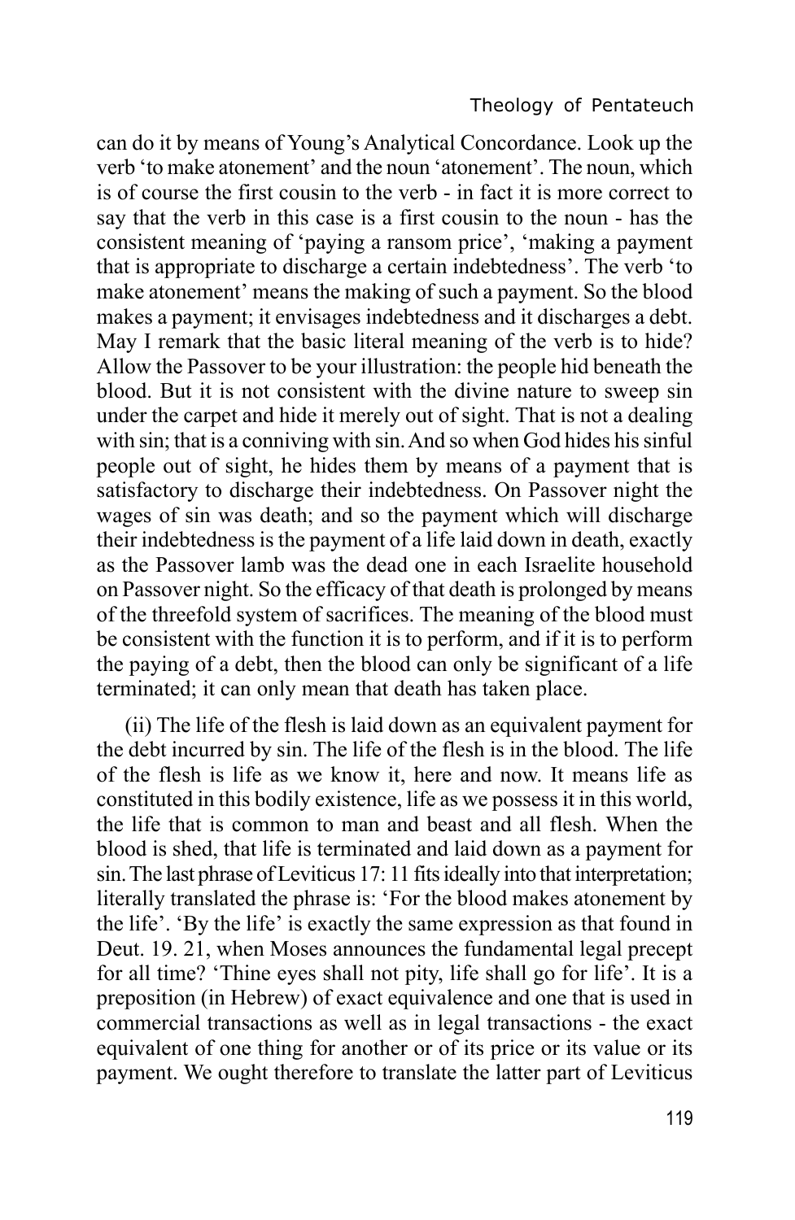can do it by means of Young's Analytical Concordance. Look up the verb 'to make atonement' and the noun 'atonement'. The noun, which is of course the first cousin to the verb - in fact it is more correct to say that the verb in this case is a first cousin to the noun - has the consistent meaning of 'paying a ransom price', 'making a payment that is appropriate to discharge a certain indebtedness'. The verb 'to make atonement' means the making of such a payment. So the blood makes a payment; it envisages indebtedness and it discharges a debt. May I remark that the basic literal meaning of the verb is to hide? Allow the Passover to be your illustration: the people hid beneath the blood. But it is not consistent with the divine nature to sweep sin under the carpet and hide it merely out of sight. That is not a dealing with sin; that is a conniving with sin. And so when God hides his sinful people out of sight, he hides them by means of a payment that is satisfactory to discharge their indebtedness. On Passover night the wages of sin was death; and so the payment which will discharge their indebtedness is the payment of a life laid down in death, exactly as the Passover lamb was the dead one in each Israelite household on Passover night. So the efficacy of that death is prolonged by means of the threefold system of sacrifices. The meaning of the blood must be consistent with the function it is to perform, and if it is to perform the paying of a debt, then the blood can only be significant of a life terminated; it can only mean that death has taken place.

(ii) The life of the flesh is laid down as an equivalent payment for the debt incurred by sin. The life of the flesh is in the blood. The life of the flesh is life as we know it, here and now. It means life as constituted in this bodily existence, life as we possess it in this world, the life that is common to man and beast and all flesh. When the blood is shed, that life is terminated and laid down as a payment for sin. The last phrase of Leviticus 17: 11 fits ideally into that interpretation; literally translated the phrase is: 'For the blood makes atonement by the life'. 'By the life' is exactly the same expression as that found in Deut. 19. 21, when Moses announces the fundamental legal precept for all time? 'Thine eyes shall not pity, life shall go for life'. It is a preposition (in Hebrew) of exact equivalence and one that is used in commercial transactions as well as in legal transactions - the exact equivalent of one thing for another or of its price or its value or its payment. We ought therefore to translate the latter part of Leviticus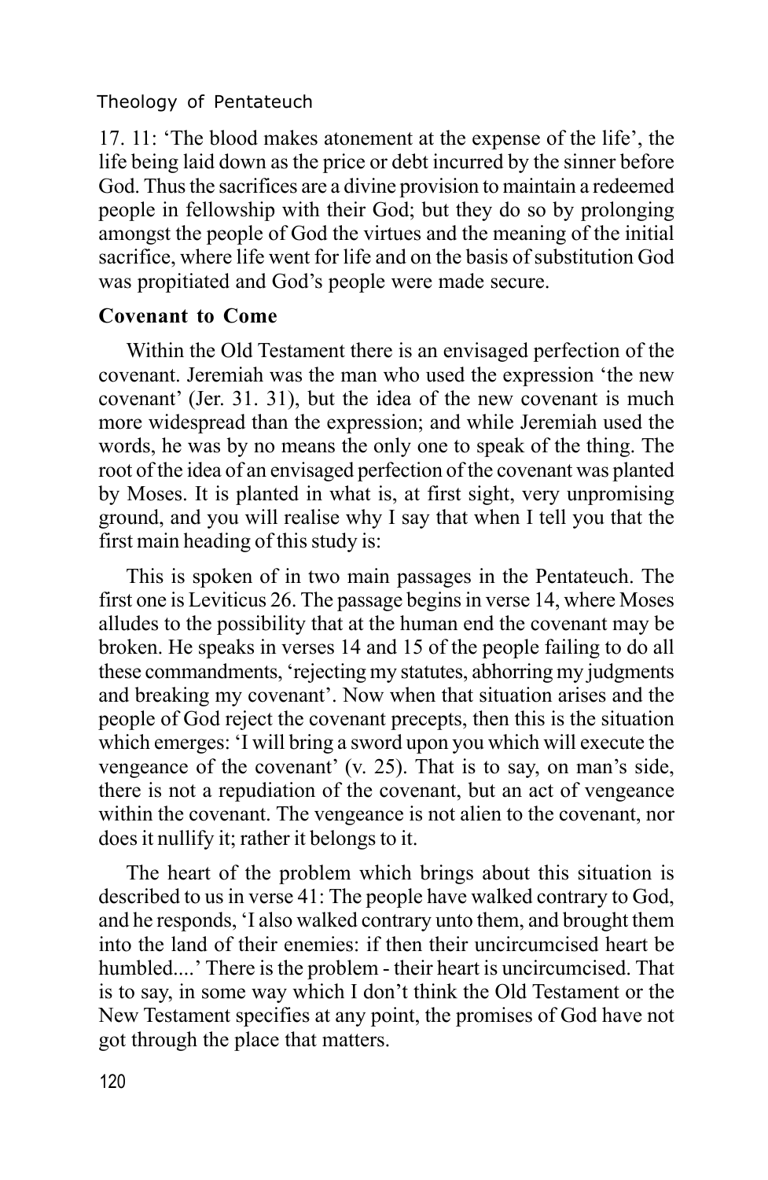17. 11: 'The blood makes atonement at the expense of the life', the life being laid down as the price or debt incurred by the sinner before God. Thus the sacrifices are a divine provision to maintain a redeemed people in fellowship with their God; but they do so by prolonging amongst the people of God the virtues and the meaning of the initial sacrifice, where life went for life and on the basis of substitution God was propitiated and God's people were made secure.

### Covenant to Come

Within the Old Testament there is an envisaged perfection of the covenant. Jeremiah was the man who used the expression 'the new covenant' (Jer. 31. 31), but the idea of the new covenant is much more widespread than the expression; and while Jeremiah used the words, he was by no means the only one to speak of the thing. The root of the idea of an envisaged perfection of the covenant was planted by Moses. It is planted in what is, at first sight, very unpromising ground, and you will realise why I say that when I tell you that the first main heading of this study is:

This is spoken of in two main passages in the Pentateuch. The first one is Leviticus 26. The passage begins in verse 14, where Moses alludes to the possibility that at the human end the covenant may be broken. He speaks in verses 14 and 15 of the people failing to do all these commandments, 'rejecting my statutes, abhorring my judgments and breaking my covenant'. Now when that situation arises and the people of God reject the covenant precepts, then this is the situation which emerges: 'I will bring a sword upon you which will execute the vengeance of the covenant' (v. 25). That is to say, on man's side, there is not a repudiation of the covenant, but an act of vengeance within the covenant. The vengeance is not alien to the covenant, nor does it nullify it; rather it belongs to it.

The heart of the problem which brings about this situation is described to us in verse 41: The people have walked contrary to God, and he responds, 'I also walked contrary unto them, and brought them into the land of their enemies: if then their uncircumcised heart be humbled....' There is the problem - their heart is uncircumcised. That is to say, in some way which I don't think the Old Testament or the New Testament specifies at any point, the promises of God have not got through the place that matters.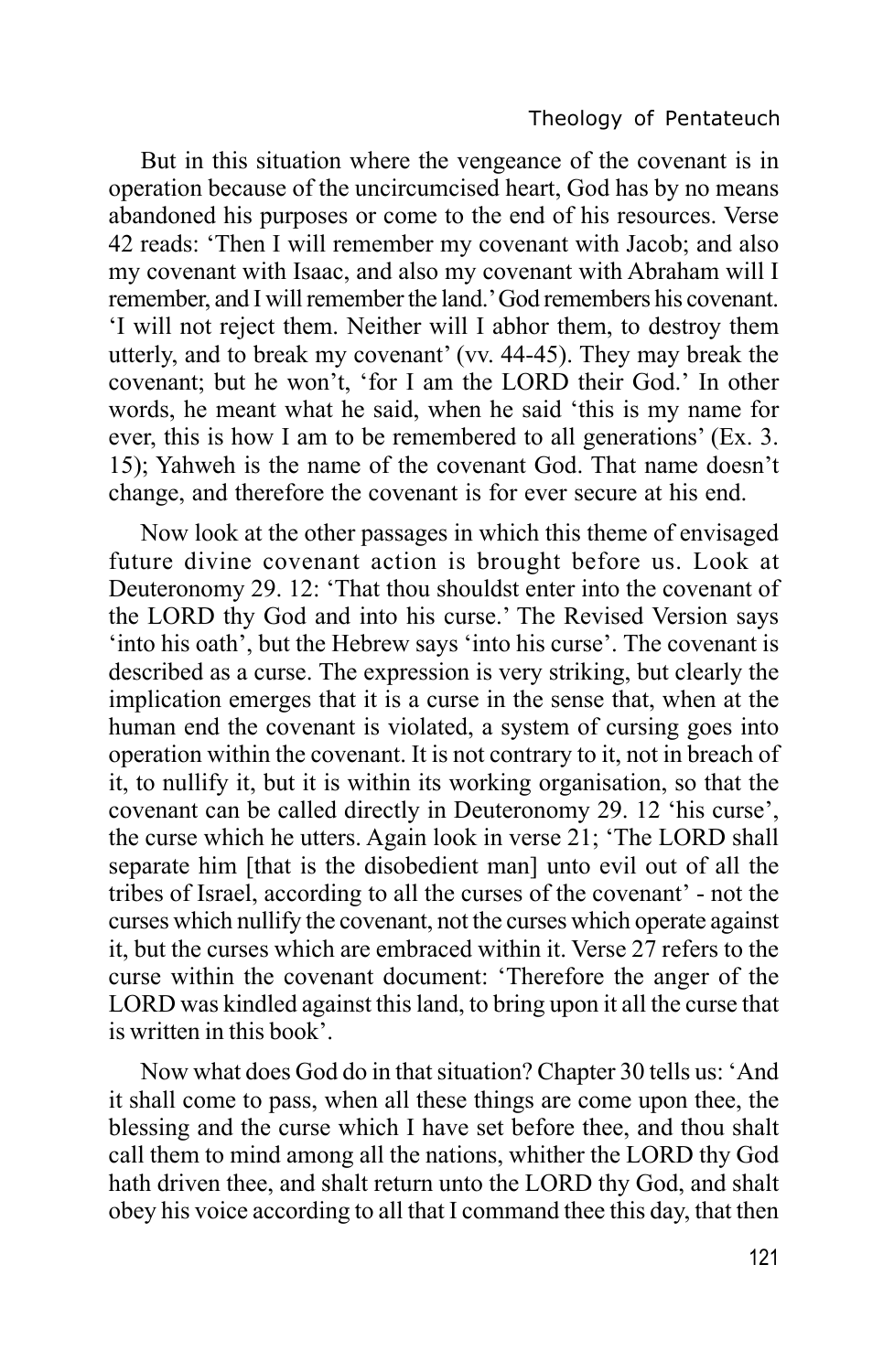But in this situation where the vengeance of the covenant is in operation because of the uncircumcised heart, God has by no means abandoned his purposes or come to the end of his resources. Verse 42 reads: 'Then I will remember my covenant with Jacob; and also my covenant with Isaac, and also my covenant with Abraham will I remember, and I will remember the land.' God remembers his covenant. 'I will not reject them. Neither will I abhor them, to destroy them utterly, and to break my covenant' (vv. 44-45). They may break the covenant; but he won't, 'for I am the LORD their God.' In other words, he meant what he said, when he said 'this is my name for ever, this is how I am to be remembered to all generations' (Ex. 3. 15); Yahweh is the name of the covenant God. That name doesn't change, and therefore the covenant is for ever secure at his end.

Now look at the other passages in which this theme of envisaged future divine covenant action is brought before us. Look at Deuteronomy 29. 12: 'That thou shouldst enter into the covenant of the LORD thy God and into his curse.' The Revised Version says 'into his oath', but the Hebrew says 'into his curse'. The covenant is described as a curse. The expression is very striking, but clearly the implication emerges that it is a curse in the sense that, when at the human end the covenant is violated, a system of cursing goes into operation within the covenant. It is not contrary to it, not in breach of it, to nullify it, but it is within its working organisation, so that the covenant can be called directly in Deuteronomy 29. 12 'his curse', the curse which he utters. Again look in verse 21; 'The LORD shall separate him [that is the disobedient man] unto evil out of all the tribes of Israel, according to all the curses of the covenant' - not the curses which nullify the covenant, not the curses which operate against it, but the curses which are embraced within it. Verse 27 refers to the curse within the covenant document: 'Therefore the anger of the LORD was kindled against this land, to bring upon it all the curse that is written in this book'.

Now what does God do in that situation? Chapter 30 tells us: 'And it shall come to pass, when all these things are come upon thee, the blessing and the curse which I have set before thee, and thou shalt call them to mind among all the nations, whither the LORD thy God hath driven thee, and shalt return unto the LORD thy God, and shalt obey his voice according to all that I command thee this day, that then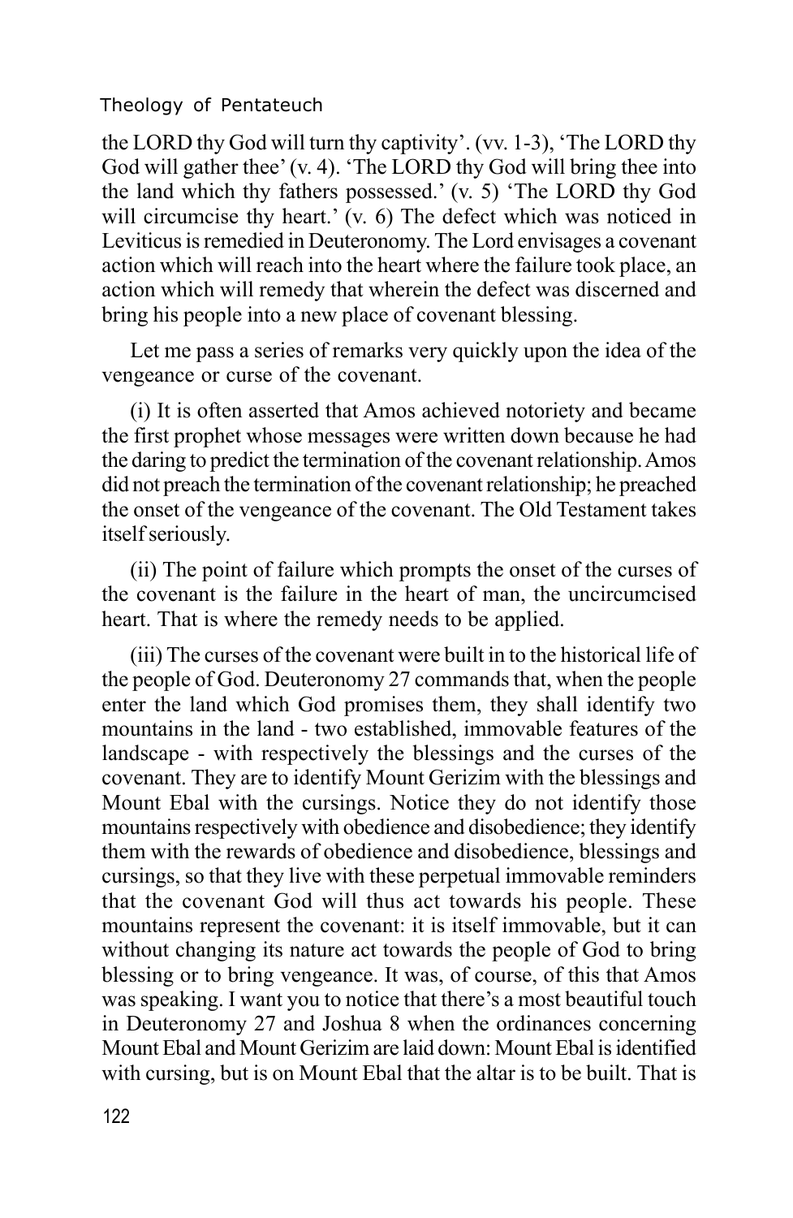the LORD thy God will turn thy captivity'. (vv. 1-3), 'The LORD thy God will gather thee' (v. 4). 'The LORD thy God will bring thee into the land which thy fathers possessed.' (v. 5) 'The LORD thy God will circumcise thy heart.' (v. 6) The defect which was noticed in Leviticus is remedied in Deuteronomy. The Lord envisages a covenant action which will reach into the heart where the failure took place, an action which will remedy that wherein the defect was discerned and bring his people into a new place of covenant blessing.

Let me pass a series of remarks very quickly upon the idea of the vengeance or curse of the covenant.

(i) It is often asserted that Amos achieved notoriety and became the first prophet whose messages were written down because he had the daring to predict the termination of the covenant relationship. Amos did not preach the termination of the covenant relationship; he preached the onset of the vengeance of the covenant. The Old Testament takes itself seriously.

(ii) The point of failure which prompts the onset of the curses of the covenant is the failure in the heart of man, the uncircumcised heart. That is where the remedy needs to be applied.

(iii) The curses of the covenant were built in to the historical life of the people of God. Deuteronomy 27 commands that, when the people enter the land which God promises them, they shall identify two mountains in the land - two established, immovable features of the landscape - with respectively the blessings and the curses of the covenant. They are to identify Mount Gerizim with the blessings and Mount Ebal with the cursings. Notice they do not identify those mountains respectively with obedience and disobedience; they identify them with the rewards of obedience and disobedience, blessings and cursings, so that they live with these perpetual immovable reminders that the covenant God will thus act towards his people. These mountains represent the covenant: it is itself immovable, but it can without changing its nature act towards the people of God to bring blessing or to bring vengeance. It was, of course, of this that Amos was speaking. I want you to notice that there's a most beautiful touch in Deuteronomy 27 and Joshua 8 when the ordinances concerning Mount Ebal and Mount Gerizim are laid down: Mount Ebal is identified with cursing, but is on Mount Ebal that the altar is to be built. That is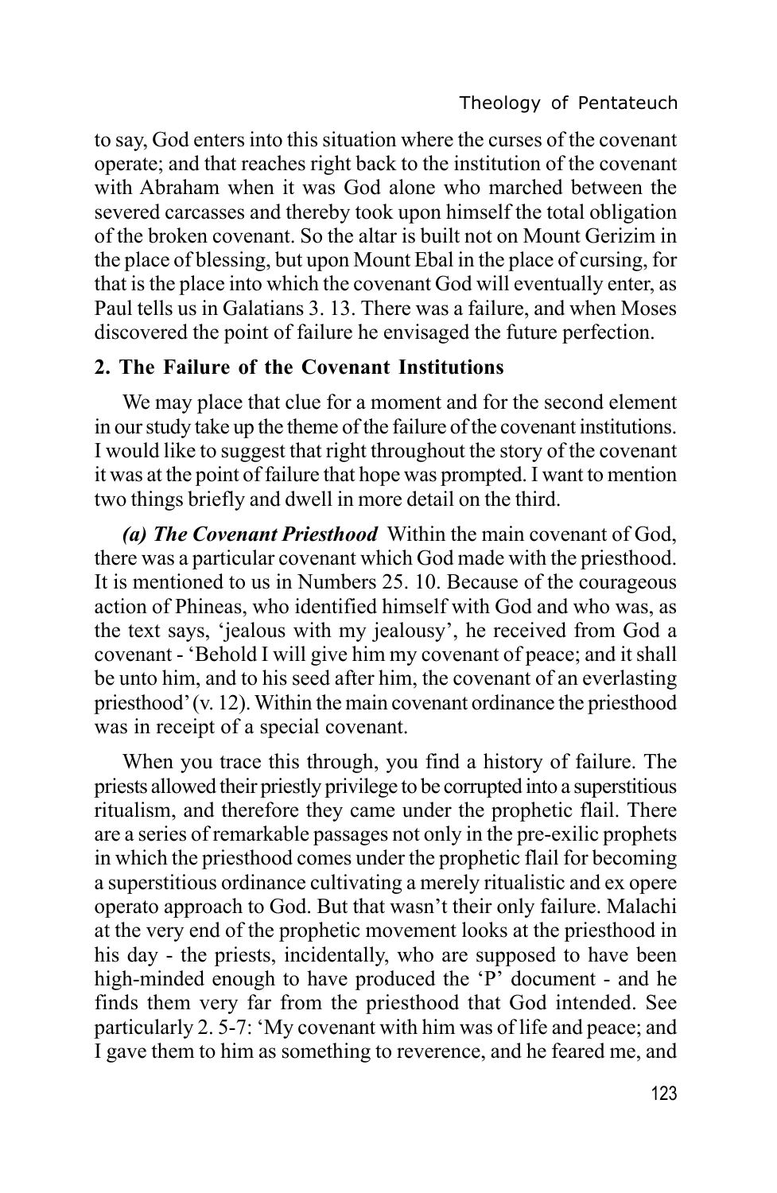to say, God enters into this situation where the curses of the covenant operate; and that reaches right back to the institution of the covenant with Abraham when it was God alone who marched between the severed carcasses and thereby took upon himself the total obligation of the broken covenant. So the altar is built not on Mount Gerizim in the place of blessing, but upon Mount Ebal in the place of cursing, for that is the place into which the covenant God will eventually enter, as Paul tells us in Galatians 3. 13. There was a failure, and when Moses discovered the point of failure he envisaged the future perfection.

## 2. The Failure of the Covenant Institutions

We may place that clue for a moment and for the second element in our study take up the theme of the failure of the covenant institutions. I would like to suggest that right throughout the story of the covenant it was at the point of failure that hope was prompted. I want to mention two things briefly and dwell in more detail on the third.

***(a) The Covenant Priesthood*** Within the main covenant of God, there was a particular covenant which God made with the priesthood. It is mentioned to us in Numbers 25. 10. Because of the courageous action of Phineas, who identified himself with God and who was, as the text says, 'jealous with my jealousy', he received from God a covenant - 'Behold I will give him my covenant of peace; and it shall be unto him, and to his seed after him, the covenant of an everlasting priesthood' (v. 12). Within the main covenant ordinance the priesthood was in receipt of a special covenant.

When you trace this through, you find a history of failure. The priests allowed their priestly privilege to be corrupted into a superstitious ritualism, and therefore they came under the prophetic flail. There are a series of remarkable passages not only in the pre-exilic prophets in which the priesthood comes under the prophetic flail for becoming a superstitious ordinance cultivating a merely ritualistic and ex opere operato approach to God. But that wasn't their only failure. Malachi at the very end of the prophetic movement looks at the priesthood in his day - the priests, incidentally, who are supposed to have been high-minded enough to have produced the 'P' document - and he finds them very far from the priesthood that God intended. See particularly 2. 5-7: 'My covenant with him was of life and peace; and I gave them to him as something to reverence, and he feared me, and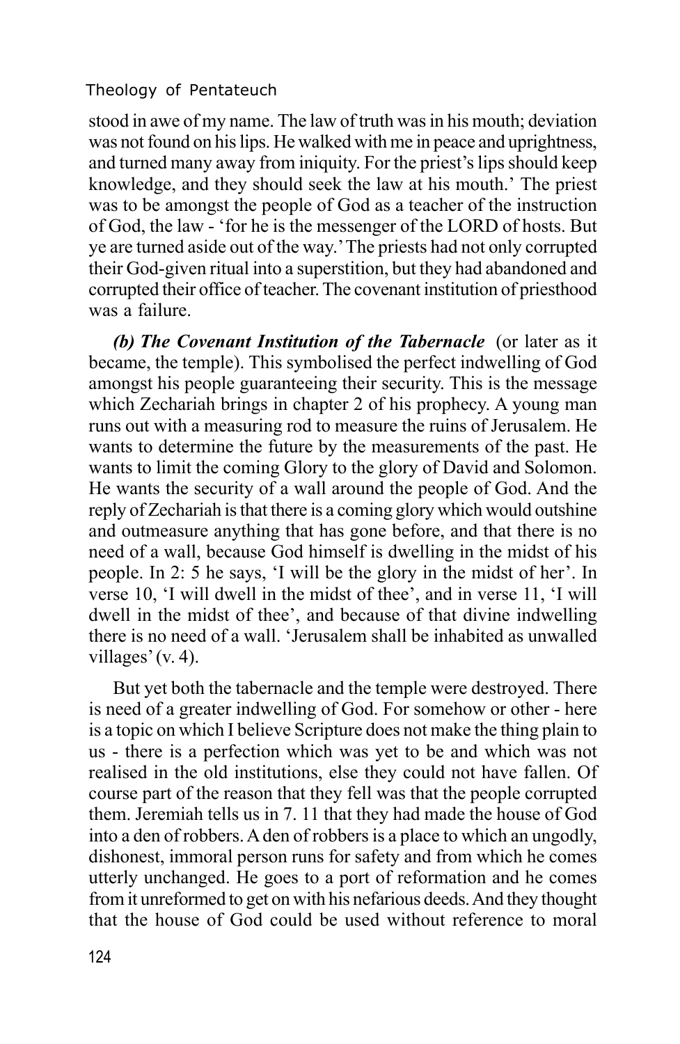stood in awe of my name. The law of truth was in his mouth; deviation was not found on his lips. He walked with me in peace and uprightness, and turned many away from iniquity. For the priest's lips should keep knowledge, and they should seek the law at his mouth.' The priest was to be amongst the people of God as a teacher of the instruction of God, the law - 'for he is the messenger of the LORD of hosts. But ye are turned aside out of the way.' The priests had not only corrupted their God-given ritual into a superstition, but they had abandoned and corrupted their office of teacher. The covenant institution of priesthood was a failure.

***(b) The Covenant Institution of the Tabernacle*** (or later as it became, the temple). This symbolised the perfect indwelling of God amongst his people guaranteeing their security. This is the message which Zechariah brings in chapter 2 of his prophecy. A young man runs out with a measuring rod to measure the ruins of Jerusalem. He wants to determine the future by the measurements of the past. He wants to limit the coming Glory to the glory of David and Solomon. He wants the security of a wall around the people of God. And the reply of Zechariah is that there is a coming glory which would outshine and outmeasure anything that has gone before, and that there is no need of a wall, because God himself is dwelling in the midst of his people. In 2: 5 he says, 'I will be the glory in the midst of her'. In verse 10, 'I will dwell in the midst of thee', and in verse 11, 'I will dwell in the midst of thee', and because of that divine indwelling there is no need of a wall. 'Jerusalem shall be inhabited as unwalled villages' (v. 4).

But yet both the tabernacle and the temple were destroyed. There is need of a greater indwelling of God. For somehow or other - here is a topic on which I believe Scripture does not make the thing plain to us - there is a perfection which was yet to be and which was not realised in the old institutions, else they could not have fallen. Of course part of the reason that they fell was that the people corrupted them. Jeremiah tells us in 7. 11 that they had made the house of God into a den of robbers. A den of robbers is a place to which an ungodly, dishonest, immoral person runs for safety and from which he comes utterly unchanged. He goes to a port of reformation and he comes from it unreformed to get on with his nefarious deeds. And they thought that the house of God could be used without reference to moral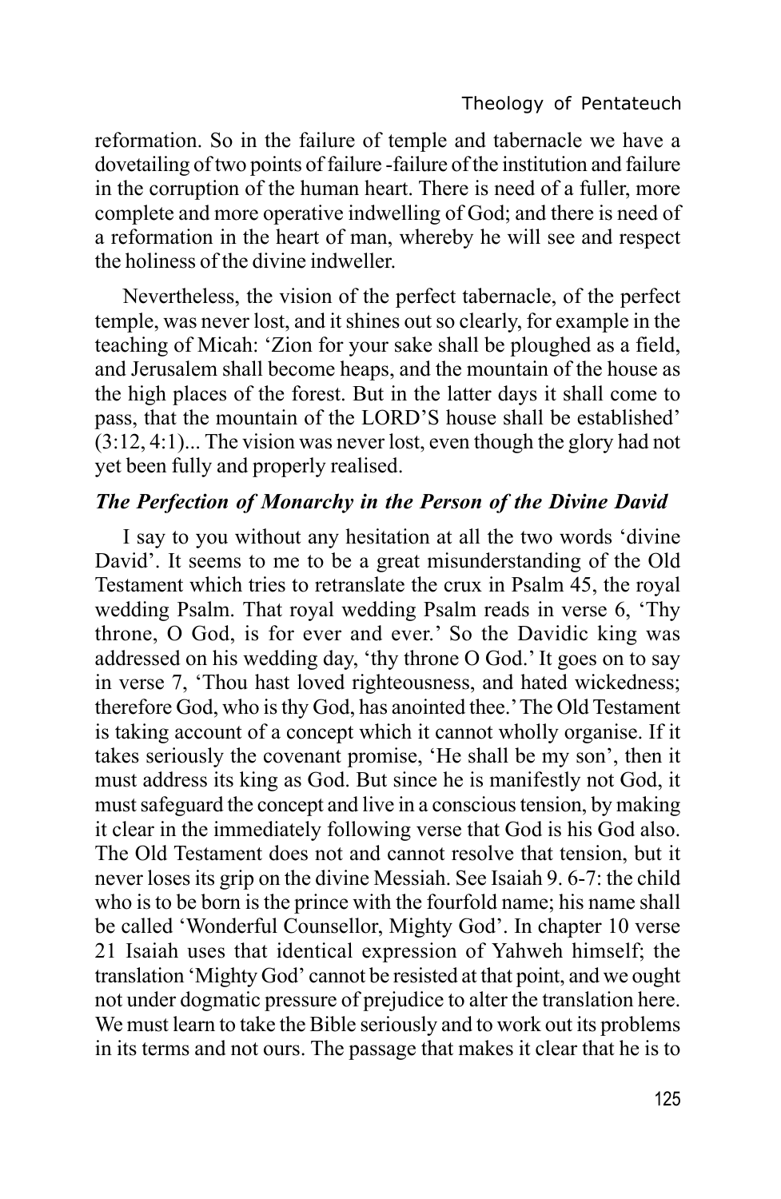reformation. So in the failure of temple and tabernacle we have a dovetailing of two points of failure -failure of the institution and failure in the corruption of the human heart. There is need of a fuller, more complete and more operative indwelling of God; and there is need of a reformation in the heart of man, whereby he will see and respect the holiness of the divine indweller.

Nevertheless, the vision of the perfect tabernacle, of the perfect temple, was never lost, and it shines out so clearly, for example in the teaching of Micah: 'Zion for your sake shall be ploughed as a field, and Jerusalem shall become heaps, and the mountain of the house as the high places of the forest. But in the latter days it shall come to pass, that the mountain of the LORD'S house shall be established' (3:12, 4:1)... The vision was never lost, even though the glory had not yet been fully and properly realised.

### *The Perfection of Monarchy in the Person of the Divine David*

I say to you without any hesitation at all the two words 'divine David'. It seems to me to be a great misunderstanding of the Old Testament which tries to retranslate the crux in Psalm 45, the royal wedding Psalm. That royal wedding Psalm reads in verse 6, 'Thy throne, O God, is for ever and ever.' So the Davidic king was addressed on his wedding day, 'thy throne O God.' It goes on to say in verse 7, 'Thou hast loved righteousness, and hated wickedness; therefore God, who is thy God, has anointed thee.' The Old Testament is taking account of a concept which it cannot wholly organise. If it takes seriously the covenant promise, 'He shall be my son', then it must address its king as God. But since he is manifestly not God, it must safeguard the concept and live in a conscious tension, by making it clear in the immediately following verse that God is his God also. The Old Testament does not and cannot resolve that tension, but it never loses its grip on the divine Messiah. See Isaiah 9. 6-7: the child who is to be born is the prince with the fourfold name; his name shall be called 'Wonderful Counsellor, Mighty God'. In chapter 10 verse 21 Isaiah uses that identical expression of Yahweh himself; the translation 'Mighty God' cannot be resisted at that point, and we ought not under dogmatic pressure of prejudice to alter the translation here. We must learn to take the Bible seriously and to work out its problems in its terms and not ours. The passage that makes it clear that he is to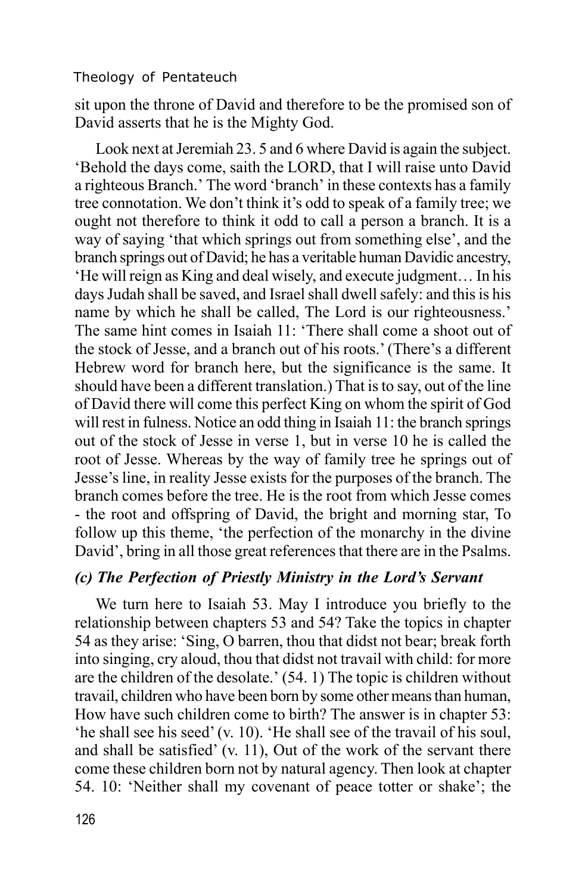sit upon the throne of David and therefore to be the promised son of David asserts that he is the Mighty God.

Look next at Jeremiah 23. 5 and 6 where David is again the subject. 'Behold the days come, saith the LORD, that I will raise unto David a righteous Branch.' The word 'branch' in these contexts has a family tree connotation. We don't think it's odd to speak of a family tree; we ought not therefore to think it odd to call a person a branch. It is a way of saying 'that which springs out from something else', and the branch springs out of David; he has a veritable human Davidic ancestry, 'He will reign as King and deal wisely, and execute judgment… In his days Judah shall be saved, and Israel shall dwell safely: and this is his name by which he shall be called, The Lord is our righteousness.' The same hint comes in Isaiah 11: 'There shall come a shoot out of the stock of Jesse, and a branch out of his roots.' (There's a different Hebrew word for branch here, but the significance is the same. It should have been a different translation.) That is to say, out of the line of David there will come this perfect King on whom the spirit of God will rest in fulness. Notice an odd thing in Isaiah 11: the branch springs out of the stock of Jesse in verse 1, but in verse 10 he is called the root of Jesse. Whereas by the way of family tree he springs out of Jesse's line, in reality Jesse exists for the purposes of the branch. The branch comes before the tree. He is the root from which Jesse comes - the root and offspring of David, the bright and morning star, To follow up this theme, 'the perfection of the monarchy in the divine David', bring in all those great references that there are in the Psalms.

### *(c) The Perfection of Priestly Ministry in the Lord's Servant*

We turn here to Isaiah 53. May I introduce you briefly to the relationship between chapters 53 and 54? Take the topics in chapter 54 as they arise: 'Sing, O barren, thou that didst not bear; break forth into singing, cry aloud, thou that didst not travail with child: for more are the children of the desolate.' (54. 1) The topic is children without travail, children who have been born by some other means than human, How have such children come to birth? The answer is in chapter 53: 'he shall see his seed' (v. 10). 'He shall see of the travail of his soul, and shall be satisfied' (v. 11), Out of the work of the servant there come these children born not by natural agency. Then look at chapter 54. 10: 'Neither shall my covenant of peace totter or shake'; the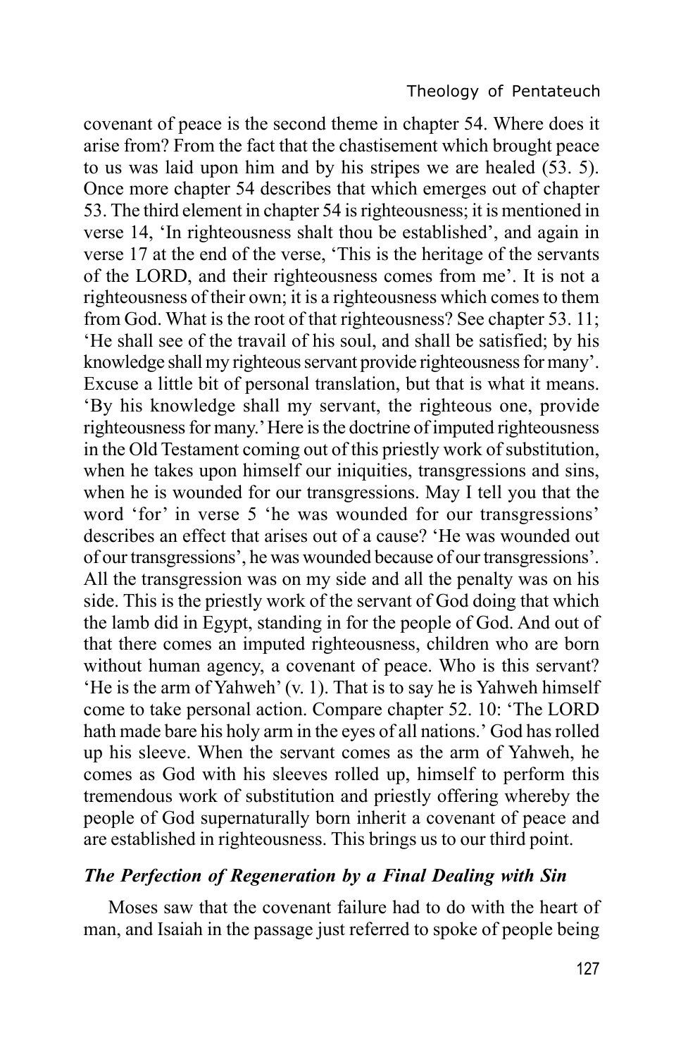covenant of peace is the second theme in chapter 54. Where does it arise from? From the fact that the chastisement which brought peace to us was laid upon him and by his stripes we are healed (53. 5). Once more chapter 54 describes that which emerges out of chapter 53. The third element in chapter 54 is righteousness; it is mentioned in verse 14, 'In righteousness shalt thou be established', and again in verse 17 at the end of the verse, 'This is the heritage of the servants of the LORD, and their righteousness comes from me'. It is not a righteousness of their own; it is a righteousness which comes to them from God. What is the root of that righteousness? See chapter 53. 11; 'He shall see of the travail of his soul, and shall be satisfied; by his knowledge shall my righteous servant provide righteousness for many'. Excuse a little bit of personal translation, but that is what it means. 'By his knowledge shall my servant, the righteous one, provide righteousness for many.' Here is the doctrine of imputed righteousness in the Old Testament coming out of this priestly work of substitution, when he takes upon himself our iniquities, transgressions and sins, when he is wounded for our transgressions. May I tell you that the word 'for' in verse 5 'he was wounded for our transgressions' describes an effect that arises out of a cause? 'He was wounded out of our transgressions', he was wounded because of our transgressions'. All the transgression was on my side and all the penalty was on his side. This is the priestly work of the servant of God doing that which the lamb did in Egypt, standing in for the people of God. And out of that there comes an imputed righteousness, children who are born without human agency, a covenant of peace. Who is this servant? 'He is the arm of Yahweh' (v. 1). That is to say he is Yahweh himself come to take personal action. Compare chapter 52. 10: 'The LORD hath made bare his holy arm in the eyes of all nations.' God has rolled up his sleeve. When the servant comes as the arm of Yahweh, he comes as God with his sleeves rolled up, himself to perform this tremendous work of substitution and priestly offering whereby the people of God supernaturally born inherit a covenant of peace and are established in righteousness. This brings us to our third point.

### *The Perfection of Regeneration by a Final Dealing with Sin*

Moses saw that the covenant failure had to do with the heart of man, and Isaiah in the passage just referred to spoke of people being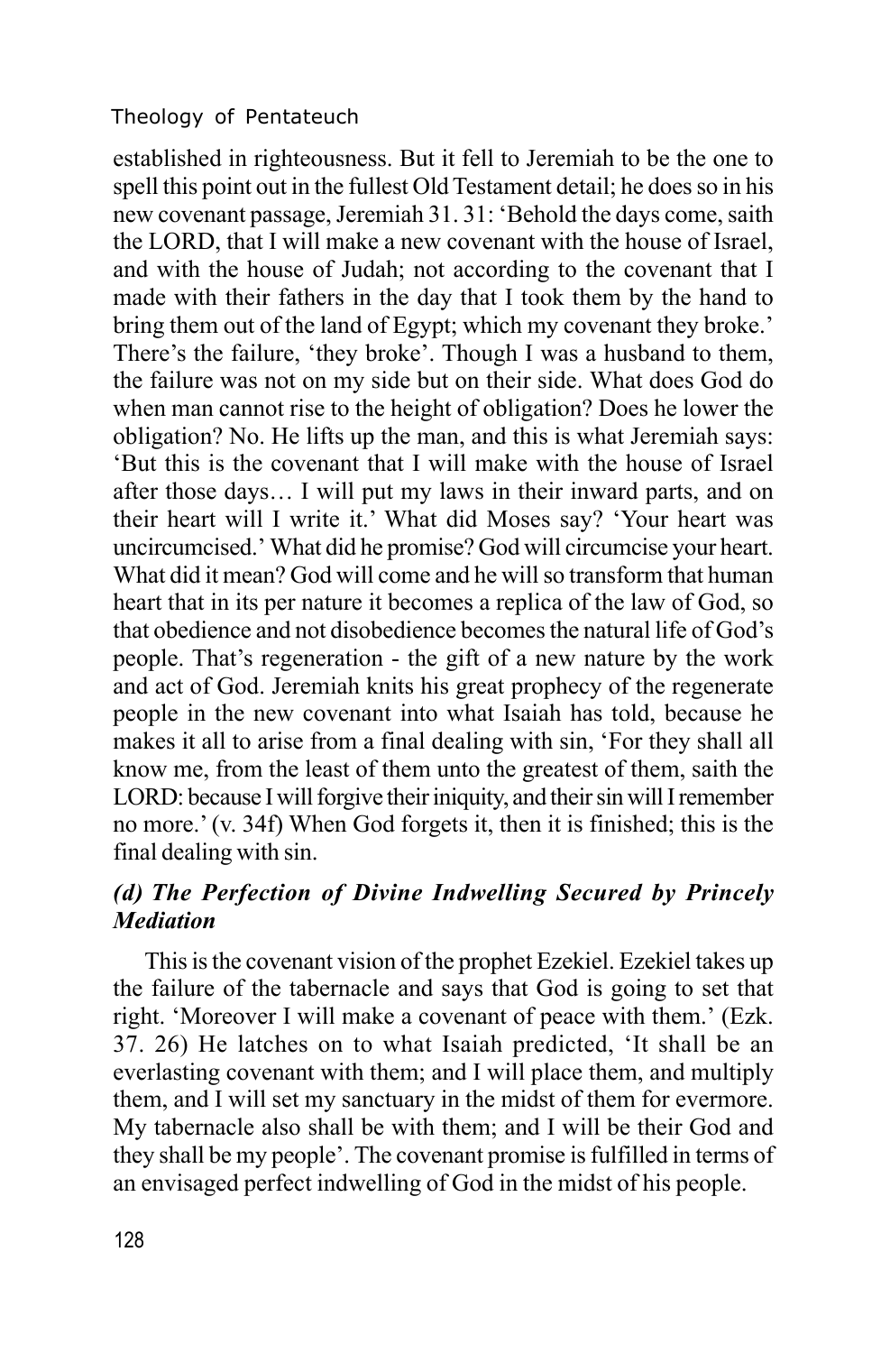established in righteousness. But it fell to Jeremiah to be the one to spell this point out in the fullest Old Testament detail; he does so in his new covenant passage, Jeremiah 31. 31: 'Behold the days come, saith the LORD, that I will make a new covenant with the house of Israel, and with the house of Judah; not according to the covenant that I made with their fathers in the day that I took them by the hand to bring them out of the land of Egypt; which my covenant they broke.' There's the failure, 'they broke'. Though I was a husband to them, the failure was not on my side but on their side. What does God do when man cannot rise to the height of obligation? Does he lower the obligation? No. He lifts up the man, and this is what Jeremiah says: 'But this is the covenant that I will make with the house of Israel after those days… I will put my laws in their inward parts, and on their heart will I write it.' What did Moses say? 'Your heart was uncircumcised.' What did he promise? God will circumcise your heart. What did it mean? God will come and he will so transform that human heart that in its per nature it becomes a replica of the law of God, so that obedience and not disobedience becomes the natural life of God's people. That's regeneration - the gift of a new nature by the work and act of God. Jeremiah knits his great prophecy of the regenerate people in the new covenant into what Isaiah has told, because he makes it all to arise from a final dealing with sin, 'For they shall all know me, from the least of them unto the greatest of them, saith the LORD: because I will forgive their iniquity, and their sin will I remember no more.' (v. 34f) When God forgets it, then it is finished; this is the final dealing with sin.

### *(d) The Perfection of Divine Indwelling Secured by Princely Mediation*

This is the covenant vision of the prophet Ezekiel. Ezekiel takes up the failure of the tabernacle and says that God is going to set that right. 'Moreover I will make a covenant of peace with them.' (Ezk. 37. 26) He latches on to what Isaiah predicted, 'It shall be an everlasting covenant with them; and I will place them, and multiply them, and I will set my sanctuary in the midst of them for evermore. My tabernacle also shall be with them; and I will be their God and they shall be my people'. The covenant promise is fulfilled in terms of an envisaged perfect indwelling of God in the midst of his people.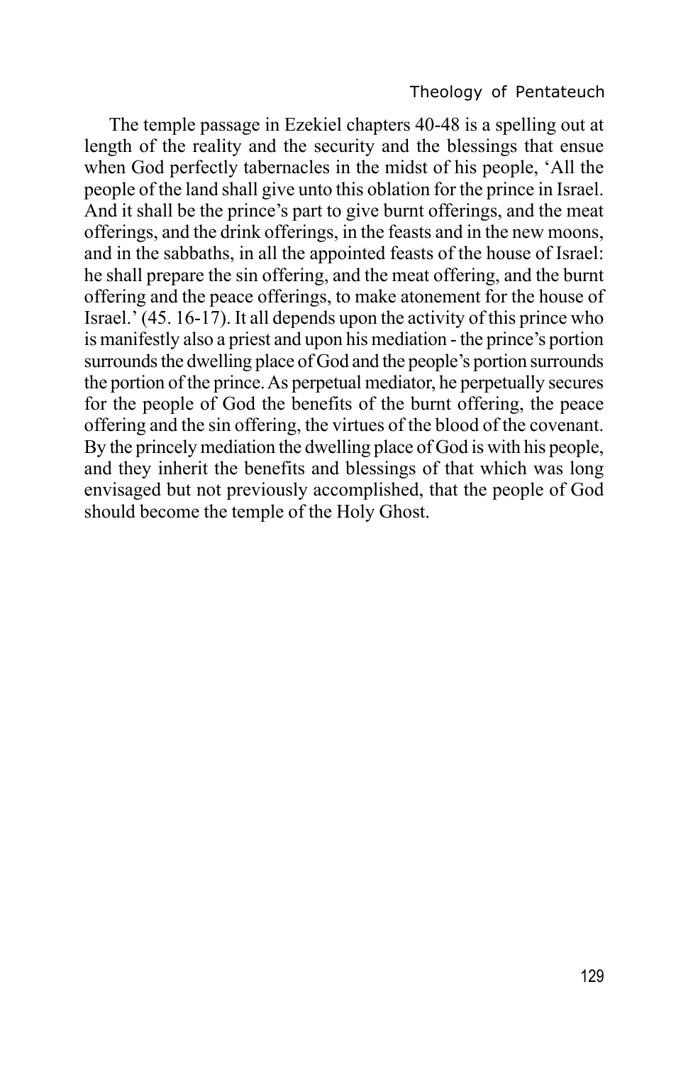The temple passage in Ezekiel chapters 40-48 is a spelling out at length of the reality and the security and the blessings that ensue when God perfectly tabernacles in the midst of his people, 'All the people of the land shall give unto this oblation for the prince in Israel. And it shall be the prince's part to give burnt offerings, and the meat offerings, and the drink offerings, in the feasts and in the new moons, and in the sabbaths, in all the appointed feasts of the house of Israel: he shall prepare the sin offering, and the meat offering, and the burnt offering and the peace offerings, to make atonement for the house of Israel.' (45. 16-17). It all depends upon the activity of this prince who is manifestly also a priest and upon his mediation - the prince's portion surrounds the dwelling place of God and the people's portion surrounds the portion of the prince. As perpetual mediator, he perpetually secures for the people of God the benefits of the burnt offering, the peace offering and the sin offering, the virtues of the blood of the covenant. By the princely mediation the dwelling place of God is with his people, and they inherit the benefits and blessings of that which was long envisaged but not previously accomplished, that the people of God should become the temple of the Holy Ghost.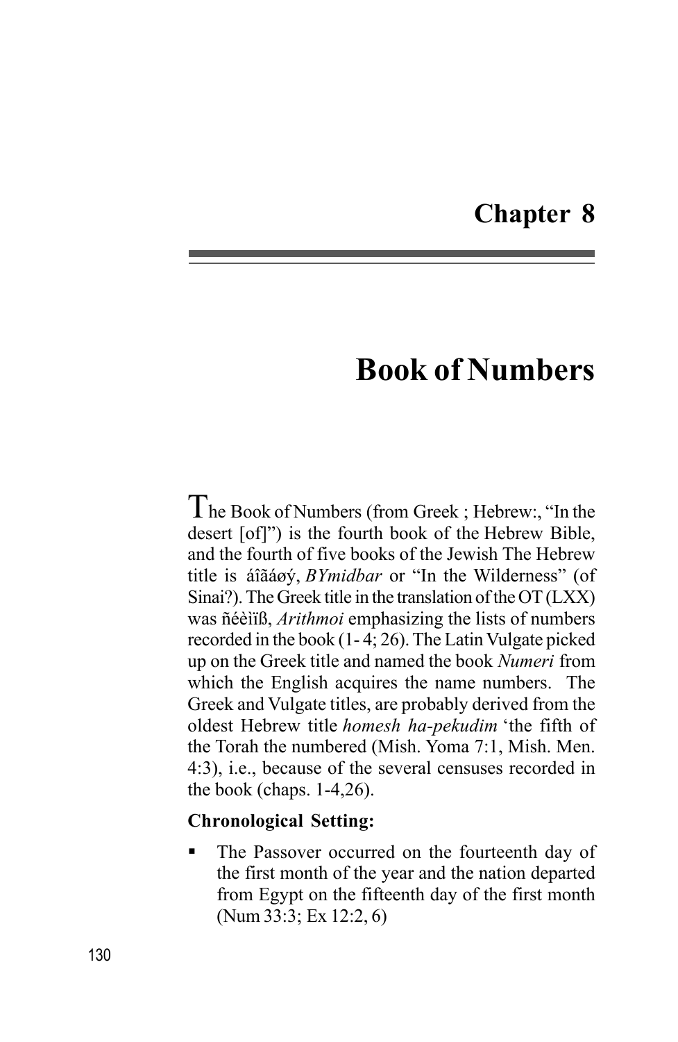# Chapter 8

# Book of Numbers

The Book of Numbers (from Greek ; Hebrew:, “In the desert [of]”) is the fourth book of the Hebrew Bible, and the fourth of five books of the Jewish The Hebrew title is áîãáøý, *BYmidbar* or “In the Wilderness” (of Sinai?). The Greek title in the translation of the OT (LXX) was ñéèìïß, *Arithmoi* emphasizing the lists of numbers recorded in the book (1- 4; 26). The Latin Vulgate picked up on the Greek title and named the book *Numeri* from which the English acquires the name numbers. The Greek and Vulgate titles, are probably derived from the oldest Hebrew title *homesh ha-pekudim* ‘the fifth of the Torah the numbered (Mish. Yoma 7:1, Mish. Men. 4:3), i.e., because of the several censuses recorded in the book (chaps. 1-4,26).

**Chronological Setting:**

- The Passover occurred on the fourteenth day of the first month of the year and the nation departed from Egypt on the fifteenth day of the first month (Num 33:3; Ex 12:2, 6)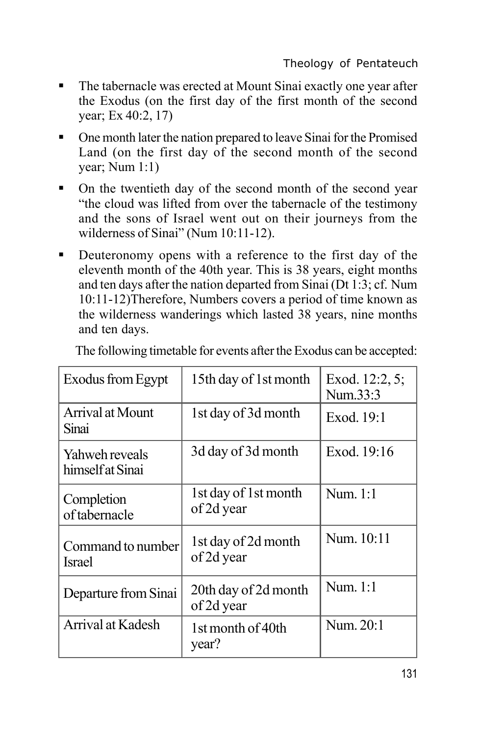- The tabernacle was erected at Mount Sinai exactly one year after the Exodus (on the first day of the first month of the second year; Ex 40:2, 17)
- One month later the nation prepared to leave Sinai for the Promised Land (on the first day of the second month of the second year; Num 1:1)
- On the twentieth day of the second month of the second year "the cloud was lifted from over the tabernacle of the testimony and the sons of Israel went out on their journeys from the wilderness of Sinai" (Num 10:11-12).
- Deuteronomy opens with a reference to the first day of the eleventh month of the 40th year. This is 38 years, eight months and ten days after the nation departed from Sinai (Dt 1:3; cf. Num 10:11-12)Therefore, Numbers covers a period of time known as the wilderness wanderings which lasted 38 years, nine months and ten days.

The following timetable for events after the Exodus can be accepted:

| Exodus from Egypt | 15th day of 1st month | Exod. 12:2, 5; Num.33:3 |
|---|---|---|
| Arrival at Mount Sinai | 1st day of 3d month | Exod. 19:1 |
| Yahweh reveals himself at Sinai | 3d day of 3d month | Exod. 19:16 |
| Completion of tabernacle | 1st day of 1st month of 2d year | Num. 1:1 |
| Command to number Israel | 1st day of 2d month of 2d year | Num. 10:11 |
| Departure from Sinai | 20th day of 2d month of 2d year | Num. 1:1 |
| Arrival at Kadesh | 1st month of 40th year? | Num. 20:1 |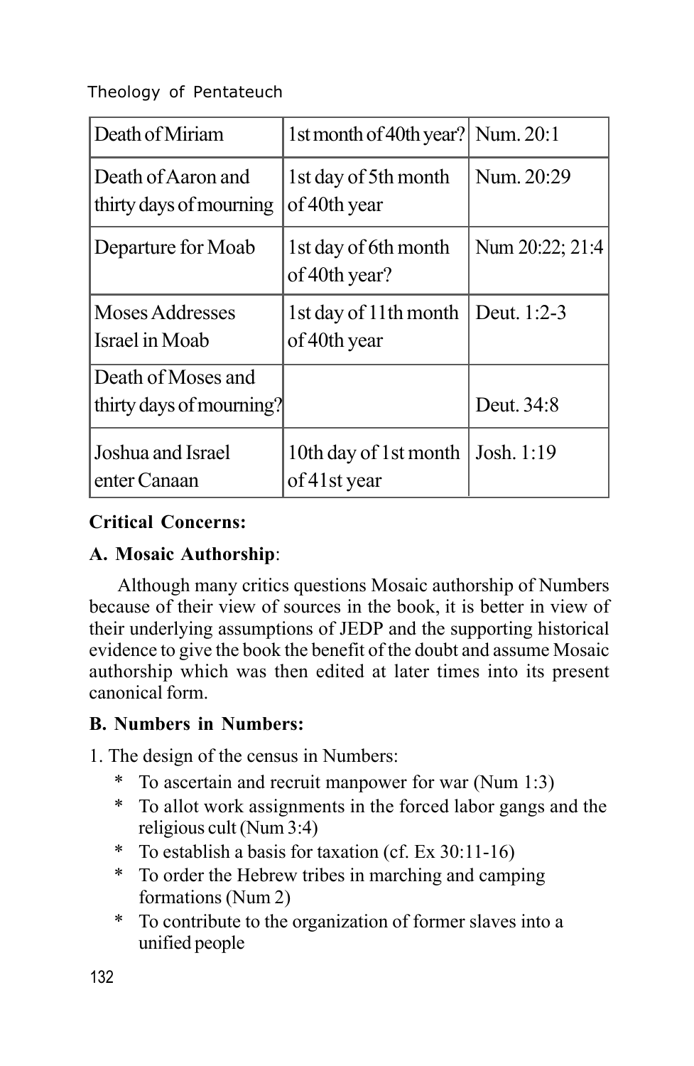| Death of Miriam | 1st month of 40th year? | Num. 20:1 |
|---|---|---|
| Death of Aaron and thirty days of mourning | 1st day of 5th month of 40th year | Num. 20:29 |
| Departure for Moab | 1st day of 6th month of 40th year? | Num 20:22; 21:4 |
| Moses Addresses Israel in Moab | 1st day of 11th month of 40th year | Deut. 1:2-3 |
| Death of Moses and thirty days of mourning? | | Deut. 34:8 |
| Joshua and Israel enter Canaan | 10th day of 1st month of 41st year | Josh. 1:19 |

**Critical Concerns:**

**A. Mosaic Authorship**:

Although many critics questions Mosaic authorship of Numbers because of their view of sources in the book, it is better in view of their underlying assumptions of JEDP and the supporting historical evidence to give the book the benefit of the doubt and assume Mosaic authorship which was then edited at later times into its present canonical form.

**B. Numbers in Numbers:**

1. The design of the census in Numbers:
   * To ascertain and recruit manpower for war (Num 1:3)
   * To allot work assignments in the forced labor gangs and the religious cult (Num 3:4)
   * To establish a basis for taxation (cf. Ex 30:11-16)
   * To order the Hebrew tribes in marching and camping formations (Num 2)
   * To contribute to the organization of former slaves into a unified people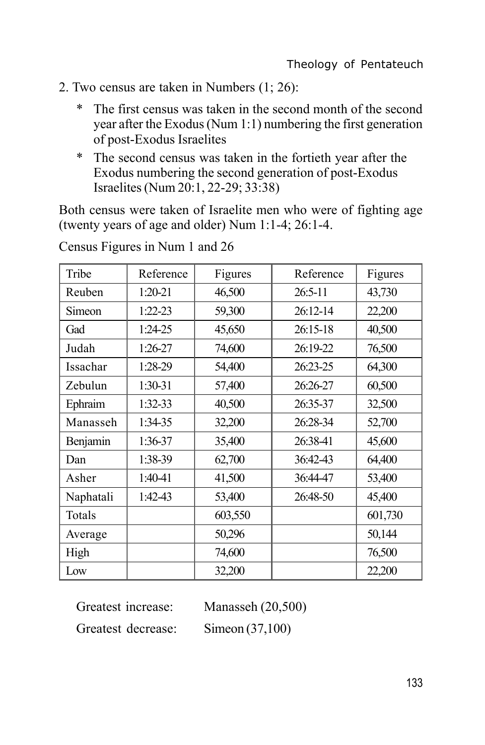2. Two census are taken in Numbers (1; 26):

- * The first census was taken in the second month of the second year after the Exodus (Num 1:1) numbering the first generation of post-Exodus Israelites
- * The second census was taken in the fortieth year after the Exodus numbering the second generation of post-Exodus Israelites (Num 20:1, 22-29; 33:38)

Both census were taken of Israelite men who were of fighting age (twenty years of age and older) Num 1:1-4; 26:1-4.

Census Figures in Num 1 and 26

| Tribe | Reference | Figures | Reference | Figures |
|---|---|---|---|---|
| Reuben | 1:20-21 | 46,500 | 26:5-11 | 43,730 |
| Simeon | 1:22-23 | 59,300 | 26:12-14 | 22,200 |
| Gad | 1:24-25 | 45,650 | 26:15-18 | 40,500 |
| Judah | 1:26-27 | 74,600 | 26:19-22 | 76,500 |
| Issachar | 1:28-29 | 54,400 | 26:23-25 | 64,300 |
| Zebulun | 1:30-31 | 57,400 | 26:26-27 | 60,500 |
| Ephraim | 1:32-33 | 40,500 | 26:35-37 | 32,500 |
| Manasseh | 1:34-35 | 32,200 | 26:28-34 | 52,700 |
| Benjamin | 1:36-37 | 35,400 | 26:38-41 | 45,600 |
| Dan | 1:38-39 | 62,700 | 36:42-43 | 64,400 |
| Asher | 1:40-41 | 41,500 | 36:44-47 | 53,400 |
| Naphatali | 1:42-43 | 53,400 | 26:48-50 | 45,400 |
| Totals | | 603,550 | | 601,730 |
| Average | | 50,296 | | 50,144 |
| High | | 74,600 | | 76,500 |
| Low | | 32,200 | | 22,200 |

Greatest increase: Manasseh (20,500)

Greatest decrease: Simeon (37,100)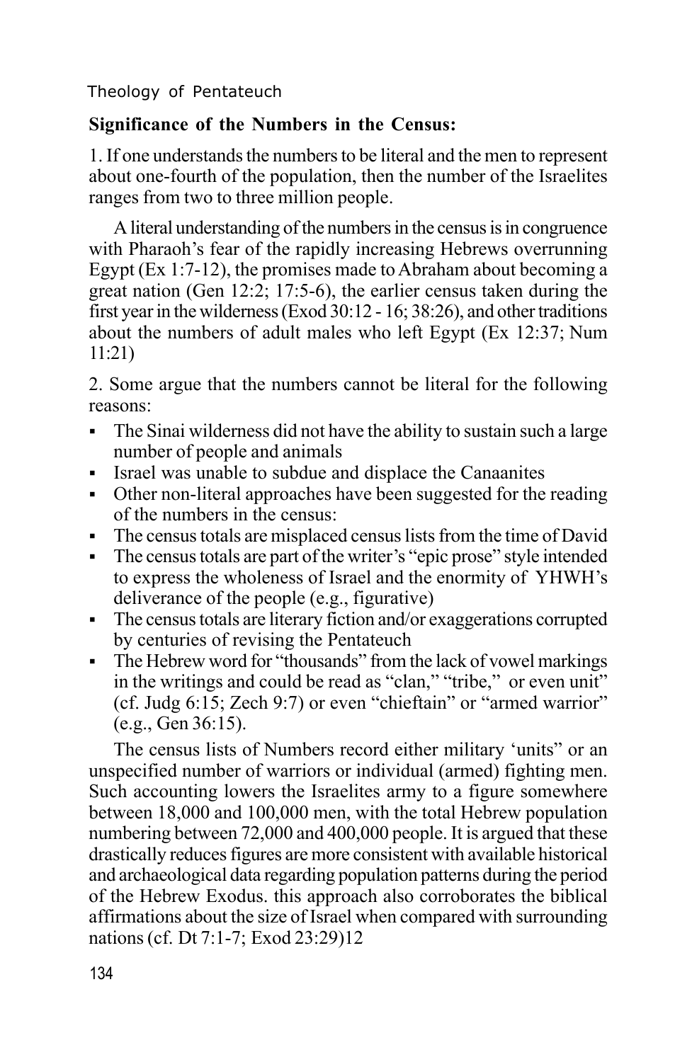**Significance of the Numbers in the Census:**

1. If one understands the numbers to be literal and the men to represent about one-fourth of the population, then the number of the Israelites ranges from two to three million people.

A literal understanding of the numbers in the census is in congruence with Pharaoh's fear of the rapidly increasing Hebrews overrunning Egypt (Ex 1:7-12), the promises made to Abraham about becoming a great nation (Gen 12:2; 17:5-6), the earlier census taken during the first year in the wilderness (Exod 30:12 - 16; 38:26), and other traditions about the numbers of adult males who left Egypt (Ex 12:37; Num 11:21)

2. Some argue that the numbers cannot be literal for the following reasons:

- The Sinai wilderness did not have the ability to sustain such a large number of people and animals
- Israel was unable to subdue and displace the Canaanites
- Other non-literal approaches have been suggested for the reading of the numbers in the census:
- The census totals are misplaced census lists from the time of David
- The census totals are part of the writer's "epic prose" style intended to express the wholeness of Israel and the enormity of YHWH's deliverance of the people (e.g., figurative)
- The census totals are literary fiction and/or exaggerations corrupted by centuries of revising the Pentateuch
- The Hebrew word for "thousands" from the lack of vowel markings in the writings and could be read as "clan," "tribe," or even unit" (cf. Judg 6:15; Zech 9:7) or even "chieftain" or "armed warrior" (e.g., Gen 36:15).

The census lists of Numbers record either military 'units" or an unspecified number of warriors or individual (armed) fighting men. Such accounting lowers the Israelites army to a figure somewhere between 18,000 and 100,000 men, with the total Hebrew population numbering between 72,000 and 400,000 people. It is argued that these drastically reduces figures are more consistent with available historical and archaeological data regarding population patterns during the period of the Hebrew Exodus. this approach also corroborates the biblical affirmations about the size of Israel when compared with surrounding nations (cf. Dt 7:1-7; Exod 23:29)12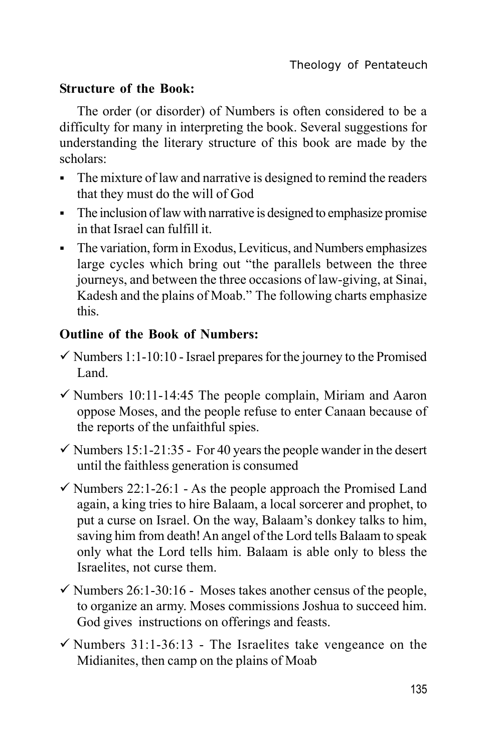**Structure of the Book:**

The order (or disorder) of Numbers is often considered to be a difficulty for many in interpreting the book. Several suggestions for understanding the literary structure of this book are made by the scholars:

- The mixture of law and narrative is designed to remind the readers that they must do the will of God
- The inclusion of law with narrative is designed to emphasize promise in that Israel can fulfill it.
- The variation, form in Exodus, Leviticus, and Numbers emphasizes large cycles which bring out "the parallels between the three journeys, and between the three occasions of law-giving, at Sinai, Kadesh and the plains of Moab." The following charts emphasize this.

**Outline of the Book of Numbers:**

- ✓ Numbers 1:1-10:10 - Israel prepares for the journey to the Promised Land.
- ✓ Numbers 10:11-14:45 The people complain, Miriam and Aaron oppose Moses, and the people refuse to enter Canaan because of the reports of the unfaithful spies.
- ✓ Numbers 15:1-21:35 - For 40 years the people wander in the desert until the faithless generation is consumed
- ✓ Numbers 22:1-26:1 - As the people approach the Promised Land again, a king tries to hire Balaam, a local sorcerer and prophet, to put a curse on Israel. On the way, Balaam's donkey talks to him, saving him from death! An angel of the Lord tells Balaam to speak only what the Lord tells him. Balaam is able only to bless the Israelites, not curse them.
- ✓ Numbers 26:1-30:16 - Moses takes another census of the people, to organize an army. Moses commissions Joshua to succeed him. God gives instructions on offerings and feasts.
- ✓ Numbers 31:1-36:13 - The Israelites take vengeance on the Midianites, then camp on the plains of Moab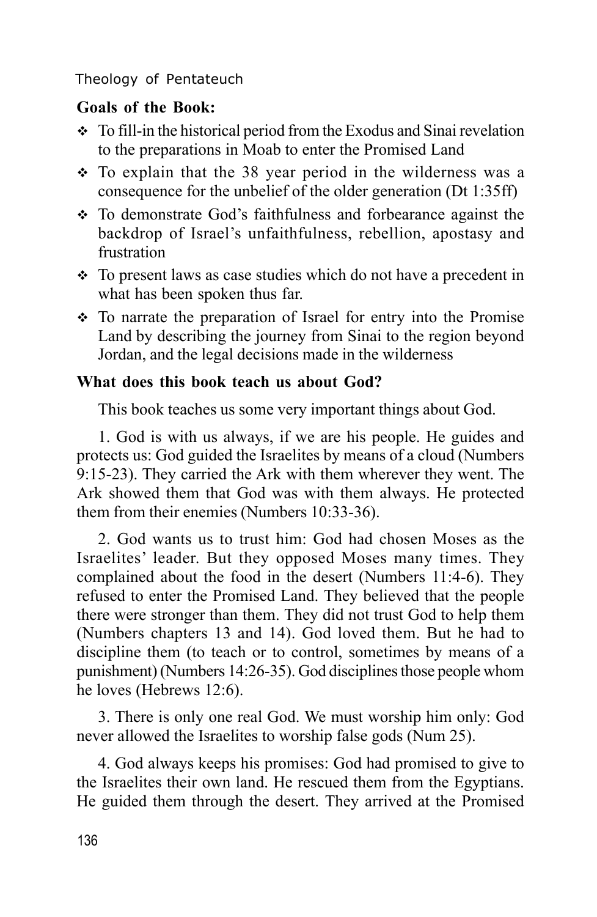**Goals of the Book:**

- To fill-in the historical period from the Exodus and Sinai revelation to the preparations in Moab to enter the Promised Land
- To explain that the 38 year period in the wilderness was a consequence for the unbelief of the older generation (Dt 1:35ff)
- To demonstrate God's faithfulness and forbearance against the backdrop of Israel's unfaithfulness, rebellion, apostasy and frustration
- To present laws as case studies which do not have a precedent in what has been spoken thus far.
- To narrate the preparation of Israel for entry into the Promise Land by describing the journey from Sinai to the region beyond Jordan, and the legal decisions made in the wilderness

**What does this book teach us about God?**

This book teaches us some very important things about God.

1. God is with us always, if we are his people. He guides and protects us: God guided the Israelites by means of a cloud (Numbers 9:15-23). They carried the Ark with them wherever they went. The Ark showed them that God was with them always. He protected them from their enemies (Numbers 10:33-36).

2. God wants us to trust him: God had chosen Moses as the Israelites' leader. But they opposed Moses many times. They complained about the food in the desert (Numbers 11:4-6). They refused to enter the Promised Land. They believed that the people there were stronger than them. They did not trust God to help them (Numbers chapters 13 and 14). God loved them. But he had to discipline them (to teach or to control, sometimes by means of a punishment) (Numbers 14:26-35). God disciplines those people whom he loves (Hebrews 12:6).

3. There is only one real God. We must worship him only: God never allowed the Israelites to worship false gods (Num 25).

4. God always keeps his promises: God had promised to give to the Israelites their own land. He rescued them from the Egyptians. He guided them through the desert. They arrived at the Promised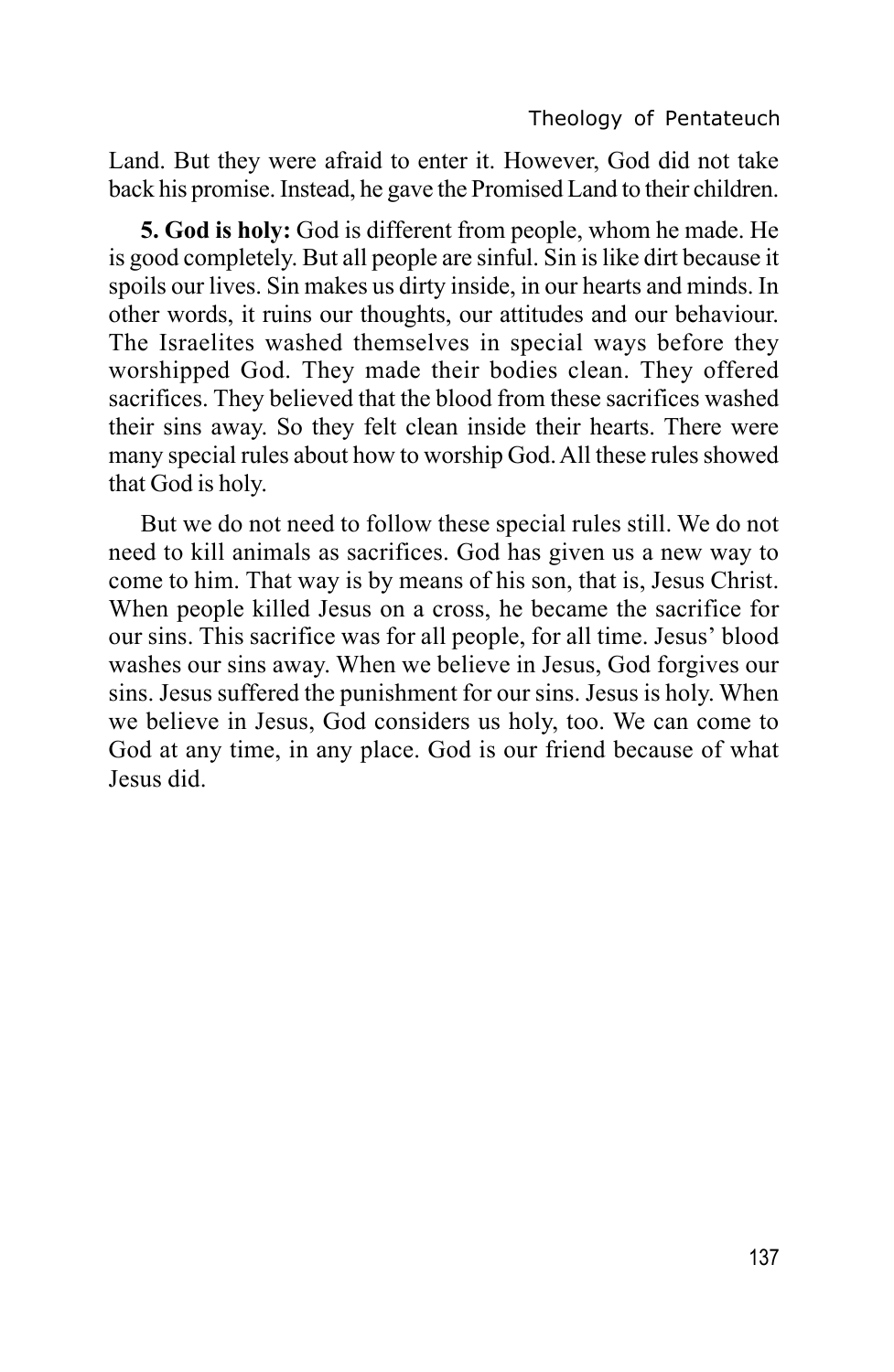Land. But they were afraid to enter it. However, God did not take back his promise. Instead, he gave the Promised Land to their children.

**5. God is holy:** God is different from people, whom he made. He is good completely. But all people are sinful. Sin is like dirt because it spoils our lives. Sin makes us dirty inside, in our hearts and minds. In other words, it ruins our thoughts, our attitudes and our behaviour. The Israelites washed themselves in special ways before they worshipped God. They made their bodies clean. They offered sacrifices. They believed that the blood from these sacrifices washed their sins away. So they felt clean inside their hearts. There were many special rules about how to worship God. All these rules showed that God is holy.

But we do not need to follow these special rules still. We do not need to kill animals as sacrifices. God has given us a new way to come to him. That way is by means of his son, that is, Jesus Christ. When people killed Jesus on a cross, he became the sacrifice for our sins. This sacrifice was for all people, for all time. Jesus' blood washes our sins away. When we believe in Jesus, God forgives our sins. Jesus suffered the punishment for our sins. Jesus is holy. When we believe in Jesus, God considers us holy, too. We can come to God at any time, in any place. God is our friend because of what Jesus did.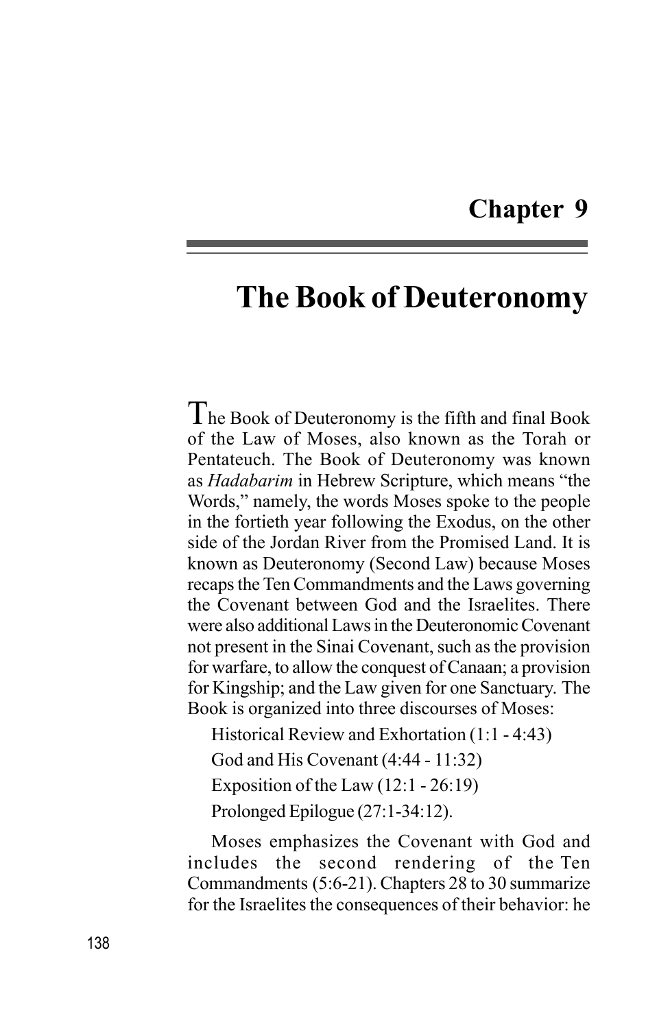## Chapter 9

# The Book of Deuteronomy

The Book of Deuteronomy is the fifth and final Book of the Law of Moses, also known as the Torah or Pentateuch. The Book of Deuteronomy was known as *Hadabarim* in Hebrew Scripture, which means "the Words," namely, the words Moses spoke to the people in the fortieth year following the Exodus, on the other side of the Jordan River from the Promised Land. It is known as Deuteronomy (Second Law) because Moses recaps the Ten Commandments and the Laws governing the Covenant between God and the Israelites. There were also additional Laws in the Deuteronomic Covenant not present in the Sinai Covenant, such as the provision for warfare, to allow the conquest of Canaan; a provision for Kingship; and the Law given for one Sanctuary. The Book is organized into three discourses of Moses:

Historical Review and Exhortation (1:1 - 4:43)

God and His Covenant (4:44 - 11:32)

Exposition of the Law (12:1 - 26:19)

Prolonged Epilogue (27:1-34:12).

Moses emphasizes the Covenant with God and includes the second rendering of the Ten Commandments (5:6-21). Chapters 28 to 30 summarize for the Israelites the consequences of their behavior: he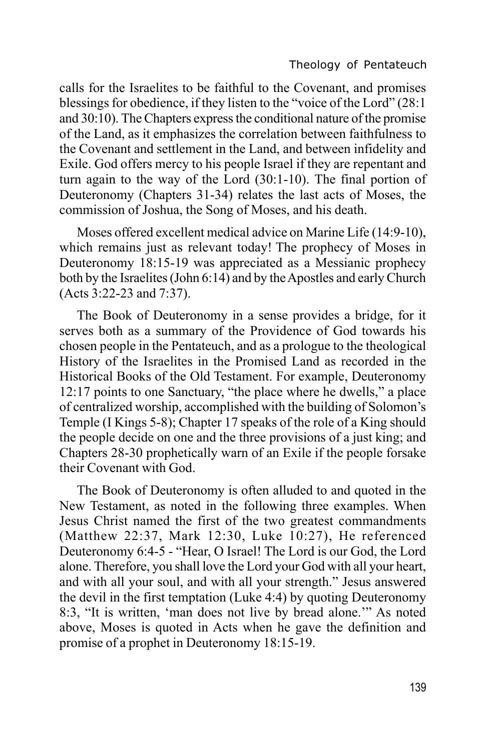calls for the Israelites to be faithful to the Covenant, and promises blessings for obedience, if they listen to the "voice of the Lord" (28:1 and 30:10). The Chapters express the conditional nature of the promise of the Land, as it emphasizes the correlation between faithfulness to the Covenant and settlement in the Land, and between infidelity and Exile. God offers mercy to his people Israel if they are repentant and turn again to the way of the Lord (30:1-10). The final portion of Deuteronomy (Chapters 31-34) relates the last acts of Moses, the commission of Joshua, the Song of Moses, and his death.

Moses offered excellent medical advice on Marine Life (14:9-10), which remains just as relevant today! The prophecy of Moses in Deuteronomy 18:15-19 was appreciated as a Messianic prophecy both by the Israelites (John 6:14) and by the Apostles and early Church (Acts 3:22-23 and 7:37).

The Book of Deuteronomy in a sense provides a bridge, for it serves both as a summary of the Providence of God towards his chosen people in the Pentateuch, and as a prologue to the theological History of the Israelites in the Promised Land as recorded in the Historical Books of the Old Testament. For example, Deuteronomy 12:17 points to one Sanctuary, "the place where he dwells," a place of centralized worship, accomplished with the building of Solomon's Temple (I Kings 5-8); Chapter 17 speaks of the role of a King should the people decide on one and the three provisions of a just king; and Chapters 28-30 prophetically warn of an Exile if the people forsake their Covenant with God.

The Book of Deuteronomy is often alluded to and quoted in the New Testament, as noted in the following three examples. When Jesus Christ named the first of the two greatest commandments (Matthew 22:37, Mark 12:30, Luke 10:27), He referenced Deuteronomy 6:4-5 - "Hear, O Israel! The Lord is our God, the Lord alone. Therefore, you shall love the Lord your God with all your heart, and with all your soul, and with all your strength." Jesus answered the devil in the first temptation (Luke 4:4) by quoting Deuteronomy 8:3, "It is written, 'man does not live by bread alone.'" As noted above, Moses is quoted in Acts when he gave the definition and promise of a prophet in Deuteronomy 18:15-19.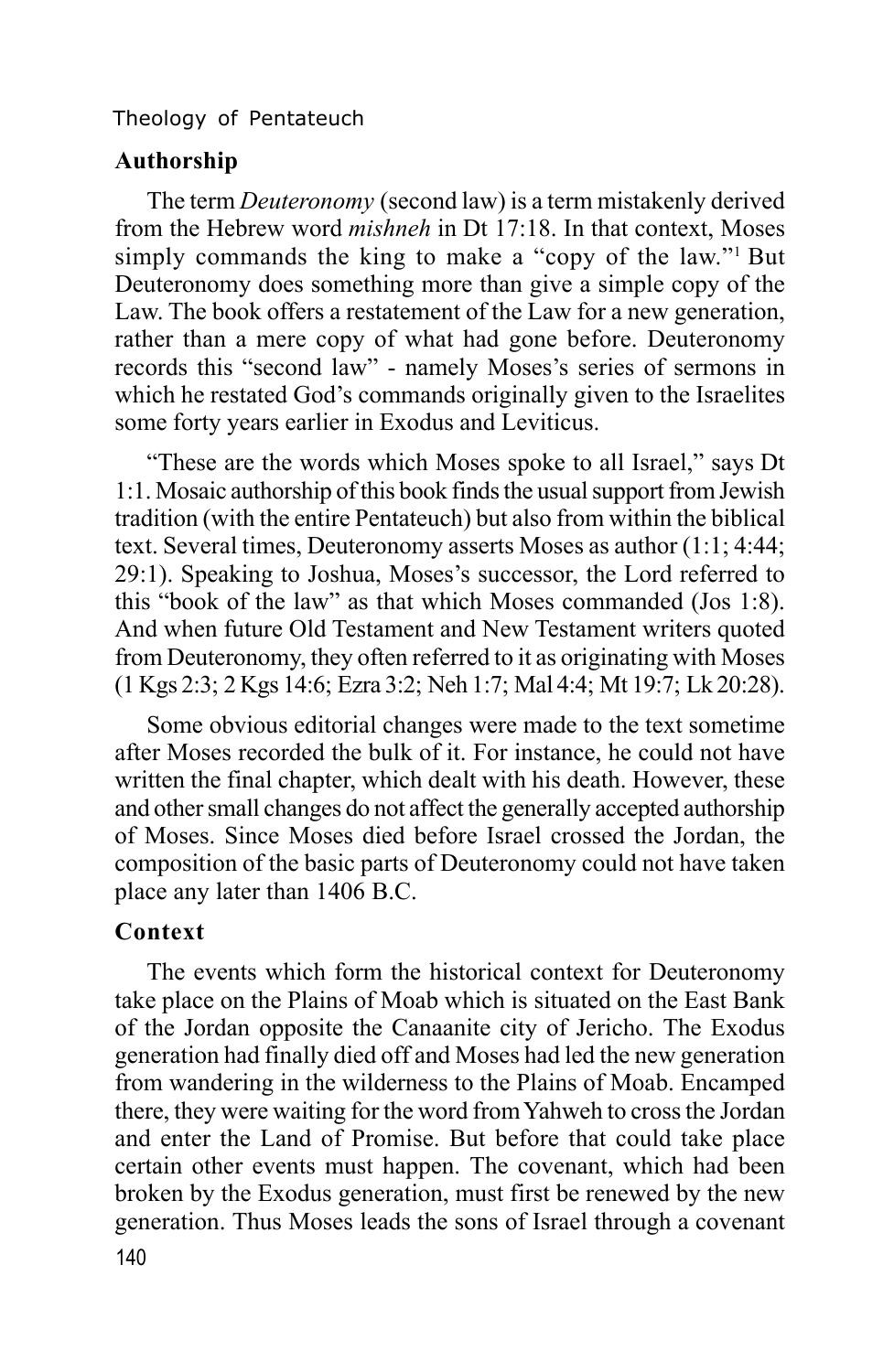## Authorship

The term *Deuteronomy* (second law) is a term mistakenly derived from the Hebrew word *mishneh* in Dt 17:18. In that context, Moses simply commands the king to make a "copy of the law."[1] But Deuteronomy does something more than give a simple copy of the Law. The book offers a restatement of the Law for a new generation, rather than a mere copy of what had gone before. Deuteronomy records this "second law" - namely Moses's series of sermons in which he restated God's commands originally given to the Israelites some forty years earlier in Exodus and Leviticus.

"These are the words which Moses spoke to all Israel," says Dt 1:1. Mosaic authorship of this book finds the usual support from Jewish tradition (with the entire Pentateuch) but also from within the biblical text. Several times, Deuteronomy asserts Moses as author (1:1; 4:44; 29:1). Speaking to Joshua, Moses's successor, the Lord referred to this "book of the law" as that which Moses commanded (Jos 1:8). And when future Old Testament and New Testament writers quoted from Deuteronomy, they often referred to it as originating with Moses (1 Kgs 2:3; 2 Kgs 14:6; Ezra 3:2; Neh 1:7; Mal 4:4; Mt 19:7; Lk 20:28).

Some obvious editorial changes were made to the text sometime after Moses recorded the bulk of it. For instance, he could not have written the final chapter, which dealt with his death. However, these and other small changes do not affect the generally accepted authorship of Moses. Since Moses died before Israel crossed the Jordan, the composition of the basic parts of Deuteronomy could not have taken place any later than 1406 B.C.

## Context

The events which form the historical context for Deuteronomy take place on the Plains of Moab which is situated on the East Bank of the Jordan opposite the Canaanite city of Jericho. The Exodus generation had finally died off and Moses had led the new generation from wandering in the wilderness to the Plains of Moab. Encamped there, they were waiting for the word from Yahweh to cross the Jordan and enter the Land of Promise. But before that could take place certain other events must happen. The covenant, which had been broken by the Exodus generation, must first be renewed by the new generation. Thus Moses leads the sons of Israel through a covenant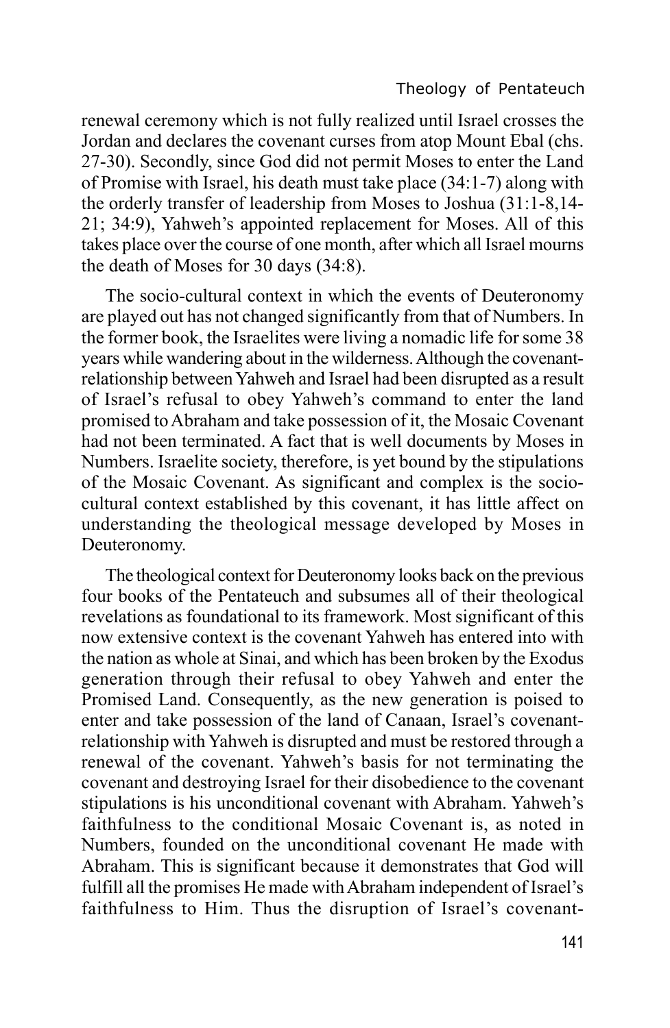renewal ceremony which is not fully realized until Israel crosses the Jordan and declares the covenant curses from atop Mount Ebal (chs. 27-30). Secondly, since God did not permit Moses to enter the Land of Promise with Israel, his death must take place (34:1-7) along with the orderly transfer of leadership from Moses to Joshua (31:1-8,14-21; 34:9), Yahweh's appointed replacement for Moses. All of this takes place over the course of one month, after which all Israel mourns the death of Moses for 30 days (34:8).

The socio-cultural context in which the events of Deuteronomy are played out has not changed significantly from that of Numbers. In the former book, the Israelites were living a nomadic life for some 38 years while wandering about in the wilderness. Although the covenant-relationship between Yahweh and Israel had been disrupted as a result of Israel's refusal to obey Yahweh's command to enter the land promised to Abraham and take possession of it, the Mosaic Covenant had not been terminated. A fact that is well documents by Moses in Numbers. Israelite society, therefore, is yet bound by the stipulations of the Mosaic Covenant. As significant and complex is the socio-cultural context established by this covenant, it has little affect on understanding the theological message developed by Moses in Deuteronomy.

The theological context for Deuteronomy looks back on the previous four books of the Pentateuch and subsumes all of their theological revelations as foundational to its framework. Most significant of this now extensive context is the covenant Yahweh has entered into with the nation as whole at Sinai, and which has been broken by the Exodus generation through their refusal to obey Yahweh and enter the Promised Land. Consequently, as the new generation is poised to enter and take possession of the land of Canaan, Israel's covenant-relationship with Yahweh is disrupted and must be restored through a renewal of the covenant. Yahweh's basis for not terminating the covenant and destroying Israel for their disobedience to the covenant stipulations is his unconditional covenant with Abraham. Yahweh's faithfulness to the conditional Mosaic Covenant is, as noted in Numbers, founded on the unconditional covenant He made with Abraham. This is significant because it demonstrates that God will fulfill all the promises He made with Abraham independent of Israel's faithfulness to Him. Thus the disruption of Israel's covenant-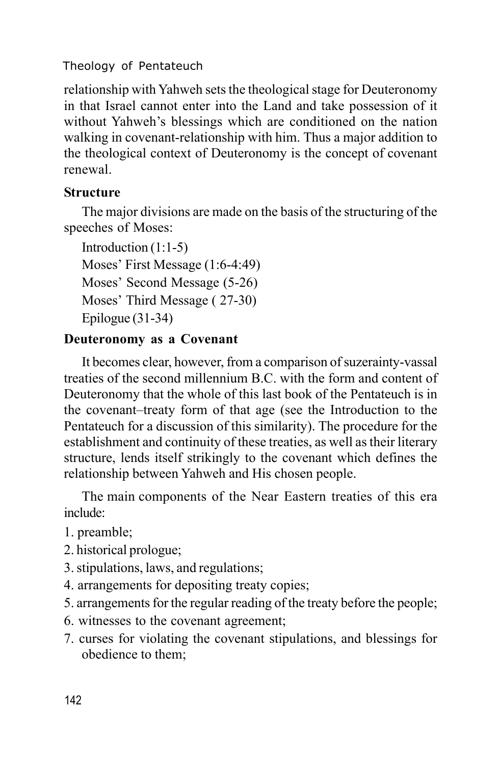relationship with Yahweh sets the theological stage for Deuteronomy in that Israel cannot enter into the Land and take possession of it without Yahweh's blessings which are conditioned on the nation walking in covenant-relationship with him. Thus a major addition to the theological context of Deuteronomy is the concept of covenant renewal.

**Structure**

The major divisions are made on the basis of the structuring of the speeches of Moses:

Introduction (1:1-5)
Moses' First Message (1:6-4:49)
Moses' Second Message (5-26)
Moses' Third Message ( 27-30)
Epilogue (31-34)

**Deuteronomy as a Covenant**

It becomes clear, however, from a comparison of suzerainty-vassal treaties of the second millennium B.C. with the form and content of Deuteronomy that the whole of this last book of the Pentateuch is in the covenant–treaty form of that age (see the Introduction to the Pentateuch for a discussion of this similarity). The procedure for the establishment and continuity of these treaties, as well as their literary structure, lends itself strikingly to the covenant which defines the relationship between Yahweh and His chosen people.

The main components of the Near Eastern treaties of this era include:

1. preamble;
2. historical prologue;
3. stipulations, laws, and regulations;
4. arrangements for depositing treaty copies;
5. arrangements for the regular reading of the treaty before the people;
6. witnesses to the covenant agreement;
7. curses for violating the covenant stipulations, and blessings for obedience to them;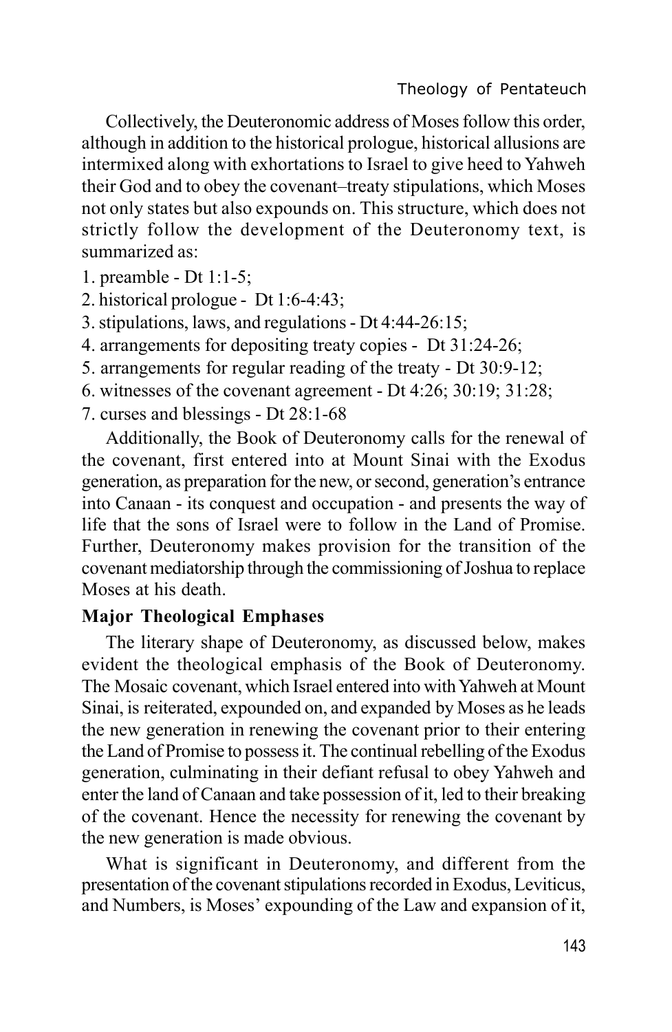Collectively, the Deuteronomic address of Moses follow this order, although in addition to the historical prologue, historical allusions are intermixed along with exhortations to Israel to give heed to Yahweh their God and to obey the covenant–treaty stipulations, which Moses not only states but also expounds on. This structure, which does not strictly follow the development of the Deuteronomy text, is summarized as:

1. preamble - Dt 1:1-5;
2. historical prologue - Dt 1:6-4:43;
3. stipulations, laws, and regulations - Dt 4:44-26:15;
4. arrangements for depositing treaty copies - Dt 31:24-26;
5. arrangements for regular reading of the treaty - Dt 30:9-12;
6. witnesses of the covenant agreement - Dt 4:26; 30:19; 31:28;
7. curses and blessings - Dt 28:1-68

Additionally, the Book of Deuteronomy calls for the renewal of the covenant, first entered into at Mount Sinai with the Exodus generation, as preparation for the new, or second, generation's entrance into Canaan - its conquest and occupation - and presents the way of life that the sons of Israel were to follow in the Land of Promise. Further, Deuteronomy makes provision for the transition of the covenant mediatorship through the commissioning of Joshua to replace Moses at his death.

**Major Theological Emphases**

The literary shape of Deuteronomy, as discussed below, makes evident the theological emphasis of the Book of Deuteronomy. The Mosaic covenant, which Israel entered into with Yahweh at Mount Sinai, is reiterated, expounded on, and expanded by Moses as he leads the new generation in renewing the covenant prior to their entering the Land of Promise to possess it. The continual rebelling of the Exodus generation, culminating in their defiant refusal to obey Yahweh and enter the land of Canaan and take possession of it, led to their breaking of the covenant. Hence the necessity for renewing the covenant by the new generation is made obvious.

What is significant in Deuteronomy, and different from the presentation of the covenant stipulations recorded in Exodus, Leviticus, and Numbers, is Moses' expounding of the Law and expansion of it,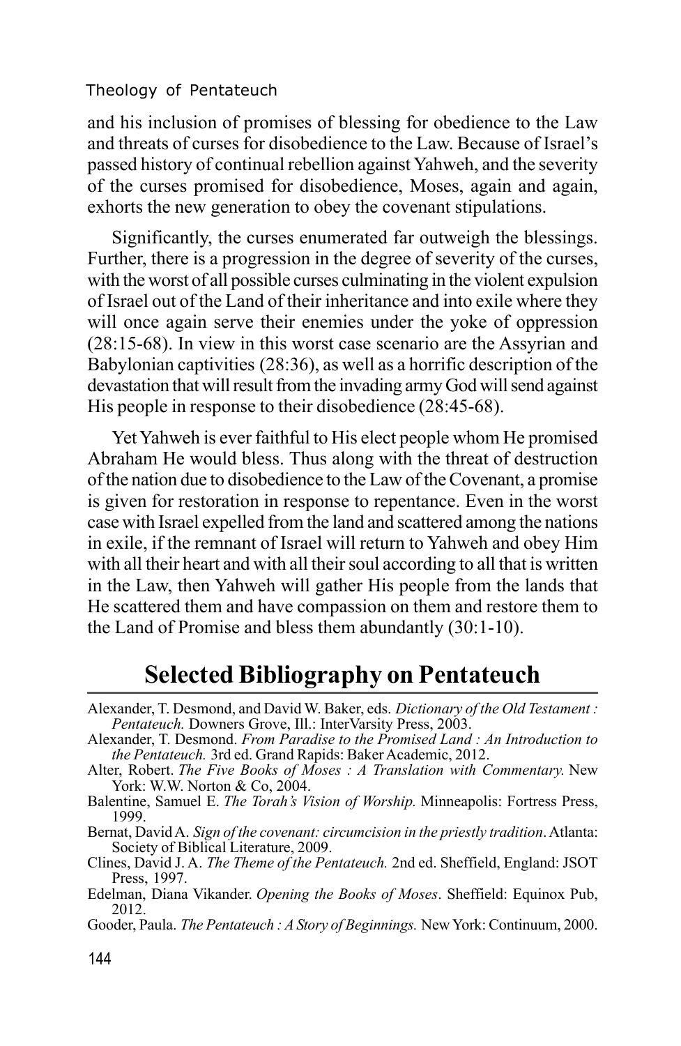and his inclusion of promises of blessing for obedience to the Law and threats of curses for disobedience to the Law. Because of Israel's passed history of continual rebellion against Yahweh, and the severity of the curses promised for disobedience, Moses, again and again, exhorts the new generation to obey the covenant stipulations.

Significantly, the curses enumerated far outweigh the blessings. Further, there is a progression in the degree of severity of the curses, with the worst of all possible curses culminating in the violent expulsion of Israel out of the Land of their inheritance and into exile where they will once again serve their enemies under the yoke of oppression (28:15-68). In view in this worst case scenario are the Assyrian and Babylonian captivities (28:36), as well as a horrific description of the devastation that will result from the invading army God will send against His people in response to their disobedience (28:45-68).

Yet Yahweh is ever faithful to His elect people whom He promised Abraham He would bless. Thus along with the threat of destruction of the nation due to disobedience to the Law of the Covenant, a promise is given for restoration in response to repentance. Even in the worst case with Israel expelled from the land and scattered among the nations in exile, if the remnant of Israel will return to Yahweh and obey Him with all their heart and with all their soul according to all that is written in the Law, then Yahweh will gather His people from the lands that He scattered them and have compassion on them and restore them to the Land of Promise and bless them abundantly (30:1-10).

# Selected Bibliography on Pentateuch

Alexander, T. Desmond, and David W. Baker, eds. *Dictionary of the Old Testament : Pentateuch.* Downers Grove, Ill.: InterVarsity Press, 2003.

Alexander, T. Desmond. *From Paradise to the Promised Land : An Introduction to the Pentateuch.* 3rd ed. Grand Rapids: Baker Academic, 2012.

Alter, Robert. *The Five Books of Moses : A Translation with Commentary.* New York: W.W. Norton & Co, 2004.

Balentine, Samuel E. *The Torah's Vision of Worship.* Minneapolis: Fortress Press, 1999.

Bernat, David A. *Sign of the covenant: circumcision in the priestly tradition*. Atlanta: Society of Biblical Literature, 2009.

Clines, David J. A. *The Theme of the Pentateuch.* 2nd ed. Sheffield, England: JSOT Press, 1997.

Edelman, Diana Vikander. *Opening the Books of Moses*. Sheffield: Equinox Pub, 2012.

Gooder, Paula. *The Pentateuch : A Story of Beginnings.* New York: Continuum, 2000.